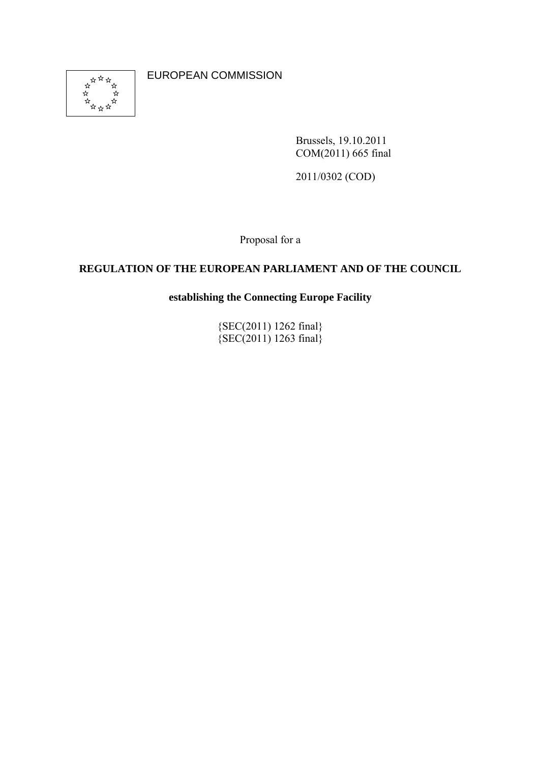EUROPEAN COMMISSION

Brussels, 19.10.2011
COM(2011) 665 final

2011/0302 (COD)

Proposal for a

**REGULATION OF THE EUROPEAN PARLIAMENT AND OF THE COUNCIL**

**establishing the Connecting Europe Facility**

{SEC(2011) 1262 final}
{SEC(2011) 1263 final}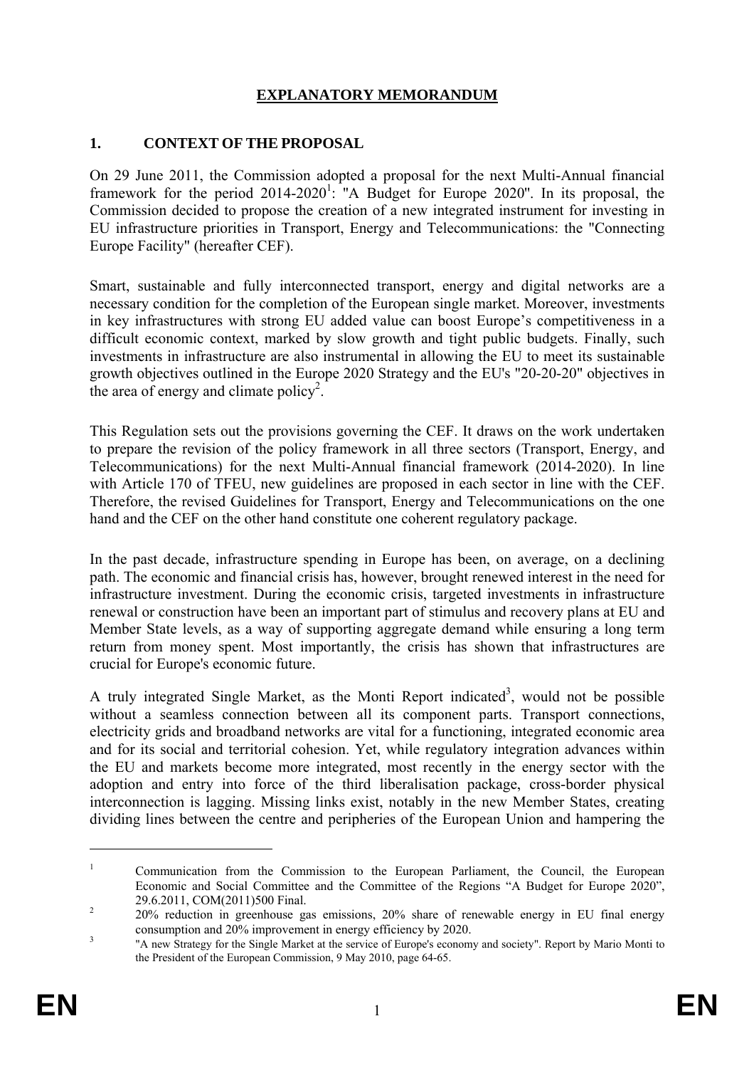# EXPLANATORY MEMORANDUM

## 1. CONTEXT OF THE PROPOSAL

On 29 June 2011, the Commission adopted a proposal for the next Multi-Annual financial framework for the period 2014-2020[1]: "A Budget for Europe 2020". In its proposal, the Commission decided to propose the creation of a new integrated instrument for investing in EU infrastructure priorities in Transport, Energy and Telecommunications: the "Connecting Europe Facility" (hereafter CEF).

Smart, sustainable and fully interconnected transport, energy and digital networks are a necessary condition for the completion of the European single market. Moreover, investments in key infrastructures with strong EU added value can boost Europe's competitiveness in a difficult economic context, marked by slow growth and tight public budgets. Finally, such investments in infrastructure are also instrumental in allowing the EU to meet its sustainable growth objectives outlined in the Europe 2020 Strategy and the EU's "20-20-20" objectives in the area of energy and climate policy[2].

This Regulation sets out the provisions governing the CEF. It draws on the work undertaken to prepare the revision of the policy framework in all three sectors (Transport, Energy, and Telecommunications) for the next Multi-Annual financial framework (2014-2020). In line with Article 170 of TFEU, new guidelines are proposed in each sector in line with the CEF. Therefore, the revised Guidelines for Transport, Energy and Telecommunications on the one hand and the CEF on the other hand constitute one coherent regulatory package.

In the past decade, infrastructure spending in Europe has been, on average, on a declining path. The economic and financial crisis has, however, brought renewed interest in the need for infrastructure investment. During the economic crisis, targeted investments in infrastructure renewal or construction have been an important part of stimulus and recovery plans at EU and Member State levels, as a way of supporting aggregate demand while ensuring a long term return from money spent. Most importantly, the crisis has shown that infrastructures are crucial for Europe's economic future.

A truly integrated Single Market, as the Monti Report indicated[3], would not be possible without a seamless connection between all its component parts. Transport connections, electricity grids and broadband networks are vital for a functioning, integrated economic area and for its social and territorial cohesion. Yet, while regulatory integration advances within the EU and markets become more integrated, most recently in the energy sector with the adoption and entry into force of the third liberalisation package, cross-border physical interconnection is lagging. Missing links exist, notably in the new Member States, creating dividing lines between the centre and peripheries of the European Union and hampering the

---

[1] Communication from the Commission to the European Parliament, the Council, the European Economic and Social Committee and the Committee of the Regions "A Budget for Europe 2020", 29.6.2011, COM(2011)500 Final.

[2] 20% reduction in greenhouse gas emissions, 20% share of renewable energy in EU final energy consumption and 20% improvement in energy efficiency by 2020.

[3] "A new Strategy for the Single Market at the service of Europe's economy and society". Report by Mario Monti to the President of the European Commission, 9 May 2010, page 64-65.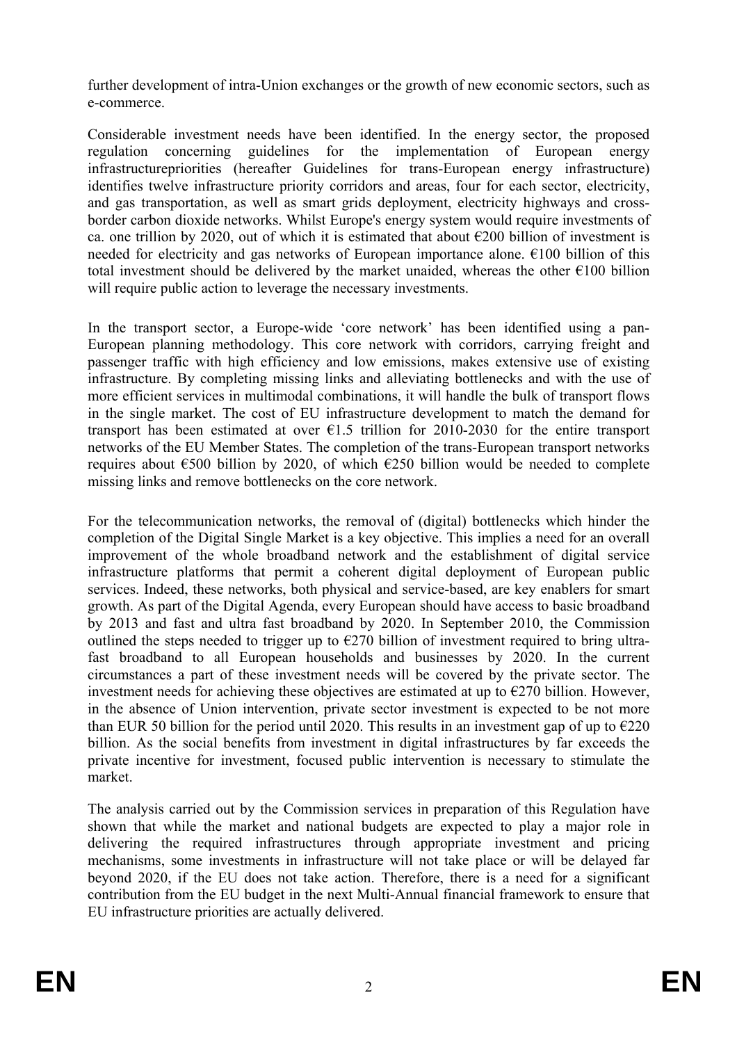further development of intra-Union exchanges or the growth of new economic sectors, such as e-commerce.

Considerable investment needs have been identified. In the energy sector, the proposed regulation concerning guidelines for the implementation of European energy infrastructurepriorities (hereafter Guidelines for trans-European energy infrastructure) identifies twelve infrastructure priority corridors and areas, four for each sector, electricity, and gas transportation, as well as smart grids deployment, electricity highways and cross-border carbon dioxide networks. Whilst Europe's energy system would require investments of ca. one trillion by 2020, out of which it is estimated that about €200 billion of investment is needed for electricity and gas networks of European importance alone. €100 billion of this total investment should be delivered by the market unaided, whereas the other €100 billion will require public action to leverage the necessary investments.

In the transport sector, a Europe-wide 'core network' has been identified using a pan-European planning methodology. This core network with corridors, carrying freight and passenger traffic with high efficiency and low emissions, makes extensive use of existing infrastructure. By completing missing links and alleviating bottlenecks and with the use of more efficient services in multimodal combinations, it will handle the bulk of transport flows in the single market. The cost of EU infrastructure development to match the demand for transport has been estimated at over €1.5 trillion for 2010-2030 for the entire transport networks of the EU Member States. The completion of the trans-European transport networks requires about €500 billion by 2020, of which €250 billion would be needed to complete missing links and remove bottlenecks on the core network.

For the telecommunication networks, the removal of (digital) bottlenecks which hinder the completion of the Digital Single Market is a key objective. This implies a need for an overall improvement of the whole broadband network and the establishment of digital service infrastructure platforms that permit a coherent digital deployment of European public services. Indeed, these networks, both physical and service-based, are key enablers for smart growth. As part of the Digital Agenda, every European should have access to basic broadband by 2013 and fast and ultra fast broadband by 2020. In September 2010, the Commission outlined the steps needed to trigger up to €270 billion of investment required to bring ultra-fast broadband to all European households and businesses by 2020. In the current circumstances a part of these investment needs will be covered by the private sector. The investment needs for achieving these objectives are estimated at up to €270 billion. However, in the absence of Union intervention, private sector investment is expected to be not more than EUR 50 billion for the period until 2020. This results in an investment gap of up to €220 billion. As the social benefits from investment in digital infrastructures by far exceeds the private incentive for investment, focused public intervention is necessary to stimulate the market.

The analysis carried out by the Commission services in preparation of this Regulation have shown that while the market and national budgets are expected to play a major role in delivering the required infrastructures through appropriate investment and pricing mechanisms, some investments in infrastructure will not take place or will be delayed far beyond 2020, if the EU does not take action. Therefore, there is a need for a significant contribution from the EU budget in the next Multi-Annual financial framework to ensure that EU infrastructure priorities are actually delivered.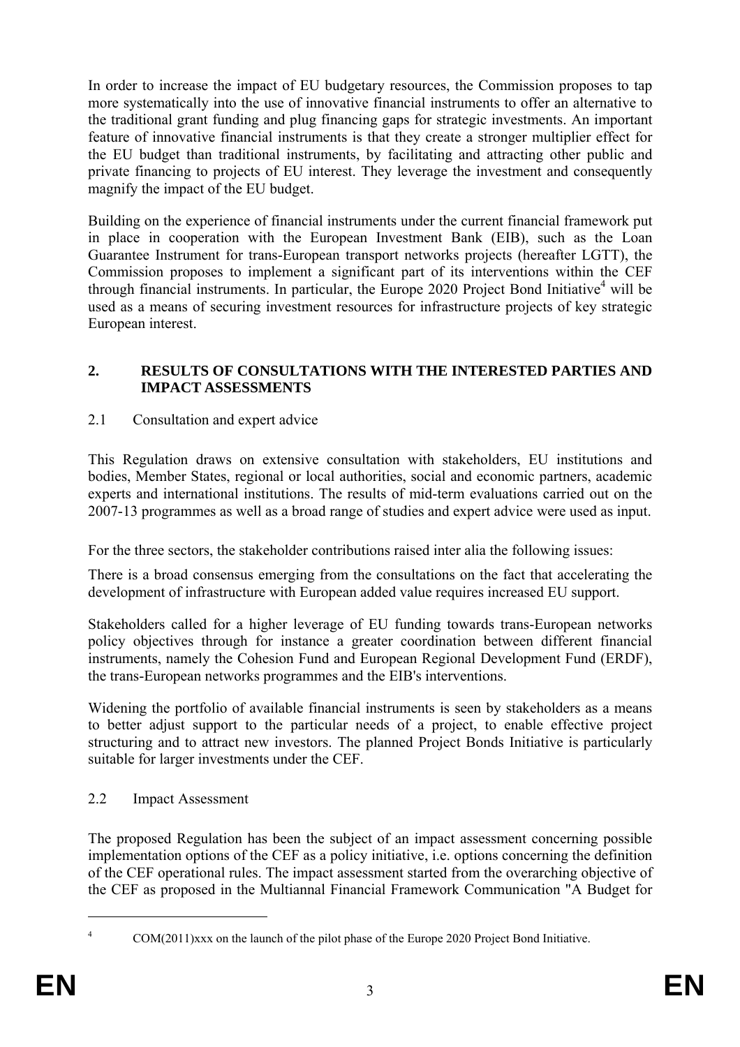In order to increase the impact of EU budgetary resources, the Commission proposes to tap more systematically into the use of innovative financial instruments to offer an alternative to the traditional grant funding and plug financing gaps for strategic investments. An important feature of innovative financial instruments is that they create a stronger multiplier effect for the EU budget than traditional instruments, by facilitating and attracting other public and private financing to projects of EU interest. They leverage the investment and consequently magnify the impact of the EU budget.

Building on the experience of financial instruments under the current financial framework put in place in cooperation with the European Investment Bank (EIB), such as the Loan Guarantee Instrument for trans-European transport networks projects (hereafter LGTT), the Commission proposes to implement a significant part of its interventions within the CEF through financial instruments. In particular, the Europe 2020 Project Bond Initiative[4] will be used as a means of securing investment resources for infrastructure projects of key strategic European interest.

## 2. RESULTS OF CONSULTATIONS WITH THE INTERESTED PARTIES AND IMPACT ASSESSMENTS

### 2.1 Consultation and expert advice

This Regulation draws on extensive consultation with stakeholders, EU institutions and bodies, Member States, regional or local authorities, social and economic partners, academic experts and international institutions. The results of mid-term evaluations carried out on the 2007-13 programmes as well as a broad range of studies and expert advice were used as input.

For the three sectors, the stakeholder contributions raised inter alia the following issues:

There is a broad consensus emerging from the consultations on the fact that accelerating the development of infrastructure with European added value requires increased EU support.

Stakeholders called for a higher leverage of EU funding towards trans-European networks policy objectives through for instance a greater coordination between different financial instruments, namely the Cohesion Fund and European Regional Development Fund (ERDF), the trans-European networks programmes and the EIB's interventions.

Widening the portfolio of available financial instruments is seen by stakeholders as a means to better adjust support to the particular needs of a project, to enable effective project structuring and to attract new investors. The planned Project Bonds Initiative is particularly suitable for larger investments under the CEF.

### 2.2 Impact Assessment

The proposed Regulation has been the subject of an impact assessment concerning possible implementation options of the CEF as a policy initiative, i.e. options concerning the definition of the CEF operational rules. The impact assessment started from the overarching objective of the CEF as proposed in the Multiannal Financial Framework Communication "A Budget for

---

[4] COM(2011)xxx on the launch of the pilot phase of the Europe 2020 Project Bond Initiative.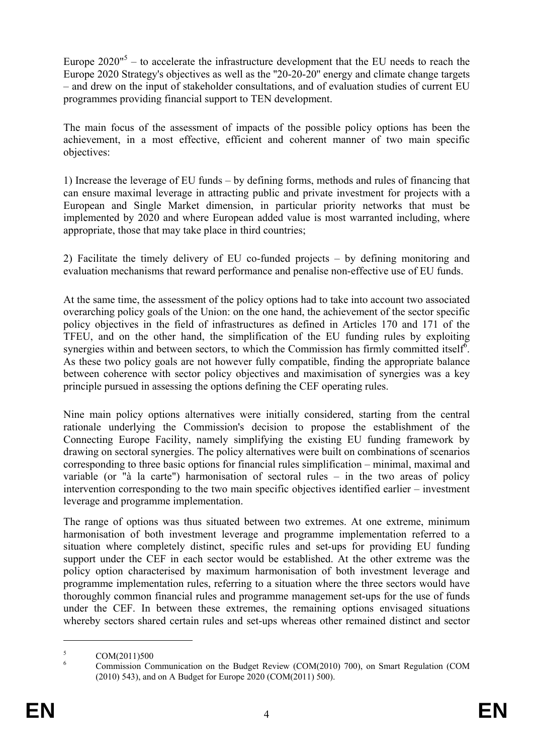Europe 2020"[5] – to accelerate the infrastructure development that the EU needs to reach the Europe 2020 Strategy's objectives as well as the "20-20-20" energy and climate change targets – and drew on the input of stakeholder consultations, and of evaluation studies of current EU programmes providing financial support to TEN development.

The main focus of the assessment of impacts of the possible policy options has been the achievement, in a most effective, efficient and coherent manner of two main specific objectives:

1) Increase the leverage of EU funds – by defining forms, methods and rules of financing that can ensure maximal leverage in attracting public and private investment for projects with a European and Single Market dimension, in particular priority networks that must be implemented by 2020 and where European added value is most warranted including, where appropriate, those that may take place in third countries;

2) Facilitate the timely delivery of EU co-funded projects – by defining monitoring and evaluation mechanisms that reward performance and penalise non-effective use of EU funds.

At the same time, the assessment of the policy options had to take into account two associated overarching policy goals of the Union: on the one hand, the achievement of the sector specific policy objectives in the field of infrastructures as defined in Articles 170 and 171 of the TFEU, and on the other hand, the simplification of the EU funding rules by exploiting synergies within and between sectors, to which the Commission has firmly committed itself[6]. As these two policy goals are not however fully compatible, finding the appropriate balance between coherence with sector policy objectives and maximisation of synergies was a key principle pursued in assessing the options defining the CEF operating rules.

Nine main policy options alternatives were initially considered, starting from the central rationale underlying the Commission's decision to propose the establishment of the Connecting Europe Facility, namely simplifying the existing EU funding framework by drawing on sectoral synergies. The policy alternatives were built on combinations of scenarios corresponding to three basic options for financial rules simplification – minimal, maximal and variable (or "à la carte") harmonisation of sectoral rules – in the two areas of policy intervention corresponding to the two main specific objectives identified earlier – investment leverage and programme implementation.

The range of options was thus situated between two extremes. At one extreme, minimum harmonisation of both investment leverage and programme implementation referred to a situation where completely distinct, specific rules and set-ups for providing EU funding support under the CEF in each sector would be established. At the other extreme was the policy option characterised by maximum harmonisation of both investment leverage and programme implementation rules, referring to a situation where the three sectors would have thoroughly common financial rules and programme management set-ups for the use of funds under the CEF. In between these extremes, the remaining options envisaged situations whereby sectors shared certain rules and set-ups whereas other remained distinct and sector

---

[5] COM(2011)500

[6] Commission Communication on the Budget Review (COM(2010) 700), on Smart Regulation (COM (2010) 543), and on A Budget for Europe 2020 (COM(2011) 500).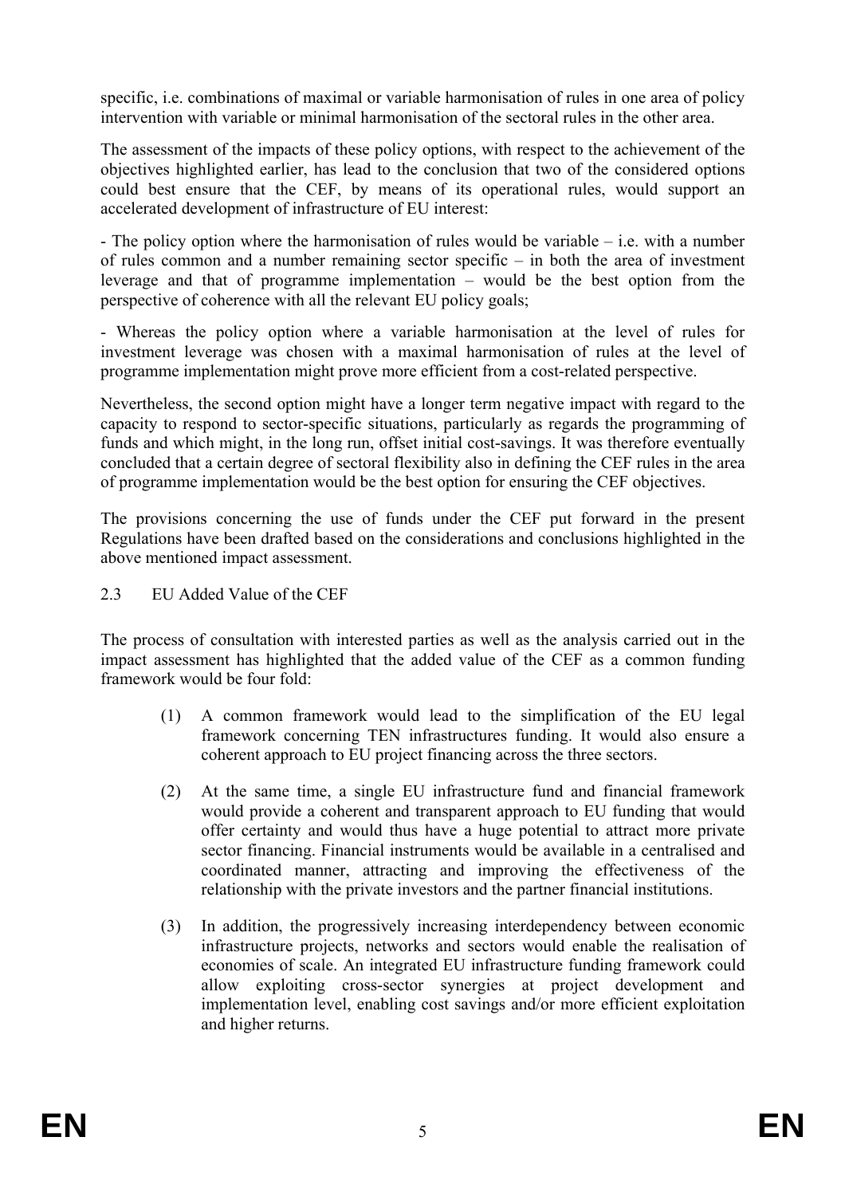specific, i.e. combinations of maximal or variable harmonisation of rules in one area of policy intervention with variable or minimal harmonisation of the sectoral rules in the other area.

The assessment of the impacts of these policy options, with respect to the achievement of the objectives highlighted earlier, has lead to the conclusion that two of the considered options could best ensure that the CEF, by means of its operational rules, would support an accelerated development of infrastructure of EU interest:

- The policy option where the harmonisation of rules would be variable – i.e. with a number of rules common and a number remaining sector specific – in both the area of investment leverage and that of programme implementation – would be the best option from the perspective of coherence with all the relevant EU policy goals;

- Whereas the policy option where a variable harmonisation at the level of rules for investment leverage was chosen with a maximal harmonisation of rules at the level of programme implementation might prove more efficient from a cost-related perspective.

Nevertheless, the second option might have a longer term negative impact with regard to the capacity to respond to sector-specific situations, particularly as regards the programming of funds and which might, in the long run, offset initial cost-savings. It was therefore eventually concluded that a certain degree of sectoral flexibility also in defining the CEF rules in the area of programme implementation would be the best option for ensuring the CEF objectives.

The provisions concerning the use of funds under the CEF put forward in the present Regulations have been drafted based on the considerations and conclusions highlighted in the above mentioned impact assessment.

## 2.3 EU Added Value of the CEF

The process of consultation with interested parties as well as the analysis carried out in the impact assessment has highlighted that the added value of the CEF as a common funding framework would be four fold:

(1) A common framework would lead to the simplification of the EU legal framework concerning TEN infrastructures funding. It would also ensure a coherent approach to EU project financing across the three sectors.

(2) At the same time, a single EU infrastructure fund and financial framework would provide a coherent and transparent approach to EU funding that would offer certainty and would thus have a huge potential to attract more private sector financing. Financial instruments would be available in a centralised and coordinated manner, attracting and improving the effectiveness of the relationship with the private investors and the partner financial institutions.

(3) In addition, the progressively increasing interdependency between economic infrastructure projects, networks and sectors would enable the realisation of economies of scale. An integrated EU infrastructure funding framework could allow exploiting cross-sector synergies at project development and implementation level, enabling cost savings and/or more efficient exploitation and higher returns.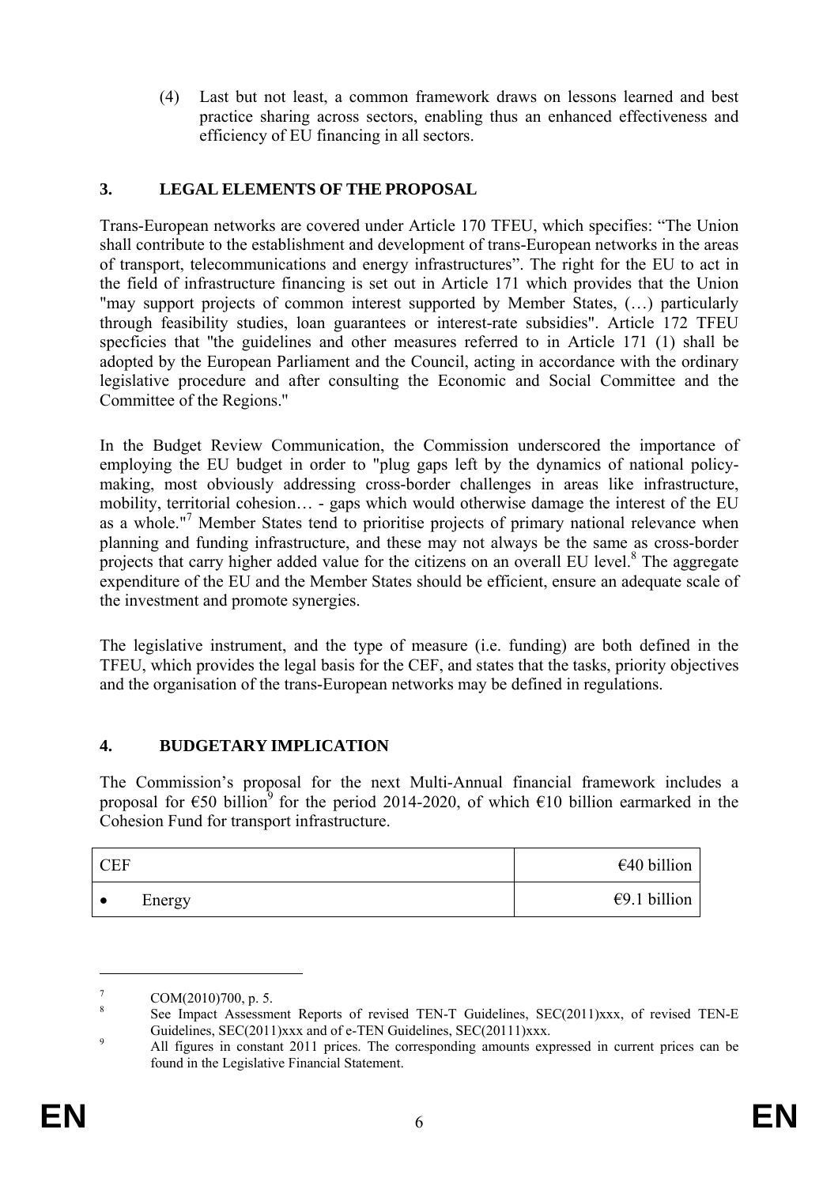(4) Last but not least, a common framework draws on lessons learned and best practice sharing across sectors, enabling thus an enhanced effectiveness and efficiency of EU financing in all sectors.

## 3. LEGAL ELEMENTS OF THE PROPOSAL

Trans-European networks are covered under Article 170 TFEU, which specifies: "The Union shall contribute to the establishment and development of trans-European networks in the areas of transport, telecommunications and energy infrastructures". The right for the EU to act in the field of infrastructure financing is set out in Article 171 which provides that the Union "may support projects of common interest supported by Member States, (…) particularly through feasibility studies, loan guarantees or interest-rate subsidies". Article 172 TFEU specficies that "the guidelines and other measures referred to in Article 171 (1) shall be adopted by the European Parliament and the Council, acting in accordance with the ordinary legislative procedure and after consulting the Economic and Social Committee and the Committee of the Regions."

In the Budget Review Communication, the Commission underscored the importance of employing the EU budget in order to "plug gaps left by the dynamics of national policy-making, most obviously addressing cross-border challenges in areas like infrastructure, mobility, territorial cohesion… - gaps which would otherwise damage the interest of the EU as a whole."[7] Member States tend to prioritise projects of primary national relevance when planning and funding infrastructure, and these may not always be the same as cross-border projects that carry higher added value for the citizens on an overall EU level.[8] The aggregate expenditure of the EU and the Member States should be efficient, ensure an adequate scale of the investment and promote synergies.

The legislative instrument, and the type of measure (i.e. funding) are both defined in the TFEU, which provides the legal basis for the CEF, and states that the tasks, priority objectives and the organisation of the trans-European networks may be defined in regulations.

## 4. BUDGETARY IMPLICATION

The Commission's proposal for the next Multi-Annual financial framework includes a proposal for €50 billion[9] for the period 2014-2020, of which €10 billion earmarked in the Cohesion Fund for transport infrastructure.

| | |
|---|---|
| CEF | €40 billion |
| • Energy | €9.1 billion |

[7] COM(2010)700, p. 5.

[8] See Impact Assessment Reports of revised TEN-T Guidelines, SEC(2011)xxx, of revised TEN-E Guidelines, SEC(2011)xxx and of e-TEN Guidelines, SEC(20111)xxx.

[9] All figures in constant 2011 prices. The corresponding amounts expressed in current prices can be found in the Legislative Financial Statement.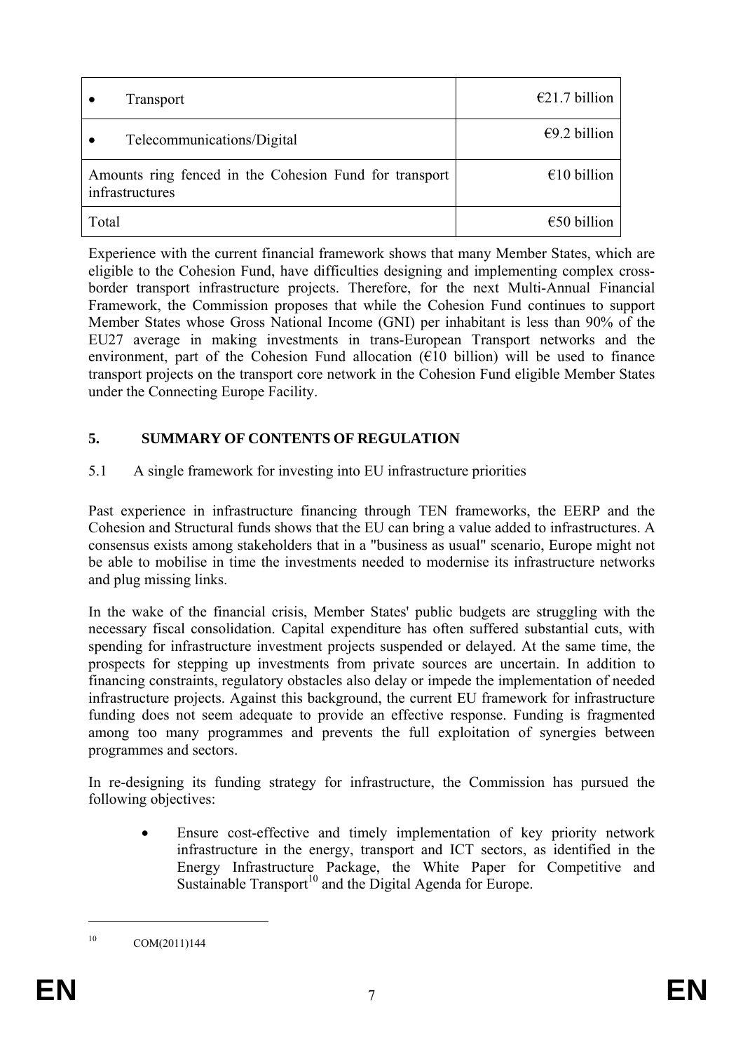| | |
|---|---|
| • Transport | €21.7 billion |
| • Telecommunications/Digital | €9.2 billion |
| Amounts ring fenced in the Cohesion Fund for transport infrastructures | €10 billion |
| Total | €50 billion |

Experience with the current financial framework shows that many Member States, which are eligible to the Cohesion Fund, have difficulties designing and implementing complex cross-border transport infrastructure projects. Therefore, for the next Multi-Annual Financial Framework, the Commission proposes that while the Cohesion Fund continues to support Member States whose Gross National Income (GNI) per inhabitant is less than 90% of the EU27 average in making investments in trans-European Transport networks and the environment, part of the Cohesion Fund allocation (€10 billion) will be used to finance transport projects on the transport core network in the Cohesion Fund eligible Member States under the Connecting Europe Facility.

## 5. SUMMARY OF CONTENTS OF REGULATION

### 5.1 A single framework for investing into EU infrastructure priorities

Past experience in infrastructure financing through TEN frameworks, the EERP and the Cohesion and Structural funds shows that the EU can bring a value added to infrastructures. A consensus exists among stakeholders that in a "business as usual" scenario, Europe might not be able to mobilise in time the investments needed to modernise its infrastructure networks and plug missing links.

In the wake of the financial crisis, Member States' public budgets are struggling with the necessary fiscal consolidation. Capital expenditure has often suffered substantial cuts, with spending for infrastructure investment projects suspended or delayed. At the same time, the prospects for stepping up investments from private sources are uncertain. In addition to financing constraints, regulatory obstacles also delay or impede the implementation of needed infrastructure projects. Against this background, the current EU framework for infrastructure funding does not seem adequate to provide an effective response. Funding is fragmented among too many programmes and prevents the full exploitation of synergies between programmes and sectors.

In re-designing its funding strategy for infrastructure, the Commission has pursued the following objectives:

- Ensure cost-effective and timely implementation of key priority network infrastructure in the energy, transport and ICT sectors, as identified in the Energy Infrastructure Package, the White Paper for Competitive and Sustainable Transport[10] and the Digital Agenda for Europe.

[10] COM(2011)144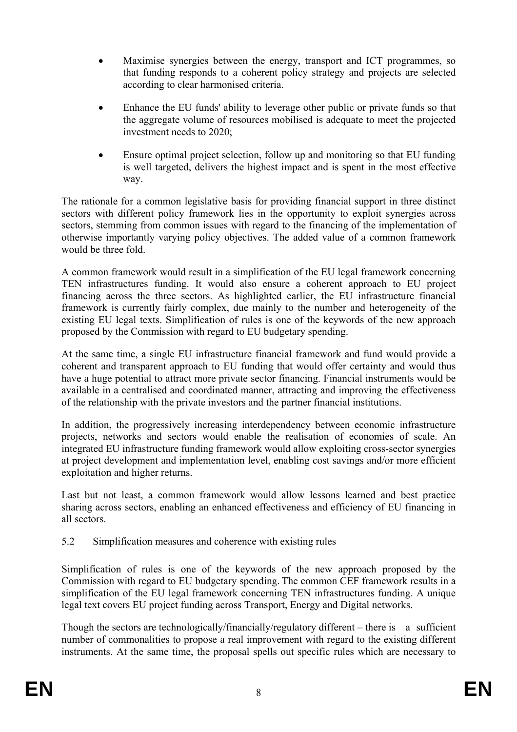- Maximise synergies between the energy, transport and ICT programmes, so that funding responds to a coherent policy strategy and projects are selected according to clear harmonised criteria.
- Enhance the EU funds' ability to leverage other public or private funds so that the aggregate volume of resources mobilised is adequate to meet the projected investment needs to 2020;
- Ensure optimal project selection, follow up and monitoring so that EU funding is well targeted, delivers the highest impact and is spent in the most effective way.

The rationale for a common legislative basis for providing financial support in three distinct sectors with different policy framework lies in the opportunity to exploit synergies across sectors, stemming from common issues with regard to the financing of the implementation of otherwise importantly varying policy objectives. The added value of a common framework would be three fold.

A common framework would result in a simplification of the EU legal framework concerning TEN infrastructures funding. It would also ensure a coherent approach to EU project financing across the three sectors. As highlighted earlier, the EU infrastructure financial framework is currently fairly complex, due mainly to the number and heterogeneity of the existing EU legal texts. Simplification of rules is one of the keywords of the new approach proposed by the Commission with regard to EU budgetary spending.

At the same time, a single EU infrastructure financial framework and fund would provide a coherent and transparent approach to EU funding that would offer certainty and would thus have a huge potential to attract more private sector financing. Financial instruments would be available in a centralised and coordinated manner, attracting and improving the effectiveness of the relationship with the private investors and the partner financial institutions.

In addition, the progressively increasing interdependency between economic infrastructure projects, networks and sectors would enable the realisation of economies of scale. An integrated EU infrastructure funding framework would allow exploiting cross-sector synergies at project development and implementation level, enabling cost savings and/or more efficient exploitation and higher returns.

Last but not least, a common framework would allow lessons learned and best practice sharing across sectors, enabling an enhanced effectiveness and efficiency of EU financing in all sectors.

### 5.2 Simplification measures and coherence with existing rules

Simplification of rules is one of the keywords of the new approach proposed by the Commission with regard to EU budgetary spending. The common CEF framework results in a simplification of the EU legal framework concerning TEN infrastructures funding. A unique legal text covers EU project funding across Transport, Energy and Digital networks.

Though the sectors are technologically/financially/regulatory different – there is a sufficient number of commonalities to propose a real improvement with regard to the existing different instruments. At the same time, the proposal spells out specific rules which are necessary to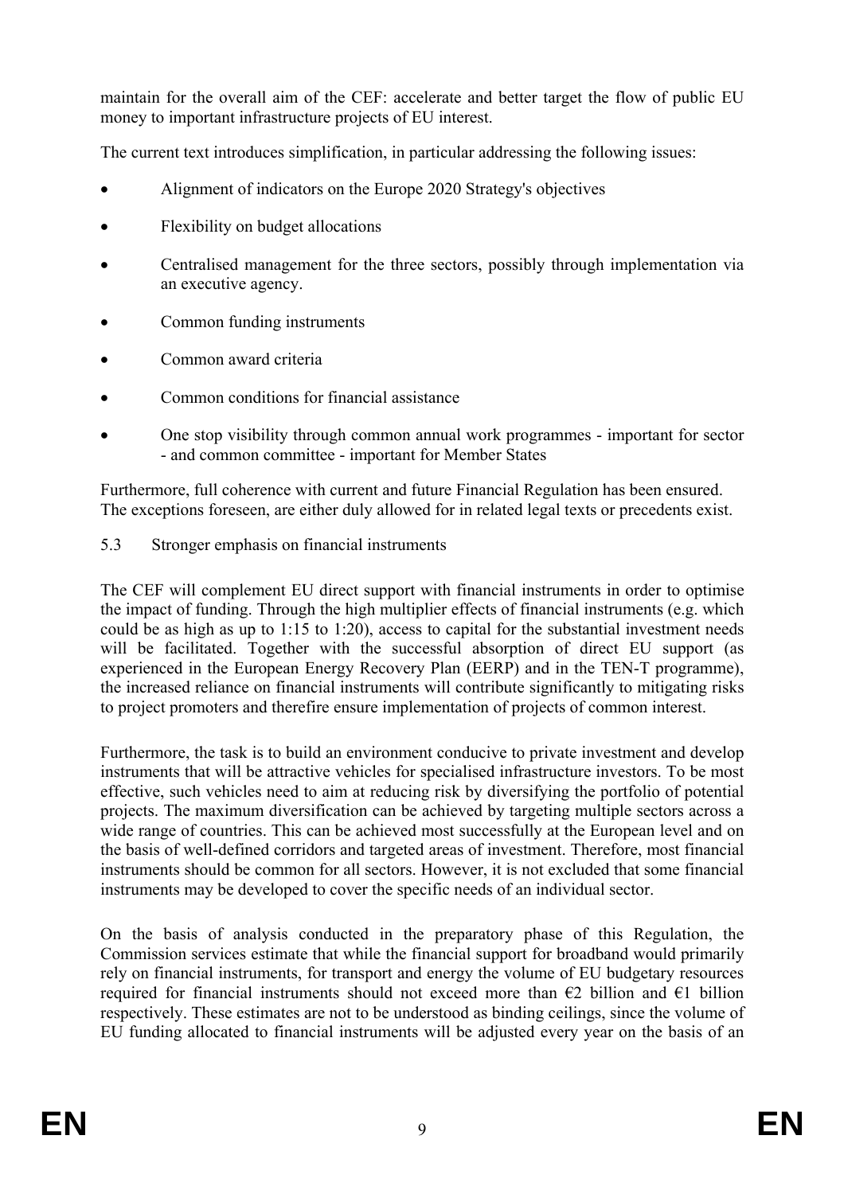maintain for the overall aim of the CEF: accelerate and better target the flow of public EU money to important infrastructure projects of EU interest.

The current text introduces simplification, in particular addressing the following issues:

- Alignment of indicators on the Europe 2020 Strategy's objectives
- Flexibility on budget allocations
- Centralised management for the three sectors, possibly through implementation via an executive agency.
- Common funding instruments
- Common award criteria
- Common conditions for financial assistance
- One stop visibility through common annual work programmes - important for sector - and common committee - important for Member States

Furthermore, full coherence with current and future Financial Regulation has been ensured. The exceptions foreseen, are either duly allowed for in related legal texts or precedents exist.

### 5.3 Stronger emphasis on financial instruments

The CEF will complement EU direct support with financial instruments in order to optimise the impact of funding. Through the high multiplier effects of financial instruments (e.g. which could be as high as up to 1:15 to 1:20), access to capital for the substantial investment needs will be facilitated. Together with the successful absorption of direct EU support (as experienced in the European Energy Recovery Plan (EERP) and in the TEN-T programme), the increased reliance on financial instruments will contribute significantly to mitigating risks to project promoters and therefire ensure implementation of projects of common interest.

Furthermore, the task is to build an environment conducive to private investment and develop instruments that will be attractive vehicles for specialised infrastructure investors. To be most effective, such vehicles need to aim at reducing risk by diversifying the portfolio of potential projects. The maximum diversification can be achieved by targeting multiple sectors across a wide range of countries. This can be achieved most successfully at the European level and on the basis of well-defined corridors and targeted areas of investment. Therefore, most financial instruments should be common for all sectors. However, it is not excluded that some financial instruments may be developed to cover the specific needs of an individual sector.

On the basis of analysis conducted in the preparatory phase of this Regulation, the Commission services estimate that while the financial support for broadband would primarily rely on financial instruments, for transport and energy the volume of EU budgetary resources required for financial instruments should not exceed more than €2 billion and €1 billion respectively. These estimates are not to be understood as binding ceilings, since the volume of EU funding allocated to financial instruments will be adjusted every year on the basis of an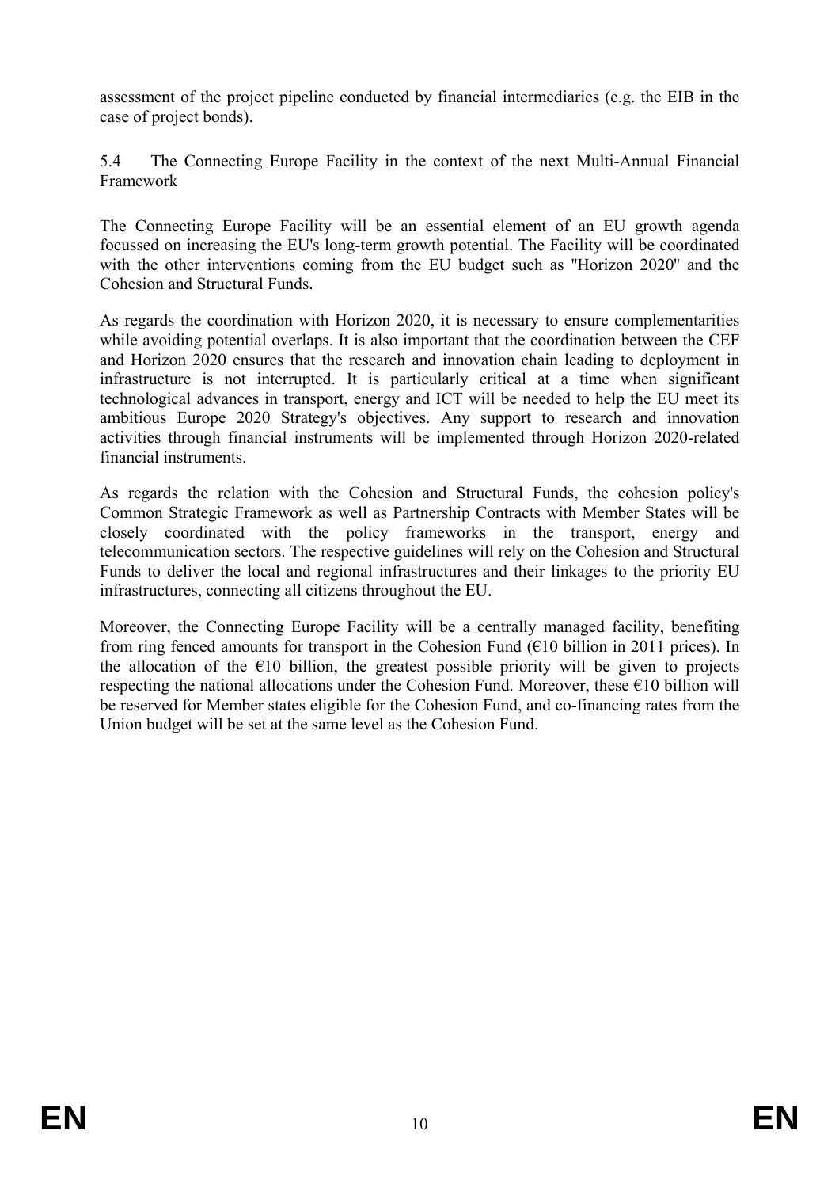assessment of the project pipeline conducted by financial intermediaries (e.g. the EIB in the case of project bonds).

### 5.4 The Connecting Europe Facility in the context of the next Multi-Annual Financial Framework

The Connecting Europe Facility will be an essential element of an EU growth agenda focussed on increasing the EU's long-term growth potential. The Facility will be coordinated with the other interventions coming from the EU budget such as "Horizon 2020" and the Cohesion and Structural Funds.

As regards the coordination with Horizon 2020, it is necessary to ensure complementarities while avoiding potential overlaps. It is also important that the coordination between the CEF and Horizon 2020 ensures that the research and innovation chain leading to deployment in infrastructure is not interrupted. It is particularly critical at a time when significant technological advances in transport, energy and ICT will be needed to help the EU meet its ambitious Europe 2020 Strategy's objectives. Any support to research and innovation activities through financial instruments will be implemented through Horizon 2020-related financial instruments.

As regards the relation with the Cohesion and Structural Funds, the cohesion policy's Common Strategic Framework as well as Partnership Contracts with Member States will be closely coordinated with the policy frameworks in the transport, energy and telecommunication sectors. The respective guidelines will rely on the Cohesion and Structural Funds to deliver the local and regional infrastructures and their linkages to the priority EU infrastructures, connecting all citizens throughout the EU.

Moreover, the Connecting Europe Facility will be a centrally managed facility, benefiting from ring fenced amounts for transport in the Cohesion Fund (€10 billion in 2011 prices). In the allocation of the €10 billion, the greatest possible priority will be given to projects respecting the national allocations under the Cohesion Fund. Moreover, these €10 billion will be reserved for Member states eligible for the Cohesion Fund, and co-financing rates from the Union budget will be set at the same level as the Cohesion Fund.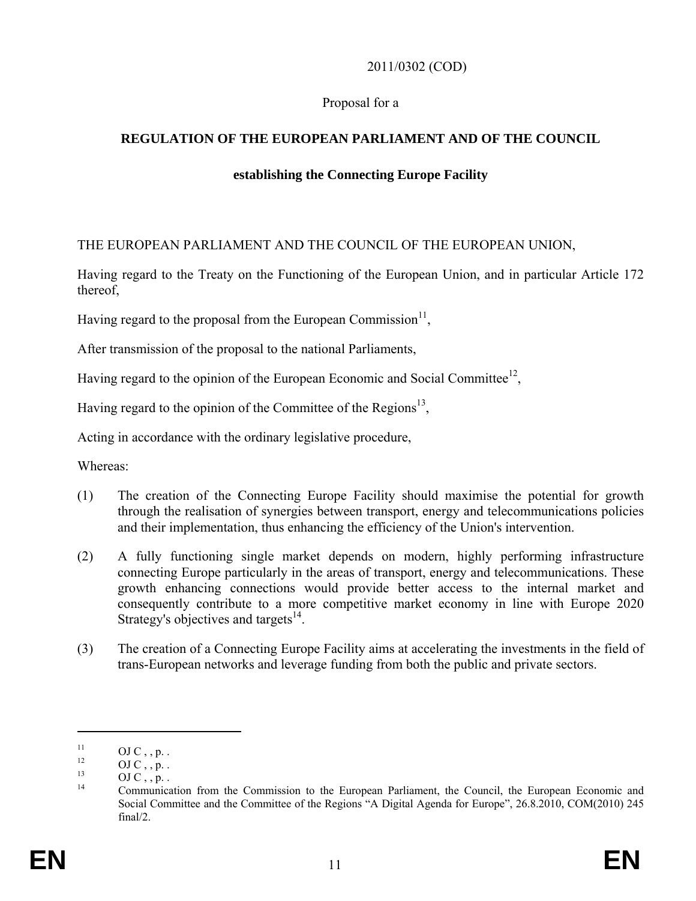2011/0302 (COD)

Proposal for a

**REGULATION OF THE EUROPEAN PARLIAMENT AND OF THE COUNCIL**

**establishing the Connecting Europe Facility**

THE EUROPEAN PARLIAMENT AND THE COUNCIL OF THE EUROPEAN UNION,

Having regard to the Treaty on the Functioning of the European Union, and in particular Article 172 thereof,

Having regard to the proposal from the European Commission[11],

After transmission of the proposal to the national Parliaments,

Having regard to the opinion of the European Economic and Social Committee[12],

Having regard to the opinion of the Committee of the Regions[13],

Acting in accordance with the ordinary legislative procedure,

Whereas:

(1) The creation of the Connecting Europe Facility should maximise the potential for growth through the realisation of synergies between transport, energy and telecommunications policies and their implementation, thus enhancing the efficiency of the Union's intervention.

(2) A fully functioning single market depends on modern, highly performing infrastructure connecting Europe particularly in the areas of transport, energy and telecommunications. These growth enhancing connections would provide better access to the internal market and consequently contribute to a more competitive market economy in line with Europe 2020 Strategy's objectives and targets[14].

(3) The creation of a Connecting Europe Facility aims at accelerating the investments in the field of trans-European networks and leverage funding from both the public and private sectors.

---

[11] OJ C , , p. .

[12] OJ C , , p. .

[13] OJ C , , p. .

[14] Communication from the Commission to the European Parliament, the Council, the European Economic and Social Committee and the Committee of the Regions "A Digital Agenda for Europe", 26.8.2010, COM(2010) 245 final/2.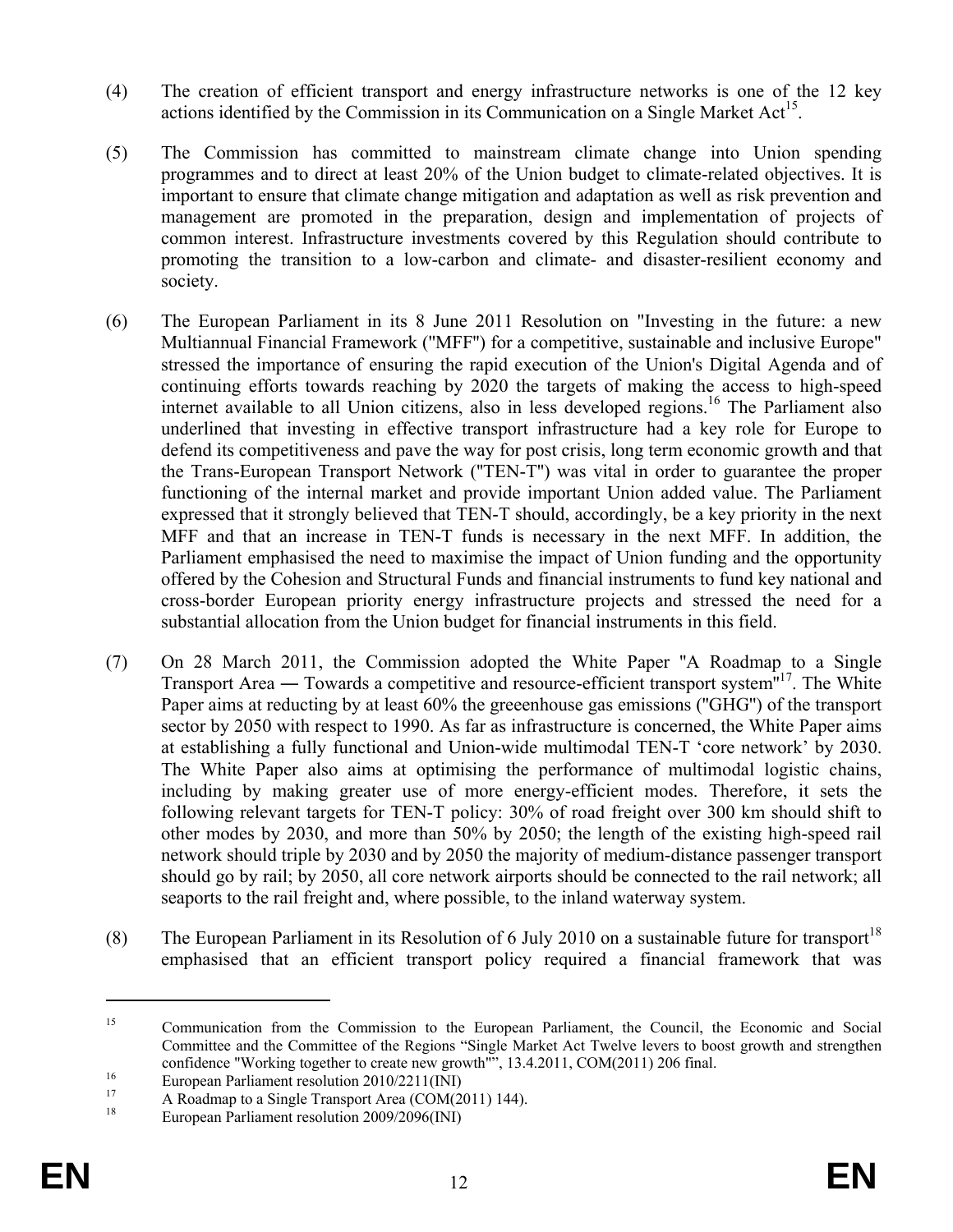(4) The creation of efficient transport and energy infrastructure networks is one of the 12 key actions identified by the Commission in its Communication on a Single Market Act[15].

(5) The Commission has committed to mainstream climate change into Union spending programmes and to direct at least 20% of the Union budget to climate-related objectives. It is important to ensure that climate change mitigation and adaptation as well as risk prevention and management are promoted in the preparation, design and implementation of projects of common interest. Infrastructure investments covered by this Regulation should contribute to promoting the transition to a low-carbon and climate- and disaster-resilient economy and society.

(6) The European Parliament in its 8 June 2011 Resolution on "Investing in the future: a new Multiannual Financial Framework ("MFF") for a competitive, sustainable and inclusive Europe" stressed the importance of ensuring the rapid execution of the Union's Digital Agenda and of continuing efforts towards reaching by 2020 the targets of making the access to high-speed internet available to all Union citizens, also in less developed regions.[16] The Parliament also underlined that investing in effective transport infrastructure had a key role for Europe to defend its competitiveness and pave the way for post crisis, long term economic growth and that the Trans-European Transport Network ("TEN-T") was vital in order to guarantee the proper functioning of the internal market and provide important Union added value. The Parliament expressed that it strongly believed that TEN-T should, accordingly, be a key priority in the next MFF and that an increase in TEN-T funds is necessary in the next MFF. In addition, the Parliament emphasised the need to maximise the impact of Union funding and the opportunity offered by the Cohesion and Structural Funds and financial instruments to fund key national and cross-border European priority energy infrastructure projects and stressed the need for a substantial allocation from the Union budget for financial instruments in this field.

(7) On 28 March 2011, the Commission adopted the White Paper "A Roadmap to a Single Transport Area ― Towards a competitive and resource-efficient transport system"[17]. The White Paper aims at reducting by at least 60% the greeenhouse gas emissions ("GHG") of the transport sector by 2050 with respect to 1990. As far as infrastructure is concerned, the White Paper aims at establishing a fully functional and Union-wide multimodal TEN-T 'core network' by 2030. The White Paper also aims at optimising the performance of multimodal logistic chains, including by making greater use of more energy-efficient modes. Therefore, it sets the following relevant targets for TEN-T policy: 30% of road freight over 300 km should shift to other modes by 2030, and more than 50% by 2050; the length of the existing high-speed rail network should triple by 2030 and by 2050 the majority of medium-distance passenger transport should go by rail; by 2050, all core network airports should be connected to the rail network; all seaports to the rail freight and, where possible, to the inland waterway system.

(8) The European Parliament in its Resolution of 6 July 2010 on a sustainable future for transport[18] emphasised that an efficient transport policy required a financial framework that was

---

[15] Communication from the Commission to the European Parliament, the Council, the Economic and Social Committee and the Committee of the Regions "Single Market Act Twelve levers to boost growth and strengthen confidence "Working together to create new growth"", 13.4.2011, COM(2011) 206 final.

[16] European Parliament resolution 2010/2211(INI)

[17] A Roadmap to a Single Transport Area (COM(2011) 144).

[18] European Parliament resolution 2009/2096(INI)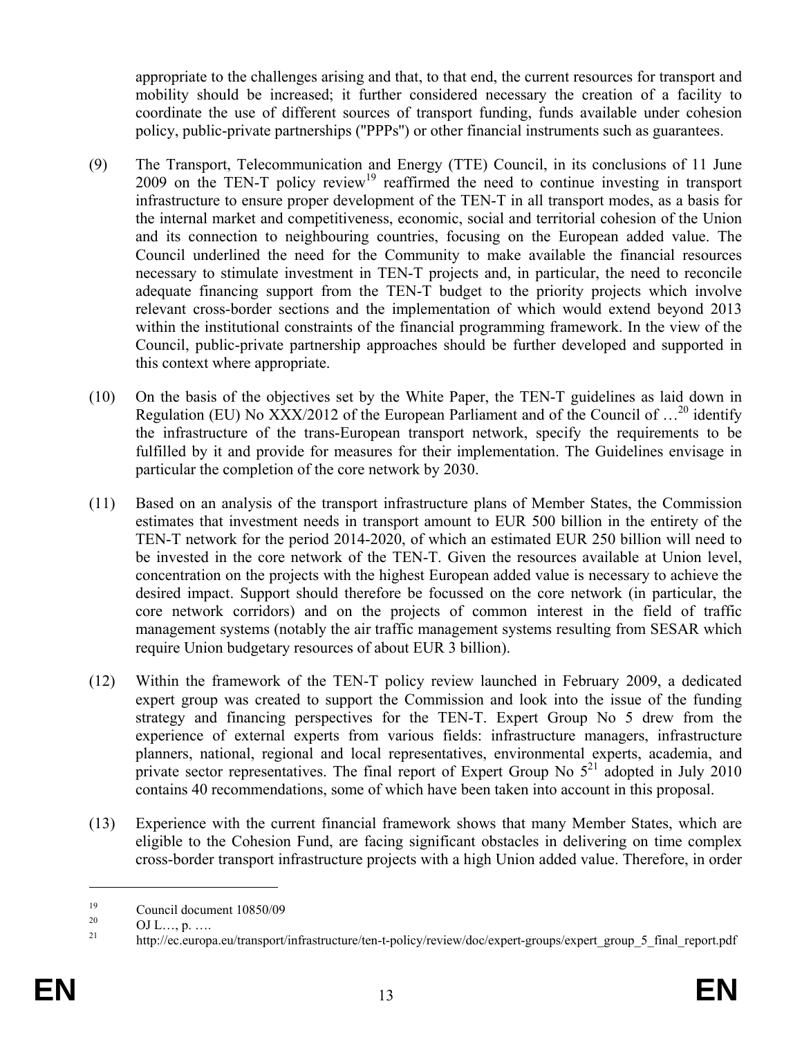appropriate to the challenges arising and that, to that end, the current resources for transport and mobility should be increased; it further considered necessary the creation of a facility to coordinate the use of different sources of transport funding, funds available under cohesion policy, public-private partnerships ("PPPs") or other financial instruments such as guarantees.

(9) The Transport, Telecommunication and Energy (TTE) Council, in its conclusions of 11 June 2009 on the TEN-T policy review[19] reaffirmed the need to continue investing in transport infrastructure to ensure proper development of the TEN-T in all transport modes, as a basis for the internal market and competitiveness, economic, social and territorial cohesion of the Union and its connection to neighbouring countries, focusing on the European added value. The Council underlined the need for the Community to make available the financial resources necessary to stimulate investment in TEN-T projects and, in particular, the need to reconcile adequate financing support from the TEN-T budget to the priority projects which involve relevant cross-border sections and the implementation of which would extend beyond 2013 within the institutional constraints of the financial programming framework. In the view of the Council, public-private partnership approaches should be further developed and supported in this context where appropriate.

(10) On the basis of the objectives set by the White Paper, the TEN-T guidelines as laid down in Regulation (EU) No XXX/2012 of the European Parliament and of the Council of …[20] identify the infrastructure of the trans-European transport network, specify the requirements to be fulfilled by it and provide for measures for their implementation. The Guidelines envisage in particular the completion of the core network by 2030.

(11) Based on an analysis of the transport infrastructure plans of Member States, the Commission estimates that investment needs in transport amount to EUR 500 billion in the entirety of the TEN-T network for the period 2014-2020, of which an estimated EUR 250 billion will need to be invested in the core network of the TEN-T. Given the resources available at Union level, concentration on the projects with the highest European added value is necessary to achieve the desired impact. Support should therefore be focussed on the core network (in particular, the core network corridors) and on the projects of common interest in the field of traffic management systems (notably the air traffic management systems resulting from SESAR which require Union budgetary resources of about EUR 3 billion).

(12) Within the framework of the TEN-T policy review launched in February 2009, a dedicated expert group was created to support the Commission and look into the issue of the funding strategy and financing perspectives for the TEN-T. Expert Group No 5 drew from the experience of external experts from various fields: infrastructure managers, infrastructure planners, national, regional and local representatives, environmental experts, academia, and private sector representatives. The final report of Expert Group No 5[21] adopted in July 2010 contains 40 recommendations, some of which have been taken into account in this proposal.

(13) Experience with the current financial framework shows that many Member States, which are eligible to the Cohesion Fund, are facing significant obstacles in delivering on time complex cross-border transport infrastructure projects with a high Union added value. Therefore, in order

---

[19] Council document 10850/09

[20] OJ L…, p. ….

[21] http://ec.europa.eu/transport/infrastructure/ten-t-policy/review/doc/expert-groups/expert_group_5_final_report.pdf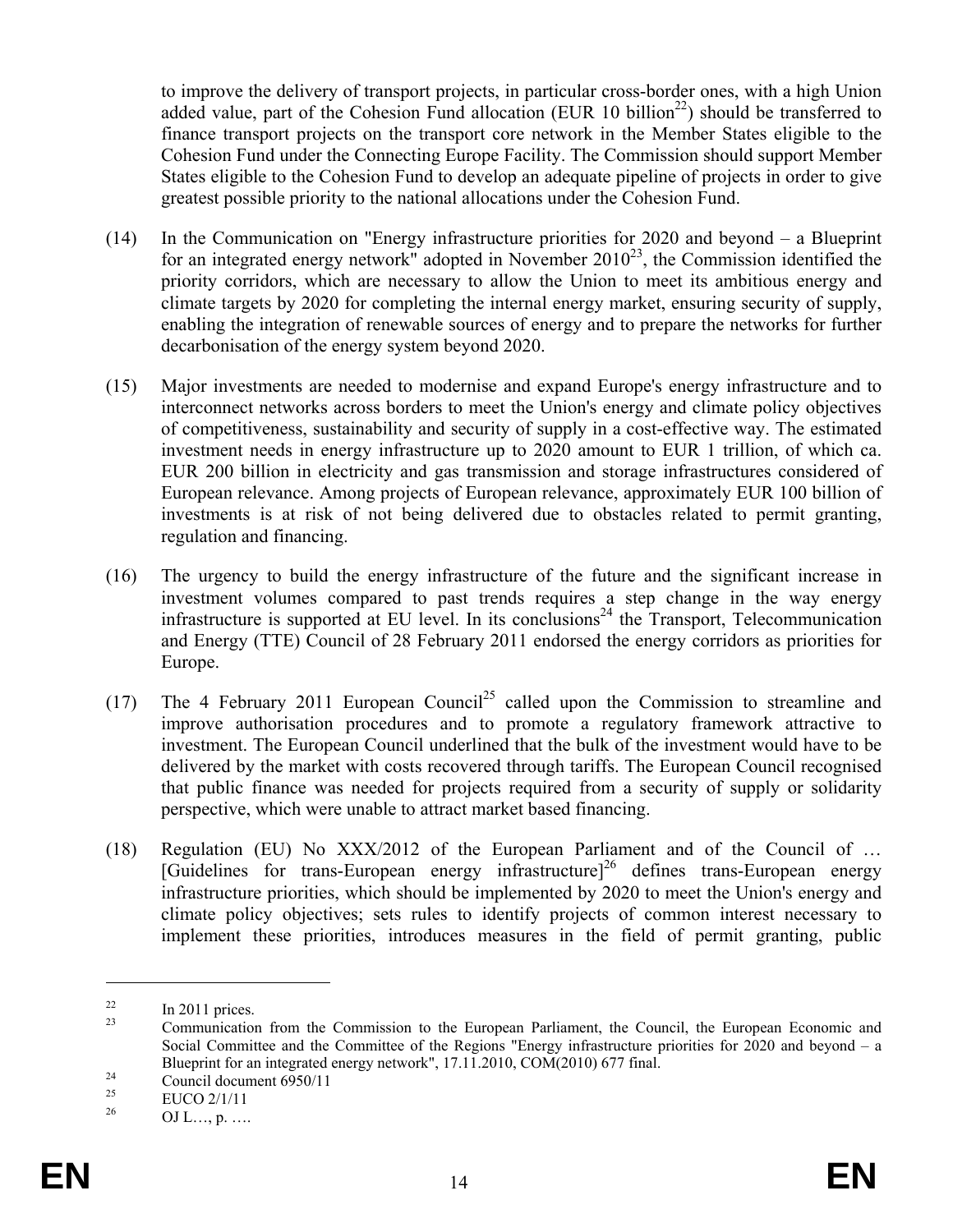to improve the delivery of transport projects, in particular cross-border ones, with a high Union added value, part of the Cohesion Fund allocation (EUR 10 billion[22]) should be transferred to finance transport projects on the transport core network in the Member States eligible to the Cohesion Fund under the Connecting Europe Facility. The Commission should support Member States eligible to the Cohesion Fund to develop an adequate pipeline of projects in order to give greatest possible priority to the national allocations under the Cohesion Fund.

(14) In the Communication on "Energy infrastructure priorities for 2020 and beyond – a Blueprint for an integrated energy network" adopted in November 2010[23], the Commission identified the priority corridors, which are necessary to allow the Union to meet its ambitious energy and climate targets by 2020 for completing the internal energy market, ensuring security of supply, enabling the integration of renewable sources of energy and to prepare the networks for further decarbonisation of the energy system beyond 2020.

(15) Major investments are needed to modernise and expand Europe's energy infrastructure and to interconnect networks across borders to meet the Union's energy and climate policy objectives of competitiveness, sustainability and security of supply in a cost-effective way. The estimated investment needs in energy infrastructure up to 2020 amount to EUR 1 trillion, of which ca. EUR 200 billion in electricity and gas transmission and storage infrastructures considered of European relevance. Among projects of European relevance, approximately EUR 100 billion of investments is at risk of not being delivered due to obstacles related to permit granting, regulation and financing.

(16) The urgency to build the energy infrastructure of the future and the significant increase in investment volumes compared to past trends requires a step change in the way energy infrastructure is supported at EU level. In its conclusions[24] the Transport, Telecommunication and Energy (TTE) Council of 28 February 2011 endorsed the energy corridors as priorities for Europe.

(17) The 4 February 2011 European Council[25] called upon the Commission to streamline and improve authorisation procedures and to promote a regulatory framework attractive to investment. The European Council underlined that the bulk of the investment would have to be delivered by the market with costs recovered through tariffs. The European Council recognised that public finance was needed for projects required from a security of supply or solidarity perspective, which were unable to attract market based financing.

(18) Regulation (EU) No XXX/2012 of the European Parliament and of the Council of … [Guidelines for trans-European energy infrastructure][26] defines trans-European energy infrastructure priorities, which should be implemented by 2020 to meet the Union's energy and climate policy objectives; sets rules to identify projects of common interest necessary to implement these priorities, introduces measures in the field of permit granting, public

---

[22] In 2011 prices.

[23] Communication from the Commission to the European Parliament, the Council, the European Economic and Social Committee and the Committee of the Regions "Energy infrastructure priorities for 2020 and beyond – a Blueprint for an integrated energy network", 17.11.2010, COM(2010) 677 final.

[24] Council document 6950/11

[25] EUCO 2/1/11

[26] OJ L…, p. ….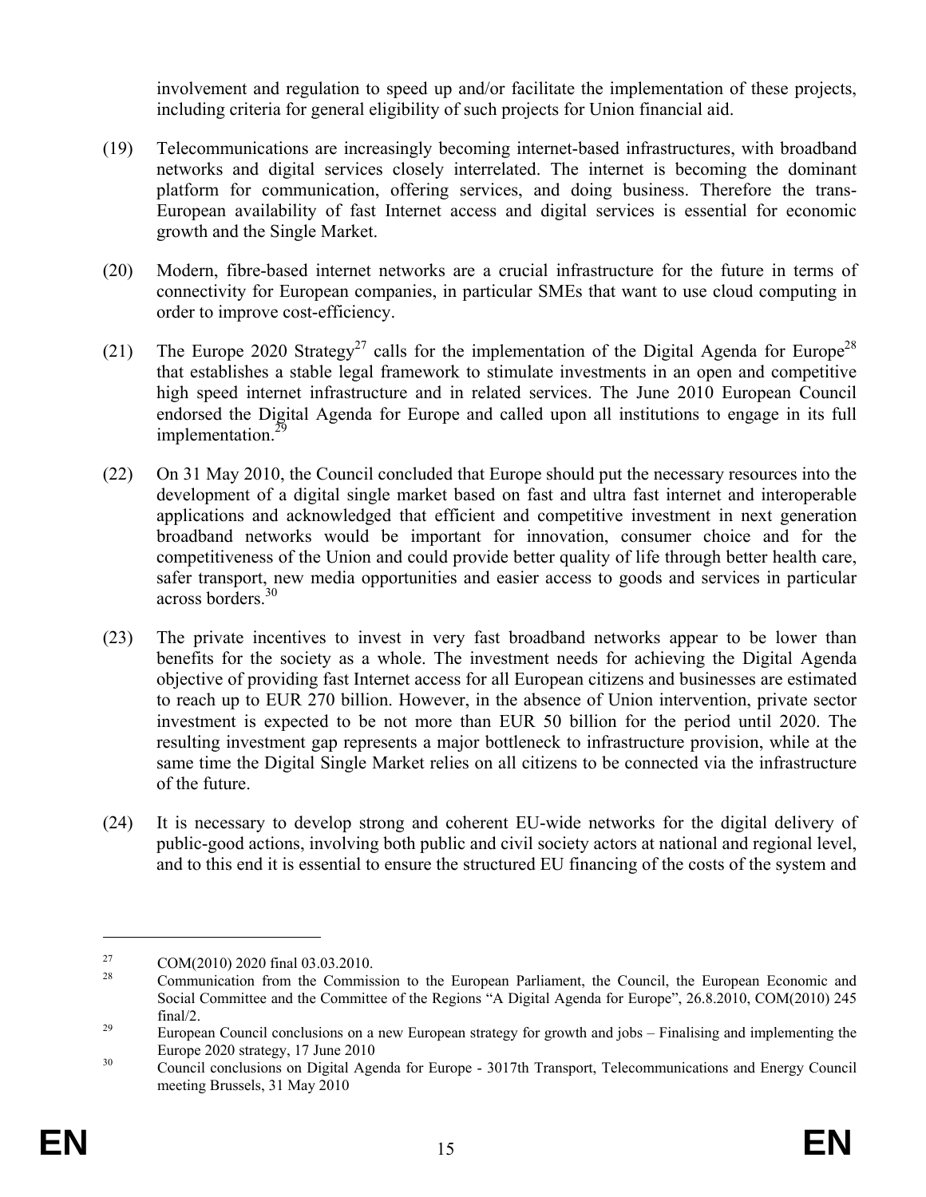involvement and regulation to speed up and/or facilitate the implementation of these projects, including criteria for general eligibility of such projects for Union financial aid.

(19) Telecommunications are increasingly becoming internet-based infrastructures, with broadband networks and digital services closely interrelated. The internet is becoming the dominant platform for communication, offering services, and doing business. Therefore the trans-European availability of fast Internet access and digital services is essential for economic growth and the Single Market.

(20) Modern, fibre-based internet networks are a crucial infrastructure for the future in terms of connectivity for European companies, in particular SMEs that want to use cloud computing in order to improve cost-efficiency.

(21) The Europe 2020 Strategy[27] calls for the implementation of the Digital Agenda for Europe[28] that establishes a stable legal framework to stimulate investments in an open and competitive high speed internet infrastructure and in related services. The June 2010 European Council endorsed the Digital Agenda for Europe and called upon all institutions to engage in its full implementation.[29]

(22) On 31 May 2010, the Council concluded that Europe should put the necessary resources into the development of a digital single market based on fast and ultra fast internet and interoperable applications and acknowledged that efficient and competitive investment in next generation broadband networks would be important for innovation, consumer choice and for the competitiveness of the Union and could provide better quality of life through better health care, safer transport, new media opportunities and easier access to goods and services in particular across borders.[30]

(23) The private incentives to invest in very fast broadband networks appear to be lower than benefits for the society as a whole. The investment needs for achieving the Digital Agenda objective of providing fast Internet access for all European citizens and businesses are estimated to reach up to EUR 270 billion. However, in the absence of Union intervention, private sector investment is expected to be not more than EUR 50 billion for the period until 2020. The resulting investment gap represents a major bottleneck to infrastructure provision, while at the same time the Digital Single Market relies on all citizens to be connected via the infrastructure of the future.

(24) It is necessary to develop strong and coherent EU-wide networks for the digital delivery of public-good actions, involving both public and civil society actors at national and regional level, and to this end it is essential to ensure the structured EU financing of the costs of the system and

---

[27] COM(2010) 2020 final 03.03.2010.

[28] Communication from the Commission to the European Parliament, the Council, the European Economic and Social Committee and the Committee of the Regions "A Digital Agenda for Europe", 26.8.2010, COM(2010) 245 final/2.

[29] European Council conclusions on a new European strategy for growth and jobs – Finalising and implementing the Europe 2020 strategy, 17 June 2010

[30] Council conclusions on Digital Agenda for Europe - 3017th Transport, Telecommunications and Energy Council meeting Brussels, 31 May 2010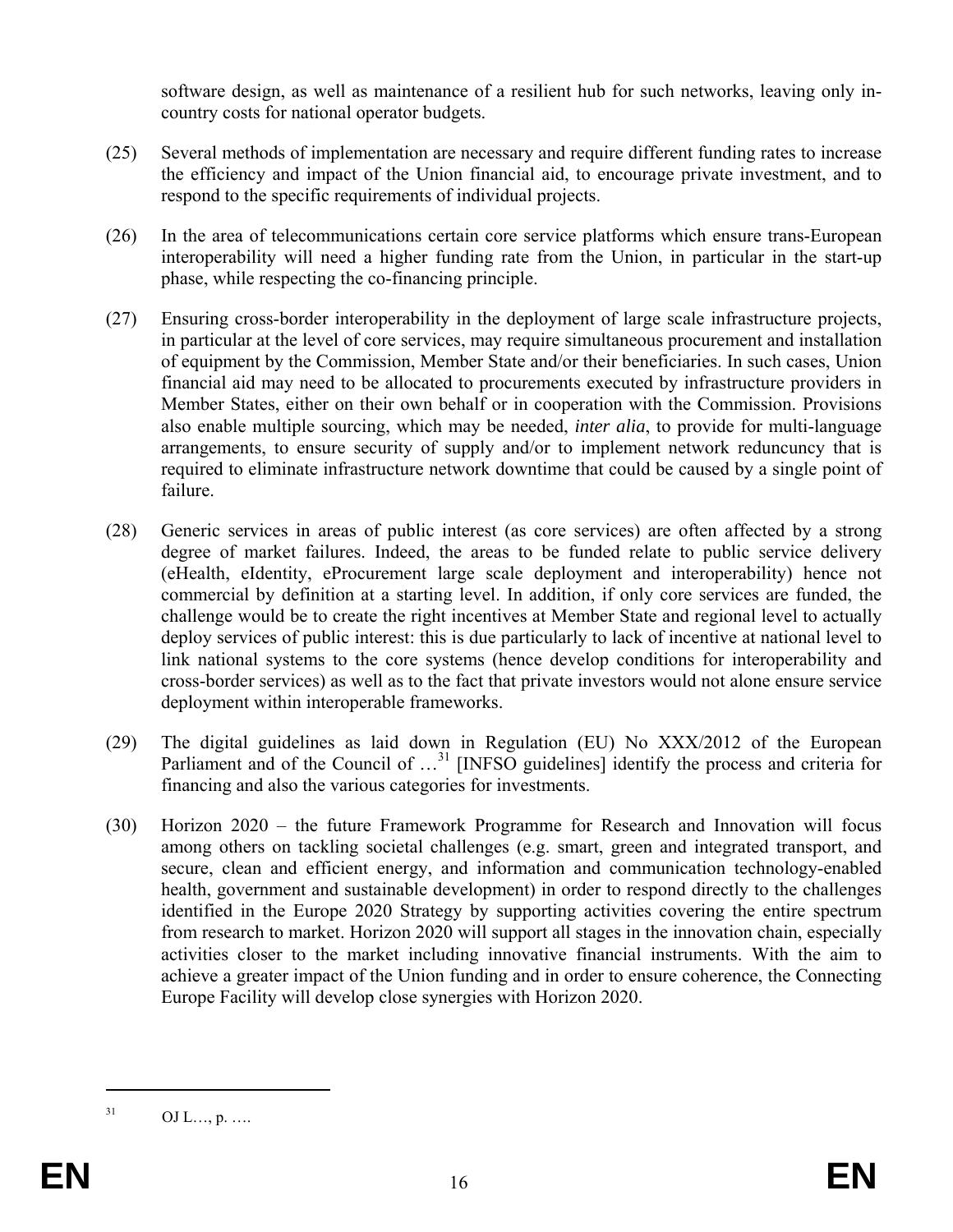software design, as well as maintenance of a resilient hub for such networks, leaving only in-country costs for national operator budgets.

(25) Several methods of implementation are necessary and require different funding rates to increase the efficiency and impact of the Union financial aid, to encourage private investment, and to respond to the specific requirements of individual projects.

(26) In the area of telecommunications certain core service platforms which ensure trans-European interoperability will need a higher funding rate from the Union, in particular in the start-up phase, while respecting the co-financing principle.

(27) Ensuring cross-border interoperability in the deployment of large scale infrastructure projects, in particular at the level of core services, may require simultaneous procurement and installation of equipment by the Commission, Member State and/or their beneficiaries. In such cases, Union financial aid may need to be allocated to procurements executed by infrastructure providers in Member States, either on their own behalf or in cooperation with the Commission. Provisions also enable multiple sourcing, which may be needed, *inter alia*, to provide for multi-language arrangements, to ensure security of supply and/or to implement network reduncuncy that is required to eliminate infrastructure network downtime that could be caused by a single point of failure.

(28) Generic services in areas of public interest (as core services) are often affected by a strong degree of market failures. Indeed, the areas to be funded relate to public service delivery (eHealth, eIdentity, eProcurement large scale deployment and interoperability) hence not commercial by definition at a starting level. In addition, if only core services are funded, the challenge would be to create the right incentives at Member State and regional level to actually deploy services of public interest: this is due particularly to lack of incentive at national level to link national systems to the core systems (hence develop conditions for interoperability and cross-border services) as well as to the fact that private investors would not alone ensure service deployment within interoperable frameworks.

(29) The digital guidelines as laid down in Regulation (EU) No XXX/2012 of the European Parliament and of the Council of …[31] [INFSO guidelines] identify the process and criteria for financing and also the various categories for investments.

(30) Horizon 2020 – the future Framework Programme for Research and Innovation will focus among others on tackling societal challenges (e.g. smart, green and integrated transport, and secure, clean and efficient energy, and information and communication technology-enabled health, government and sustainable development) in order to respond directly to the challenges identified in the Europe 2020 Strategy by supporting activities covering the entire spectrum from research to market. Horizon 2020 will support all stages in the innovation chain, especially activities closer to the market including innovative financial instruments. With the aim to achieve a greater impact of the Union funding and in order to ensure coherence, the Connecting Europe Facility will develop close synergies with Horizon 2020.

[31] OJ L…, p. ….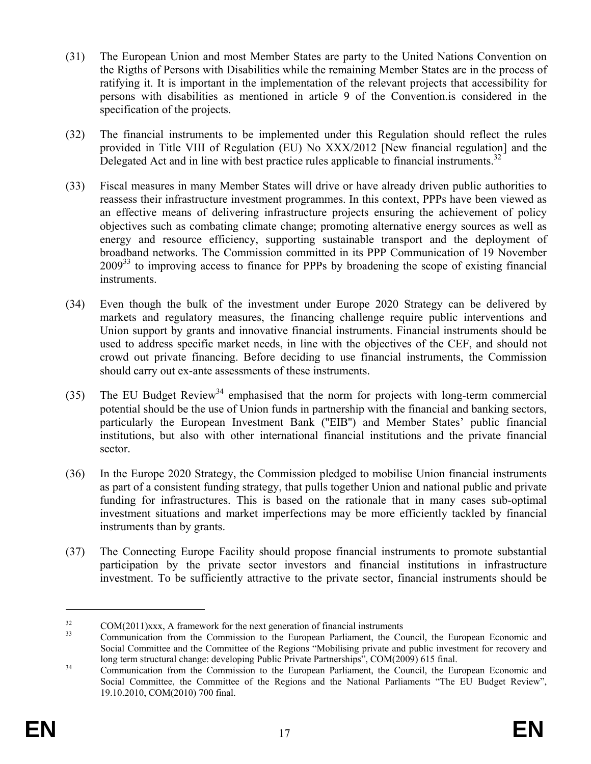(31) The European Union and most Member States are party to the United Nations Convention on the Rigths of Persons with Disabilities while the remaining Member States are in the process of ratifying it. It is important in the implementation of the relevant projects that accessibility for persons with disabilities as mentioned in article 9 of the Convention.is considered in the specification of the projects.

(32) The financial instruments to be implemented under this Regulation should reflect the rules provided in Title VIII of Regulation (EU) No XXX/2012 [New financial regulation] and the Delegated Act and in line with best practice rules applicable to financial instruments.[32]

(33) Fiscal measures in many Member States will drive or have already driven public authorities to reassess their infrastructure investment programmes. In this context, PPPs have been viewed as an effective means of delivering infrastructure projects ensuring the achievement of policy objectives such as combating climate change; promoting alternative energy sources as well as energy and resource efficiency, supporting sustainable transport and the deployment of broadband networks. The Commission committed in its PPP Communication of 19 November 2009[33] to improving access to finance for PPPs by broadening the scope of existing financial instruments.

(34) Even though the bulk of the investment under Europe 2020 Strategy can be delivered by markets and regulatory measures, the financing challenge require public interventions and Union support by grants and innovative financial instruments. Financial instruments should be used to address specific market needs, in line with the objectives of the CEF, and should not crowd out private financing. Before deciding to use financial instruments, the Commission should carry out ex-ante assessments of these instruments.

(35) The EU Budget Review[34] emphasised that the norm for projects with long-term commercial potential should be the use of Union funds in partnership with the financial and banking sectors, particularly the European Investment Bank ("EIB") and Member States' public financial institutions, but also with other international financial institutions and the private financial sector.

(36) In the Europe 2020 Strategy, the Commission pledged to mobilise Union financial instruments as part of a consistent funding strategy, that pulls together Union and national public and private funding for infrastructures. This is based on the rationale that in many cases sub-optimal investment situations and market imperfections may be more efficiently tackled by financial instruments than by grants.

(37) The Connecting Europe Facility should propose financial instruments to promote substantial participation by the private sector investors and financial institutions in infrastructure investment. To be sufficiently attractive to the private sector, financial instruments should be

---

[32] COM(2011)xxx, A framework for the next generation of financial instruments

[33] Communication from the Commission to the European Parliament, the Council, the European Economic and Social Committee and the Committee of the Regions "Mobilising private and public investment for recovery and long term structural change: developing Public Private Partnerships", COM(2009) 615 final.

[34] Communication from the Commission to the European Parliament, the Council, the European Economic and Social Committee, the Committee of the Regions and the National Parliaments "The EU Budget Review", 19.10.2010, COM(2010) 700 final.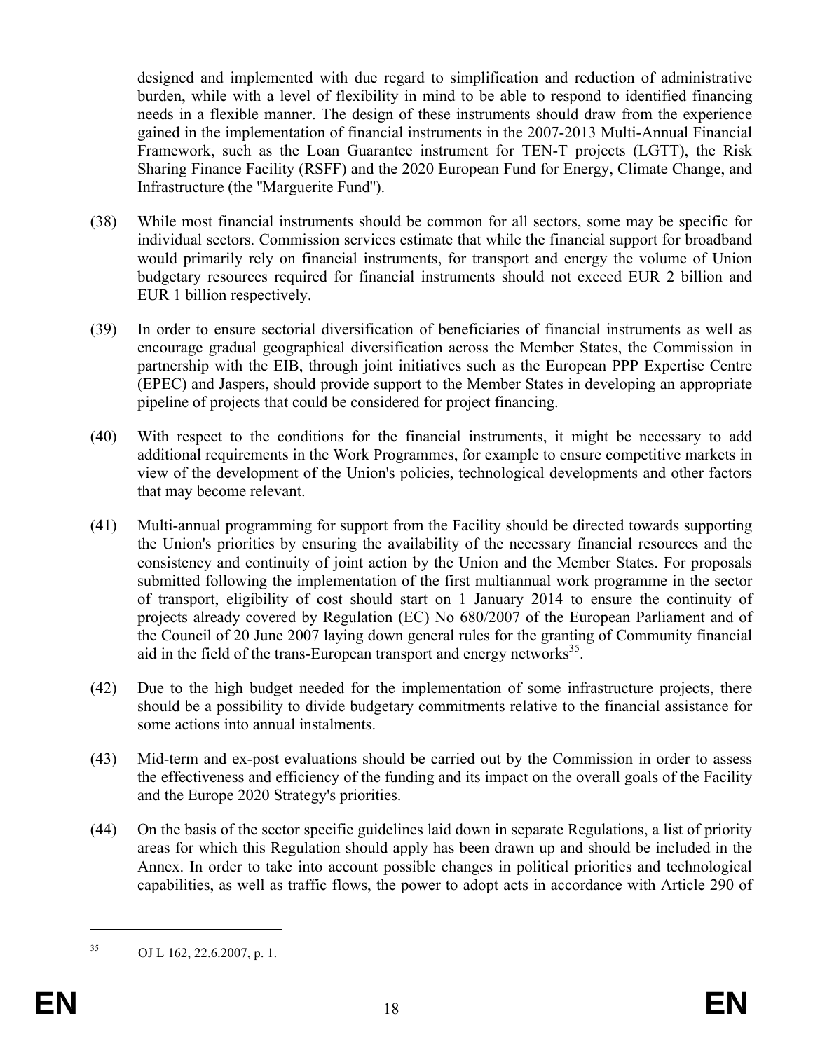designed and implemented with due regard to simplification and reduction of administrative burden, while with a level of flexibility in mind to be able to respond to identified financing needs in a flexible manner. The design of these instruments should draw from the experience gained in the implementation of financial instruments in the 2007-2013 Multi-Annual Financial Framework, such as the Loan Guarantee instrument for TEN-T projects (LGTT), the Risk Sharing Finance Facility (RSFF) and the 2020 European Fund for Energy, Climate Change, and Infrastructure (the "Marguerite Fund").

(38) While most financial instruments should be common for all sectors, some may be specific for individual sectors. Commission services estimate that while the financial support for broadband would primarily rely on financial instruments, for transport and energy the volume of Union budgetary resources required for financial instruments should not exceed EUR 2 billion and EUR 1 billion respectively.

(39) In order to ensure sectorial diversification of beneficiaries of financial instruments as well as encourage gradual geographical diversification across the Member States, the Commission in partnership with the EIB, through joint initiatives such as the European PPP Expertise Centre (EPEC) and Jaspers, should provide support to the Member States in developing an appropriate pipeline of projects that could be considered for project financing.

(40) With respect to the conditions for the financial instruments, it might be necessary to add additional requirements in the Work Programmes, for example to ensure competitive markets in view of the development of the Union's policies, technological developments and other factors that may become relevant.

(41) Multi-annual programming for support from the Facility should be directed towards supporting the Union's priorities by ensuring the availability of the necessary financial resources and the consistency and continuity of joint action by the Union and the Member States. For proposals submitted following the implementation of the first multiannual work programme in the sector of transport, eligibility of cost should start on 1 January 2014 to ensure the continuity of projects already covered by Regulation (EC) No 680/2007 of the European Parliament and of the Council of 20 June 2007 laying down general rules for the granting of Community financial aid in the field of the trans-European transport and energy networks[35].

(42) Due to the high budget needed for the implementation of some infrastructure projects, there should be a possibility to divide budgetary commitments relative to the financial assistance for some actions into annual instalments.

(43) Mid-term and ex-post evaluations should be carried out by the Commission in order to assess the effectiveness and efficiency of the funding and its impact on the overall goals of the Facility and the Europe 2020 Strategy's priorities.

(44) On the basis of the sector specific guidelines laid down in separate Regulations, a list of priority areas for which this Regulation should apply has been drawn up and should be included in the Annex. In order to take into account possible changes in political priorities and technological capabilities, as well as traffic flows, the power to adopt acts in accordance with Article 290 of

[35] OJ L 162, 22.6.2007, p. 1.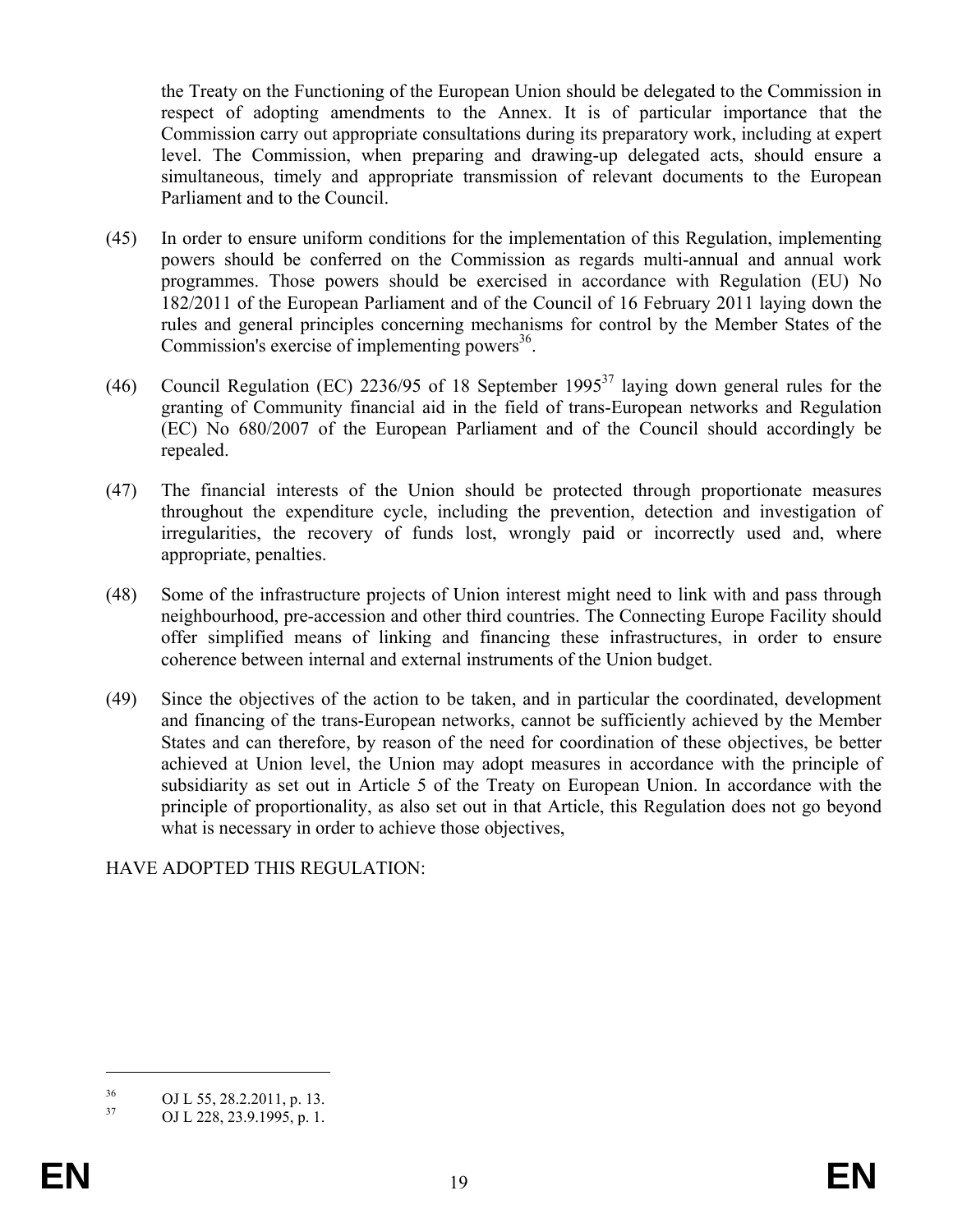the Treaty on the Functioning of the European Union should be delegated to the Commission in respect of adopting amendments to the Annex. It is of particular importance that the Commission carry out appropriate consultations during its preparatory work, including at expert level. The Commission, when preparing and drawing-up delegated acts, should ensure a simultaneous, timely and appropriate transmission of relevant documents to the European Parliament and to the Council.

(45) In order to ensure uniform conditions for the implementation of this Regulation, implementing powers should be conferred on the Commission as regards multi-annual and annual work programmes. Those powers should be exercised in accordance with Regulation (EU) No 182/2011 of the European Parliament and of the Council of 16 February 2011 laying down the rules and general principles concerning mechanisms for control by the Member States of the Commission's exercise of implementing powers[36].

(46) Council Regulation (EC) 2236/95 of 18 September 1995[37] laying down general rules for the granting of Community financial aid in the field of trans-European networks and Regulation (EC) No 680/2007 of the European Parliament and of the Council should accordingly be repealed.

(47) The financial interests of the Union should be protected through proportionate measures throughout the expenditure cycle, including the prevention, detection and investigation of irregularities, the recovery of funds lost, wrongly paid or incorrectly used and, where appropriate, penalties.

(48) Some of the infrastructure projects of Union interest might need to link with and pass through neighbourhood, pre-accession and other third countries. The Connecting Europe Facility should offer simplified means of linking and financing these infrastructures, in order to ensure coherence between internal and external instruments of the Union budget.

(49) Since the objectives of the action to be taken, and in particular the coordinated, development and financing of the trans-European networks, cannot be sufficiently achieved by the Member States and can therefore, by reason of the need for coordination of these objectives, be better achieved at Union level, the Union may adopt measures in accordance with the principle of subsidiarity as set out in Article 5 of the Treaty on European Union. In accordance with the principle of proportionality, as also set out in that Article, this Regulation does not go beyond what is necessary in order to achieve those objectives,

HAVE ADOPTED THIS REGULATION:

---

[36] OJ L 55, 28.2.2011, p. 13.

[37] OJ L 228, 23.9.1995, p. 1.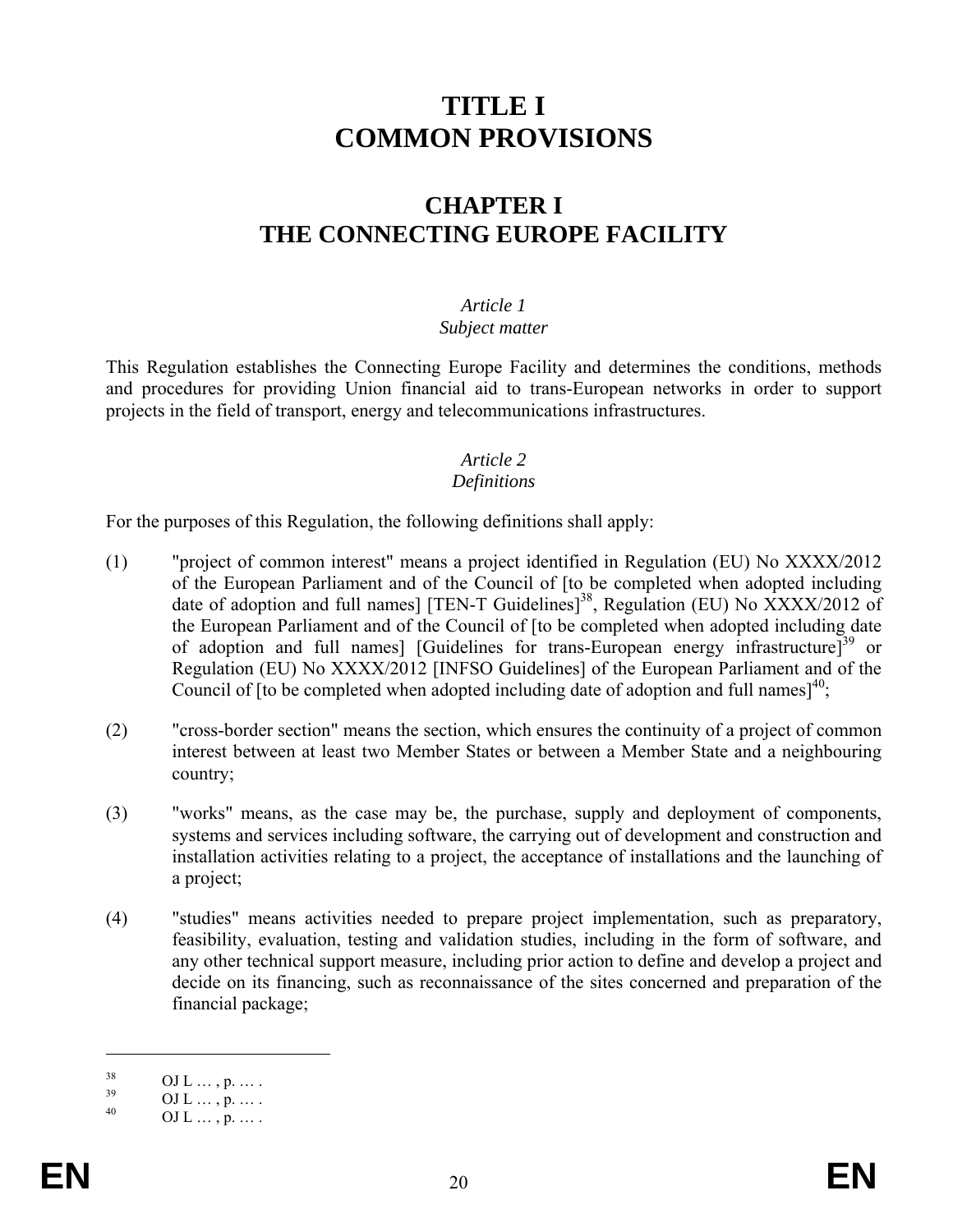# TITLE I
# COMMON PROVISIONS

## CHAPTER I
## THE CONNECTING EUROPE FACILITY

*Article 1*
*Subject matter*

This Regulation establishes the Connecting Europe Facility and determines the conditions, methods and procedures for providing Union financial aid to trans-European networks in order to support projects in the field of transport, energy and telecommunications infrastructures.

*Article 2*
*Definitions*

For the purposes of this Regulation, the following definitions shall apply:

(1) "project of common interest" means a project identified in Regulation (EU) No XXXX/2012 of the European Parliament and of the Council of [to be completed when adopted including date of adoption and full names] [TEN-T Guidelines][38], Regulation (EU) No XXXX/2012 of the European Parliament and of the Council of [to be completed when adopted including date of adoption and full names] [Guidelines for trans-European energy infrastructure][39] or Regulation (EU) No XXXX/2012 [INFSO Guidelines] of the European Parliament and of the Council of [to be completed when adopted including date of adoption and full names][40];

(2) "cross-border section" means the section, which ensures the continuity of a project of common interest between at least two Member States or between a Member State and a neighbouring country;

(3) "works" means, as the case may be, the purchase, supply and deployment of components, systems and services including software, the carrying out of development and construction and installation activities relating to a project, the acceptance of installations and the launching of a project;

(4) "studies" means activities needed to prepare project implementation, such as preparatory, feasibility, evaluation, testing and validation studies, including in the form of software, and any other technical support measure, including prior action to define and develop a project and decide on its financing, such as reconnaissance of the sites concerned and preparation of the financial package;

---

[38] OJ L … , p. … .
[39] OJ L … , p. … .
[40] OJ L … , p. … .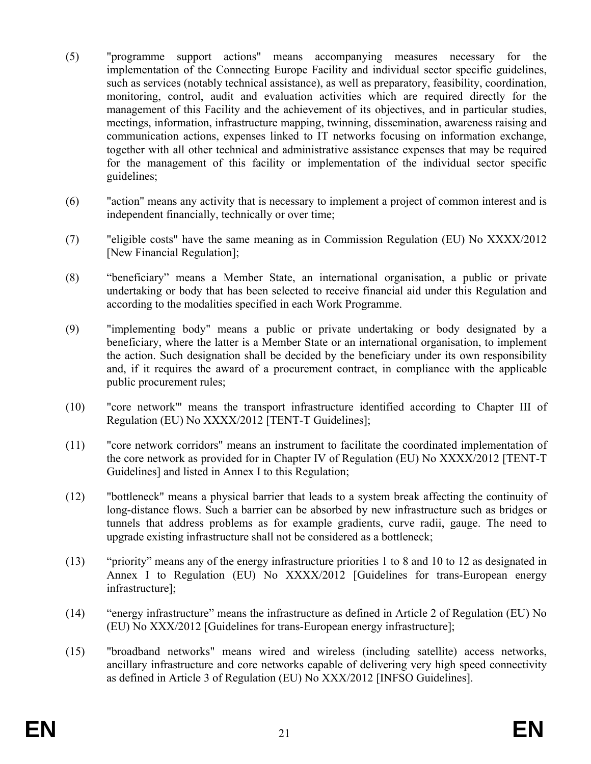(5) "programme support actions" means accompanying measures necessary for the implementation of the Connecting Europe Facility and individual sector specific guidelines, such as services (notably technical assistance), as well as preparatory, feasibility, coordination, monitoring, control, audit and evaluation activities which are required directly for the management of this Facility and the achievement of its objectives, and in particular studies, meetings, information, infrastructure mapping, twinning, dissemination, awareness raising and communication actions, expenses linked to IT networks focusing on information exchange, together with all other technical and administrative assistance expenses that may be required for the management of this facility or implementation of the individual sector specific guidelines;

(6) "action" means any activity that is necessary to implement a project of common interest and is independent financially, technically or over time;

(7) "eligible costs" have the same meaning as in Commission Regulation (EU) No XXXX/2012 [New Financial Regulation];

(8) "beneficiary" means a Member State, an international organisation, a public or private undertaking or body that has been selected to receive financial aid under this Regulation and according to the modalities specified in each Work Programme.

(9) "implementing body" means a public or private undertaking or body designated by a beneficiary, where the latter is a Member State or an international organisation, to implement the action. Such designation shall be decided by the beneficiary under its own responsibility and, if it requires the award of a procurement contract, in compliance with the applicable public procurement rules;

(10) "core network'" means the transport infrastructure identified according to Chapter III of Regulation (EU) No XXXX/2012 [TENT-T Guidelines];

(11) "core network corridors" means an instrument to facilitate the coordinated implementation of the core network as provided for in Chapter IV of Regulation (EU) No XXXX/2012 [TENT-T Guidelines] and listed in Annex I to this Regulation;

(12) "bottleneck" means a physical barrier that leads to a system break affecting the continuity of long-distance flows. Such a barrier can be absorbed by new infrastructure such as bridges or tunnels that address problems as for example gradients, curve radii, gauge. The need to upgrade existing infrastructure shall not be considered as a bottleneck;

(13) "priority" means any of the energy infrastructure priorities 1 to 8 and 10 to 12 as designated in Annex I to Regulation (EU) No XXXX/2012 [Guidelines for trans-European energy infrastructure];

(14) "energy infrastructure" means the infrastructure as defined in Article 2 of Regulation (EU) No (EU) No XXX/2012 [Guidelines for trans-European energy infrastructure];

(15) "broadband networks" means wired and wireless (including satellite) access networks, ancillary infrastructure and core networks capable of delivering very high speed connectivity as defined in Article 3 of Regulation (EU) No XXX/2012 [INFSO Guidelines].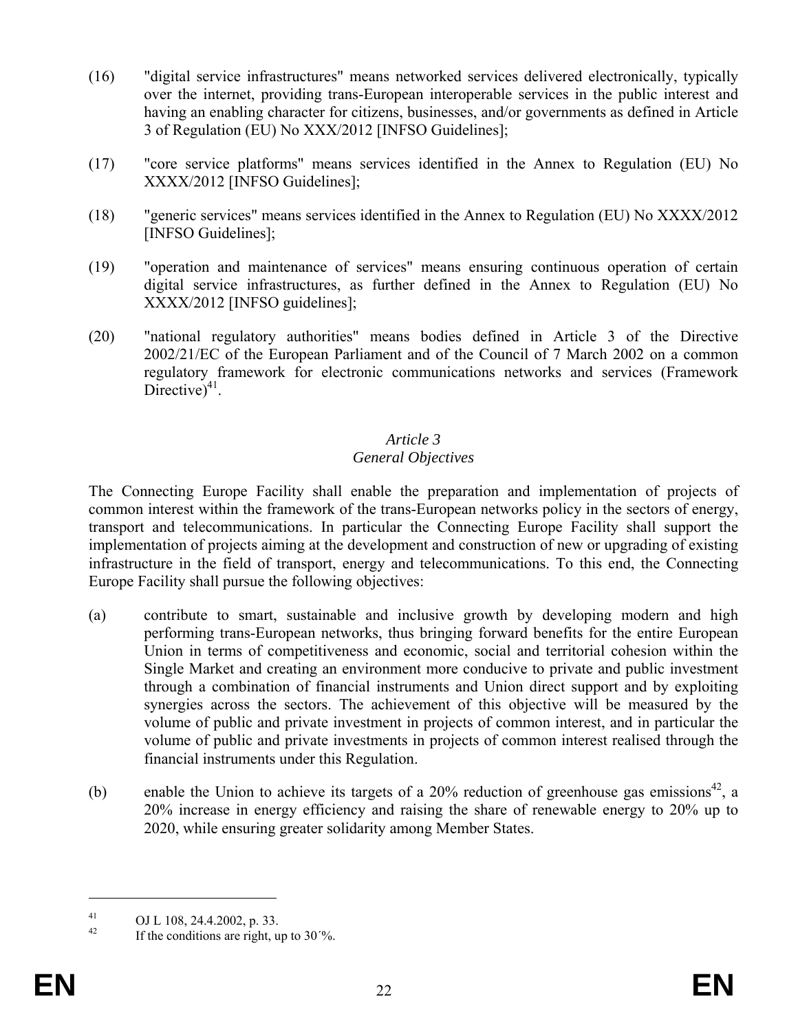(16) "digital service infrastructures" means networked services delivered electronically, typically over the internet, providing trans-European interoperable services in the public interest and having an enabling character for citizens, businesses, and/or governments as defined in Article 3 of Regulation (EU) No XXX/2012 [INFSO Guidelines];

(17) "core service platforms" means services identified in the Annex to Regulation (EU) No XXXX/2012 [INFSO Guidelines];

(18) "generic services" means services identified in the Annex to Regulation (EU) No XXXX/2012 [INFSO Guidelines];

(19) "operation and maintenance of services" means ensuring continuous operation of certain digital service infrastructures, as further defined in the Annex to Regulation (EU) No XXXX/2012 [INFSO guidelines];

(20) "national regulatory authorities" means bodies defined in Article 3 of the Directive 2002/21/EC of the European Parliament and of the Council of 7 March 2002 on a common regulatory framework for electronic communications networks and services (Framework Directive)[41].

*Article 3*

*General Objectives*

The Connecting Europe Facility shall enable the preparation and implementation of projects of common interest within the framework of the trans-European networks policy in the sectors of energy, transport and telecommunications. In particular the Connecting Europe Facility shall support the implementation of projects aiming at the development and construction of new or upgrading of existing infrastructure in the field of transport, energy and telecommunications. To this end, the Connecting Europe Facility shall pursue the following objectives:

(a) contribute to smart, sustainable and inclusive growth by developing modern and high performing trans-European networks, thus bringing forward benefits for the entire European Union in terms of competitiveness and economic, social and territorial cohesion within the Single Market and creating an environment more conducive to private and public investment through a combination of financial instruments and Union direct support and by exploiting synergies across the sectors. The achievement of this objective will be measured by the volume of public and private investment in projects of common interest, and in particular the volume of public and private investments in projects of common interest realised through the financial instruments under this Regulation.

(b) enable the Union to achieve its targets of a 20% reduction of greenhouse gas emissions[42], a 20% increase in energy efficiency and raising the share of renewable energy to 20% up to 2020, while ensuring greater solidarity among Member States.

---

[41] OJ L 108, 24.4.2002, p. 33.

[42] If the conditions are right, up to 30´%.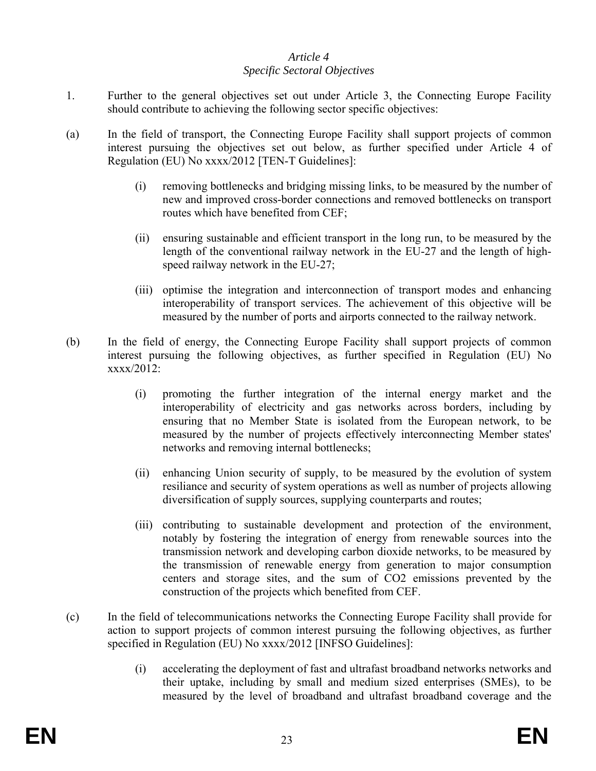*Article 4*
*Specific Sectoral Objectives*

1. Further to the general objectives set out under Article 3, the Connecting Europe Facility should contribute to achieving the following sector specific objectives:

(a) In the field of transport, the Connecting Europe Facility shall support projects of common interest pursuing the objectives set out below, as further specified under Article 4 of Regulation (EU) No xxxx/2012 [TEN-T Guidelines]:

(i) removing bottlenecks and bridging missing links, to be measured by the number of new and improved cross-border connections and removed bottlenecks on transport routes which have benefited from CEF;

(ii) ensuring sustainable and efficient transport in the long run, to be measured by the length of the conventional railway network in the EU-27 and the length of high-speed railway network in the EU-27;

(iii) optimise the integration and interconnection of transport modes and enhancing interoperability of transport services. The achievement of this objective will be measured by the number of ports and airports connected to the railway network.

(b) In the field of energy, the Connecting Europe Facility shall support projects of common interest pursuing the following objectives, as further specified in Regulation (EU) No xxxx/2012:

(i) promoting the further integration of the internal energy market and the interoperability of electricity and gas networks across borders, including by ensuring that no Member State is isolated from the European network, to be measured by the number of projects effectively interconnecting Member states' networks and removing internal bottlenecks;

(ii) enhancing Union security of supply, to be measured by the evolution of system resiliance and security of system operations as well as number of projects allowing diversification of supply sources, supplying counterparts and routes;

(iii) contributing to sustainable development and protection of the environment, notably by fostering the integration of energy from renewable sources into the transmission network and developing carbon dioxide networks, to be measured by the transmission of renewable energy from generation to major consumption centers and storage sites, and the sum of $CO_2$ emissions prevented by the construction of the projects which benefited from CEF.

(c) In the field of telecommunications networks the Connecting Europe Facility shall provide for action to support projects of common interest pursuing the following objectives, as further specified in Regulation (EU) No xxxx/2012 [INFSO Guidelines]:

(i) accelerating the deployment of fast and ultrafast broadband networks networks and their uptake, including by small and medium sized enterprises (SMEs), to be measured by the level of broadband and ultrafast broadband coverage and the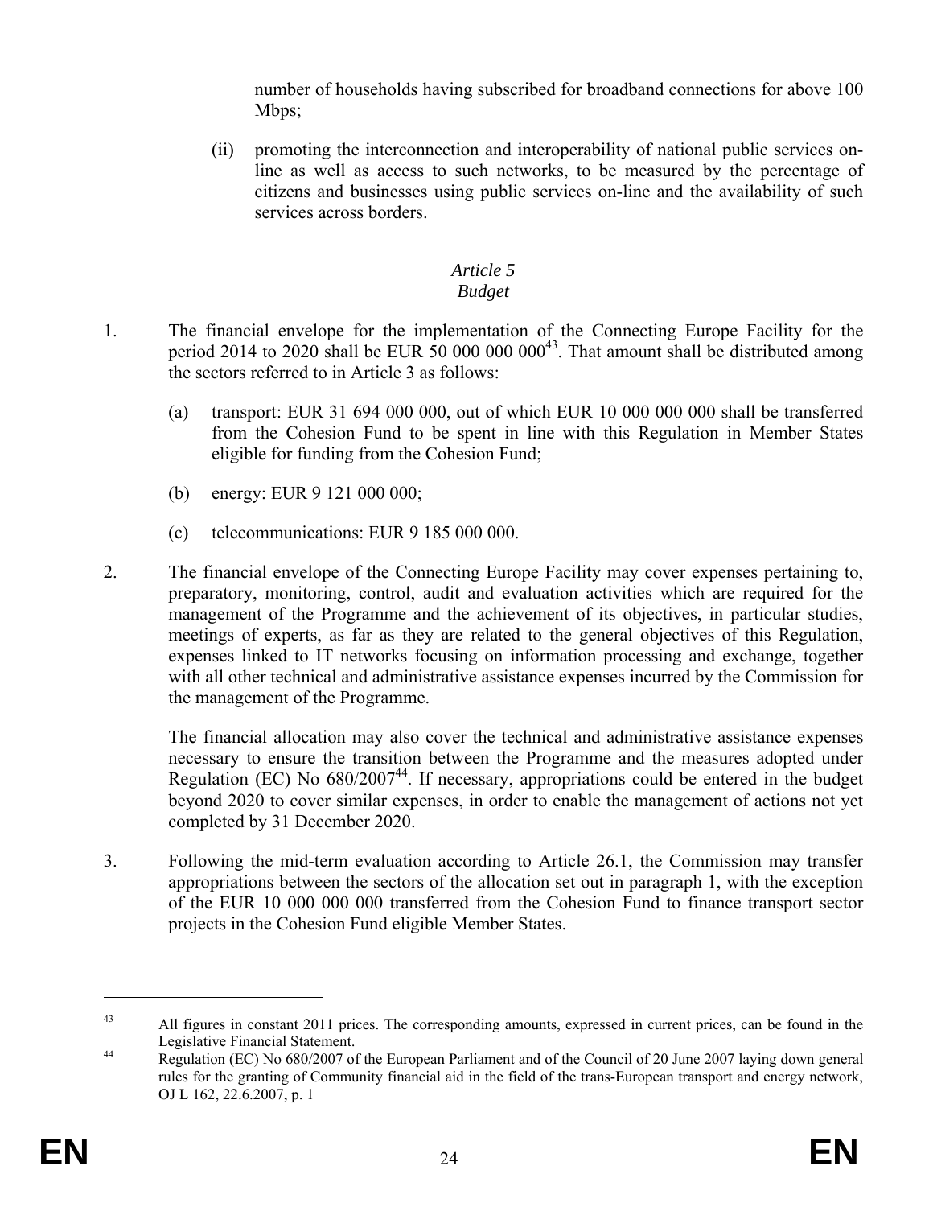number of households having subscribed for broadband connections for above 100 Mbps;

(ii) promoting the interconnection and interoperability of national public services on-line as well as access to such networks, to be measured by the percentage of citizens and businesses using public services on-line and the availability of such services across borders.

*Article 5*
*Budget*

1. The financial envelope for the implementation of the Connecting Europe Facility for the period 2014 to 2020 shall be EUR 50 000 000 000[43]. That amount shall be distributed among the sectors referred to in Article 3 as follows:

   (a) transport: EUR 31 694 000 000, out of which EUR 10 000 000 000 shall be transferred from the Cohesion Fund to be spent in line with this Regulation in Member States eligible for funding from the Cohesion Fund;

   (b) energy: EUR 9 121 000 000;

   (c) telecommunications: EUR 9 185 000 000.

2. The financial envelope of the Connecting Europe Facility may cover expenses pertaining to, preparatory, monitoring, control, audit and evaluation activities which are required for the management of the Programme and the achievement of its objectives, in particular studies, meetings of experts, as far as they are related to the general objectives of this Regulation, expenses linked to IT networks focusing on information processing and exchange, together with all other technical and administrative assistance expenses incurred by the Commission for the management of the Programme.

   The financial allocation may also cover the technical and administrative assistance expenses necessary to ensure the transition between the Programme and the measures adopted under Regulation (EC) No 680/2007[44]. If necessary, appropriations could be entered in the budget beyond 2020 to cover similar expenses, in order to enable the management of actions not yet completed by 31 December 2020.

3. Following the mid-term evaluation according to Article 26.1, the Commission may transfer appropriations between the sectors of the allocation set out in paragraph 1, with the exception of the EUR 10 000 000 000 transferred from the Cohesion Fund to finance transport sector projects in the Cohesion Fund eligible Member States.

---

[43] All figures in constant 2011 prices. The corresponding amounts, expressed in current prices, can be found in the Legislative Financial Statement.

[44] Regulation (EC) No 680/2007 of the European Parliament and of the Council of 20 June 2007 laying down general rules for the granting of Community financial aid in the field of the trans-European transport and energy network, OJ L 162, 22.6.2007, p. 1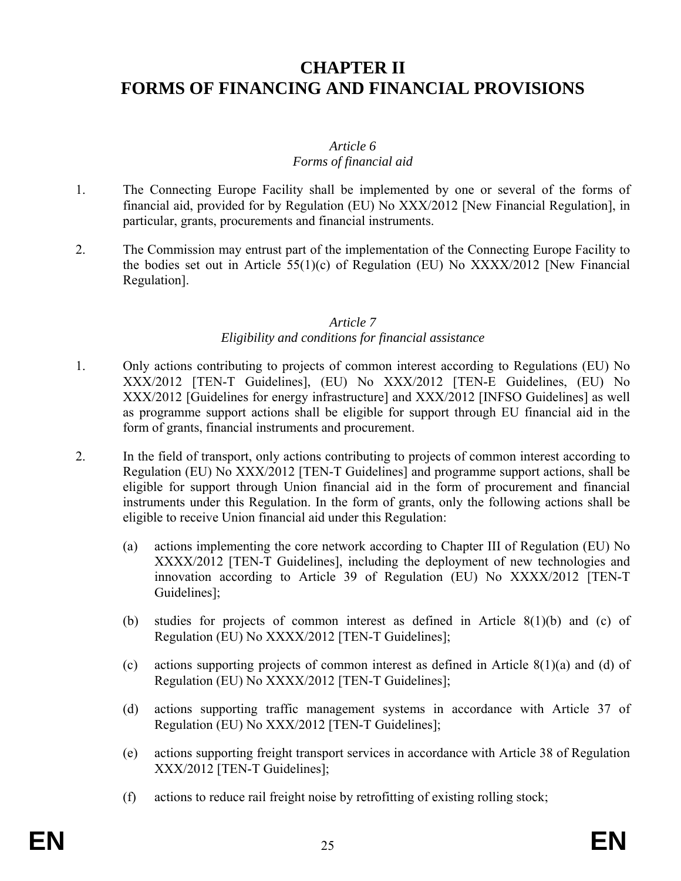# CHAPTER II
# FORMS OF FINANCING AND FINANCIAL PROVISIONS

*Article 6*
*Forms of financial aid*

1. The Connecting Europe Facility shall be implemented by one or several of the forms of financial aid, provided for by Regulation (EU) No XXX/2012 [New Financial Regulation], in particular, grants, procurements and financial instruments.

2. The Commission may entrust part of the implementation of the Connecting Europe Facility to the bodies set out in Article 55(1)(c) of Regulation (EU) No XXXX/2012 [New Financial Regulation].

*Article 7*
*Eligibility and conditions for financial assistance*

1. Only actions contributing to projects of common interest according to Regulations (EU) No XXX/2012 [TEN-T Guidelines], (EU) No XXX/2012 [TEN-E Guidelines, (EU) No XXX/2012 [Guidelines for energy infrastructure] and XXX/2012 [INFSO Guidelines] as well as programme support actions shall be eligible for support through EU financial aid in the form of grants, financial instruments and procurement.

2. In the field of transport, only actions contributing to projects of common interest according to Regulation (EU) No XXX/2012 [TEN-T Guidelines] and programme support actions, shall be eligible for support through Union financial aid in the form of procurement and financial instruments under this Regulation. In the form of grants, only the following actions shall be eligible to receive Union financial aid under this Regulation:

   (a) actions implementing the core network according to Chapter III of Regulation (EU) No XXXX/2012 [TEN-T Guidelines], including the deployment of new technologies and innovation according to Article 39 of Regulation (EU) No XXXX/2012 [TEN-T Guidelines];

   (b) studies for projects of common interest as defined in Article 8(1)(b) and (c) of Regulation (EU) No XXXX/2012 [TEN-T Guidelines];

   (c) actions supporting projects of common interest as defined in Article 8(1)(a) and (d) of Regulation (EU) No XXXX/2012 [TEN-T Guidelines];

   (d) actions supporting traffic management systems in accordance with Article 37 of Regulation (EU) No XXX/2012 [TEN-T Guidelines];

   (e) actions supporting freight transport services in accordance with Article 38 of Regulation XXX/2012 [TEN-T Guidelines];

   (f) actions to reduce rail freight noise by retrofitting of existing rolling stock;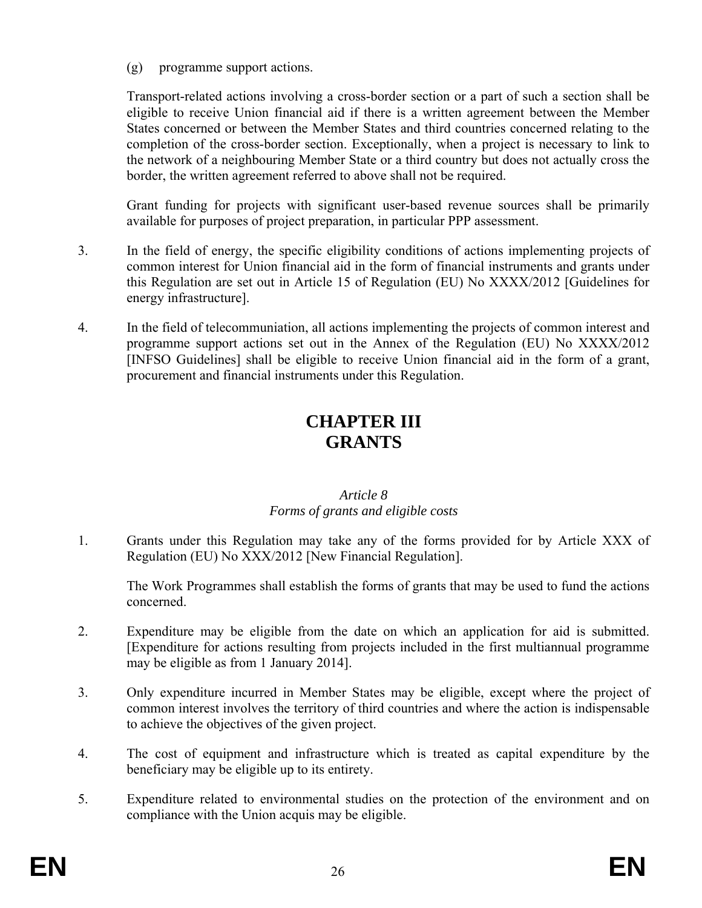(g) programme support actions.

Transport-related actions involving a cross-border section or a part of such a section shall be eligible to receive Union financial aid if there is a written agreement between the Member States concerned or between the Member States and third countries concerned relating to the completion of the cross-border section. Exceptionally, when a project is necessary to link to the network of a neighbouring Member State or a third country but does not actually cross the border, the written agreement referred to above shall not be required.

Grant funding for projects with significant user-based revenue sources shall be primarily available for purposes of project preparation, in particular PPP assessment.

3. In the field of energy, the specific eligibility conditions of actions implementing projects of common interest for Union financial aid in the form of financial instruments and grants under this Regulation are set out in Article 15 of Regulation (EU) No XXXX/2012 [Guidelines for energy infrastructure].

4. In the field of telecommuniation, all actions implementing the projects of common interest and programme support actions set out in the Annex of the Regulation (EU) No XXXX/2012 [INFSO Guidelines] shall be eligible to receive Union financial aid in the form of a grant, procurement and financial instruments under this Regulation.

# CHAPTER III GRANTS

*Article 8*
*Forms of grants and eligible costs*

1. Grants under this Regulation may take any of the forms provided for by Article XXX of Regulation (EU) No XXX/2012 [New Financial Regulation].

   The Work Programmes shall establish the forms of grants that may be used to fund the actions concerned.

2. Expenditure may be eligible from the date on which an application for aid is submitted. [Expenditure for actions resulting from projects included in the first multiannual programme may be eligible as from 1 January 2014].

3. Only expenditure incurred in Member States may be eligible, except where the project of common interest involves the territory of third countries and where the action is indispensable to achieve the objectives of the given project.

4. The cost of equipment and infrastructure which is treated as capital expenditure by the beneficiary may be eligible up to its entirety.

5. Expenditure related to environmental studies on the protection of the environment and on compliance with the Union acquis may be eligible.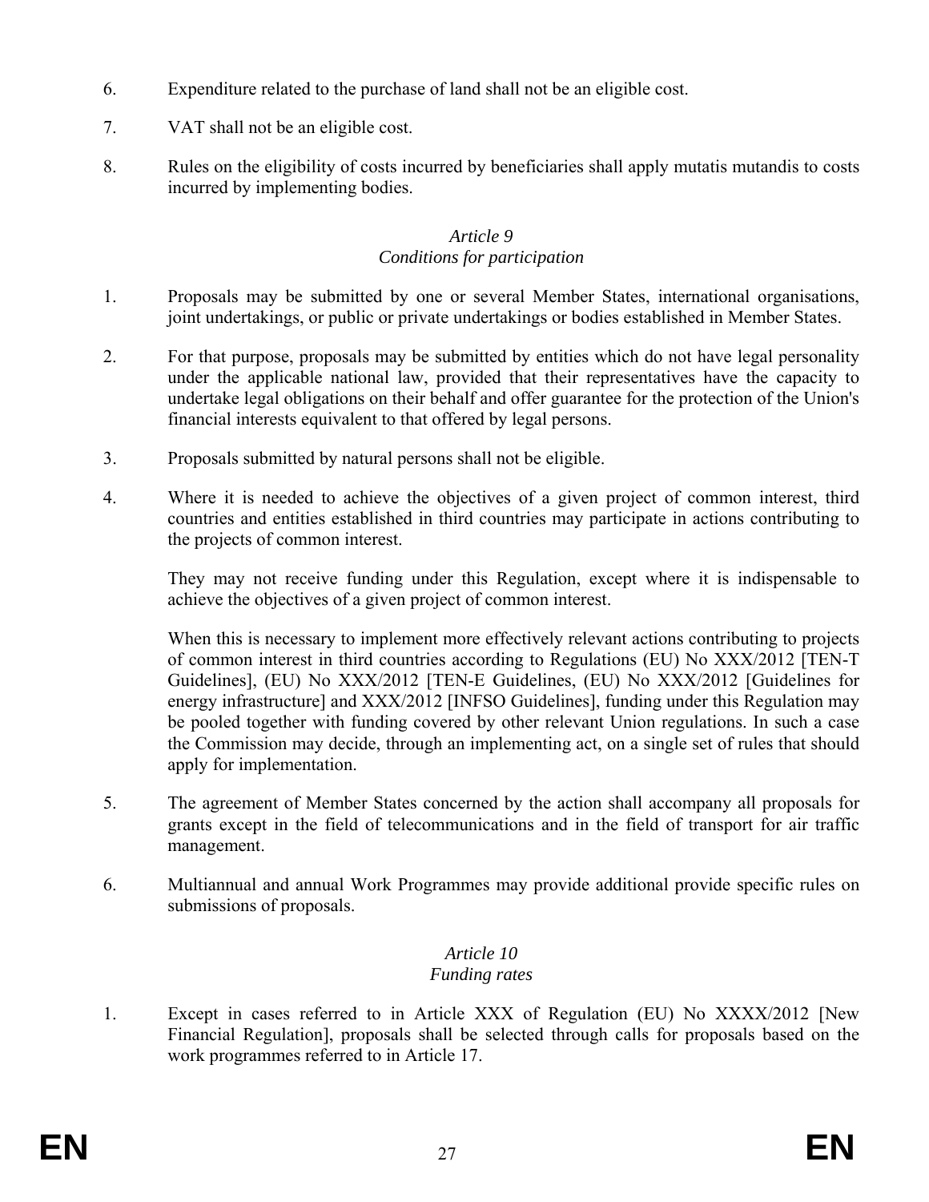6. Expenditure related to the purchase of land shall not be an eligible cost.

7. VAT shall not be an eligible cost.

8. Rules on the eligibility of costs incurred by beneficiaries shall apply mutatis mutandis to costs incurred by implementing bodies.

*Article 9*
*Conditions for participation*

1. Proposals may be submitted by one or several Member States, international organisations, joint undertakings, or public or private undertakings or bodies established in Member States.

2. For that purpose, proposals may be submitted by entities which do not have legal personality under the applicable national law, provided that their representatives have the capacity to undertake legal obligations on their behalf and offer guarantee for the protection of the Union's financial interests equivalent to that offered by legal persons.

3. Proposals submitted by natural persons shall not be eligible.

4. Where it is needed to achieve the objectives of a given project of common interest, third countries and entities established in third countries may participate in actions contributing to the projects of common interest.

   They may not receive funding under this Regulation, except where it is indispensable to achieve the objectives of a given project of common interest.

   When this is necessary to implement more effectively relevant actions contributing to projects of common interest in third countries according to Regulations (EU) No XXX/2012 [TEN-T Guidelines], (EU) No XXX/2012 [TEN-E Guidelines, (EU) No XXX/2012 [Guidelines for energy infrastructure] and XXX/2012 [INFSO Guidelines], funding under this Regulation may be pooled together with funding covered by other relevant Union regulations. In such a case the Commission may decide, through an implementing act, on a single set of rules that should apply for implementation.

5. The agreement of Member States concerned by the action shall accompany all proposals for grants except in the field of telecommunications and in the field of transport for air traffic management.

6. Multiannual and annual Work Programmes may provide additional provide specific rules on submissions of proposals.

*Article 10*
*Funding rates*

1. Except in cases referred to in Article XXX of Regulation (EU) No XXXX/2012 [New Financial Regulation], proposals shall be selected through calls for proposals based on the work programmes referred to in Article 17.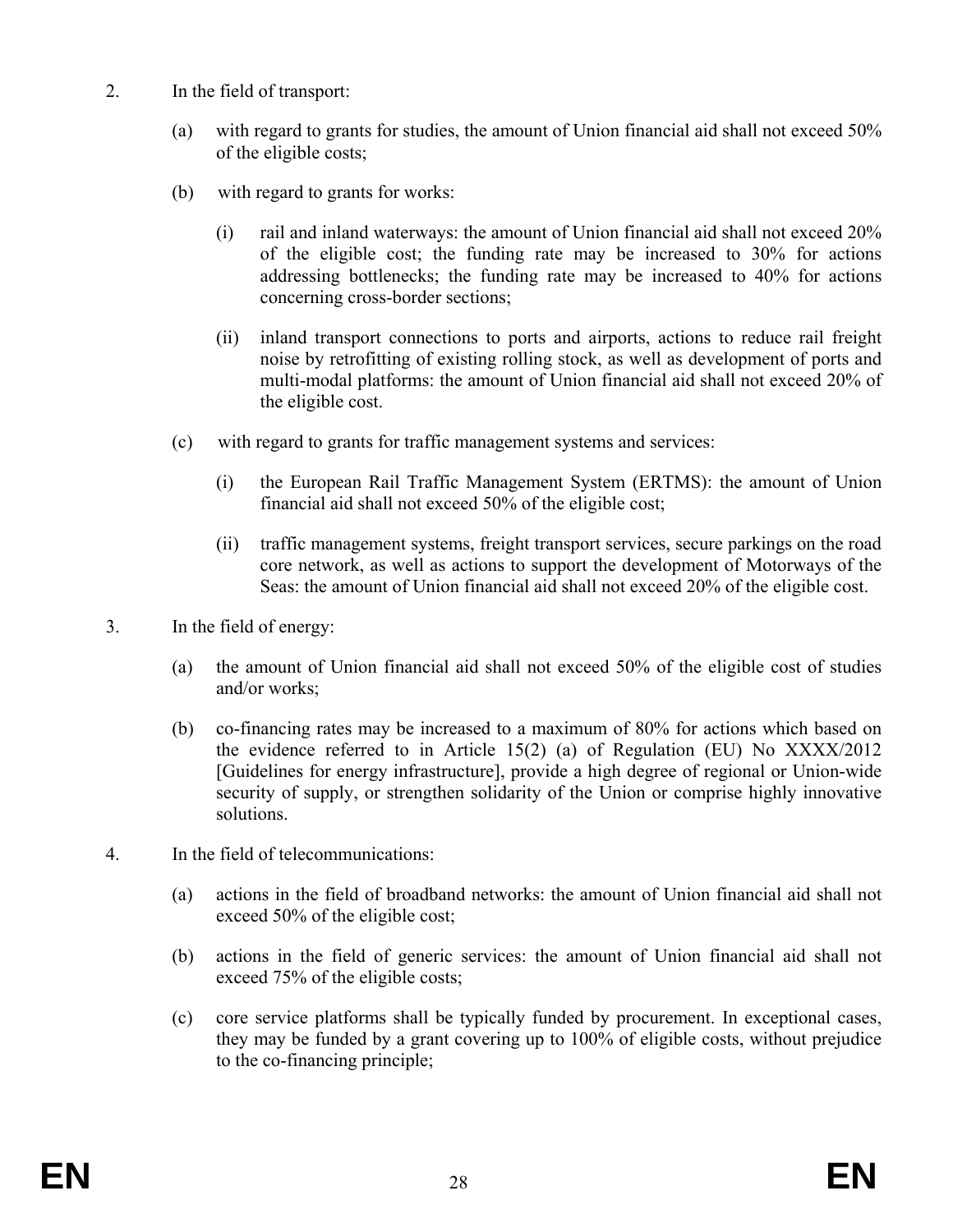2. In the field of transport:

   (a) with regard to grants for studies, the amount of Union financial aid shall not exceed 50% of the eligible costs;

   (b) with regard to grants for works:

      (i) rail and inland waterways: the amount of Union financial aid shall not exceed 20% of the eligible cost; the funding rate may be increased to 30% for actions addressing bottlenecks; the funding rate may be increased to 40% for actions concerning cross-border sections;

      (ii) inland transport connections to ports and airports, actions to reduce rail freight noise by retrofitting of existing rolling stock, as well as development of ports and multi-modal platforms: the amount of Union financial aid shall not exceed 20% of the eligible cost.

   (c) with regard to grants for traffic management systems and services:

      (i) the European Rail Traffic Management System (ERTMS): the amount of Union financial aid shall not exceed 50% of the eligible cost;

      (ii) traffic management systems, freight transport services, secure parkings on the road core network, as well as actions to support the development of Motorways of the Seas: the amount of Union financial aid shall not exceed 20% of the eligible cost.

3. In the field of energy:

   (a) the amount of Union financial aid shall not exceed 50% of the eligible cost of studies and/or works;

   (b) co-financing rates may be increased to a maximum of 80% for actions which based on the evidence referred to in Article 15(2) (a) of Regulation (EU) No XXXX/2012 [Guidelines for energy infrastructure], provide a high degree of regional or Union-wide security of supply, or strengthen solidarity of the Union or comprise highly innovative solutions.

4. In the field of telecommunications:

   (a) actions in the field of broadband networks: the amount of Union financial aid shall not exceed 50% of the eligible cost;

   (b) actions in the field of generic services: the amount of Union financial aid shall not exceed 75% of the eligible costs;

   (c) core service platforms shall be typically funded by procurement. In exceptional cases, they may be funded by a grant covering up to 100% of eligible costs, without prejudice to the co-financing principle;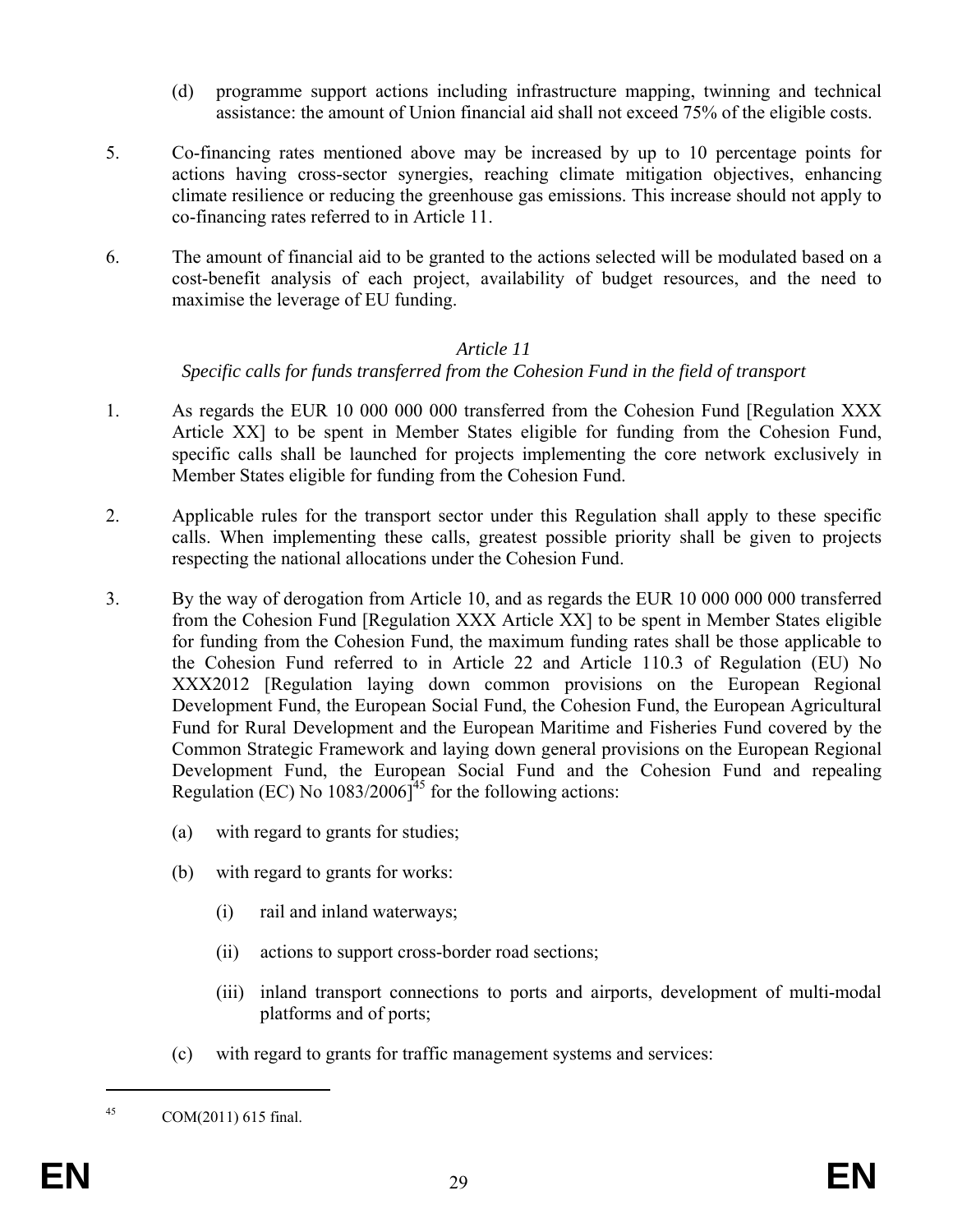(d) programme support actions including infrastructure mapping, twinning and technical assistance: the amount of Union financial aid shall not exceed 75% of the eligible costs.

5. Co-financing rates mentioned above may be increased by up to 10 percentage points for actions having cross-sector synergies, reaching climate mitigation objectives, enhancing climate resilience or reducing the greenhouse gas emissions. This increase should not apply to co-financing rates referred to in Article 11.

6. The amount of financial aid to be granted to the actions selected will be modulated based on a cost-benefit analysis of each project, availability of budget resources, and the need to maximise the leverage of EU funding.

*Article 11*

*Specific calls for funds transferred from the Cohesion Fund in the field of transport*

1. As regards the EUR 10 000 000 000 transferred from the Cohesion Fund [Regulation XXX Article XX] to be spent in Member States eligible for funding from the Cohesion Fund, specific calls shall be launched for projects implementing the core network exclusively in Member States eligible for funding from the Cohesion Fund.

2. Applicable rules for the transport sector under this Regulation shall apply to these specific calls. When implementing these calls, greatest possible priority shall be given to projects respecting the national allocations under the Cohesion Fund.

3. By the way of derogation from Article 10, and as regards the EUR 10 000 000 000 transferred from the Cohesion Fund [Regulation XXX Article XX] to be spent in Member States eligible for funding from the Cohesion Fund, the maximum funding rates shall be those applicable to the Cohesion Fund referred to in Article 22 and Article 110.3 of Regulation (EU) No XXX2012 [Regulation laying down common provisions on the European Regional Development Fund, the European Social Fund, the Cohesion Fund, the European Agricultural Fund for Rural Development and the European Maritime and Fisheries Fund covered by the Common Strategic Framework and laying down general provisions on the European Regional Development Fund, the European Social Fund and the Cohesion Fund and repealing Regulation (EC) No 1083/2006][45] for the following actions:

   (a) with regard to grants for studies;

   (b) with regard to grants for works:

      (i) rail and inland waterways;

      (ii) actions to support cross-border road sections;

      (iii) inland transport connections to ports and airports, development of multi-modal platforms and of ports;

   (c) with regard to grants for traffic management systems and services:

---

[45] COM(2011) 615 final.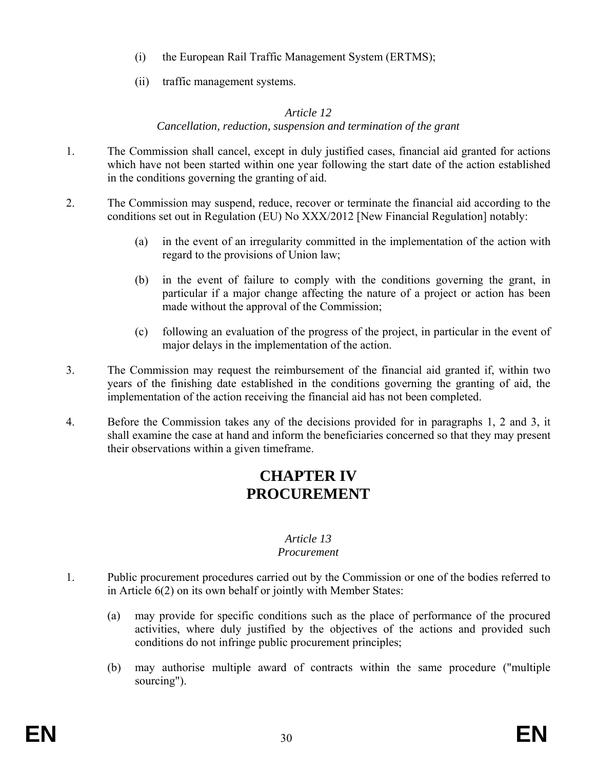(i) the European Rail Traffic Management System (ERTMS);

(ii) traffic management systems.

*Article 12*
*Cancellation, reduction, suspension and termination of the grant*

1. The Commission shall cancel, except in duly justified cases, financial aid granted for actions which have not been started within one year following the start date of the action established in the conditions governing the granting of aid.

2. The Commission may suspend, reduce, recover or terminate the financial aid according to the conditions set out in Regulation (EU) No XXX/2012 [New Financial Regulation] notably:

   (a) in the event of an irregularity committed in the implementation of the action with regard to the provisions of Union law;

   (b) in the event of failure to comply with the conditions governing the grant, in particular if a major change affecting the nature of a project or action has been made without the approval of the Commission;

   (c) following an evaluation of the progress of the project, in particular in the event of major delays in the implementation of the action.

3. The Commission may request the reimbursement of the financial aid granted if, within two years of the finishing date established in the conditions governing the granting of aid, the implementation of the action receiving the financial aid has not been completed.

4. Before the Commission takes any of the decisions provided for in paragraphs 1, 2 and 3, it shall examine the case at hand and inform the beneficiaries concerned so that they may present their observations within a given timeframe.

# CHAPTER IV
# PROCUREMENT

*Article 13*
*Procurement*

1. Public procurement procedures carried out by the Commission or one of the bodies referred to in Article 6(2) on its own behalf or jointly with Member States:

   (a) may provide for specific conditions such as the place of performance of the procured activities, where duly justified by the objectives of the actions and provided such conditions do not infringe public procurement principles;

   (b) may authorise multiple award of contracts within the same procedure ("multiple sourcing").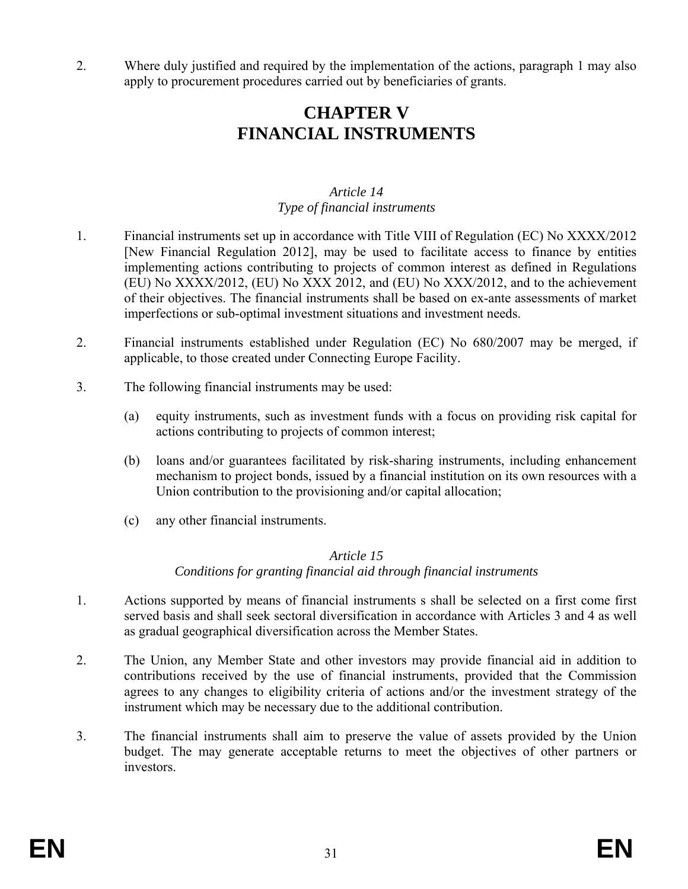2. Where duly justified and required by the implementation of the actions, paragraph 1 may also apply to procurement procedures carried out by beneficiaries of grants.

# CHAPTER V
# FINANCIAL INSTRUMENTS

*Article 14*

*Type of financial instruments*

1. Financial instruments set up in accordance with Title VIII of Regulation (EC) No XXXX/2012 [New Financial Regulation 2012], may be used to facilitate access to finance by entities implementing actions contributing to projects of common interest as defined in Regulations (EU) No XXXX/2012, (EU) No XXX 2012, and (EU) No XXX/2012, and to the achievement of their objectives. The financial instruments shall be based on ex-ante assessments of market imperfections or sub-optimal investment situations and investment needs.

2. Financial instruments established under Regulation (EC) No 680/2007 may be merged, if applicable, to those created under Connecting Europe Facility.

3. The following financial instruments may be used:

   (a) equity instruments, such as investment funds with a focus on providing risk capital for actions contributing to projects of common interest;

   (b) loans and/or guarantees facilitated by risk-sharing instruments, including enhancement mechanism to project bonds, issued by a financial institution on its own resources with a Union contribution to the provisioning and/or capital allocation;

   (c) any other financial instruments.

*Article 15*

*Conditions for granting financial aid through financial instruments*

1. Actions supported by means of financial instruments s shall be selected on a first come first served basis and shall seek sectoral diversification in accordance with Articles 3 and 4 as well as gradual geographical diversification across the Member States.

2. The Union, any Member State and other investors may provide financial aid in addition to contributions received by the use of financial instruments, provided that the Commission agrees to any changes to eligibility criteria of actions and/or the investment strategy of the instrument which may be necessary due to the additional contribution.

3. The financial instruments shall aim to preserve the value of assets provided by the Union budget. The may generate acceptable returns to meet the objectives of other partners or investors.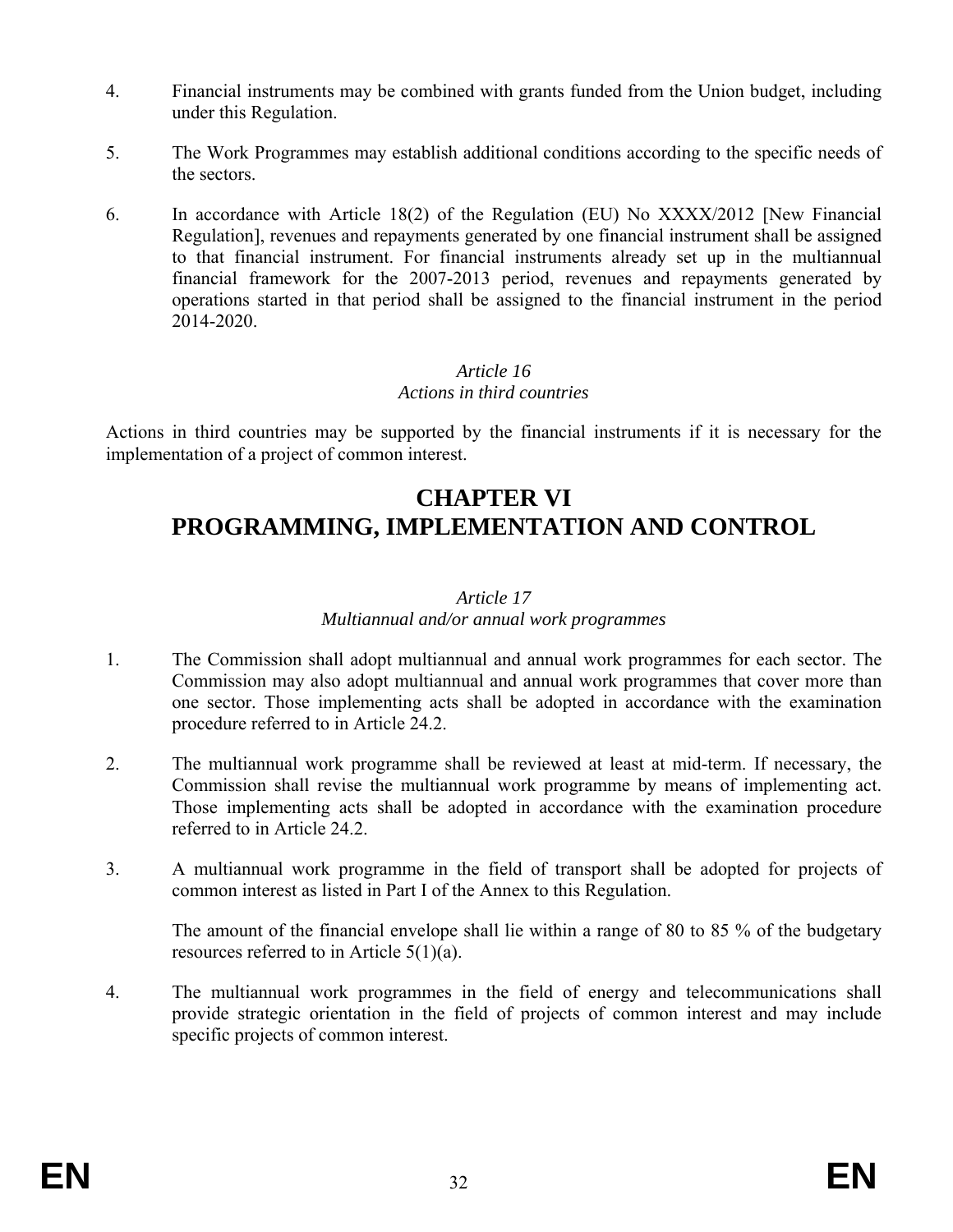4. Financial instruments may be combined with grants funded from the Union budget, including under this Regulation.

5. The Work Programmes may establish additional conditions according to the specific needs of the sectors.

6. In accordance with Article 18(2) of the Regulation (EU) No XXXX/2012 [New Financial Regulation], revenues and repayments generated by one financial instrument shall be assigned to that financial instrument. For financial instruments already set up in the multiannual financial framework for the 2007-2013 period, revenues and repayments generated by operations started in that period shall be assigned to the financial instrument in the period 2014-2020.

*Article 16*
*Actions in third countries*

Actions in third countries may be supported by the financial instruments if it is necessary for the implementation of a project of common interest.

# CHAPTER VI
# PROGRAMMING, IMPLEMENTATION AND CONTROL

*Article 17*
*Multiannual and/or annual work programmes*

1. The Commission shall adopt multiannual and annual work programmes for each sector. The Commission may also adopt multiannual and annual work programmes that cover more than one sector. Those implementing acts shall be adopted in accordance with the examination procedure referred to in Article 24.2.

2. The multiannual work programme shall be reviewed at least at mid-term. If necessary, the Commission shall revise the multiannual work programme by means of implementing act. Those implementing acts shall be adopted in accordance with the examination procedure referred to in Article 24.2.

3. A multiannual work programme in the field of transport shall be adopted for projects of common interest as listed in Part I of the Annex to this Regulation.

   The amount of the financial envelope shall lie within a range of 80 to 85 % of the budgetary resources referred to in Article 5(1)(a).

4. The multiannual work programmes in the field of energy and telecommunications shall provide strategic orientation in the field of projects of common interest and may include specific projects of common interest.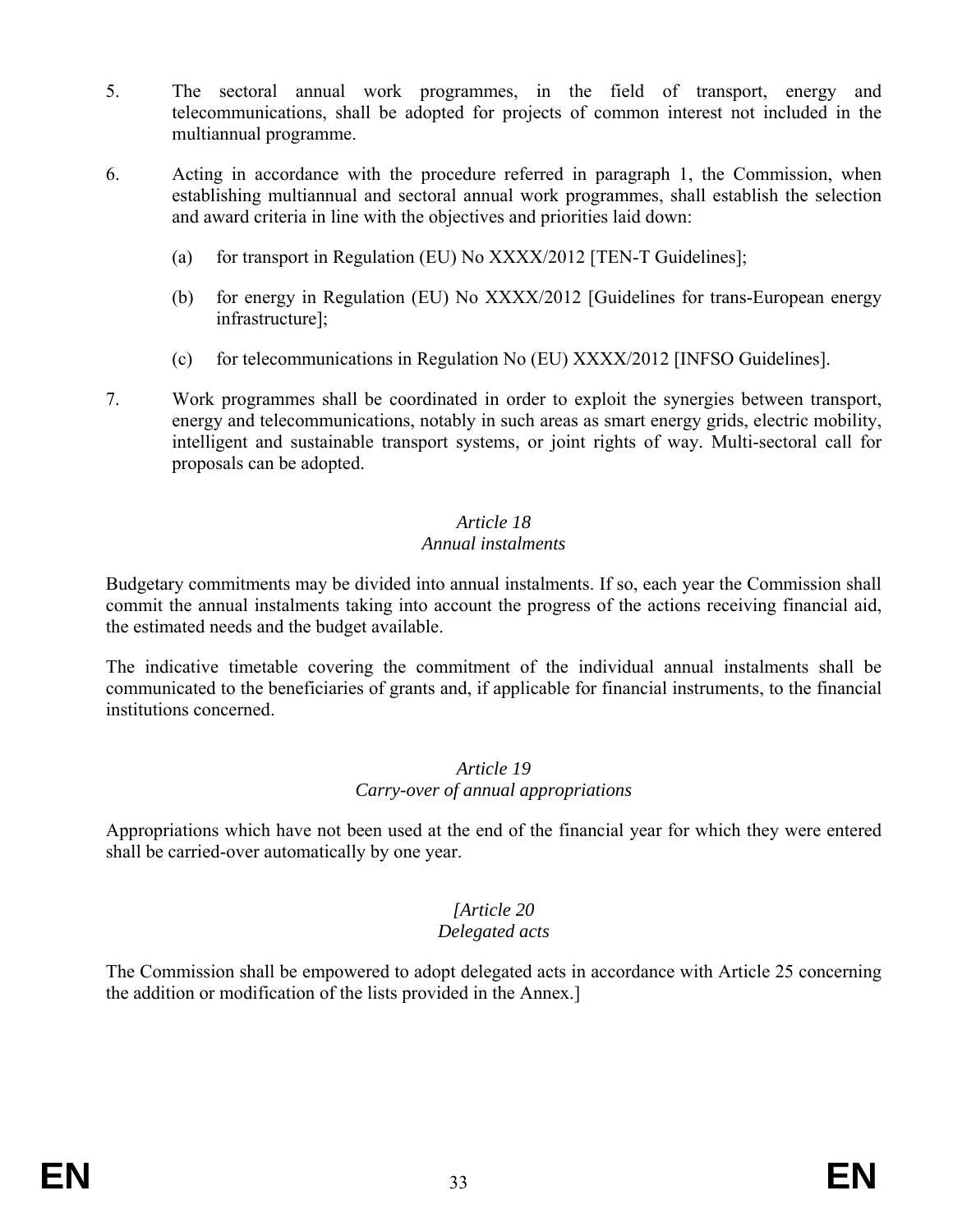5. The sectoral annual work programmes, in the field of transport, energy and telecommunications, shall be adopted for projects of common interest not included in the multiannual programme.

6. Acting in accordance with the procedure referred in paragraph 1, the Commission, when establishing multiannual and sectoral annual work programmes, shall establish the selection and award criteria in line with the objectives and priorities laid down:

   (a) for transport in Regulation (EU) No XXXX/2012 [TEN-T Guidelines];

   (b) for energy in Regulation (EU) No XXXX/2012 [Guidelines for trans-European energy infrastructure];

   (c) for telecommunications in Regulation No (EU) XXXX/2012 [INFSO Guidelines].

7. Work programmes shall be coordinated in order to exploit the synergies between transport, energy and telecommunications, notably in such areas as smart energy grids, electric mobility, intelligent and sustainable transport systems, or joint rights of way. Multi-sectoral call for proposals can be adopted.

*Article 18*
*Annual instalments*

Budgetary commitments may be divided into annual instalments. If so, each year the Commission shall commit the annual instalments taking into account the progress of the actions receiving financial aid, the estimated needs and the budget available.

The indicative timetable covering the commitment of the individual annual instalments shall be communicated to the beneficiaries of grants and, if applicable for financial instruments, to the financial institutions concerned.

*Article 19*
*Carry-over of annual appropriations*

Appropriations which have not been used at the end of the financial year for which they were entered shall be carried-over automatically by one year.

*[Article 20*
*Delegated acts*

The Commission shall be empowered to adopt delegated acts in accordance with Article 25 concerning the addition or modification of the lists provided in the Annex.]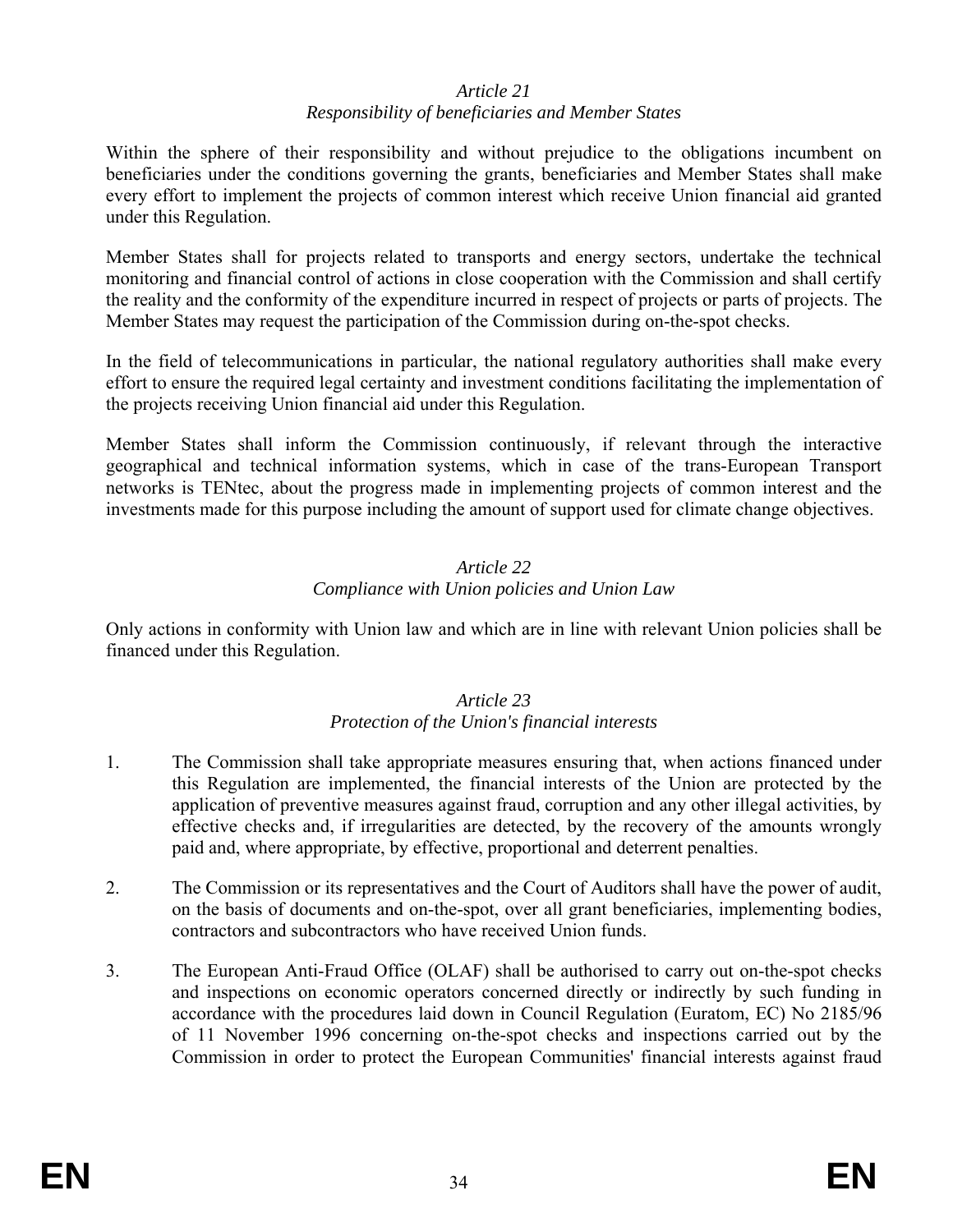*Article 21*
*Responsibility of beneficiaries and Member States*

Within the sphere of their responsibility and without prejudice to the obligations incumbent on beneficiaries under the conditions governing the grants, beneficiaries and Member States shall make every effort to implement the projects of common interest which receive Union financial aid granted under this Regulation.

Member States shall for projects related to transports and energy sectors, undertake the technical monitoring and financial control of actions in close cooperation with the Commission and shall certify the reality and the conformity of the expenditure incurred in respect of projects or parts of projects. The Member States may request the participation of the Commission during on-the-spot checks.

In the field of telecommunications in particular, the national regulatory authorities shall make every effort to ensure the required legal certainty and investment conditions facilitating the implementation of the projects receiving Union financial aid under this Regulation.

Member States shall inform the Commission continuously, if relevant through the interactive geographical and technical information systems, which in case of the trans-European Transport networks is TENtec, about the progress made in implementing projects of common interest and the investments made for this purpose including the amount of support used for climate change objectives.

*Article 22*
*Compliance with Union policies and Union Law*

Only actions in conformity with Union law and which are in line with relevant Union policies shall be financed under this Regulation.

*Article 23*
*Protection of the Union's financial interests*

1. The Commission shall take appropriate measures ensuring that, when actions financed under this Regulation are implemented, the financial interests of the Union are protected by the application of preventive measures against fraud, corruption and any other illegal activities, by effective checks and, if irregularities are detected, by the recovery of the amounts wrongly paid and, where appropriate, by effective, proportional and deterrent penalties.

2. The Commission or its representatives and the Court of Auditors shall have the power of audit, on the basis of documents and on-the-spot, over all grant beneficiaries, implementing bodies, contractors and subcontractors who have received Union funds.

3. The European Anti-Fraud Office (OLAF) shall be authorised to carry out on-the-spot checks and inspections on economic operators concerned directly or indirectly by such funding in accordance with the procedures laid down in Council Regulation (Euratom, EC) No 2185/96 of 11 November 1996 concerning on-the-spot checks and inspections carried out by the Commission in order to protect the European Communities' financial interests against fraud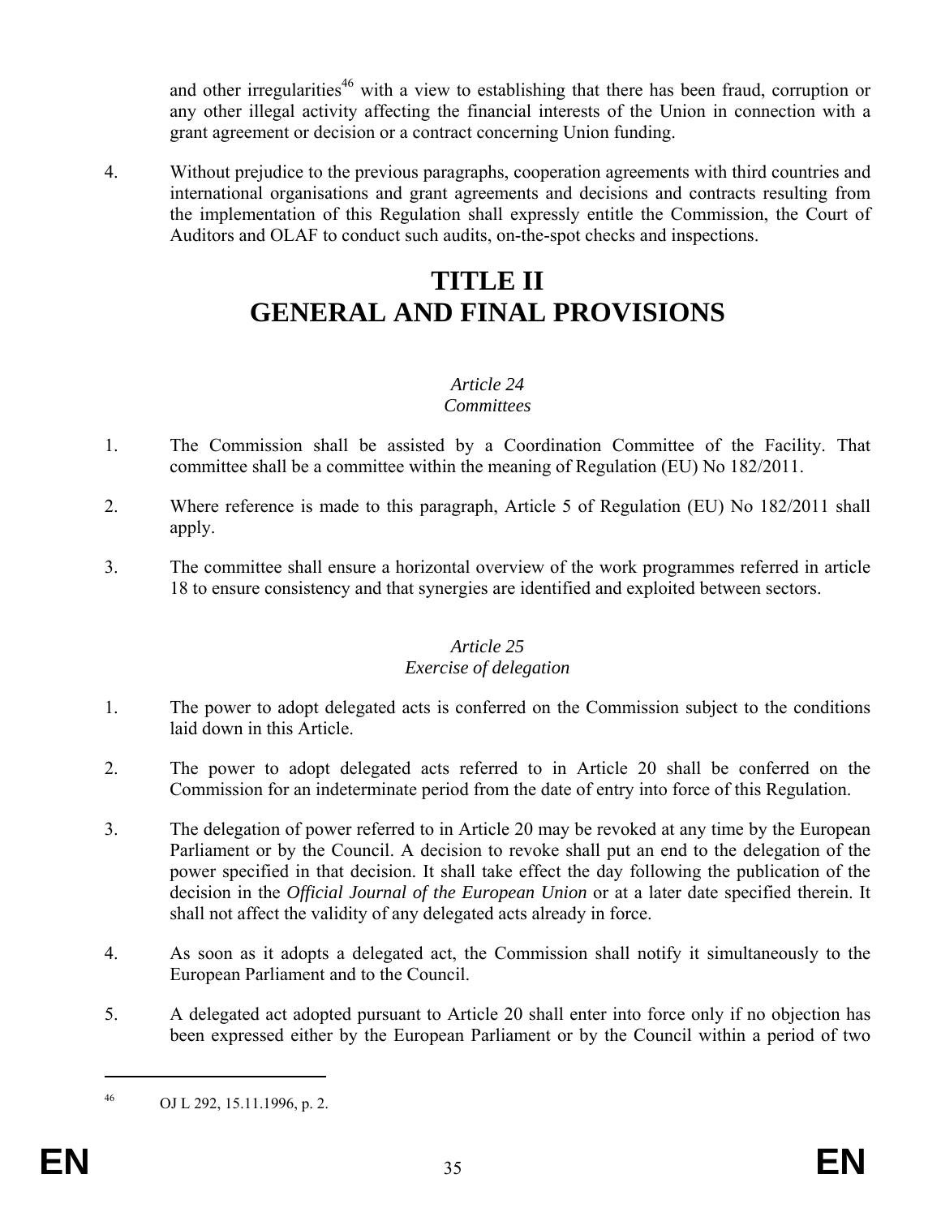and other irregularities[46] with a view to establishing that there has been fraud, corruption or any other illegal activity affecting the financial interests of the Union in connection with a grant agreement or decision or a contract concerning Union funding.

4. Without prejudice to the previous paragraphs, cooperation agreements with third countries and international organisations and grant agreements and decisions and contracts resulting from the implementation of this Regulation shall expressly entitle the Commission, the Court of Auditors and OLAF to conduct such audits, on-the-spot checks and inspections.

# TITLE II GENERAL AND FINAL PROVISIONS

### *Article 24* *Committees*

1. The Commission shall be assisted by a Coordination Committee of the Facility. That committee shall be a committee within the meaning of Regulation (EU) No 182/2011.

2. Where reference is made to this paragraph, Article 5 of Regulation (EU) No 182/2011 shall apply.

3. The committee shall ensure a horizontal overview of the work programmes referred in article 18 to ensure consistency and that synergies are identified and exploited between sectors.

### *Article 25* *Exercise of delegation*

1. The power to adopt delegated acts is conferred on the Commission subject to the conditions laid down in this Article.

2. The power to adopt delegated acts referred to in Article 20 shall be conferred on the Commission for an indeterminate period from the date of entry into force of this Regulation.

3. The delegation of power referred to in Article 20 may be revoked at any time by the European Parliament or by the Council. A decision to revoke shall put an end to the delegation of the power specified in that decision. It shall take effect the day following the publication of the decision in the *Official Journal of the European Union* or at a later date specified therein. It shall not affect the validity of any delegated acts already in force.

4. As soon as it adopts a delegated act, the Commission shall notify it simultaneously to the European Parliament and to the Council.

5. A delegated act adopted pursuant to Article 20 shall enter into force only if no objection has been expressed either by the European Parliament or by the Council within a period of two

[46] OJ L 292, 15.11.1996, p. 2.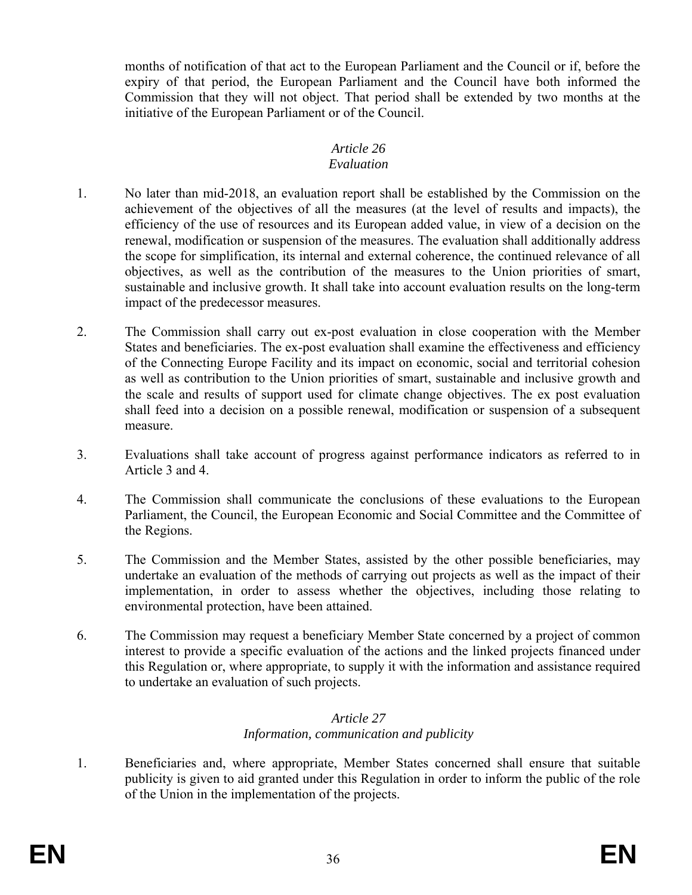months of notification of that act to the European Parliament and the Council or if, before the expiry of that period, the European Parliament and the Council have both informed the Commission that they will not object. That period shall be extended by two months at the initiative of the European Parliament or of the Council.

*Article 26*
*Evaluation*

1. No later than mid-2018, an evaluation report shall be established by the Commission on the achievement of the objectives of all the measures (at the level of results and impacts), the efficiency of the use of resources and its European added value, in view of a decision on the renewal, modification or suspension of the measures. The evaluation shall additionally address the scope for simplification, its internal and external coherence, the continued relevance of all objectives, as well as the contribution of the measures to the Union priorities of smart, sustainable and inclusive growth. It shall take into account evaluation results on the long-term impact of the predecessor measures.

2. The Commission shall carry out ex-post evaluation in close cooperation with the Member States and beneficiaries. The ex-post evaluation shall examine the effectiveness and efficiency of the Connecting Europe Facility and its impact on economic, social and territorial cohesion as well as contribution to the Union priorities of smart, sustainable and inclusive growth and the scale and results of support used for climate change objectives. The ex post evaluation shall feed into a decision on a possible renewal, modification or suspension of a subsequent measure.

3. Evaluations shall take account of progress against performance indicators as referred to in Article 3 and 4.

4. The Commission shall communicate the conclusions of these evaluations to the European Parliament, the Council, the European Economic and Social Committee and the Committee of the Regions.

5. The Commission and the Member States, assisted by the other possible beneficiaries, may undertake an evaluation of the methods of carrying out projects as well as the impact of their implementation, in order to assess whether the objectives, including those relating to environmental protection, have been attained.

6. The Commission may request a beneficiary Member State concerned by a project of common interest to provide a specific evaluation of the actions and the linked projects financed under this Regulation or, where appropriate, to supply it with the information and assistance required to undertake an evaluation of such projects.

*Article 27*
*Information, communication and publicity*

1. Beneficiaries and, where appropriate, Member States concerned shall ensure that suitable publicity is given to aid granted under this Regulation in order to inform the public of the role of the Union in the implementation of the projects.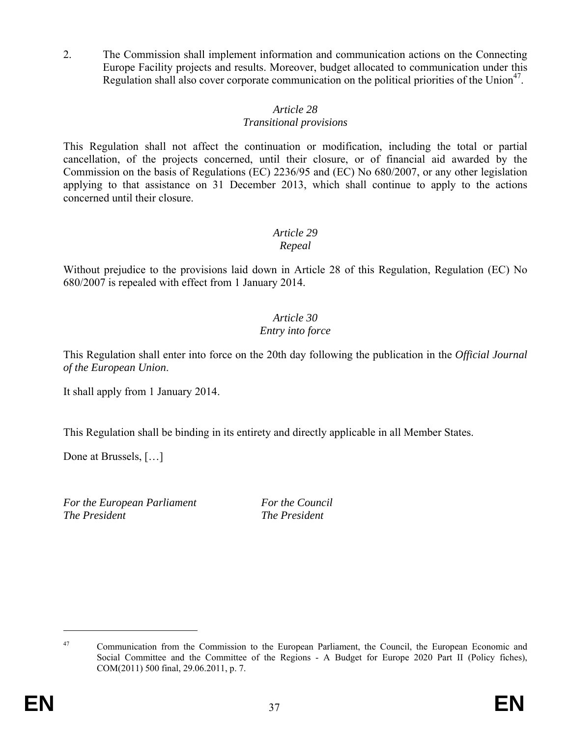2. The Commission shall implement information and communication actions on the Connecting Europe Facility projects and results. Moreover, budget allocated to communication under this Regulation shall also cover corporate communication on the political priorities of the Union[47].

*Article 28*
*Transitional provisions*

This Regulation shall not affect the continuation or modification, including the total or partial cancellation, of the projects concerned, until their closure, or of financial aid awarded by the Commission on the basis of Regulations (EC) 2236/95 and (EC) No 680/2007, or any other legislation applying to that assistance on 31 December 2013, which shall continue to apply to the actions concerned until their closure.

*Article 29*
*Repeal*

Without prejudice to the provisions laid down in Article 28 of this Regulation, Regulation (EC) No 680/2007 is repealed with effect from 1 January 2014.

*Article 30*
*Entry into force*

This Regulation shall enter into force on the 20th day following the publication in the *Official Journal of the European Union*.

It shall apply from 1 January 2014.

This Regulation shall be binding in its entirety and directly applicable in all Member States.

Done at Brussels, […]

| | |
|---|---|
| *For the European Parliament* | *For the Council* |
| *The President* | *The President* |

[47] Communication from the Commission to the European Parliament, the Council, the European Economic and Social Committee and the Committee of the Regions - A Budget for Europe 2020 Part II (Policy fiches), COM(2011) 500 final, 29.06.2011, p. 7.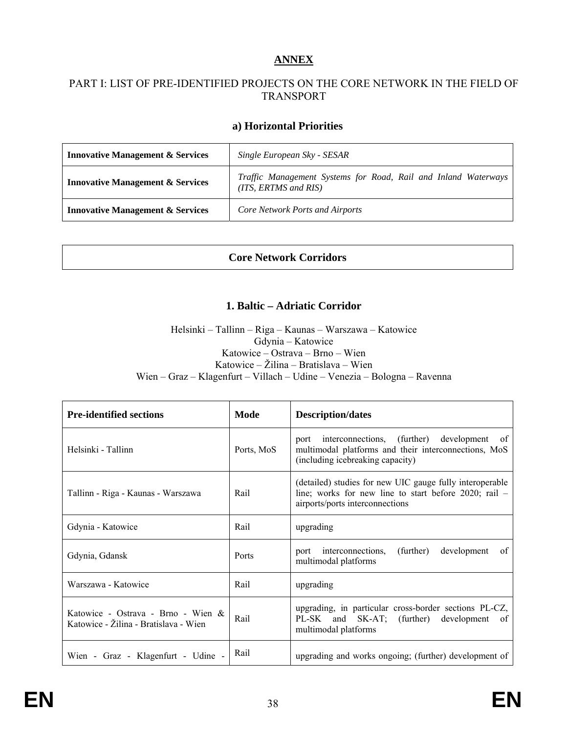## ANNEX

## PART I: LIST OF PRE-IDENTIFIED PROJECTS ON THE CORE NETWORK IN THE FIELD OF TRANSPORT

### a) Horizontal Priorities

| | |
|---|---|
| **Innovative Management & Services** | *Single European Sky - SESAR* |
| **Innovative Management & Services** | *Traffic Management Systems for Road, Rail and Inland Waterways (ITS, ERTMS and RIS)* |
| **Innovative Management & Services** | *Core Network Ports and Airports* |

### Core Network Corridors

### 1. Baltic – Adriatic Corridor

Helsinki – Tallinn – Riga – Kaunas – Warszawa – Katowice
Gdynia – Katowice
Katowice – Ostrava – Brno – Wien
Katowice – Žilina – Bratislava – Wien
Wien – Graz – Klagenfurt – Villach – Udine – Venezia – Bologna – Ravenna

| Pre-identified sections | Mode | Description/dates |
|---|---|---|
| Helsinki - Tallinn | Ports, MoS | port interconnections, (further) development of multimodal platforms and their interconnections, MoS (including icebreaking capacity) |
| Tallinn - Riga - Kaunas - Warszawa | Rail | (detailed) studies for new UIC gauge fully interoperable line; works for new line to start before 2020; rail – airports/ports interconnections |
| Gdynia - Katowice | Rail | upgrading |
| Gdynia, Gdansk | Ports | port interconnections, (further) development of multimodal platforms |
| Warszawa - Katowice | Rail | upgrading |
| Katowice - Ostrava - Brno - Wien & Katowice - Žilina - Bratislava - Wien | Rail | upgrading, in particular cross-border sections PL-CZ, PL-SK and SK-AT; (further) development of multimodal platforms |
| Wien - Graz - Klagenfurt - Udine - | Rail | upgrading and works ongoing; (further) development of |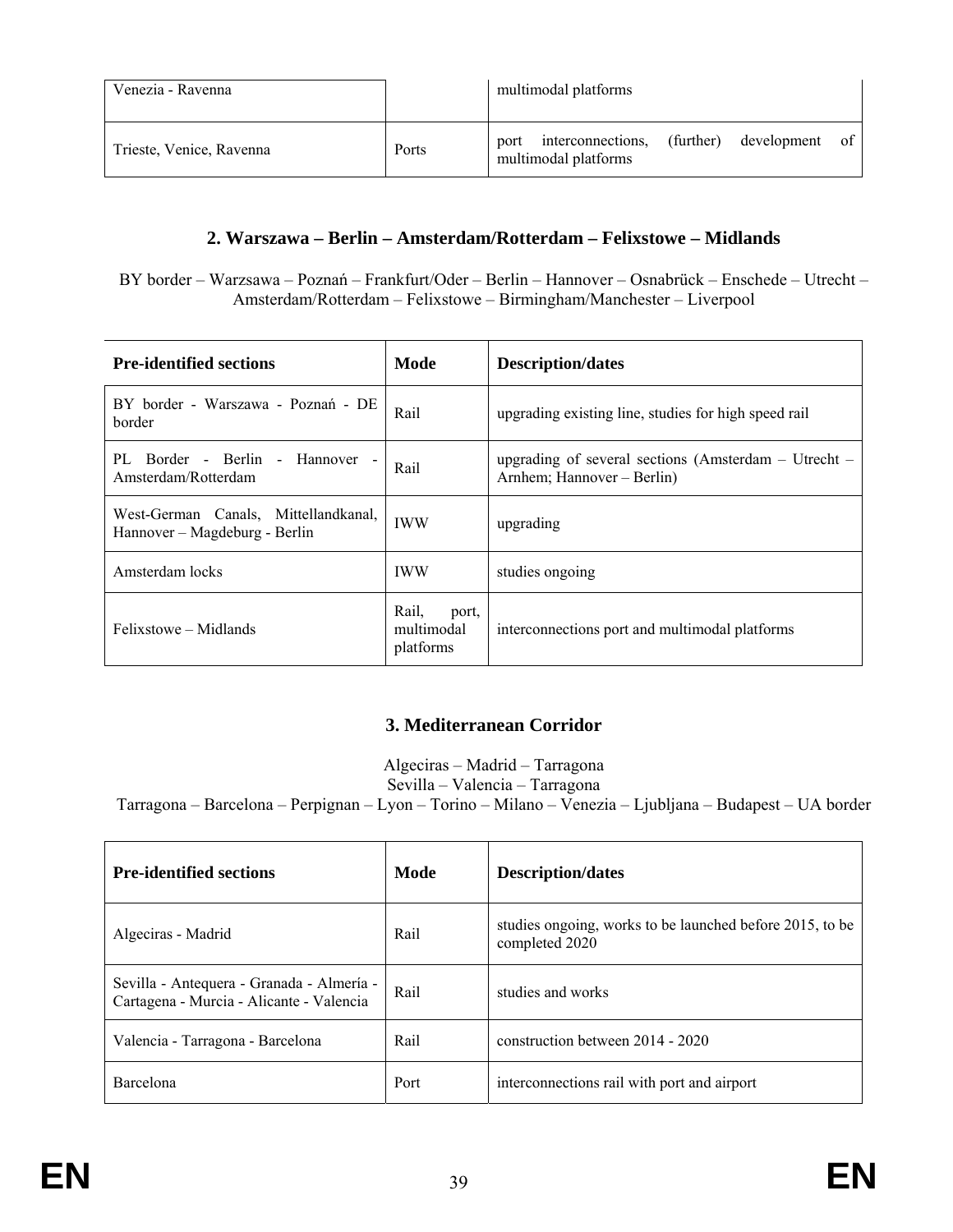| | | |
|---|---|---|
| Venezia - Ravenna | | multimodal platforms |
| Trieste, Venice, Ravenna | Ports | port interconnections, (further) development of multimodal platforms |

### 2. Warszawa – Berlin – Amsterdam/Rotterdam – Felixstowe – Midlands

BY border – Warzsawa – Poznań – Frankfurt/Oder – Berlin – Hannover – Osnabrück – Enschede – Utrecht – Amsterdam/Rotterdam – Felixstowe – Birmingham/Manchester – Liverpool

| **Pre-identified sections** | **Mode** | **Description/dates** |
|---|---|---|
| BY border - Warszawa - Poznań - DE border | Rail | upgrading existing line, studies for high speed rail |
| PL Border - Berlin - Hannover - Amsterdam/Rotterdam | Rail | upgrading of several sections (Amsterdam – Utrecht – Arnhem; Hannover – Berlin) |
| West-German Canals, Mittellandkanal, Hannover – Magdeburg - Berlin | IWW | upgrading |
| Amsterdam locks | IWW | studies ongoing |
| Felixstowe – Midlands | Rail, port, multimodal platforms | interconnections port and multimodal platforms |

### 3. Mediterranean Corridor

Algeciras – Madrid – Tarragona
Sevilla – Valencia – Tarragona
Tarragona – Barcelona – Perpignan – Lyon – Torino – Milano – Venezia – Ljubljana – Budapest – UA border

| **Pre-identified sections** | **Mode** | **Description/dates** |
|---|---|---|
| Algeciras - Madrid | Rail | studies ongoing, works to be launched before 2015, to be completed 2020 |
| Sevilla - Antequera - Granada - Almería - Cartagena - Murcia - Alicante - Valencia | Rail | studies and works |
| Valencia - Tarragona - Barcelona | Rail | construction between 2014 - 2020 |
| Barcelona | Port | interconnections rail with port and airport |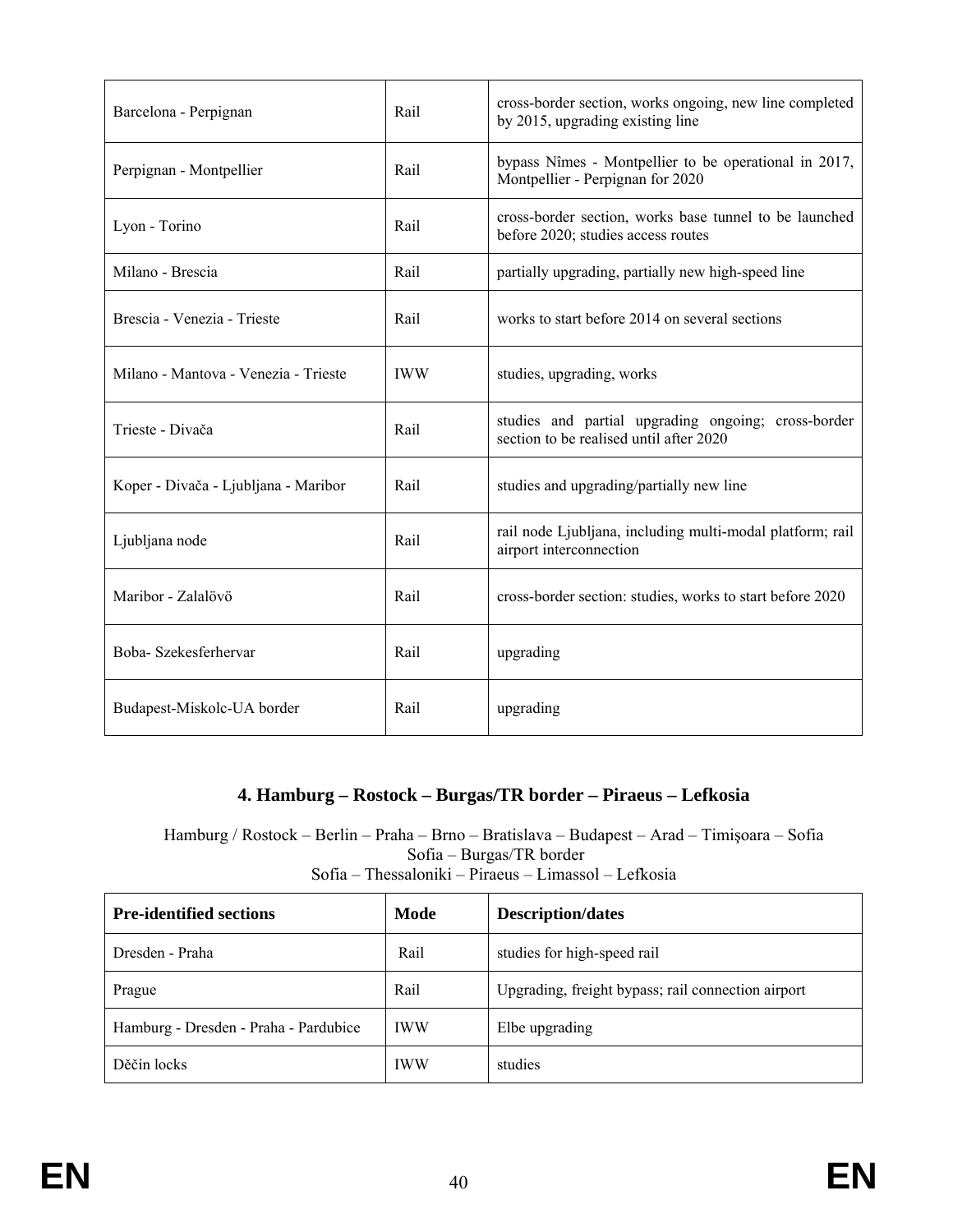| | | |
|---|---|---|
| Barcelona - Perpignan | Rail | cross-border section, works ongoing, new line completed by 2015, upgrading existing line |
| Perpignan - Montpellier | Rail | bypass Nîmes - Montpellier to be operational in 2017, Montpellier - Perpignan for 2020 |
| Lyon - Torino | Rail | cross-border section, works base tunnel to be launched before 2020; studies access routes |
| Milano - Brescia | Rail | partially upgrading, partially new high-speed line |
| Brescia - Venezia - Trieste | Rail | works to start before 2014 on several sections |
| Milano - Mantova - Venezia - Trieste | IWW | studies, upgrading, works |
| Trieste - Divača | Rail | studies and partial upgrading ongoing; cross-border section to be realised until after 2020 |
| Koper - Divača - Ljubljana - Maribor | Rail | studies and upgrading/partially new line |
| Ljubljana node | Rail | rail node Ljubljana, including multi-modal platform; rail airport interconnection |
| Maribor - Zalalövö | Rail | cross-border section: studies, works to start before 2020 |
| Boba- Szekesferhervar | Rail | upgrading |
| Budapest-Miskolc-UA border | Rail | upgrading |

### 4. Hamburg – Rostock – Burgas/TR border – Piraeus – Lefkosia

Hamburg / Rostock – Berlin – Praha – Brno – Bratislava – Budapest – Arad – Timişoara – Sofia
Sofia – Burgas/TR border
Sofia – Thessaloniki – Piraeus – Limassol – Lefkosia

| Pre-identified sections | Mode | Description/dates |
|---|---|---|
| Dresden - Praha | Rail | studies for high-speed rail |
| Prague | Rail | Upgrading, freight bypass; rail connection airport |
| Hamburg - Dresden - Praha - Pardubice | IWW | Elbe upgrading |
| Děčín locks | IWW | studies |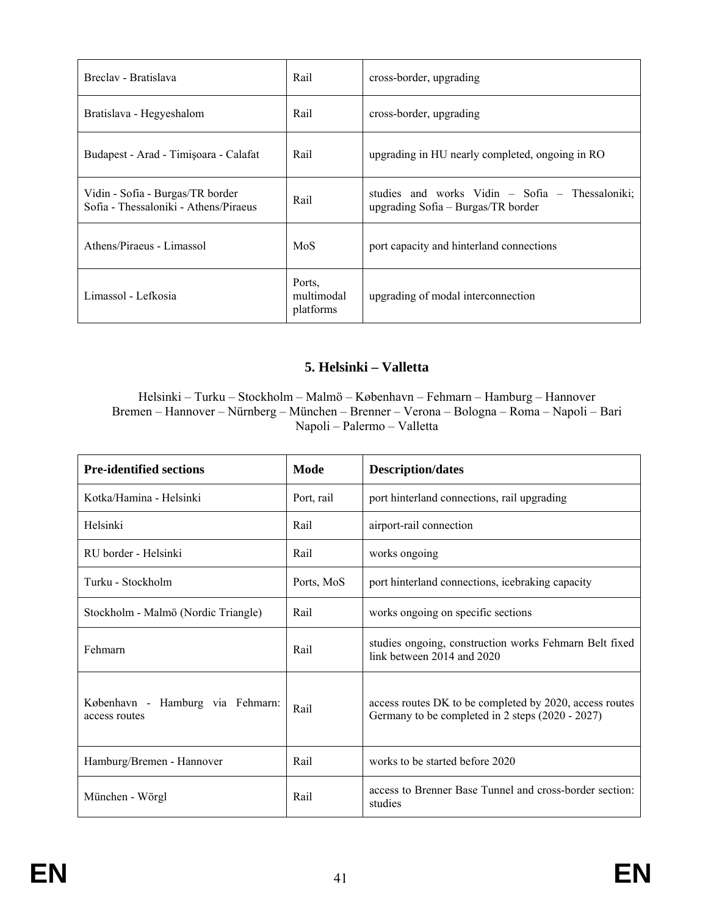| | | |
|---|---|---|
| Breclav - Bratislava | Rail | cross-border, upgrading |
| Bratislava - Hegyeshalom | Rail | cross-border, upgrading |
| Budapest - Arad - Timişoara - Calafat | Rail | upgrading in HU nearly completed, ongoing in RO |
| Vidin - Sofia - Burgas/TR border<br>Sofia - Thessaloniki - Athens/Piraeus | Rail | studies and works Vidin – Sofia – Thessaloniki; upgrading Sofia – Burgas/TR border |
| Athens/Piraeus - Limassol | MoS | port capacity and hinterland connections |
| Limassol - Lefkosia | Ports, multimodal platforms | upgrading of modal interconnection |

## 5. Helsinki – Valletta

Helsinki – Turku – Stockholm – Malmö – København – Fehmarn – Hamburg – Hannover
Bremen – Hannover – Nürnberg – München – Brenner – Verona – Bologna – Roma – Napoli – Bari
Napoli – Palermo – Valletta

| Pre-identified sections | Mode | Description/dates |
|---|---|---|
| Kotka/Hamina - Helsinki | Port, rail | port hinterland connections, rail upgrading |
| Helsinki | Rail | airport-rail connection |
| RU border - Helsinki | Rail | works ongoing |
| Turku - Stockholm | Ports, MoS | port hinterland connections, icebraking capacity |
| Stockholm - Malmö (Nordic Triangle) | Rail | works ongoing on specific sections |
| Fehmarn | Rail | studies ongoing, construction works Fehmarn Belt fixed link between 2014 and 2020 |
| København - Hamburg via Fehmarn: access routes | Rail | access routes DK to be completed by 2020, access routes Germany to be completed in 2 steps (2020 - 2027) |
| Hamburg/Bremen - Hannover | Rail | works to be started before 2020 |
| München - Wörgl | Rail | access to Brenner Base Tunnel and cross-border section: studies |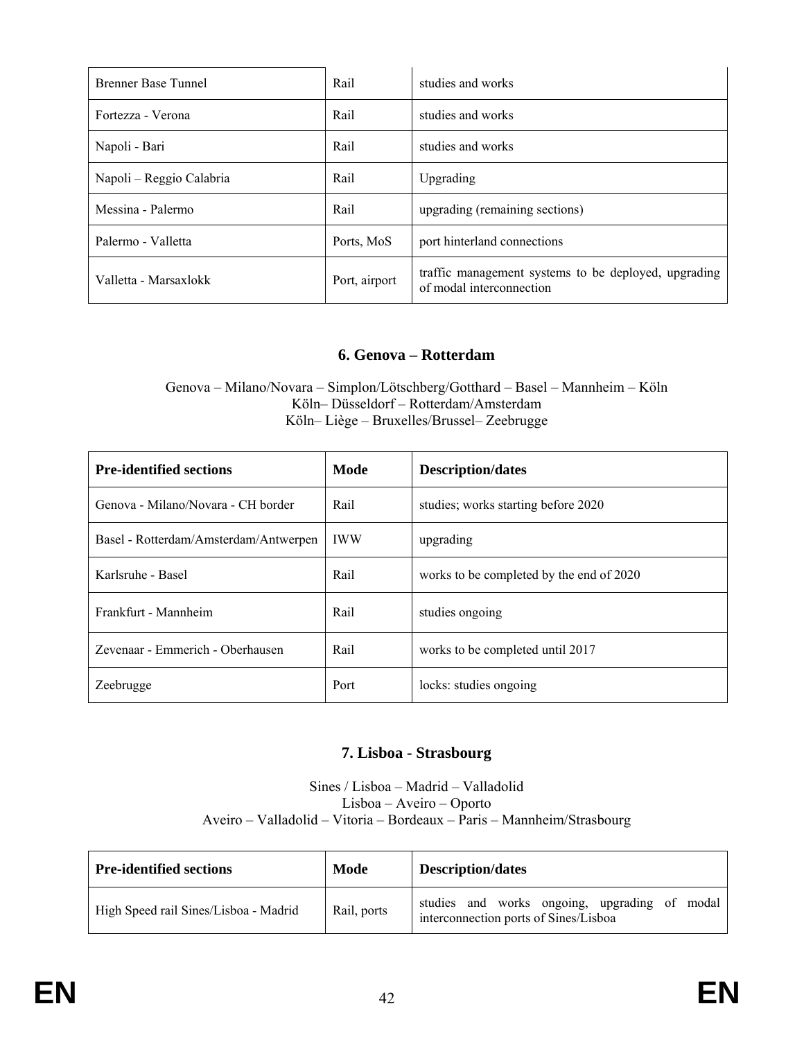| | | |
|---|---|---|
| Brenner Base Tunnel | Rail | studies and works |
| Fortezza - Verona | Rail | studies and works |
| Napoli - Bari | Rail | studies and works |
| Napoli – Reggio Calabria | Rail | Upgrading |
| Messina - Palermo | Rail | upgrading (remaining sections) |
| Palermo - Valletta | Ports, MoS | port hinterland connections |
| Valletta - Marsaxlokk | Port, airport | traffic management systems to be deployed, upgrading of modal interconnection |

### 6. Genova – Rotterdam

Genova – Milano/Novara – Simplon/Lötschberg/Gotthard – Basel – Mannheim – Köln
Köln– Düsseldorf – Rotterdam/Amsterdam
Köln– Liège – Bruxelles/Brussel– Zeebrugge

| **Pre-identified sections** | **Mode** | **Description/dates** |
|---|---|---|
| Genova - Milano/Novara - CH border | Rail | studies; works starting before 2020 |
| Basel - Rotterdam/Amsterdam/Antwerpen | IWW | upgrading |
| Karlsruhe - Basel | Rail | works to be completed by the end of 2020 |
| Frankfurt - Mannheim | Rail | studies ongoing |
| Zevenaar - Emmerich - Oberhausen | Rail | works to be completed until 2017 |
| Zeebrugge | Port | locks: studies ongoing |

### 7. Lisboa - Strasbourg

Sines / Lisboa – Madrid – Valladolid
Lisboa – Aveiro – Oporto
Aveiro – Valladolid – Vitoria – Bordeaux – Paris – Mannheim/Strasbourg

| **Pre-identified sections** | **Mode** | **Description/dates** |
|---|---|---|
| High Speed rail Sines/Lisboa - Madrid | Rail, ports | studies and works ongoing, upgrading of modal interconnection ports of Sines/Lisboa |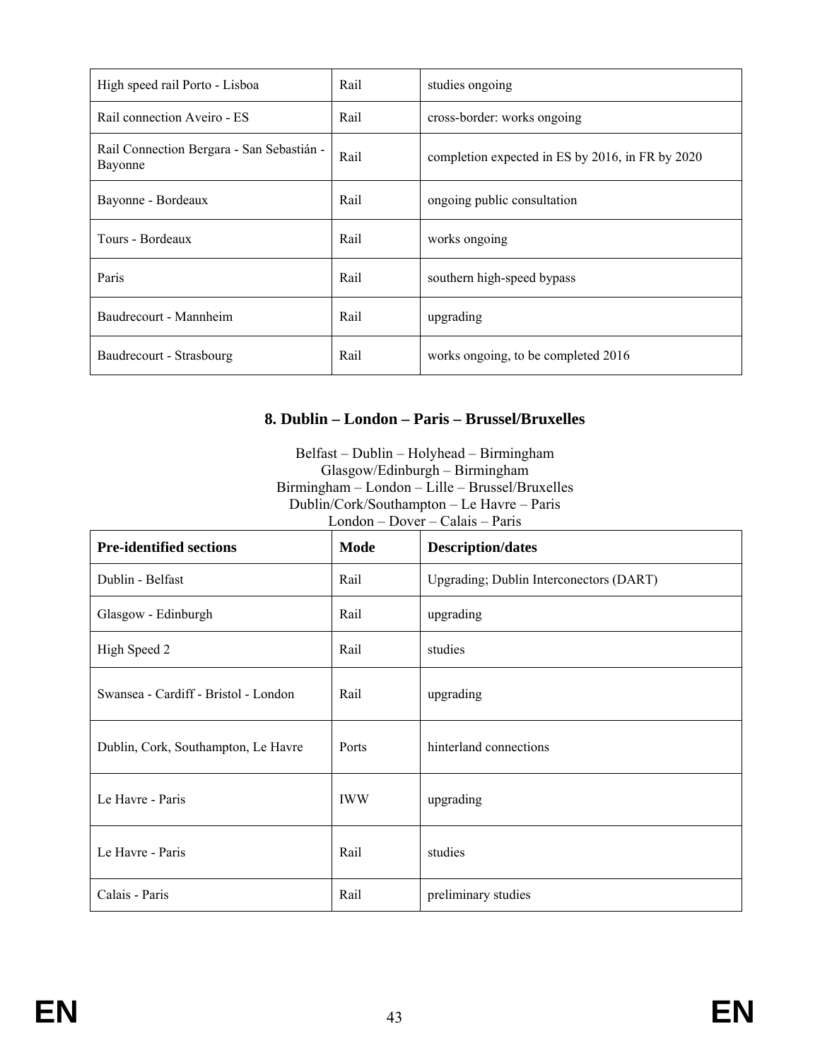| | | |
|---|---|---|
| High speed rail Porto - Lisboa | Rail | studies ongoing |
| Rail connection Aveiro - ES | Rail | cross-border: works ongoing |
| Rail Connection Bergara - San Sebastián - Bayonne | Rail | completion expected in ES by 2016, in FR by 2020 |
| Bayonne - Bordeaux | Rail | ongoing public consultation |
| Tours - Bordeaux | Rail | works ongoing |
| Paris | Rail | southern high-speed bypass |
| Baudrecourt - Mannheim | Rail | upgrading |
| Baudrecourt - Strasbourg | Rail | works ongoing, to be completed 2016 |

## 8. Dublin – London – Paris – Brussel/Bruxelles

Belfast – Dublin – Holyhead – Birmingham
Glasgow/Edinburgh – Birmingham
Birmingham – London – Lille – Brussel/Bruxelles
Dublin/Cork/Southampton – Le Havre – Paris
London – Dover – Calais – Paris

| **Pre-identified sections** | **Mode** | **Description/dates** |
|---|---|---|
| Dublin - Belfast | Rail | Upgrading; Dublin Interconectors (DART) |
| Glasgow - Edinburgh | Rail | upgrading |
| High Speed 2 | Rail | studies |
| Swansea - Cardiff - Bristol - London | Rail | upgrading |
| Dublin, Cork, Southampton, Le Havre | Ports | hinterland connections |
| Le Havre - Paris | IWW | upgrading |
| Le Havre - Paris | Rail | studies |
| Calais - Paris | Rail | preliminary studies |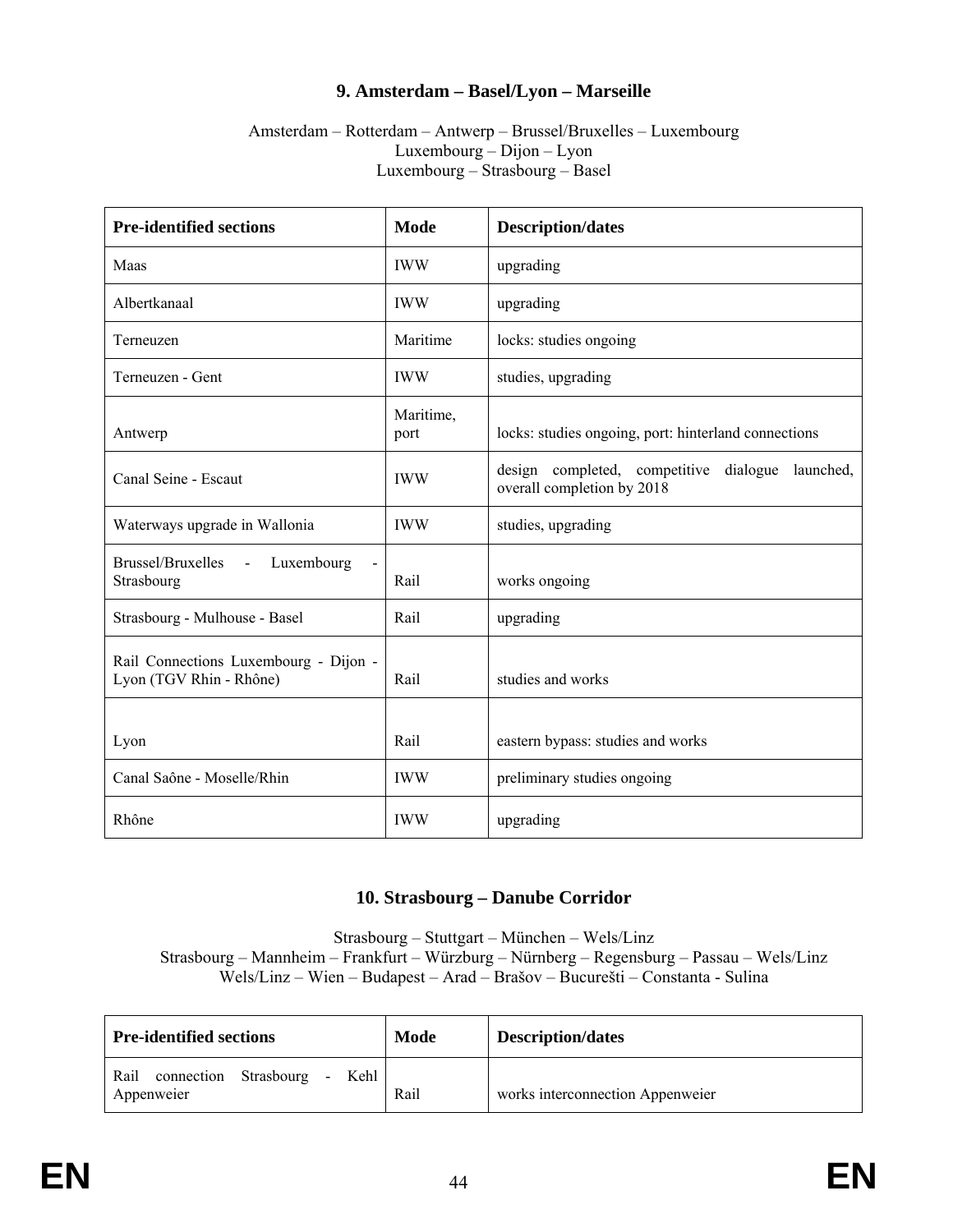### 9. Amsterdam – Basel/Lyon – Marseille

Amsterdam – Rotterdam – Antwerp – Brussel/Bruxelles – Luxembourg
Luxembourg – Dijon – Lyon
Luxembourg – Strasbourg – Basel

| Pre-identified sections | Mode | Description/dates |
|---|---|---|
| Maas | IWW | upgrading |
| Albertkanaal | IWW | upgrading |
| Terneuzen | Maritime | locks: studies ongoing |
| Terneuzen - Gent | IWW | studies, upgrading |
| Antwerp | Maritime, port | locks: studies ongoing, port: hinterland connections |
| Canal Seine - Escaut | IWW | design completed, competitive dialogue launched, overall completion by 2018 |
| Waterways upgrade in Wallonia | IWW | studies, upgrading |
| Brussel/Bruxelles - Luxembourg - Strasbourg | Rail | works ongoing |
| Strasbourg - Mulhouse - Basel | Rail | upgrading |
| Rail Connections Luxembourg - Dijon - Lyon (TGV Rhin - Rhône) | Rail | studies and works |
| Lyon | Rail | eastern bypass: studies and works |
| Canal Saône - Moselle/Rhin | IWW | preliminary studies ongoing |
| Rhône | IWW | upgrading |

### 10. Strasbourg – Danube Corridor

Strasbourg – Stuttgart – München – Wels/Linz
Strasbourg – Mannheim – Frankfurt – Würzburg – Nürnberg – Regensburg – Passau – Wels/Linz
Wels/Linz – Wien – Budapest – Arad – Brašov – Bucureşti – Constanta - Sulina

| Pre-identified sections | Mode | Description/dates |
|---|---|---|
| Rail connection Strasbourg - Kehl Appenweier | Rail | works interconnection Appenweier |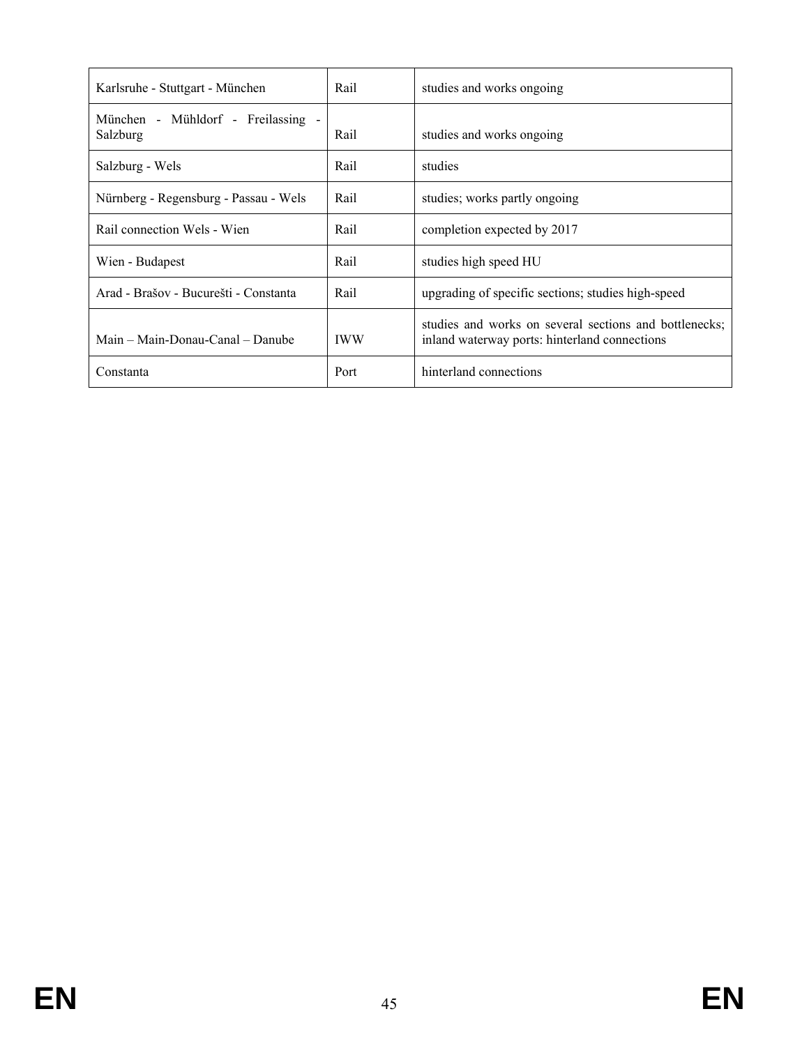| | | |
|---|---|---|
| Karlsruhe - Stuttgart - München | Rail | studies and works ongoing |
| München - Mühldorf - Freilassing - Salzburg | Rail | studies and works ongoing |
| Salzburg - Wels | Rail | studies |
| Nürnberg - Regensburg - Passau - Wels | Rail | studies; works partly ongoing |
| Rail connection Wels - Wien | Rail | completion expected by 2017 |
| Wien - Budapest | Rail | studies high speed HU |
| Arad - Brašov - Bucurešti - Constanta | Rail | upgrading of specific sections; studies high-speed |
| Main – Main-Donau-Canal – Danube | IWW | studies and works on several sections and bottlenecks; inland waterway ports: hinterland connections |
| Constanta | Port | hinterland connections |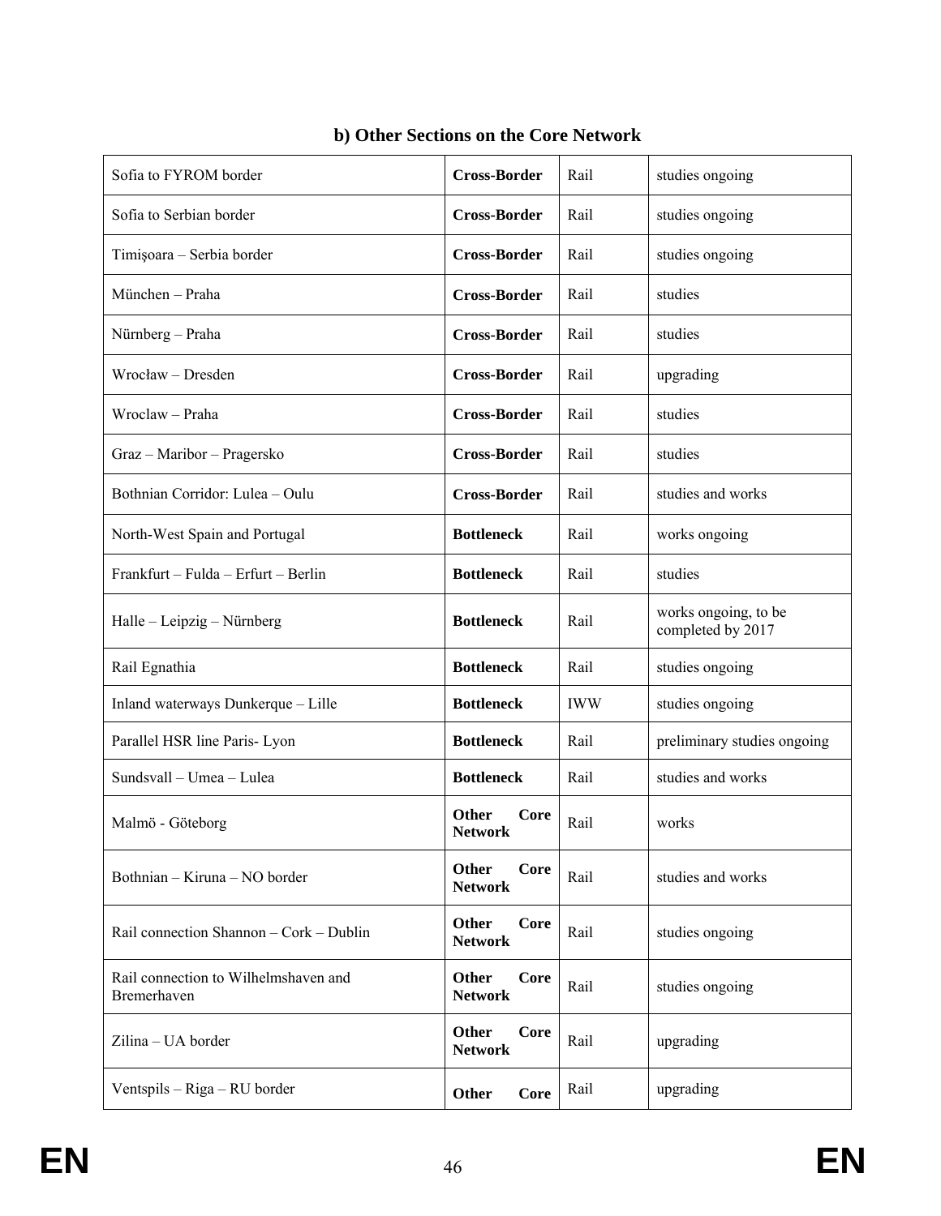### b) Other Sections on the Core Network

| | | | |
|---|---|---|---|
| Sofia to FYROM border | **Cross-Border** | Rail | studies ongoing |
| Sofia to Serbian border | **Cross-Border** | Rail | studies ongoing |
| Timişoara – Serbia border | **Cross-Border** | Rail | studies ongoing |
| München – Praha | **Cross-Border** | Rail | studies |
| Nürnberg – Praha | **Cross-Border** | Rail | studies |
| Wrocław – Dresden | **Cross-Border** | Rail | upgrading |
| Wroclaw – Praha | **Cross-Border** | Rail | studies |
| Graz – Maribor – Pragersko | **Cross-Border** | Rail | studies |
| Bothnian Corridor: Lulea – Oulu | **Cross-Border** | Rail | studies and works |
| North-West Spain and Portugal | **Bottleneck** | Rail | works ongoing |
| Frankfurt – Fulda – Erfurt – Berlin | **Bottleneck** | Rail | studies |
| Halle – Leipzig – Nürnberg | **Bottleneck** | Rail | works ongoing, to be completed by 2017 |
| Rail Egnathia | **Bottleneck** | Rail | studies ongoing |
| Inland waterways Dunkerque – Lille | **Bottleneck** | IWW | studies ongoing |
| Parallel HSR line Paris- Lyon | **Bottleneck** | Rail | preliminary studies ongoing |
| Sundsvall – Umea – Lulea | **Bottleneck** | Rail | studies and works |
| Malmö - Göteborg | **Other Core Network** | Rail | works |
| Bothnian – Kiruna – NO border | **Other Core Network** | Rail | studies and works |
| Rail connection Shannon – Cork – Dublin | **Other Core Network** | Rail | studies ongoing |
| Rail connection to Wilhelmshaven and Bremerhaven | **Other Core Network** | Rail | studies ongoing |
| Zilina – UA border | **Other Core Network** | Rail | upgrading |
| Ventspils – Riga – RU border | **Other Core** | Rail | upgrading |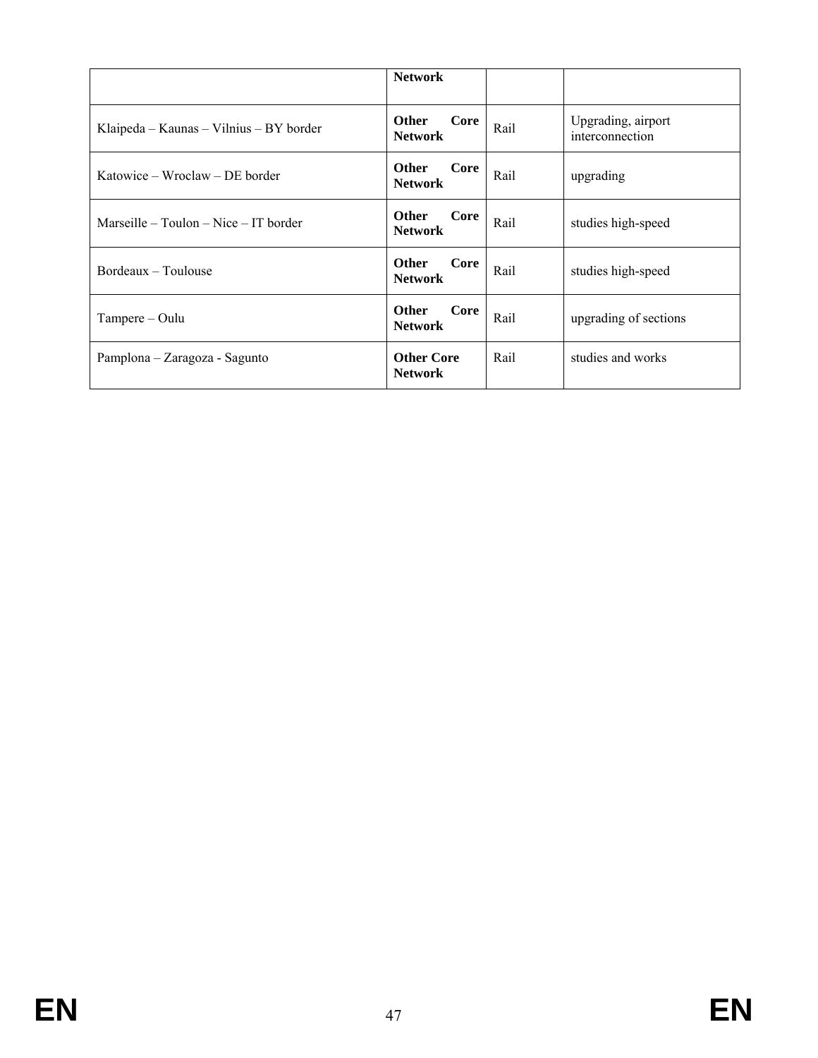| | | | |
|---|---|---|---|
| | **Network** | | |
| Klaipeda – Kaunas – Vilnius – BY border | **Other Core Network** | Rail | Upgrading, airport interconnection |
| Katowice – Wroclaw – DE border | **Other Core Network** | Rail | upgrading |
| Marseille – Toulon – Nice – IT border | **Other Core Network** | Rail | studies high-speed |
| Bordeaux – Toulouse | **Other Core Network** | Rail | studies high-speed |
| Tampere – Oulu | **Other Core Network** | Rail | upgrading of sections |
| Pamplona – Zaragoza - Sagunto | **Other Core Network** | Rail | studies and works |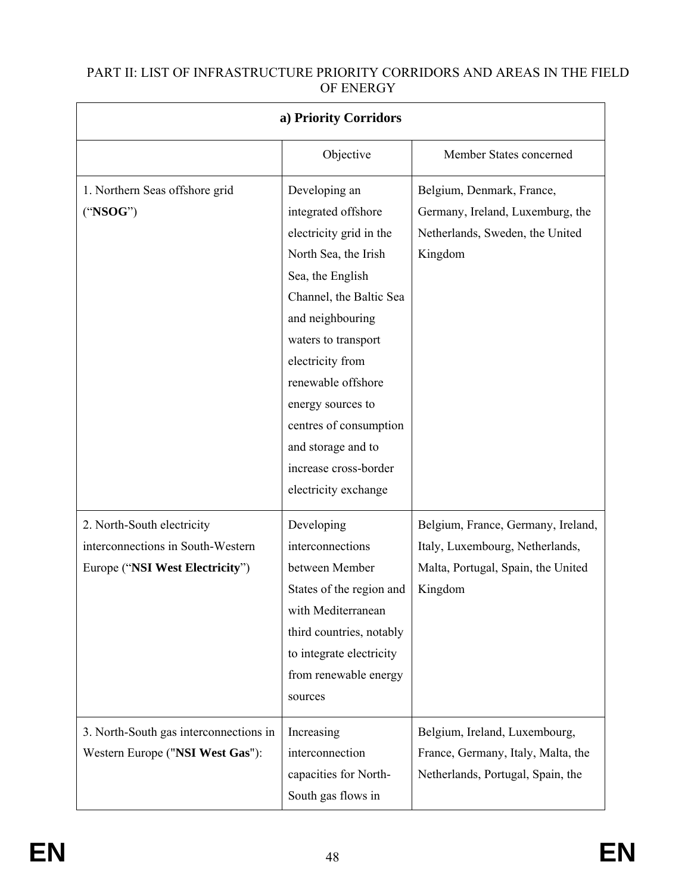PART II: LIST OF INFRASTRUCTURE PRIORITY CORRIDORS AND AREAS IN THE FIELD OF ENERGY

| a) Priority Corridors | | |
|---|---|---|
| | Objective | Member States concerned |
| 1. Northern Seas offshore grid ("**NSOG**") | Developing an integrated offshore electricity grid in the North Sea, the Irish Sea, the English Channel, the Baltic Sea and neighbouring waters to transport electricity from renewable offshore energy sources to centres of consumption and storage and to increase cross-border electricity exchange | Belgium, Denmark, France, Germany, Ireland, Luxemburg, the Netherlands, Sweden, the United Kingdom |
| 2. North-South electricity interconnections in South-Western Europe ("**NSI West Electricity**") | Developing interconnections between Member States of the region and with Mediterranean third countries, notably to integrate electricity from renewable energy sources | Belgium, France, Germany, Ireland, Italy, Luxembourg, Netherlands, Malta, Portugal, Spain, the United Kingdom |
| 3. North-South gas interconnections in Western Europe ("**NSI West Gas**"): | Increasing interconnection capacities for North-South gas flows in | Belgium, Ireland, Luxembourg, France, Germany, Italy, Malta, the Netherlands, Portugal, Spain, the |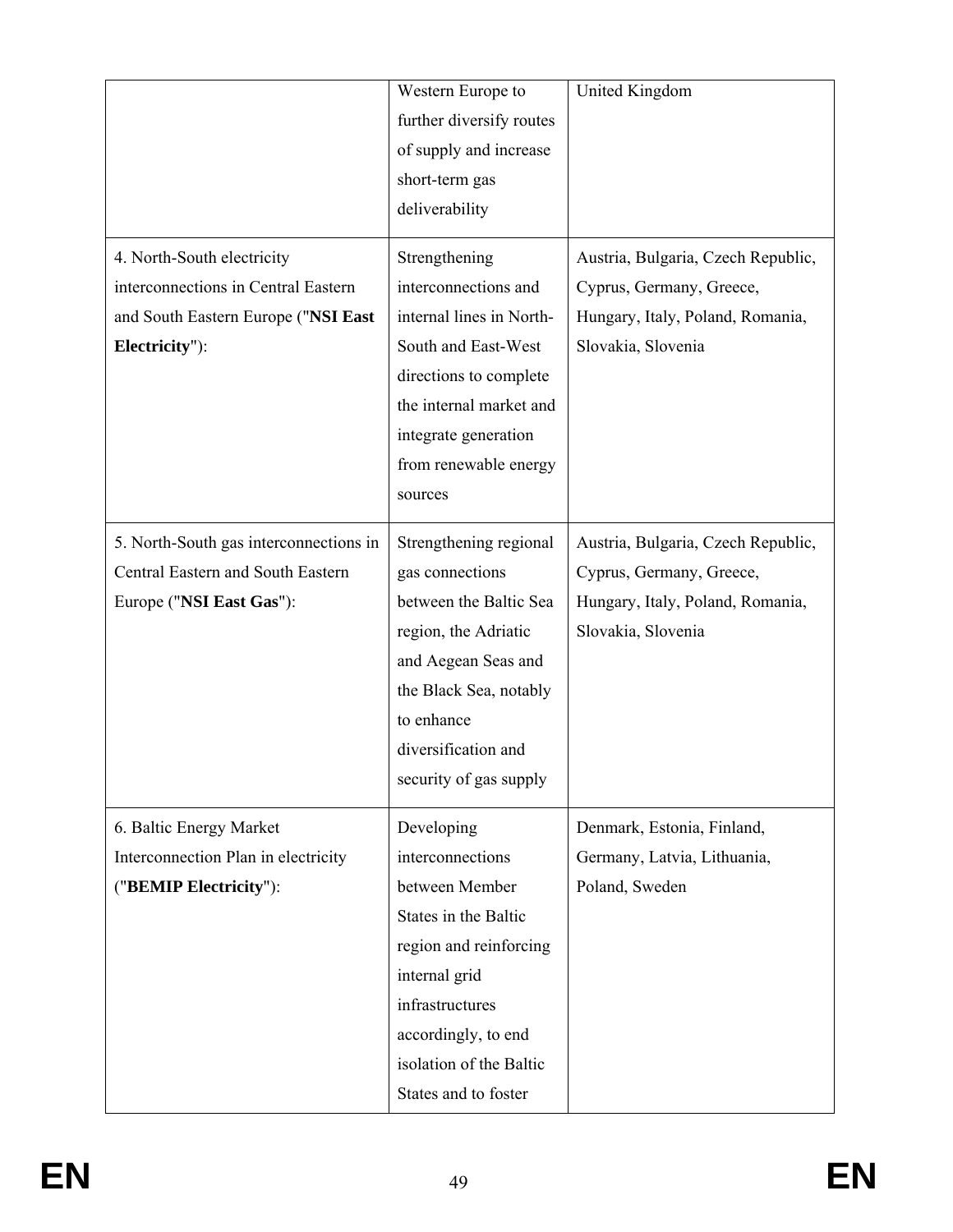| | | |
|---|---|---|
| | Western Europe to further diversify routes of supply and increase short-term gas deliverability | United Kingdom |
| 4. North-South electricity interconnections in Central Eastern and South Eastern Europe ("**NSI East Electricity**"): | Strengthening interconnections and internal lines in North-South and East-West directions to complete the internal market and integrate generation from renewable energy sources | Austria, Bulgaria, Czech Republic, Cyprus, Germany, Greece, Hungary, Italy, Poland, Romania, Slovakia, Slovenia |
| 5. North-South gas interconnections in Central Eastern and South Eastern Europe ("**NSI East Gas**"): | Strengthening regional gas connections between the Baltic Sea region, the Adriatic and Aegean Seas and the Black Sea, notably to enhance diversification and security of gas supply | Austria, Bulgaria, Czech Republic, Cyprus, Germany, Greece, Hungary, Italy, Poland, Romania, Slovakia, Slovenia |
| 6. Baltic Energy Market Interconnection Plan in electricity ("**BEMIP Electricity**"): | Developing interconnections between Member States in the Baltic region and reinforcing internal grid infrastructures accordingly, to end isolation of the Baltic States and to foster | Denmark, Estonia, Finland, Germany, Latvia, Lithuania, Poland, Sweden |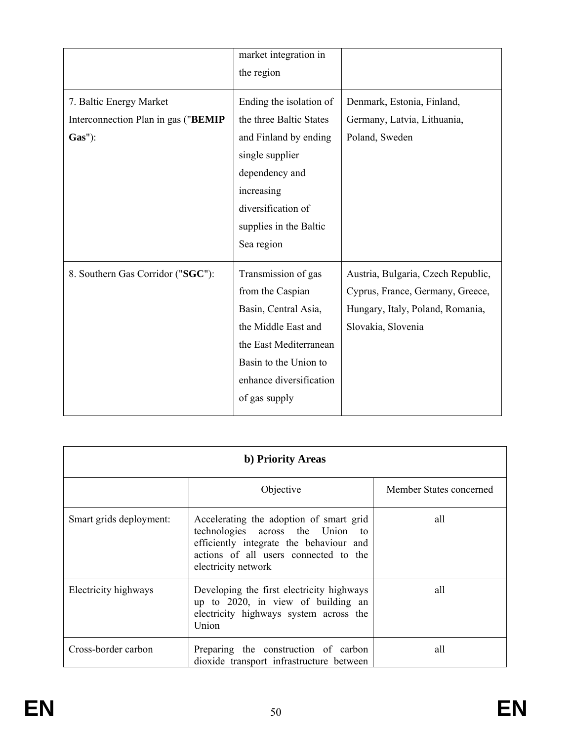| | | |
|---|---|---|
| | market integration in the region | |
| 7. Baltic Energy Market Interconnection Plan in gas ("**BEMIP Gas**"): | Ending the isolation of the three Baltic States and Finland by ending single supplier dependency and increasing diversification of supplies in the Baltic Sea region | Denmark, Estonia, Finland, Germany, Latvia, Lithuania, Poland, Sweden |
| 8. Southern Gas Corridor ("**SGC**"): | Transmission of gas from the Caspian Basin, Central Asia, the Middle East and the East Mediterranean Basin to the Union to enhance diversification of gas supply | Austria, Bulgaria, Czech Republic, Cyprus, France, Germany, Greece, Hungary, Italy, Poland, Romania, Slovakia, Slovenia |

| **b) Priority Areas** | | |
|---|---|---|
| | Objective | Member States concerned |
| Smart grids deployment: | Accelerating the adoption of smart grid technologies across the Union to efficiently integrate the behaviour and actions of all users connected to the electricity network | all |
| Electricity highways | Developing the first electricity highways up to 2020, in view of building an electricity highways system across the Union | all |
| Cross-border carbon | Preparing the construction of carbon dioxide transport infrastructure between | all |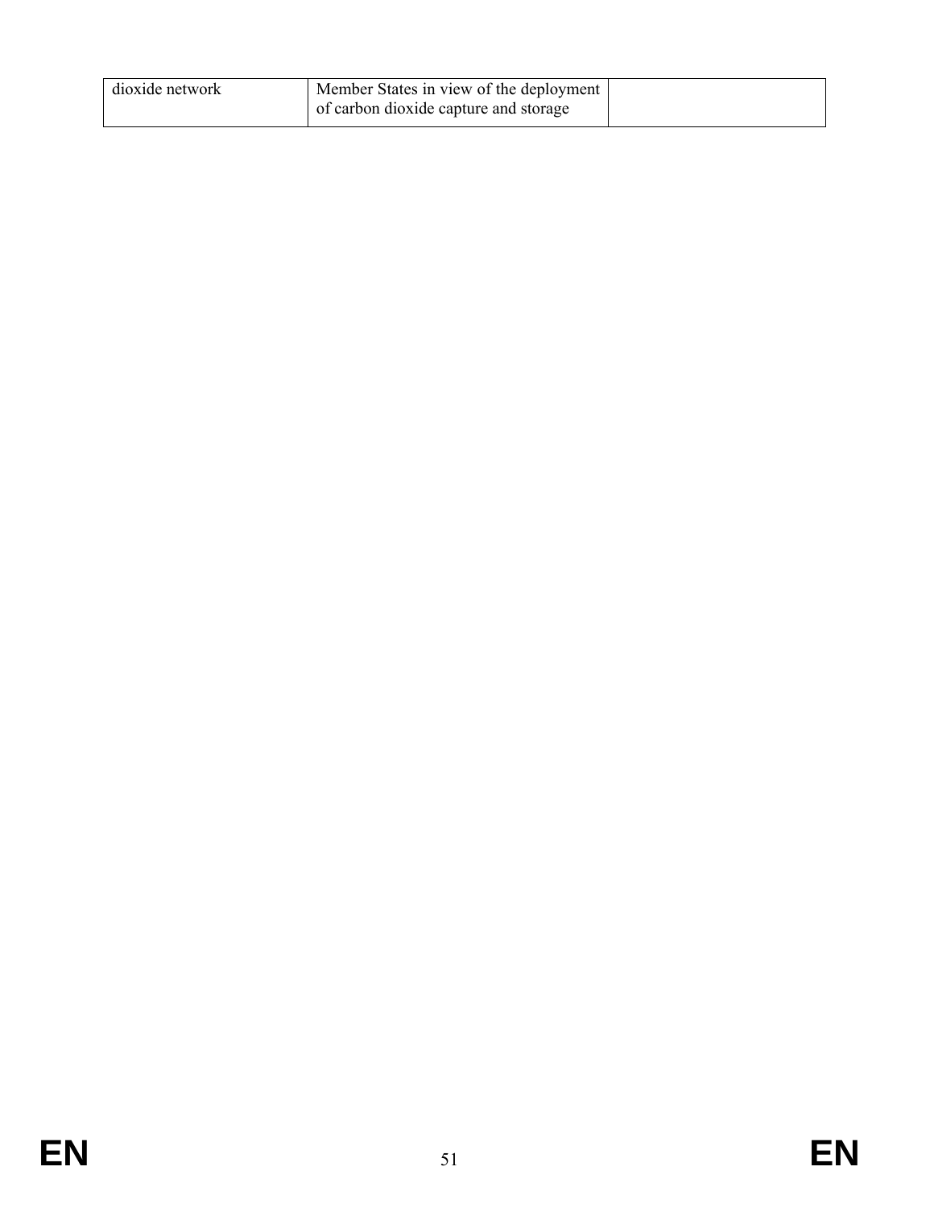| | | |
|---|---|---|
| dioxide network | Member States in view of the deployment of carbon dioxide capture and storage | |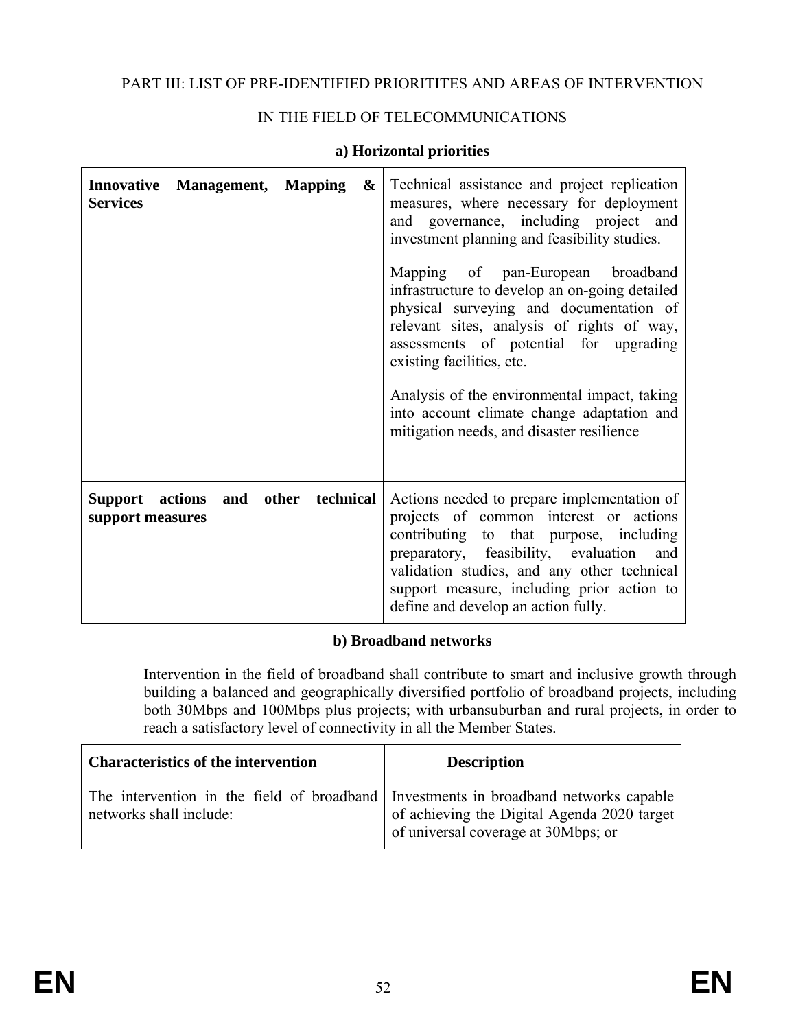PART III: LIST OF PRE-IDENTIFIED PRIORITITES AND AREAS OF INTERVENTION

IN THE FIELD OF TELECOMMUNICATIONS

**a) Horizontal priorities**

| | |
|---|---|
| **Innovative Management, Mapping & Services** | Technical assistance and project replication measures, where necessary for deployment and governance, including project and investment planning and feasibility studies.<br><br>Mapping of pan-European broadband infrastructure to develop an on-going detailed physical surveying and documentation of relevant sites, analysis of rights of way, assessments of potential for upgrading existing facilities, etc.<br><br>Analysis of the environmental impact, taking into account climate change adaptation and mitigation needs, and disaster resilience |
| **Support actions and other technical support measures** | Actions needed to prepare implementation of projects of common interest or actions contributing to that purpose, including preparatory, feasibility, evaluation and validation studies, and any other technical support measure, including prior action to define and develop an action fully. |

**b) Broadband networks**

Intervention in the field of broadband shall contribute to smart and inclusive growth through building a balanced and geographically diversified portfolio of broadband projects, including both 30Mbps and 100Mbps plus projects; with urbansuburban and rural projects, in order to reach a satisfactory level of connectivity in all the Member States.

| **Characteristics of the intervention** | **Description** |
|---|---|
| The intervention in the field of broadband networks shall include: | Investments in broadband networks capable of achieving the Digital Agenda 2020 target of universal coverage at 30Mbps; or |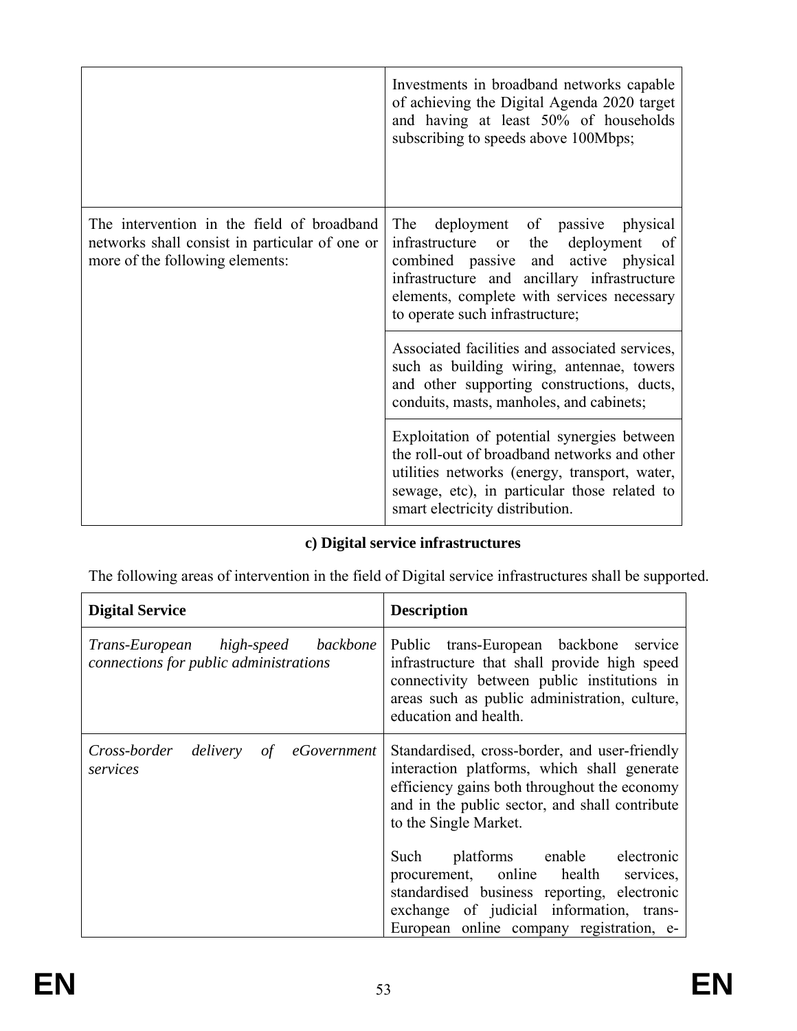| | |
|---|---|
| | Investments in broadband networks capable of achieving the Digital Agenda 2020 target and having at least 50% of households subscribing to speeds above 100Mbps; |
| The intervention in the field of broadband networks shall consist in particular of one or more of the following elements: | The deployment of passive physical infrastructure or the deployment of combined passive and active physical infrastructure and ancillary infrastructure elements, complete with services necessary to operate such infrastructure; |
| | Associated facilities and associated services, such as building wiring, antennae, towers and other supporting constructions, ducts, conduits, masts, manholes, and cabinets; |
| | Exploitation of potential synergies between the roll-out of broadband networks and other utilities networks (energy, transport, water, sewage, etc), in particular those related to smart electricity distribution. |

### c) Digital service infrastructures

The following areas of intervention in the field of Digital service infrastructures shall be supported.

| **Digital Service** | **Description** |
|---|---|
| *Trans-European high-speed backbone connections for public administrations* | Public trans-European backbone service infrastructure that shall provide high speed connectivity between public institutions in areas such as public administration, culture, education and health. |
| *Cross-border delivery of eGovernment services* | Standardised, cross-border, and user-friendly interaction platforms, which shall generate efficiency gains both throughout the economy and in the public sector, and shall contribute to the Single Market.<br><br>Such platforms enable electronic procurement, online health services, standardised business reporting, electronic exchange of judicial information, trans-European online company registration, e- |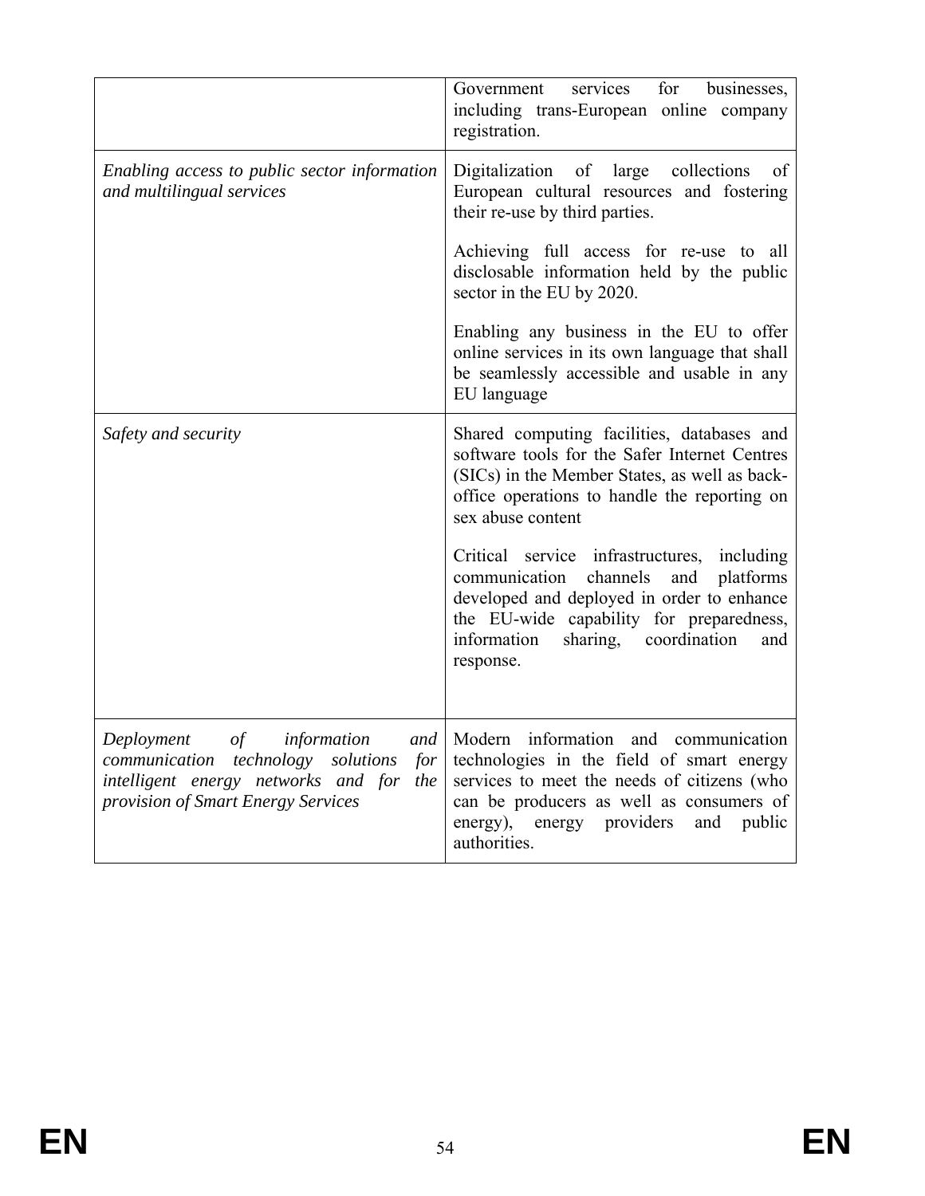| | |
|---|---|
| | Government services for businesses, including trans-European online company registration. |
| *Enabling access to public sector information and multilingual services* | Digitalization of large collections of European cultural resources and fostering their re-use by third parties.<br><br>Achieving full access for re-use to all disclosable information held by the public sector in the EU by 2020.<br><br>Enabling any business in the EU to offer online services in its own language that shall be seamlessly accessible and usable in any EU language |
| *Safety and security* | Shared computing facilities, databases and software tools for the Safer Internet Centres (SICs) in the Member States, as well as back-office operations to handle the reporting on sex abuse content<br><br>Critical service infrastructures, including communication channels and platforms developed and deployed in order to enhance the EU-wide capability for preparedness, information sharing, coordination and response. |
| *Deployment of information and communication technology solutions for intelligent energy networks and for the provision of Smart Energy Services* | Modern information and communication technologies in the field of smart energy services to meet the needs of citizens (who can be producers as well as consumers of energy), energy providers and public authorities. |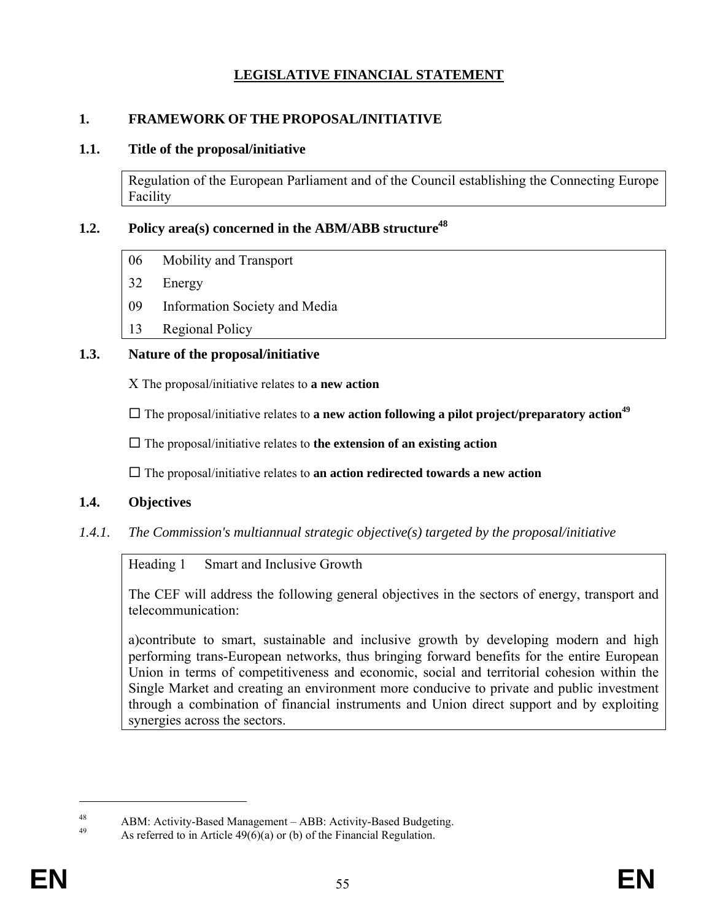# LEGISLATIVE FINANCIAL STATEMENT

## 1. FRAMEWORK OF THE PROPOSAL/INITIATIVE

### 1.1. Title of the proposal/initiative

Regulation of the European Parliament and of the Council establishing the Connecting Europe Facility

### 1.2. Policy area(s) concerned in the ABM/ABB structure[48]

| | |
|---|---|
| 06 | Mobility and Transport |
| 32 | Energy |
| 09 | Information Society and Media |
| 13 | Regional Policy |

### 1.3. Nature of the proposal/initiative

X The proposal/initiative relates to **a new action**

☐ The proposal/initiative relates to **a new action following a pilot project/preparatory action**[49]

☐ The proposal/initiative relates to **the extension of an existing action**

☐ The proposal/initiative relates to **an action redirected towards a new action**

### 1.4. Objectives

*1.4.1. The Commission's multiannual strategic objective(s) targeted by the proposal/initiative*

Heading 1 Smart and Inclusive Growth

The CEF will address the following general objectives in the sectors of energy, transport and telecommunication:

a)contribute to smart, sustainable and inclusive growth by developing modern and high performing trans-European networks, thus bringing forward benefits for the entire European Union in terms of competitiveness and economic, social and territorial cohesion within the Single Market and creating an environment more conducive to private and public investment through a combination of financial instruments and Union direct support and by exploiting synergies across the sectors.

---

[48] ABM: Activity-Based Management – ABB: Activity-Based Budgeting.

[49] As referred to in Article 49(6)(a) or (b) of the Financial Regulation.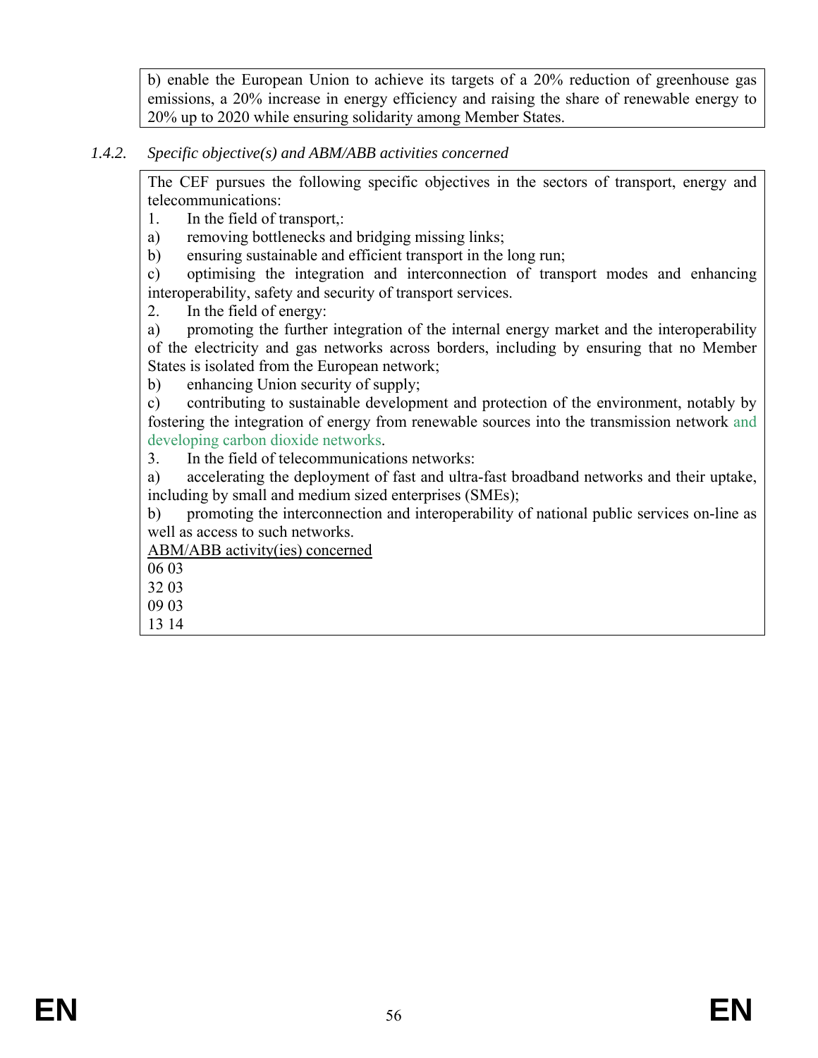b) enable the European Union to achieve its targets of a 20% reduction of greenhouse gas emissions, a 20% increase in energy efficiency and raising the share of renewable energy to 20% up to 2020 while ensuring solidarity among Member States.

### *1.4.2. Specific objective(s) and ABM/ABB activities concerned*

The CEF pursues the following specific objectives in the sectors of transport, energy and telecommunications:

1. In the field of transport,:

a) removing bottlenecks and bridging missing links;

b) ensuring sustainable and efficient transport in the long run;

c) optimising the integration and interconnection of transport modes and enhancing interoperability, safety and security of transport services.

2. In the field of energy:

a) promoting the further integration of the internal energy market and the interoperability of the electricity and gas networks across borders, including by ensuring that no Member States is isolated from the European network;

b) enhancing Union security of supply;

c) contributing to sustainable development and protection of the environment, notably by fostering the integration of energy from renewable sources into the transmission network and developing carbon dioxide networks.

3. In the field of telecommunications networks:

a) accelerating the deployment of fast and ultra-fast broadband networks and their uptake, including by small and medium sized enterprises (SMEs);

b) promoting the interconnection and interoperability of national public services on-line as well as access to such networks.

ABM/ABB activity(ies) concerned

06 03

32 03

09 03

13 14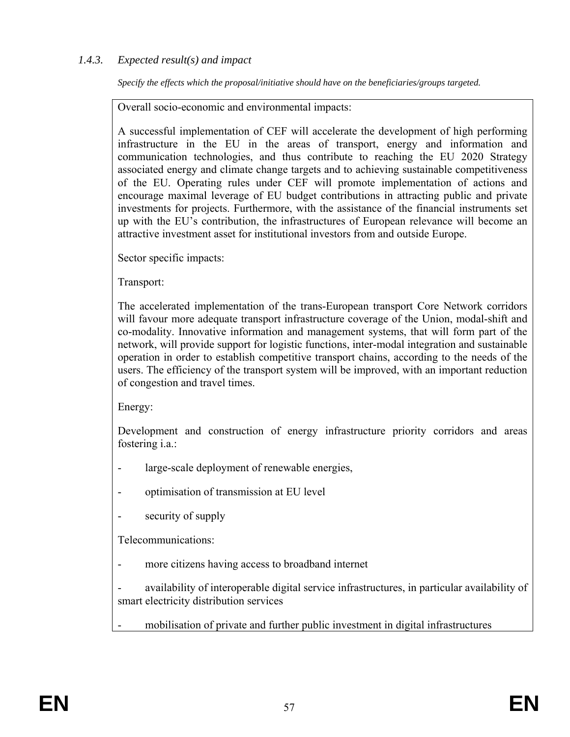### *1.4.3. Expected result(s) and impact*

*Specify the effects which the proposal/initiative should have on the beneficiaries/groups targeted.*

Overall socio-economic and environmental impacts:

A successful implementation of CEF will accelerate the development of high performing infrastructure in the EU in the areas of transport, energy and information and communication technologies, and thus contribute to reaching the EU 2020 Strategy associated energy and climate change targets and to achieving sustainable competitiveness of the EU. Operating rules under CEF will promote implementation of actions and encourage maximal leverage of EU budget contributions in attracting public and private investments for projects. Furthermore, with the assistance of the financial instruments set up with the EU's contribution, the infrastructures of European relevance will become an attractive investment asset for institutional investors from and outside Europe.

Sector specific impacts:

Transport:

The accelerated implementation of the trans-European transport Core Network corridors will favour more adequate transport infrastructure coverage of the Union, modal-shift and co-modality. Innovative information and management systems, that will form part of the network, will provide support for logistic functions, inter-modal integration and sustainable operation in order to establish competitive transport chains, according to the needs of the users. The efficiency of the transport system will be improved, with an important reduction of congestion and travel times.

Energy:

Development and construction of energy infrastructure priority corridors and areas fostering i.a.:

- large-scale deployment of renewable energies,
- optimisation of transmission at EU level
- security of supply

Telecommunications:

- more citizens having access to broadband internet
- availability of interoperable digital service infrastructures, in particular availability of smart electricity distribution services
- mobilisation of private and further public investment in digital infrastructures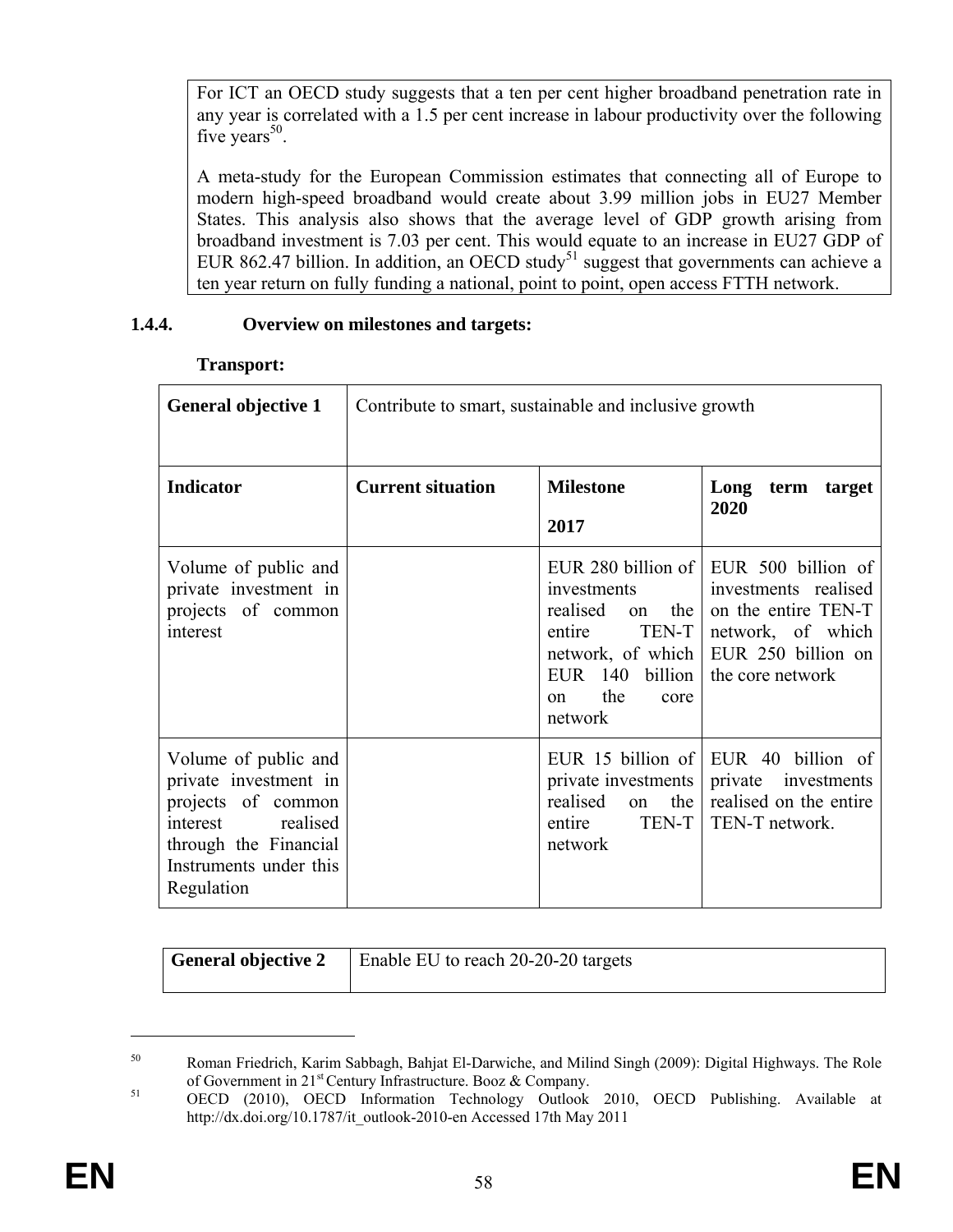For ICT an OECD study suggests that a ten per cent higher broadband penetration rate in any year is correlated with a 1.5 per cent increase in labour productivity over the following five years[50].

A meta-study for the European Commission estimates that connecting all of Europe to modern high-speed broadband would create about 3.99 million jobs in EU27 Member States. This analysis also shows that the average level of GDP growth arising from broadband investment is 7.03 per cent. This would equate to an increase in EU27 GDP of EUR 862.47 billion. In addition, an OECD study[51] suggest that governments can achieve a ten year return on fully funding a national, point to point, open access FTTH network.

### 1.4.4. Overview on milestones and targets:

**Transport:**

| **General objective 1** | Contribute to smart, sustainable and inclusive growth | | |
|---|---|---|---|
| **Indicator** | **Current situation** | **Milestone 2017** | **Long term target 2020** |
| Volume of public and private investment in projects of common interest | | EUR 280 billion of investments realised on the entire TEN-T network, of which EUR 140 billion on the core network | EUR 500 billion of investments realised on the entire TEN-T network, of which EUR 250 billion on the core network |
| Volume of public and private investment in projects of common interest realised through the Financial Instruments under this Regulation | | EUR 15 billion of private investments realised on the entire TEN-T network | EUR 40 billion of private investments realised on the entire TEN-T network. |

| **General objective 2** | Enable EU to reach 20-20-20 targets |
|---|---|

[50] Roman Friedrich, Karim Sabbagh, Bahjat El-Darwiche, and Milind Singh (2009): Digital Highways. The Role of Government in 21st Century Infrastructure. Booz & Company.

[51] OECD (2010), OECD Information Technology Outlook 2010, OECD Publishing. Available at http://dx.doi.org/10.1787/it_outlook-2010-en Accessed 17th May 2011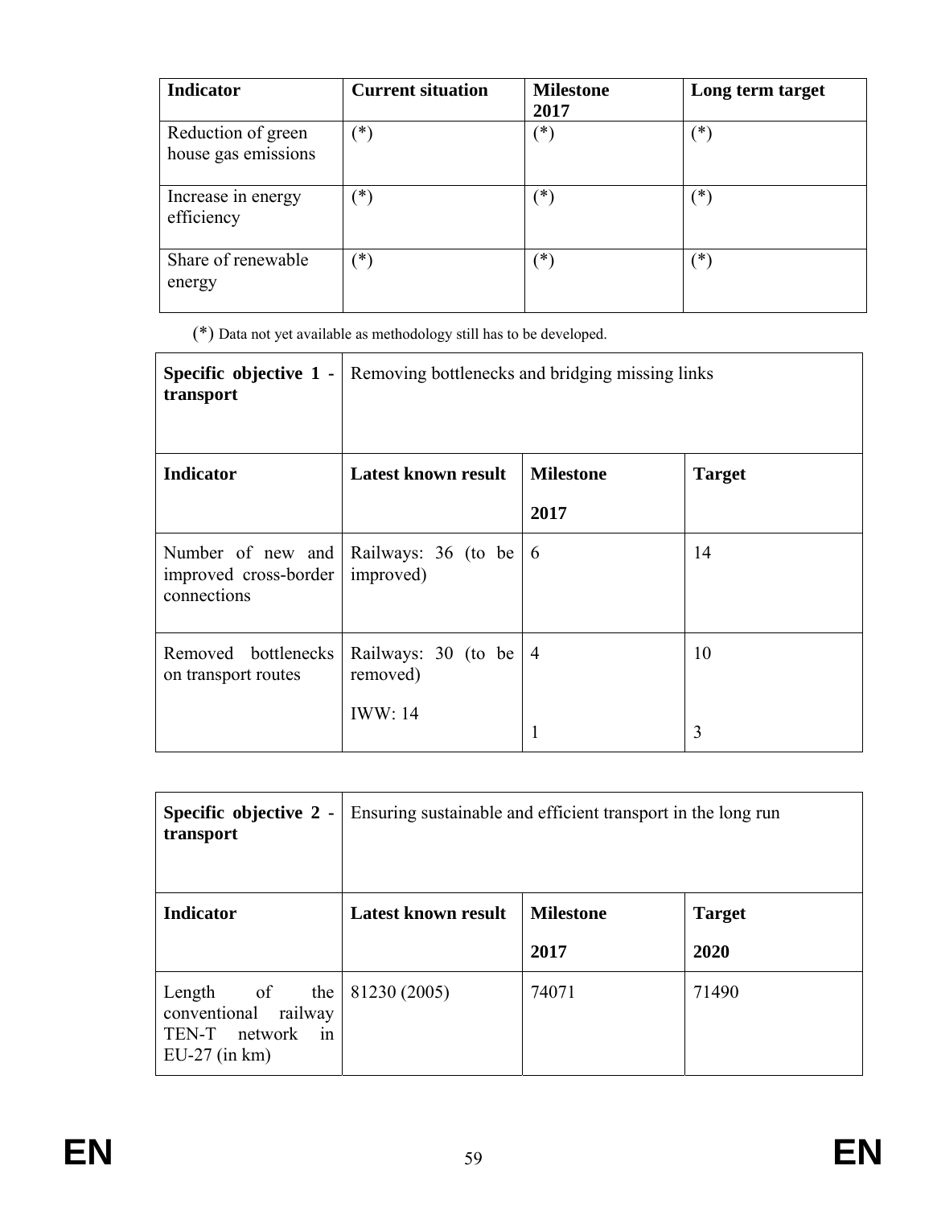| Indicator | Current situation | Milestone 2017 | Long term target |
|---|---|---|---|
| Reduction of green house gas emissions | (*) | (*) | (*) |
| Increase in energy efficiency | (*) | (*) | (*) |
| Share of renewable energy | (*) | (*) | (*) |

(*) Data not yet available as methodology still has to be developed.

| **Specific objective 1 - transport** | Removing bottlenecks and bridging missing links | | |
|---|---|---|---|
| **Indicator** | **Latest known result** | **Milestone 2017** | **Target** |
| Number of new and improved cross-border connections | Railways: 36 (to be improved) | 6 | 14 |
| Removed bottlenecks on transport routes | Railways: 30 (to be removed)<br>IWW: 14 | 4<br>1 | 10<br>3 |

| **Specific objective 2 - transport** | Ensuring sustainable and efficient transport in the long run | | |
|---|---|---|---|
| **Indicator** | **Latest known result** | **Milestone 2017** | **Target 2020** |
| Length of the conventional railway TEN-T network in EU-27 (in km) | 81230 (2005) | 74071 | 71490 |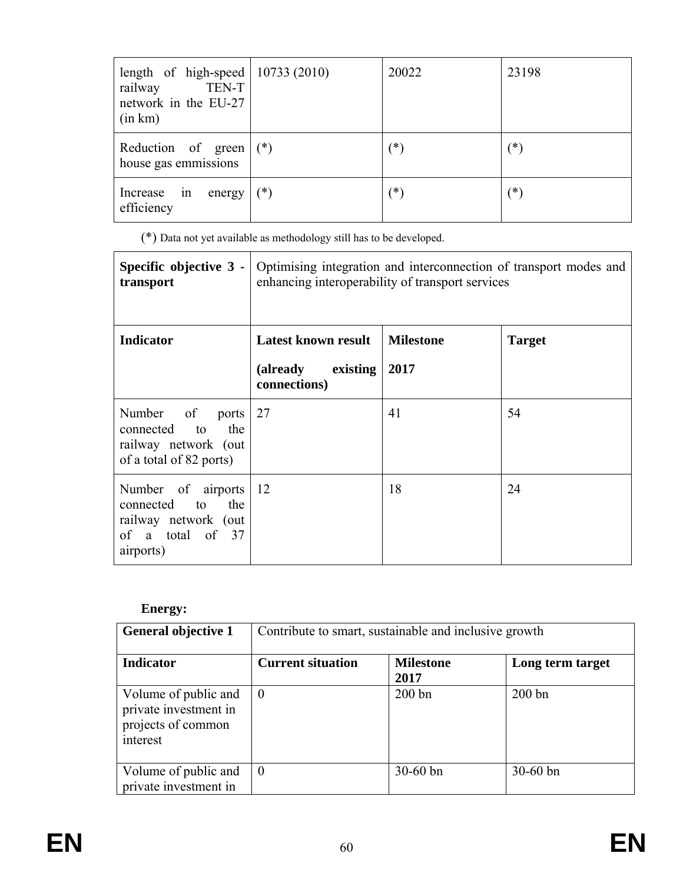| | | | |
|---|---|---|---|
| length of high-speed railway TEN-T network in the EU-27 (in km) | 10733 (2010) | 20022 | 23198 |
| Reduction of green house gas emmissions | (*) | (*) | (*) |
| Increase in energy efficiency | (*) | (*) | (*) |

(*) Data not yet available as methodology still has to be developed.

| **Specific objective 3 - transport** | Optimising integration and interconnection of transport modes and enhancing interoperability of transport services | | |
|---|---|---|---|
| **Indicator** | **Latest known result (already existing connections)** | **Milestone 2017** | **Target** |
| Number of ports connected to the railway network (out of a total of 82 ports) | 27 | 41 | 54 |
| Number of airports connected to the railway network (out of a total of 37 airports) | 12 | 18 | 24 |

**Energy:**

| **General objective 1** | Contribute to smart, sustainable and inclusive growth | | |
|---|---|---|---|
| **Indicator** | **Current situation** | **Milestone 2017** | **Long term target** |
| Volume of public and private investment in projects of common interest | 0 | 200 bn | 200 bn |
| Volume of public and private investment in | 0 | 30-60 bn | 30-60 bn |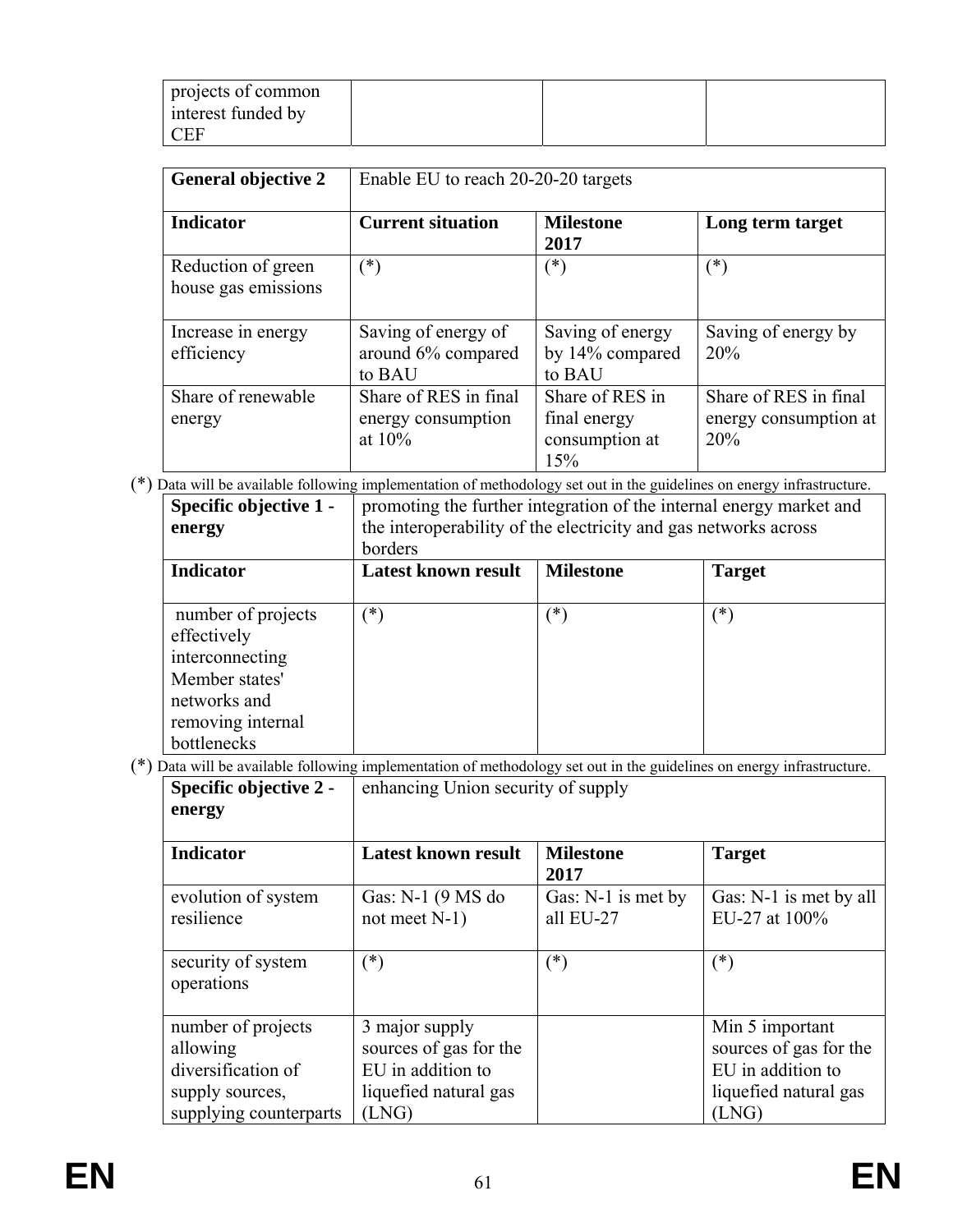| | | | |
|---|---|---|---|
| projects of common interest funded by CEF | | | |

| **General objective 2** | Enable EU to reach 20-20-20 targets | | |
|---|---|---|---|
| **Indicator** | **Current situation** | **Milestone 2017** | **Long term target** |
| Reduction of green house gas emissions | (*) | (*) | (*) |
| Increase in energy efficiency | Saving of energy of around 6% compared to BAU | Saving of energy by 14% compared to BAU | Saving of energy by 20% |
| Share of renewable energy | Share of RES in final energy consumption at 10% | Share of RES in final energy consumption at 15% | Share of RES in final energy consumption at 20% |

(*) Data will be available following implementation of methodology set out in the guidelines on energy infrastructure.

| **Specific objective 1 - energy** | promoting the further integration of the internal energy market and the interoperability of the electricity and gas networks across borders | | |
|---|---|---|---|
| **Indicator** | **Latest known result** | **Milestone** | **Target** |
| number of projects effectively interconnecting Member states' networks and removing internal bottlenecks | (*) | (*) | (*) |

(*) Data will be available following implementation of methodology set out in the guidelines on energy infrastructure.

| **Specific objective 2 - energy** | enhancing Union security of supply | | |
|---|---|---|---|
| **Indicator** | **Latest known result** | **Milestone 2017** | **Target** |
| evolution of system resilience | Gas: N-1 (9 MS do not meet N-1) | Gas: N-1 is met by all EU-27 | Gas: N-1 is met by all EU-27 at 100% |
| security of system operations | (*) | (*) | (*) |
| number of projects allowing diversification of supply sources, supplying counterparts | 3 major supply sources of gas for the EU in addition to liquefied natural gas (LNG) | | Min 5 important sources of gas for the EU in addition to liquefied natural gas (LNG) |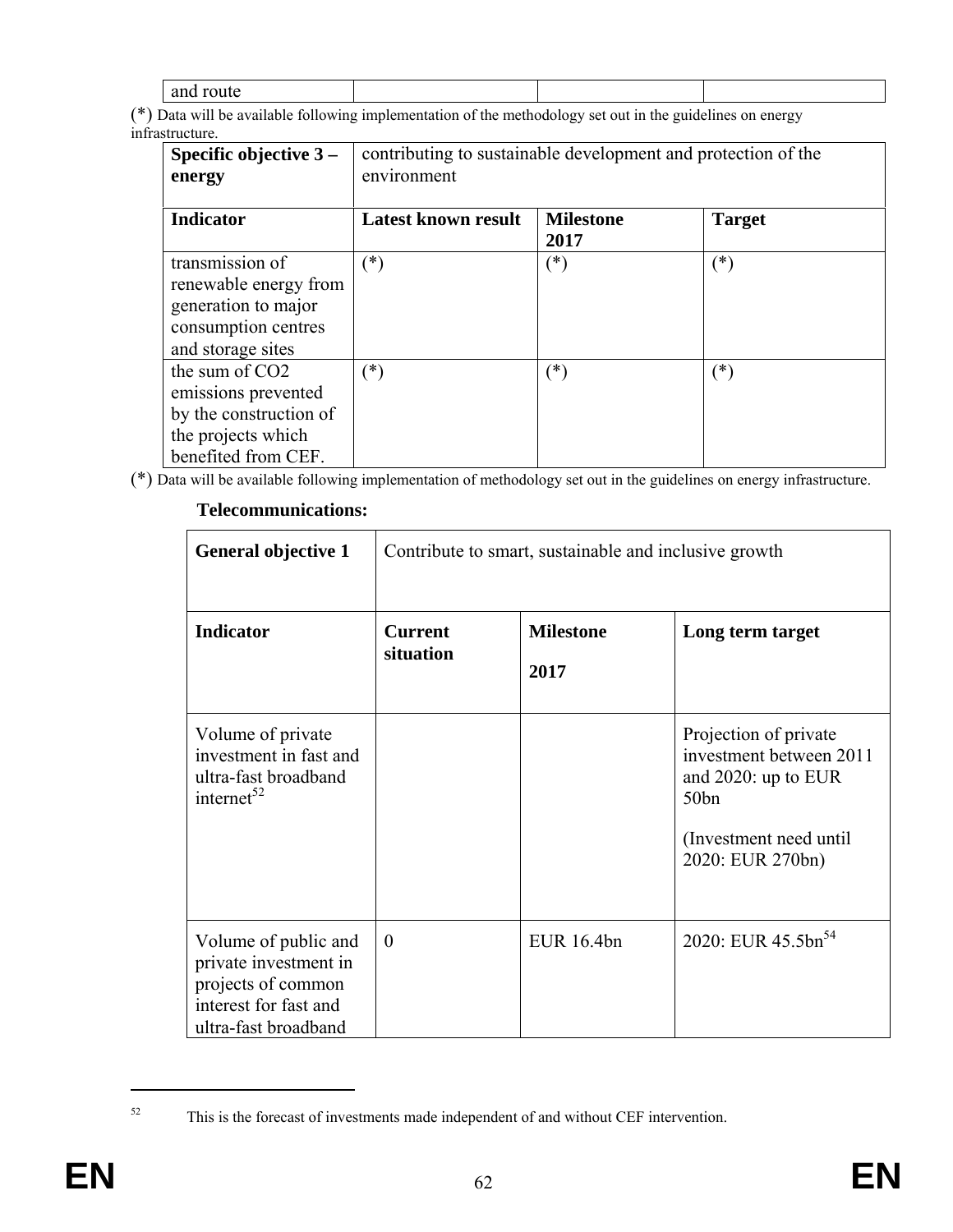| and route | | | |
|---|---|---|---|

(*) Data will be available following implementation of the methodology set out in the guidelines on energy infrastructure.

| Specific objective 3 – energy | contributing to sustainable development and protection of the environment | | |
|---|---|---|---|
| **Indicator** | **Latest known result** | **Milestone 2017** | **Target** |
| transmission of renewable energy from generation to major consumption centres and storage sites | (*) | (*) | (*) |
| the sum of $CO_2$ emissions prevented by the construction of the projects which benefited from CEF. | (*) | (*) | (*) |

(*) Data will be available following implementation of methodology set out in the guidelines on energy infrastructure.

**Telecommunications:**

| General objective 1 | Contribute to smart, sustainable and inclusive growth | | |
|---|---|---|---|
| **Indicator** | **Current situation** | **Milestone 2017** | **Long term target** |
| Volume of private investment in fast and ultra-fast broadband internet[52] | | | Projection of private investment between 2011 and 2020: up to EUR 50bn<br><br>(Investment need until 2020: EUR 270bn) |
| Volume of public and private investment in projects of common interest for fast and ultra-fast broadband | 0 | EUR 16.4bn | 2020: EUR 45.5bn[54] |

[52] This is the forecast of investments made independent of and without CEF intervention.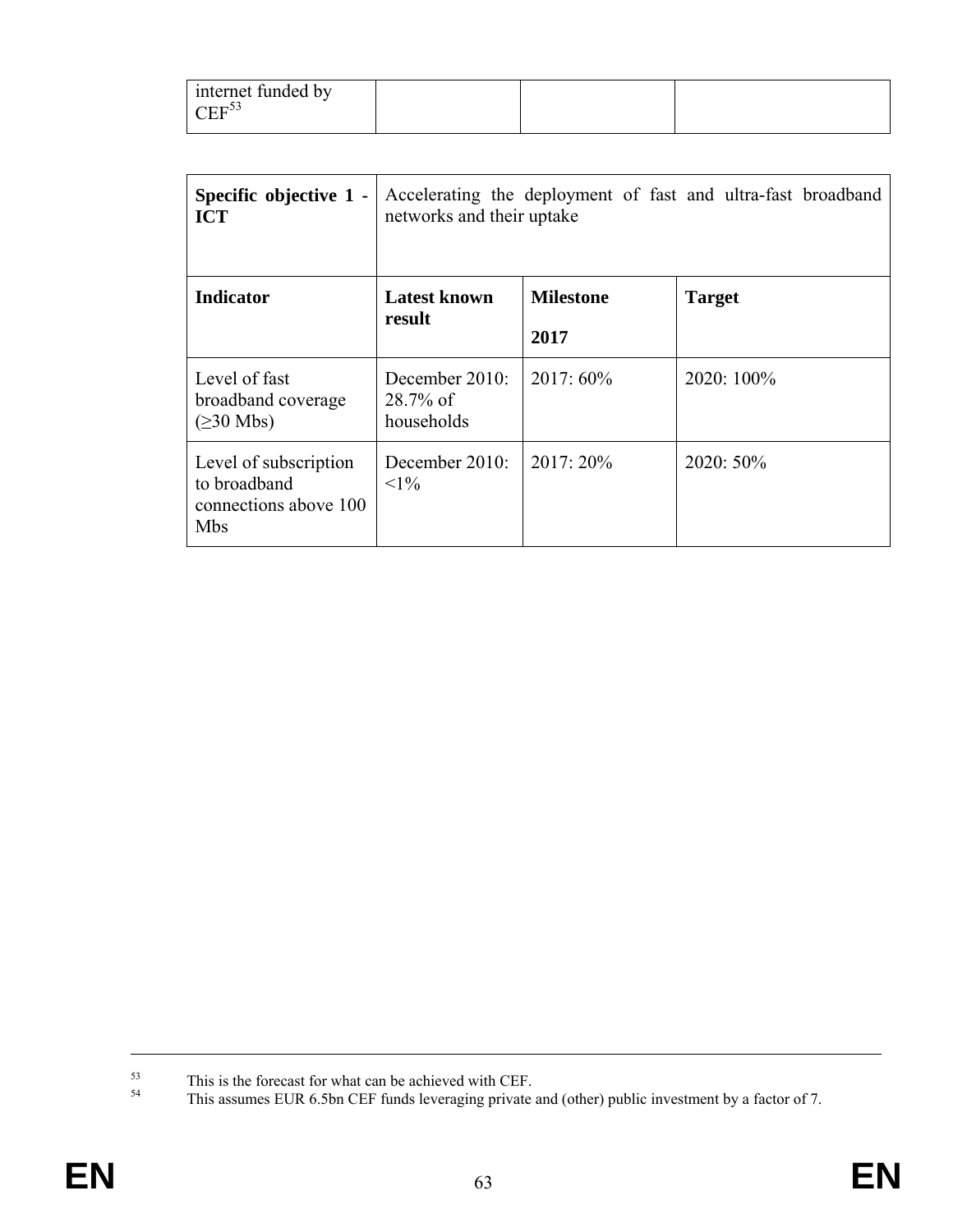| | | | |
|---|---|---|---|
| internet funded by CEF[53] | | | |

| Specific objective 1 - ICT | Accelerating the deployment of fast and ultra-fast broadband networks and their uptake | | |
|---|---|---|---|
| **Indicator** | **Latest known result** | **Milestone 2017** | **Target** |
| Level of fast broadband coverage (≥30 Mbs) | December 2010: 28.7% of households | 2017: 60% | 2020: 100% |
| Level of subscription to broadband connections above 100 Mbs | December 2010: <1% | 2017: 20% | 2020: 50% |

[53] This is the forecast for what can be achieved with CEF.

[54] This assumes EUR 6.5bn CEF funds leveraging private and (other) public investment by a factor of 7.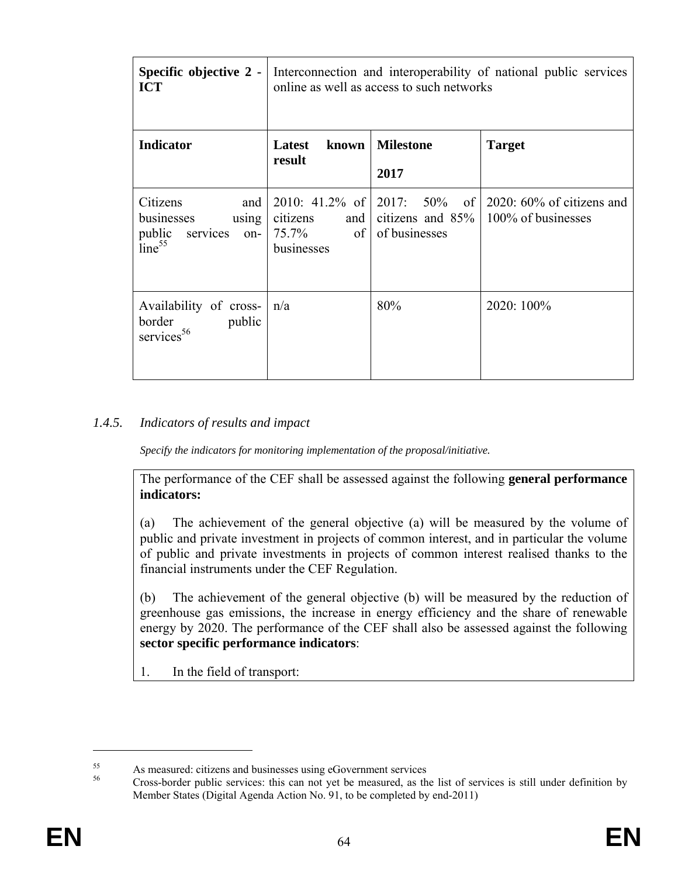| Specific objective 2 - ICT | Interconnection and interoperability of national public services online as well as access to such networks | | |
|---|---|---|---|
| **Indicator** | **Latest known result** | **Milestone 2017** | **Target** |
| Citizens and businesses using public services on-line[55] | 2010: 41.2% of citizens and 75.7% of businesses | 2017: 50% of citizens and 85% of businesses | 2020: 60% of citizens and 100% of businesses |
| Availability of cross-border public services[56] | n/a | 80% | 2020: 100% |

### 1.4.5. *Indicators of results and impact*

*Specify the indicators for monitoring implementation of the proposal/initiative.*

The performance of the CEF shall be assessed against the following **general performance indicators:**

(a) The achievement of the general objective (a) will be measured by the volume of public and private investment in projects of common interest, and in particular the volume of public and private investments in projects of common interest realised thanks to the financial instruments under the CEF Regulation.

(b) The achievement of the general objective (b) will be measured by the reduction of greenhouse gas emissions, the increase in energy efficiency and the share of renewable energy by 2020. The performance of the CEF shall also be assessed against the following **sector specific performance indicators**:

1. In the field of transport:

---

[55] As measured: citizens and businesses using eGovernment services

[56] Cross-border public services: this can not yet be measured, as the list of services is still under definition by Member States (Digital Agenda Action No. 91, to be completed by end-2011)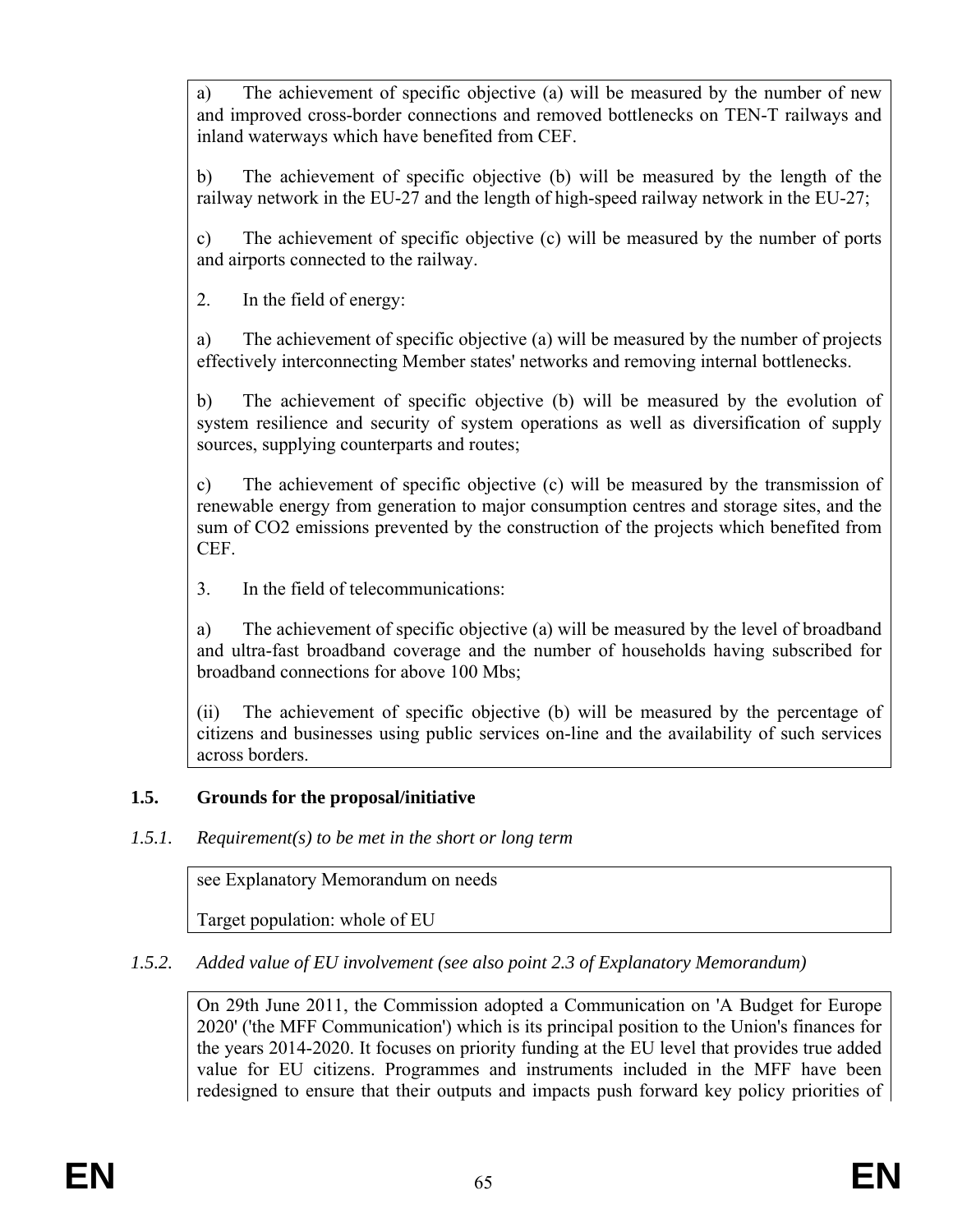a) The achievement of specific objective (a) will be measured by the number of new and improved cross-border connections and removed bottlenecks on TEN-T railways and inland waterways which have benefited from CEF.

b) The achievement of specific objective (b) will be measured by the length of the railway network in the EU-27 and the length of high-speed railway network in the EU-27;

c) The achievement of specific objective (c) will be measured by the number of ports and airports connected to the railway.

2. In the field of energy:

a) The achievement of specific objective (a) will be measured by the number of projects effectively interconnecting Member states' networks and removing internal bottlenecks.

b) The achievement of specific objective (b) will be measured by the evolution of system resilience and security of system operations as well as diversification of supply sources, supplying counterparts and routes;

c) The achievement of specific objective (c) will be measured by the transmission of renewable energy from generation to major consumption centres and storage sites, and the sum of $CO_2$ emissions prevented by the construction of the projects which benefited from CEF.

3. In the field of telecommunications:

a) The achievement of specific objective (a) will be measured by the level of broadband and ultra-fast broadband coverage and the number of households having subscribed for broadband connections for above 100 Mbs;

(ii) The achievement of specific objective (b) will be measured by the percentage of citizens and businesses using public services on-line and the availability of such services across borders.

### 1.5. Grounds for the proposal/initiative

#### *1.5.1. Requirement(s) to be met in the short or long term*

see Explanatory Memorandum on needs

Target population: whole of EU

#### *1.5.2. Added value of EU involvement (see also point 2.3 of Explanatory Memorandum)*

On 29th June 2011, the Commission adopted a Communication on 'A Budget for Europe 2020' ('the MFF Communication') which is its principal position to the Union's finances for the years 2014-2020. It focuses on priority funding at the EU level that provides true added value for EU citizens. Programmes and instruments included in the MFF have been redesigned to ensure that their outputs and impacts push forward key policy priorities of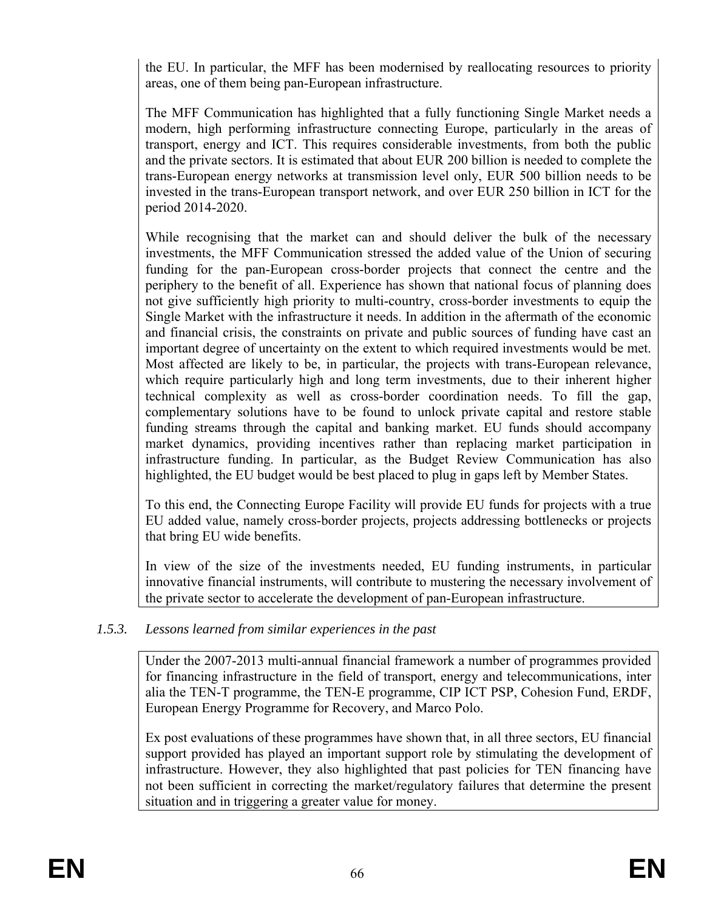the EU. In particular, the MFF has been modernised by reallocating resources to priority areas, one of them being pan-European infrastructure.

The MFF Communication has highlighted that a fully functioning Single Market needs a modern, high performing infrastructure connecting Europe, particularly in the areas of transport, energy and ICT. This requires considerable investments, from both the public and the private sectors. It is estimated that about EUR 200 billion is needed to complete the trans-European energy networks at transmission level only, EUR 500 billion needs to be invested in the trans-European transport network, and over EUR 250 billion in ICT for the period 2014-2020.

While recognising that the market can and should deliver the bulk of the necessary investments, the MFF Communication stressed the added value of the Union of securing funding for the pan-European cross-border projects that connect the centre and the periphery to the benefit of all. Experience has shown that national focus of planning does not give sufficiently high priority to multi-country, cross-border investments to equip the Single Market with the infrastructure it needs. In addition in the aftermath of the economic and financial crisis, the constraints on private and public sources of funding have cast an important degree of uncertainty on the extent to which required investments would be met. Most affected are likely to be, in particular, the projects with trans-European relevance, which require particularly high and long term investments, due to their inherent higher technical complexity as well as cross-border coordination needs. To fill the gap, complementary solutions have to be found to unlock private capital and restore stable funding streams through the capital and banking market. EU funds should accompany market dynamics, providing incentives rather than replacing market participation in infrastructure funding. In particular, as the Budget Review Communication has also highlighted, the EU budget would be best placed to plug in gaps left by Member States.

To this end, the Connecting Europe Facility will provide EU funds for projects with a true EU added value, namely cross-border projects, projects addressing bottlenecks or projects that bring EU wide benefits.

In view of the size of the investments needed, EU funding instruments, in particular innovative financial instruments, will contribute to mustering the necessary involvement of the private sector to accelerate the development of pan-European infrastructure.

#### *1.5.3. Lessons learned from similar experiences in the past*

Under the 2007-2013 multi-annual financial framework a number of programmes provided for financing infrastructure in the field of transport, energy and telecommunications, inter alia the TEN-T programme, the TEN-E programme, CIP ICT PSP, Cohesion Fund, ERDF, European Energy Programme for Recovery, and Marco Polo.

Ex post evaluations of these programmes have shown that, in all three sectors, EU financial support provided has played an important support role by stimulating the development of infrastructure. However, they also highlighted that past policies for TEN financing have not been sufficient in correcting the market/regulatory failures that determine the present situation and in triggering a greater value for money.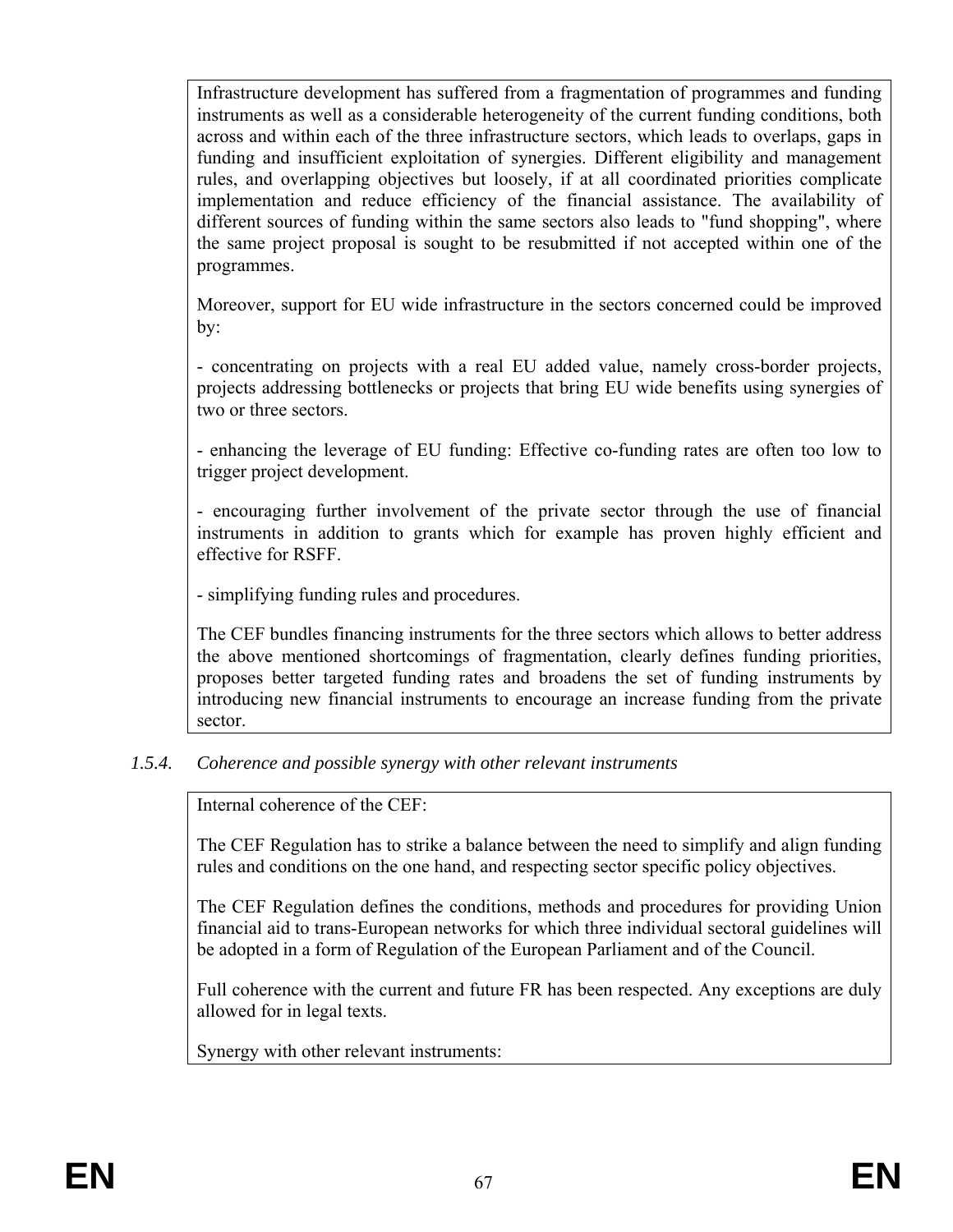Infrastructure development has suffered from a fragmentation of programmes and funding instruments as well as a considerable heterogeneity of the current funding conditions, both across and within each of the three infrastructure sectors, which leads to overlaps, gaps in funding and insufficient exploitation of synergies. Different eligibility and management rules, and overlapping objectives but loosely, if at all coordinated priorities complicate implementation and reduce efficiency of the financial assistance. The availability of different sources of funding within the same sectors also leads to "fund shopping", where the same project proposal is sought to be resubmitted if not accepted within one of the programmes.

Moreover, support for EU wide infrastructure in the sectors concerned could be improved by:

- concentrating on projects with a real EU added value, namely cross-border projects, projects addressing bottlenecks or projects that bring EU wide benefits using synergies of two or three sectors.

- enhancing the leverage of EU funding: Effective co-funding rates are often too low to trigger project development.

- encouraging further involvement of the private sector through the use of financial instruments in addition to grants which for example has proven highly efficient and effective for RSFF.

- simplifying funding rules and procedures.

The CEF bundles financing instruments for the three sectors which allows to better address the above mentioned shortcomings of fragmentation, clearly defines funding priorities, proposes better targeted funding rates and broadens the set of funding instruments by introducing new financial instruments to encourage an increase funding from the private sector.

### *1.5.4. Coherence and possible synergy with other relevant instruments*

Internal coherence of the CEF:

The CEF Regulation has to strike a balance between the need to simplify and align funding rules and conditions on the one hand, and respecting sector specific policy objectives.

The CEF Regulation defines the conditions, methods and procedures for providing Union financial aid to trans-European networks for which three individual sectoral guidelines will be adopted in a form of Regulation of the European Parliament and of the Council.

Full coherence with the current and future FR has been respected. Any exceptions are duly allowed for in legal texts.

Synergy with other relevant instruments: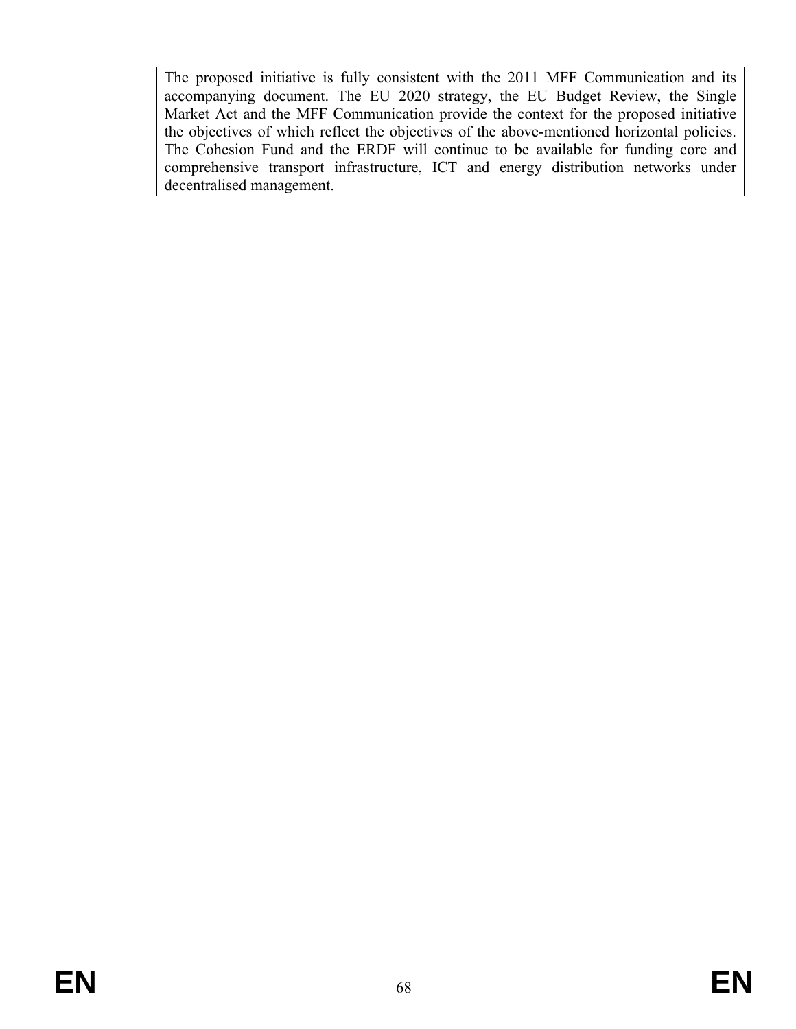The proposed initiative is fully consistent with the 2011 MFF Communication and its accompanying document. The EU 2020 strategy, the EU Budget Review, the Single Market Act and the MFF Communication provide the context for the proposed initiative the objectives of which reflect the objectives of the above-mentioned horizontal policies. The Cohesion Fund and the ERDF will continue to be available for funding core and comprehensive transport infrastructure, ICT and energy distribution networks under decentralised management.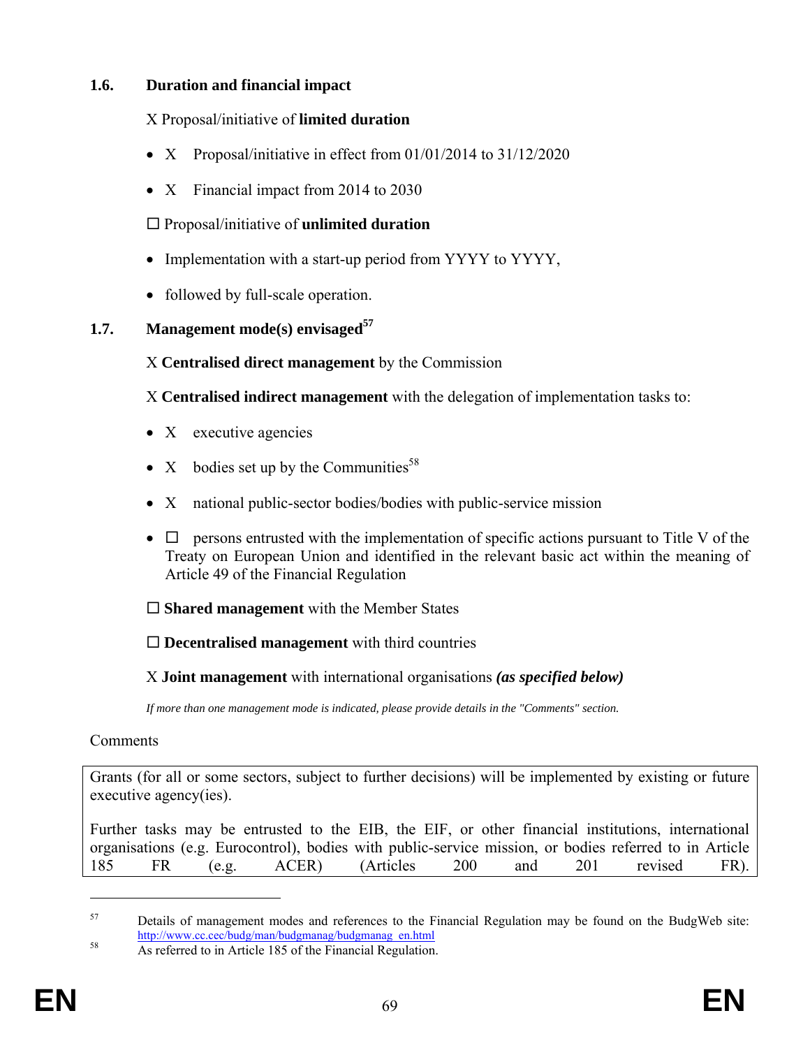### 1.6. Duration and financial impact

X Proposal/initiative of **limited duration**

- X Proposal/initiative in effect from 01/01/2014 to 31/12/2020
- X Financial impact from 2014 to 2030

☐ Proposal/initiative of **unlimited duration**

- Implementation with a start-up period from YYYY to YYYY,
- followed by full-scale operation.

### 1.7. Management mode(s) envisaged[57]

X **Centralised direct management** by the Commission

X **Centralised indirect management** with the delegation of implementation tasks to:

- X executive agencies
- X bodies set up by the Communities[58]
- X national public-sector bodies/bodies with public-service mission
- ☐ persons entrusted with the implementation of specific actions pursuant to Title V of the Treaty on European Union and identified in the relevant basic act within the meaning of Article 49 of the Financial Regulation

☐ **Shared management** with the Member States

☐ **Decentralised management** with third countries

X **Joint management** with international organisations ***(as specified below)***

*If more than one management mode is indicated, please provide details in the "Comments" section.*

Comments

| |
|---|
| Grants (for all or some sectors, subject to further decisions) will be implemented by existing or future executive agency(ies).<br><br>Further tasks may be entrusted to the EIB, the EIF, or other financial institutions, international organisations (e.g. Eurocontrol), bodies with public-service mission, or bodies referred to in Article 185 FR (e.g. ACER) (Articles 200 and 201 revised FR). |

---

[57] Details of management modes and references to the Financial Regulation may be found on the BudgWeb site: http://www.cc.cec/budg/man/budgmanag/budgmanag_en.html

[58] As referred to in Article 185 of the Financial Regulation.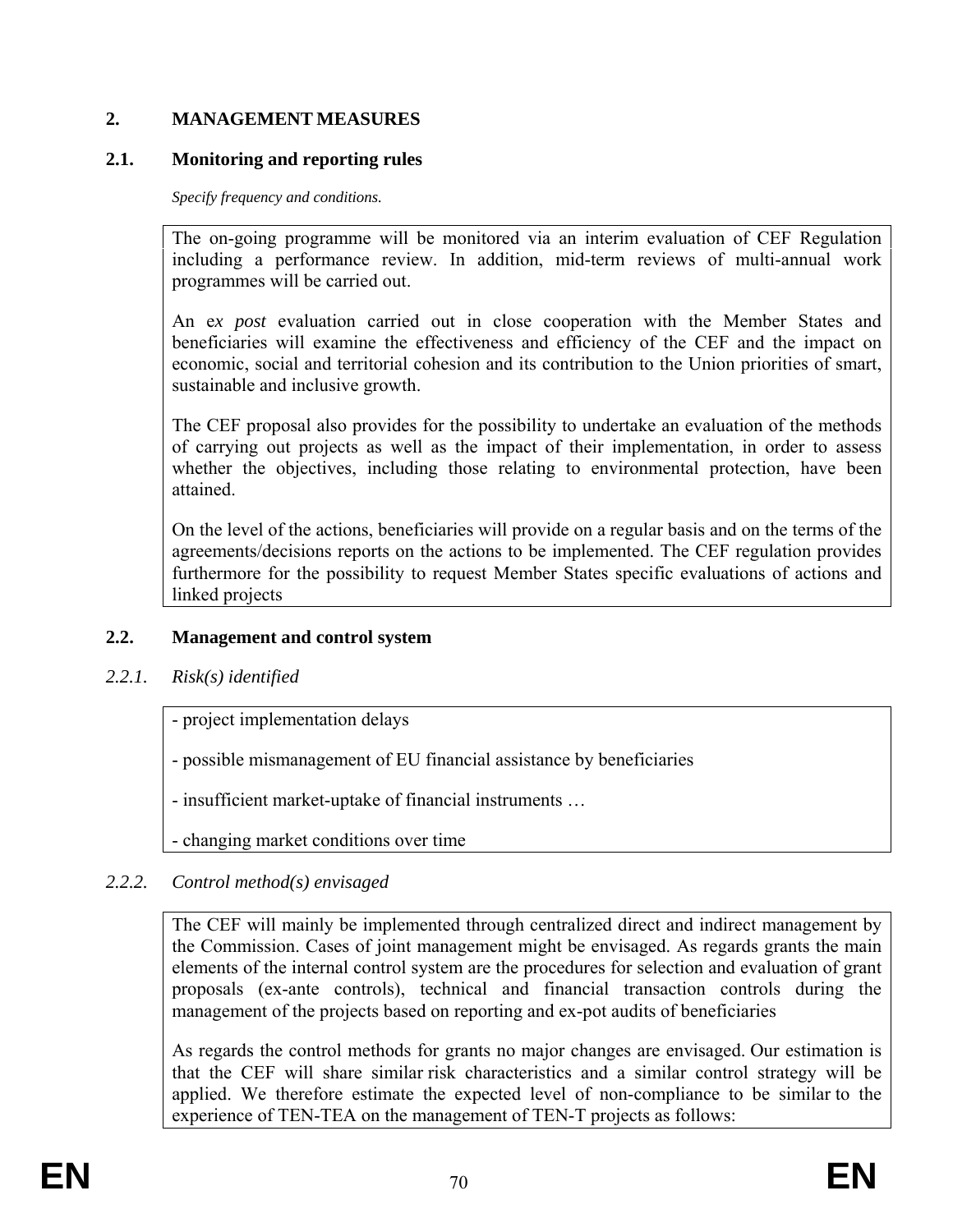## 2. MANAGEMENT MEASURES

### 2.1. Monitoring and reporting rules

*Specify frequency and conditions.*

The on-going programme will be monitored via an interim evaluation of CEF Regulation including a performance review. In addition, mid-term reviews of multi-annual work programmes will be carried out.

An e*x post* evaluation carried out in close cooperation with the Member States and beneficiaries will examine the effectiveness and efficiency of the CEF and the impact on economic, social and territorial cohesion and its contribution to the Union priorities of smart, sustainable and inclusive growth.

The CEF proposal also provides for the possibility to undertake an evaluation of the methods of carrying out projects as well as the impact of their implementation, in order to assess whether the objectives, including those relating to environmental protection, have been attained.

On the level of the actions, beneficiaries will provide on a regular basis and on the terms of the agreements/decisions reports on the actions to be implemented. The CEF regulation provides furthermore for the possibility to request Member States specific evaluations of actions and linked projects

### 2.2. Management and control system

#### *2.2.1. Risk(s) identified*

- project implementation delays

- possible mismanagement of EU financial assistance by beneficiaries

- insufficient market-uptake of financial instruments …

- changing market conditions over time

#### *2.2.2. Control method(s) envisaged*

The CEF will mainly be implemented through centralized direct and indirect management by the Commission. Cases of joint management might be envisaged. As regards grants the main elements of the internal control system are the procedures for selection and evaluation of grant proposals (ex-ante controls), technical and financial transaction controls during the management of the projects based on reporting and ex-pot audits of beneficiaries

As regards the control methods for grants no major changes are envisaged. Our estimation is that the CEF will share similar risk characteristics and a similar control strategy will be applied. We therefore estimate the expected level of non-compliance to be similar to the experience of TEN-TEA on the management of TEN-T projects as follows: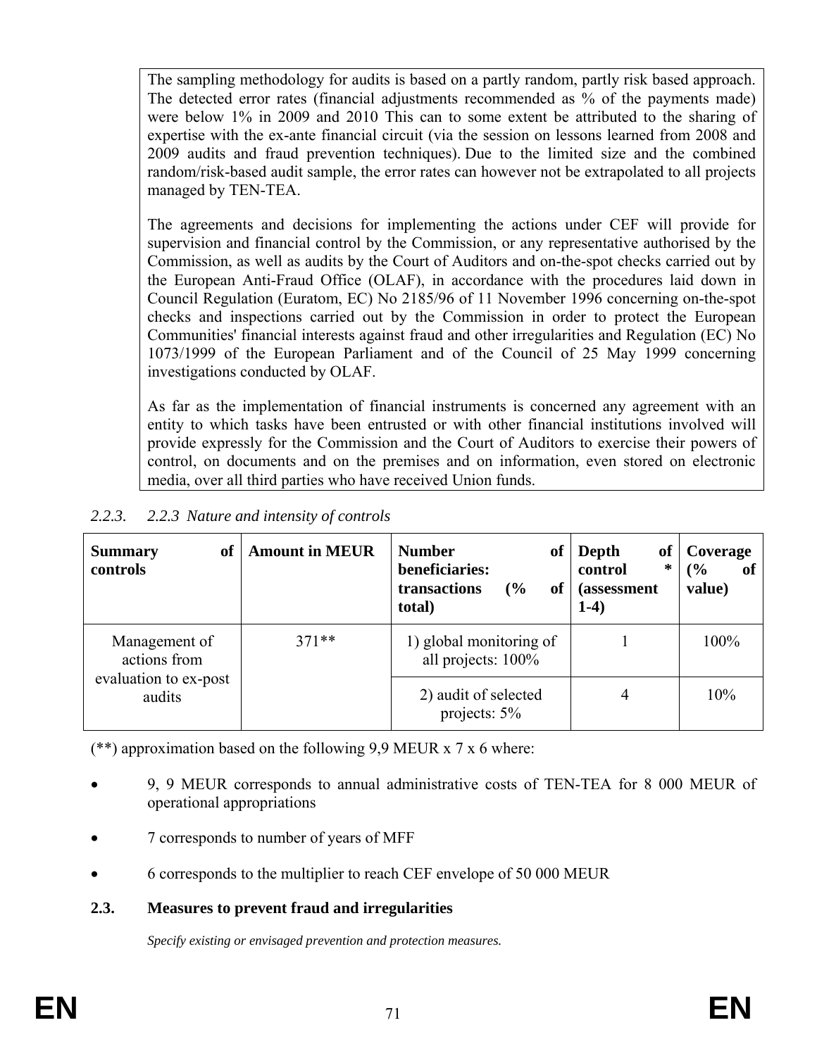The sampling methodology for audits is based on a partly random, partly risk based approach. The detected error rates (financial adjustments recommended as % of the payments made) were below 1% in 2009 and 2010 This can to some extent be attributed to the sharing of expertise with the ex-ante financial circuit (via the session on lessons learned from 2008 and 2009 audits and fraud prevention techniques). Due to the limited size and the combined random/risk-based audit sample, the error rates can however not be extrapolated to all projects managed by TEN-TEA.

The agreements and decisions for implementing the actions under CEF will provide for supervision and financial control by the Commission, or any representative authorised by the Commission, as well as audits by the Court of Auditors and on-the-spot checks carried out by the European Anti-Fraud Office (OLAF), in accordance with the procedures laid down in Council Regulation (Euratom, EC) No 2185/96 of 11 November 1996 concerning on-the-spot checks and inspections carried out by the Commission in order to protect the European Communities' financial interests against fraud and other irregularities and Regulation (EC) No 1073/1999 of the European Parliament and of the Council of 25 May 1999 concerning investigations conducted by OLAF.

As far as the implementation of financial instruments is concerned any agreement with an entity to which tasks have been entrusted or with other financial institutions involved will provide expressly for the Commission and the Court of Auditors to exercise their powers of control, on documents and on the premises and on information, even stored on electronic media, over all third parties who have received Union funds.

### *2.2.3. 2.2.3 Nature and intensity of controls*

| **Summary of controls** | **Amount in MEUR** | **Number of beneficiaries: transactions (% of total)** | **Depth of control * (assessment 1-4)** | **Coverage (% of value)** |
|---|---|---|---|---|
| Management of actions from evaluation to ex-post audits | 371** | 1) global monitoring of all projects: 100% | 1 | 100% |
| | | 2) audit of selected projects: 5% | 4 | 10% |

(**) approximation based on the following 9,9 MEUR x 7 x 6 where:

- 9, 9 MEUR corresponds to annual administrative costs of TEN-TEA for 8 000 MEUR of operational appropriations
- 7 corresponds to number of years of MFF
- 6 corresponds to the multiplier to reach CEF envelope of 50 000 MEUR

### 2.3. Measures to prevent fraud and irregularities

*Specify existing or envisaged prevention and protection measures.*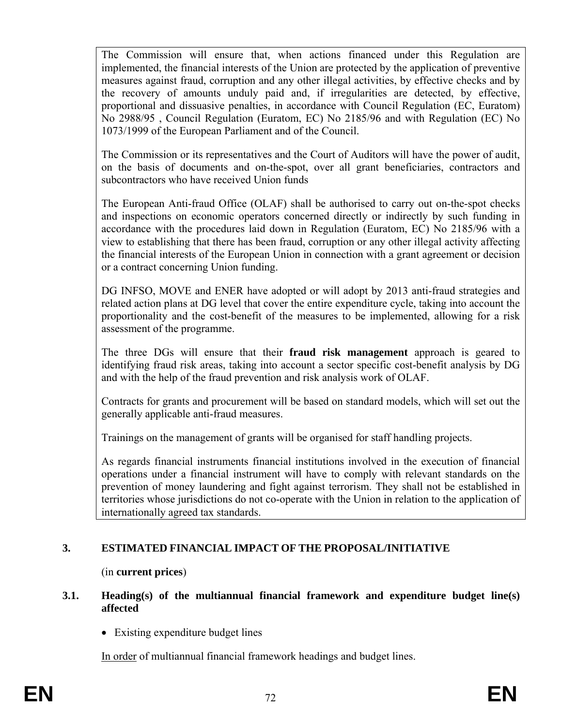The Commission will ensure that, when actions financed under this Regulation are implemented, the financial interests of the Union are protected by the application of preventive measures against fraud, corruption and any other illegal activities, by effective checks and by the recovery of amounts unduly paid and, if irregularities are detected, by effective, proportional and dissuasive penalties, in accordance with Council Regulation (EC, Euratom) No 2988/95 , Council Regulation (Euratom, EC) No 2185/96 and with Regulation (EC) No 1073/1999 of the European Parliament and of the Council.

The Commission or its representatives and the Court of Auditors will have the power of audit, on the basis of documents and on-the-spot, over all grant beneficiaries, contractors and subcontractors who have received Union funds

The European Anti-fraud Office (OLAF) shall be authorised to carry out on-the-spot checks and inspections on economic operators concerned directly or indirectly by such funding in accordance with the procedures laid down in Regulation (Euratom, EC) No 2185/96 with a view to establishing that there has been fraud, corruption or any other illegal activity affecting the financial interests of the European Union in connection with a grant agreement or decision or a contract concerning Union funding.

DG INFSO, MOVE and ENER have adopted or will adopt by 2013 anti-fraud strategies and related action plans at DG level that cover the entire expenditure cycle, taking into account the proportionality and the cost-benefit of the measures to be implemented, allowing for a risk assessment of the programme.

The three DGs will ensure that their **fraud risk management** approach is geared to identifying fraud risk areas, taking into account a sector specific cost-benefit analysis by DG and with the help of the fraud prevention and risk analysis work of OLAF.

Contracts for grants and procurement will be based on standard models, which will set out the generally applicable anti-fraud measures.

Trainings on the management of grants will be organised for staff handling projects.

As regards financial instruments financial institutions involved in the execution of financial operations under a financial instrument will have to comply with relevant standards on the prevention of money laundering and fight against terrorism. They shall not be established in territories whose jurisdictions do not co-operate with the Union in relation to the application of internationally agreed tax standards.

## 3. ESTIMATED FINANCIAL IMPACT OF THE PROPOSAL/INITIATIVE

(in **current prices**)

### 3.1. Heading(s) of the multiannual financial framework and expenditure budget line(s) affected

- Existing expenditure budget lines

In order of multiannual financial framework headings and budget lines.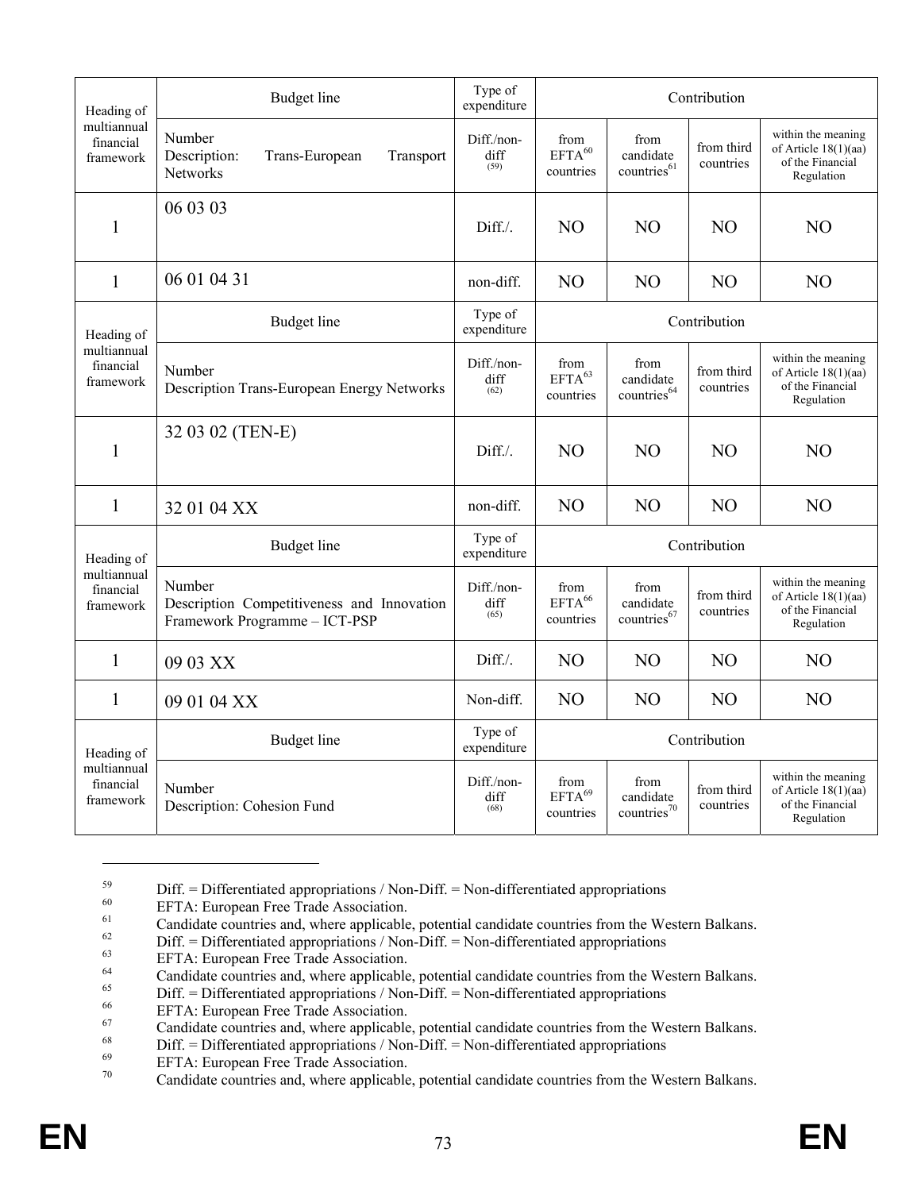| Heading of multiannual financial framework | Budget line | Type of expenditure | Contribution | | | |
|---|---|---|---|---|---|---|
| | Number<br>Description: Trans-European Transport Networks | Diff./non-diff [59] | from EFTA[60] countries | from candidate countries[61] | from third countries | within the meaning of Article 18(1)(aa) of the Financial Regulation |
| 1 | 06 03 03 | Diff./. | NO | NO | NO | NO |
| 1 | 06 01 04 31 | non-diff. | NO | NO | NO | NO |

| Heading of multiannual financial framework | Budget line | Type of expenditure | Contribution | | | |
|---|---|---|---|---|---|---|
| | Number<br>Description Trans-European Energy Networks | Diff./non-diff [62] | from EFTA[63] countries | from candidate countries[64] | from third countries | within the meaning of Article 18(1)(aa) of the Financial Regulation |
| 1 | 32 03 02 (TEN-E) | Diff./. | NO | NO | NO | NO |
| 1 | 32 01 04 XX | non-diff. | NO | NO | NO | NO |

| Heading of multiannual financial framework | Budget line | Type of expenditure | Contribution | | | |
|---|---|---|---|---|---|---|
| | Number<br>Description Competitiveness and Innovation Framework Programme – ICT-PSP | Diff./non-diff [65] | from EFTA[66] countries | from candidate countries[67] | from third countries | within the meaning of Article 18(1)(aa) of the Financial Regulation |
| 1 | 09 03 XX | Diff./. | NO | NO | NO | NO |
| 1 | 09 01 04 XX | Non-diff. | NO | NO | NO | NO |

| Heading of multiannual financial framework | Budget line | Type of expenditure | Contribution | | | |
|---|---|---|---|---|---|---|
| | Number<br>Description: Cohesion Fund | Diff./non-diff [68] | from EFTA[69] countries | from candidate countries[70] | from third countries | within the meaning of Article 18(1)(aa) of the Financial Regulation |

---

[59] Diff. = Differentiated appropriations / Non-Diff. = Non-differentiated appropriations

[60] EFTA: European Free Trade Association.

[61] Candidate countries and, where applicable, potential candidate countries from the Western Balkans.

[62] Diff. = Differentiated appropriations / Non-Diff. = Non-differentiated appropriations

[63] EFTA: European Free Trade Association.

[64] Candidate countries and, where applicable, potential candidate countries from the Western Balkans.

[65] Diff. = Differentiated appropriations / Non-Diff. = Non-differentiated appropriations

[66] EFTA: European Free Trade Association.

[67] Candidate countries and, where applicable, potential candidate countries from the Western Balkans.

[68] Diff. = Differentiated appropriations / Non-Diff. = Non-differentiated appropriations

[69] EFTA: European Free Trade Association.

[70] Candidate countries and, where applicable, potential candidate countries from the Western Balkans.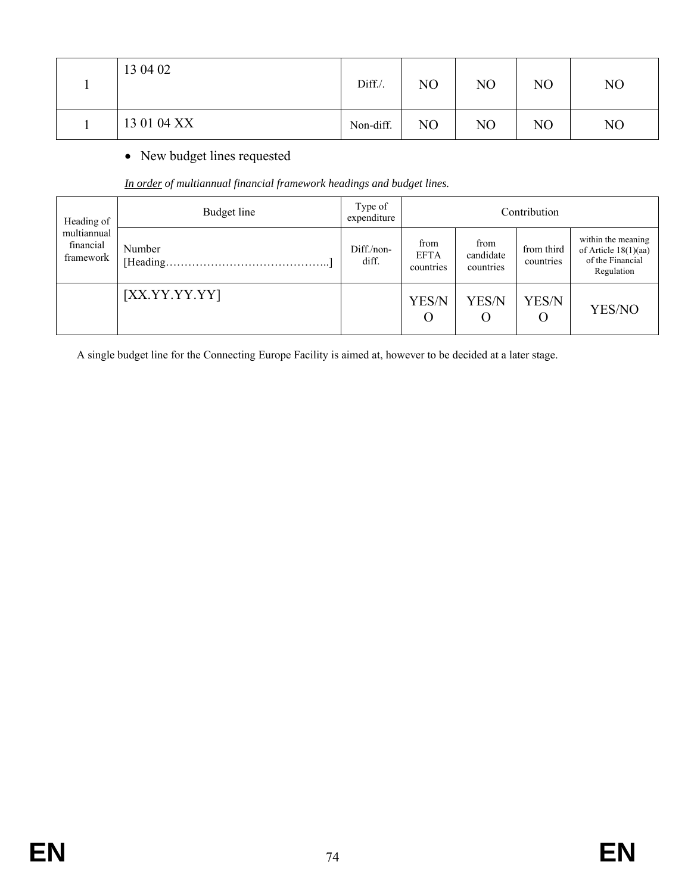| | | | | | | |
|---|---|---|---|---|---|---|
| 1 | 13 04 02 | Diff./. | NO | NO | NO | NO |
| 1 | 13 01 04 XX | Non-diff. | NO | NO | NO | NO |

- New budget lines requested

*<u>In order</u> of multiannual financial framework headings and budget lines.*

| Heading of multiannual financial framework | Budget line | Type of expenditure | Contribution | | | |
|---|---|---|---|---|---|---|
| | Number [Heading……………………………………..] | Diff./non-diff. | from EFTA countries | from candidate countries | from third countries | within the meaning of Article 18(1)(aa) of the Financial Regulation |
| | [XX.YY.YY.YY] | | YES/NO | YES/NO | YES/NO | YES/NO |

A single budget line for the Connecting Europe Facility is aimed at, however to be decided at a later stage.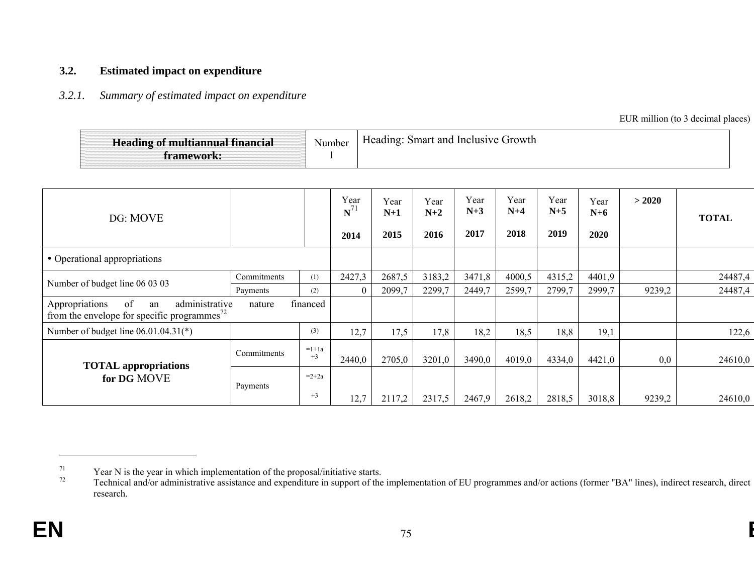### 3.2. Estimated impact on expenditure

*3.2.1. Summary of estimated impact on expenditure*

EUR million (to 3 decimal places)

| **Heading of multiannual financial framework:** | Number 1 | Heading: Smart and Inclusive Growth |
|---|---|---|

| DG: MOVE | | | Year N[71] 2014 | Year **N+1** **2015** | Year **N+2** **2016** | Year **N+3** **2017** | Year **N+4** **2018** | Year **N+5** **2019** | Year **N+6** **2020** | **> 2020** | **TOTAL** |
|---|---|---|---|---|---|---|---|---|---|---|---|
| • Operational appropriations | | | | | | | | | | | |
| Number of budget line 06 03 03 | Commitments | (1) | 2427,3 | 2687,5 | 3183,2 | 3471,8 | 4000,5 | 4315,2 | 4401,9 | | 24487,4 |
| | Payments | (2) | 0 | 2099,7 | 2299,7 | 2449,7 | 2599,7 | 2799,7 | 2999,7 | 9239,2 | 24487,4 |
| Appropriations of an administrative nature financed from the envelope for specific programmes[72] | | | | | | | | | | | |
| Number of budget line 06.01.04.31(*) | | (3) | 12,7 | 17,5 | 17,8 | 18,2 | 18,5 | 18,8 | 19,1 | | 122,6 |
| **TOTAL appropriations for DG** MOVE | Commitments | =1+1a +3 | 2440,0 | 2705,0 | 3201,0 | 3490,0 | 4019,0 | 4334,0 | 4421,0 | 0,0 | 24610,0 |
| | Payments | =2+2a +3 | 12,7 | 2117,2 | 2317,5 | 2467,9 | 2618,2 | 2818,5 | 3018,8 | 9239,2 | 24610,0 |

---

[71] Year N is the year in which implementation of the proposal/initiative starts.

[72] Technical and/or administrative assistance and expenditure in support of the implementation of EU programmes and/or actions (former "BA" lines), indirect research, direct research.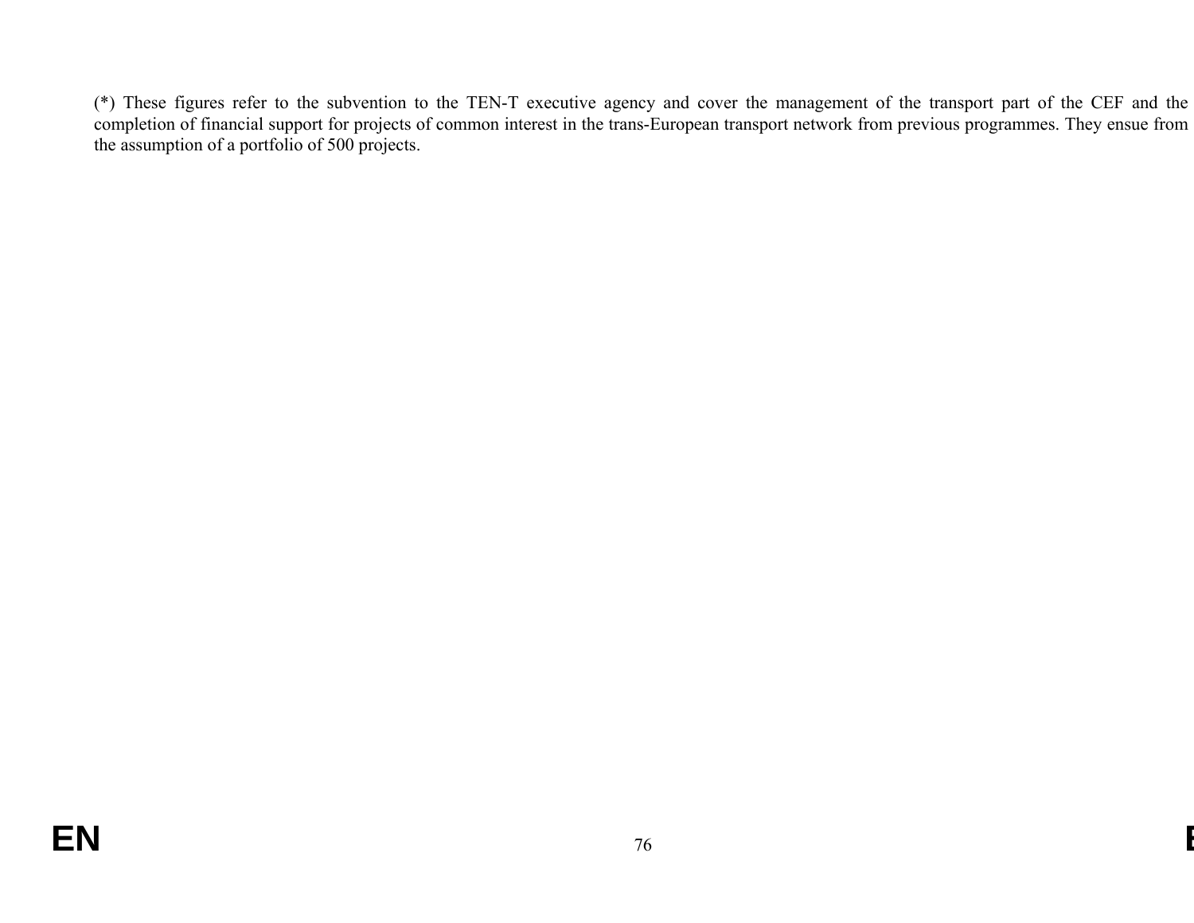(*) These figures refer to the subvention to the TEN-T executive agency and cover the management of the transport part of the CEF and the completion of financial support for projects of common interest in the trans-European transport network from previous programmes. They ensue from the assumption of a portfolio of 500 projects.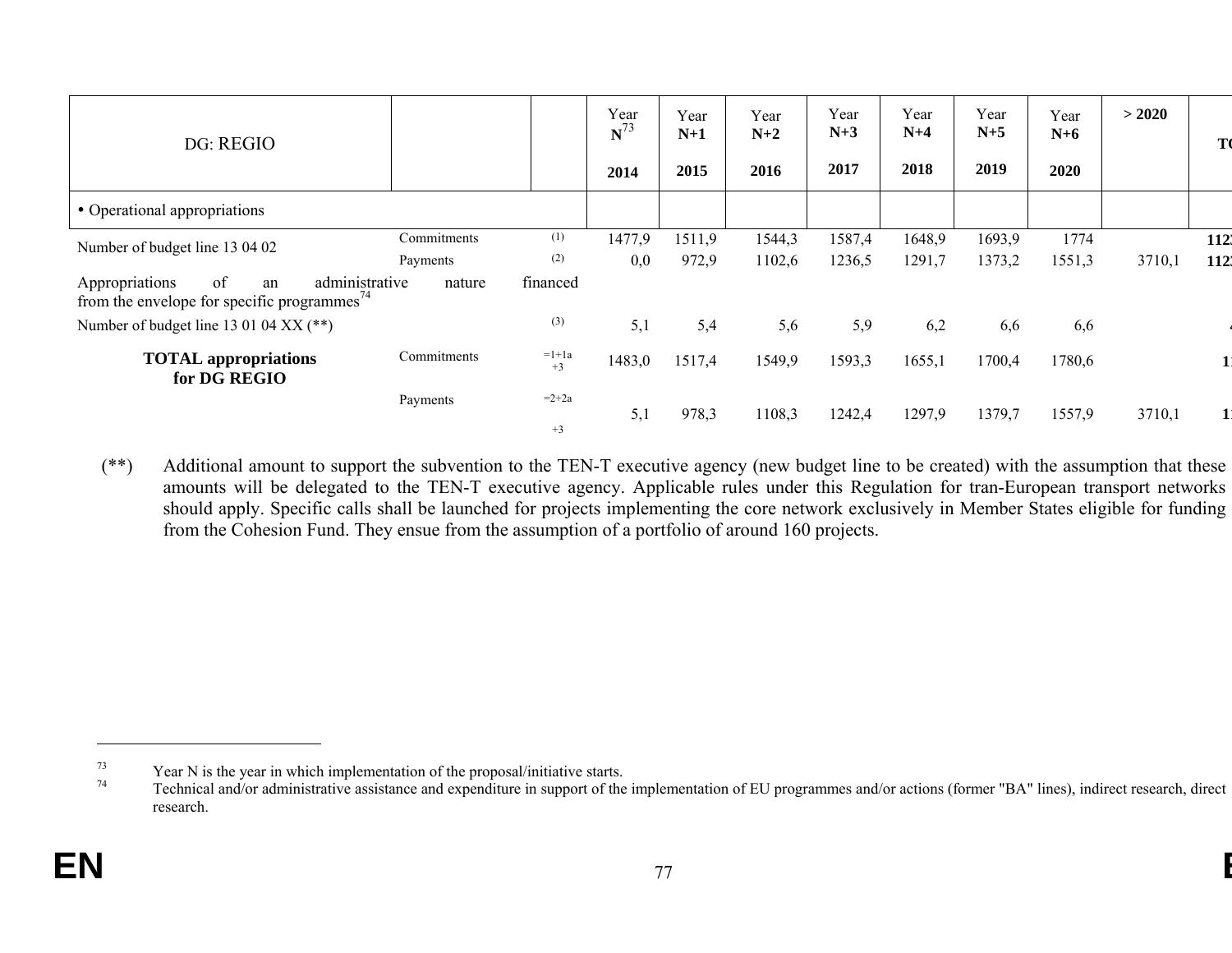| DG: REGIO | | | Year N[73] 2014 | Year N+1 2015 | Year N+2 2016 | Year N+3 2017 | Year N+4 2018 | Year N+5 2019 | Year N+6 2020 | > 2020 | TO |
|---|---|---|---|---|---|---|---|---|---|---|---|
| • Operational appropriations | | | | | | | | | | | |
| Number of budget line 13 04 02 | Commitments | (1) | 1477,9 | 1511,9 | 1544,3 | 1587,4 | 1648,9 | 1693,9 | 1774 | | 112 |
| | Payments | (2) | 0,0 | 972,9 | 1102,6 | 1236,5 | 1291,7 | 1373,2 | 1551,3 | 3710,1 | 112 |
| Appropriations of an administrative nature financed from the envelope for specific programmes[74] | | | | | | | | | | | |
| Number of budget line 13 01 04 XX (**) | | (3) | 5,1 | 5,4 | 5,6 | 5,9 | 6,2 | 6,6 | 6,6 | | 4 |
| **TOTAL appropriations for DG REGIO** | Commitments | =1+1a +3 | 1483,0 | 1517,4 | 1549,9 | 1593,3 | 1655,1 | 1700,4 | 1780,6 | | 1 |
| | Payments | =2+2a +3 | 5,1 | 978,3 | 1108,3 | 1242,4 | 1297,9 | 1379,7 | 1557,9 | 3710,1 | 1 |

(**) Additional amount to support the subvention to the TEN-T executive agency (new budget line to be created) with the assumption that these amounts will be delegated to the TEN-T executive agency. Applicable rules under this Regulation for tran-European transport networks should apply. Specific calls shall be launched for projects implementing the core network exclusively in Member States eligible for funding from the Cohesion Fund. They ensue from the assumption of a portfolio of around 160 projects.

[73] Year N is the year in which implementation of the proposal/initiative starts.

[74] Technical and/or administrative assistance and expenditure in support of the implementation of EU programmes and/or actions (former "BA" lines), indirect research, direct research.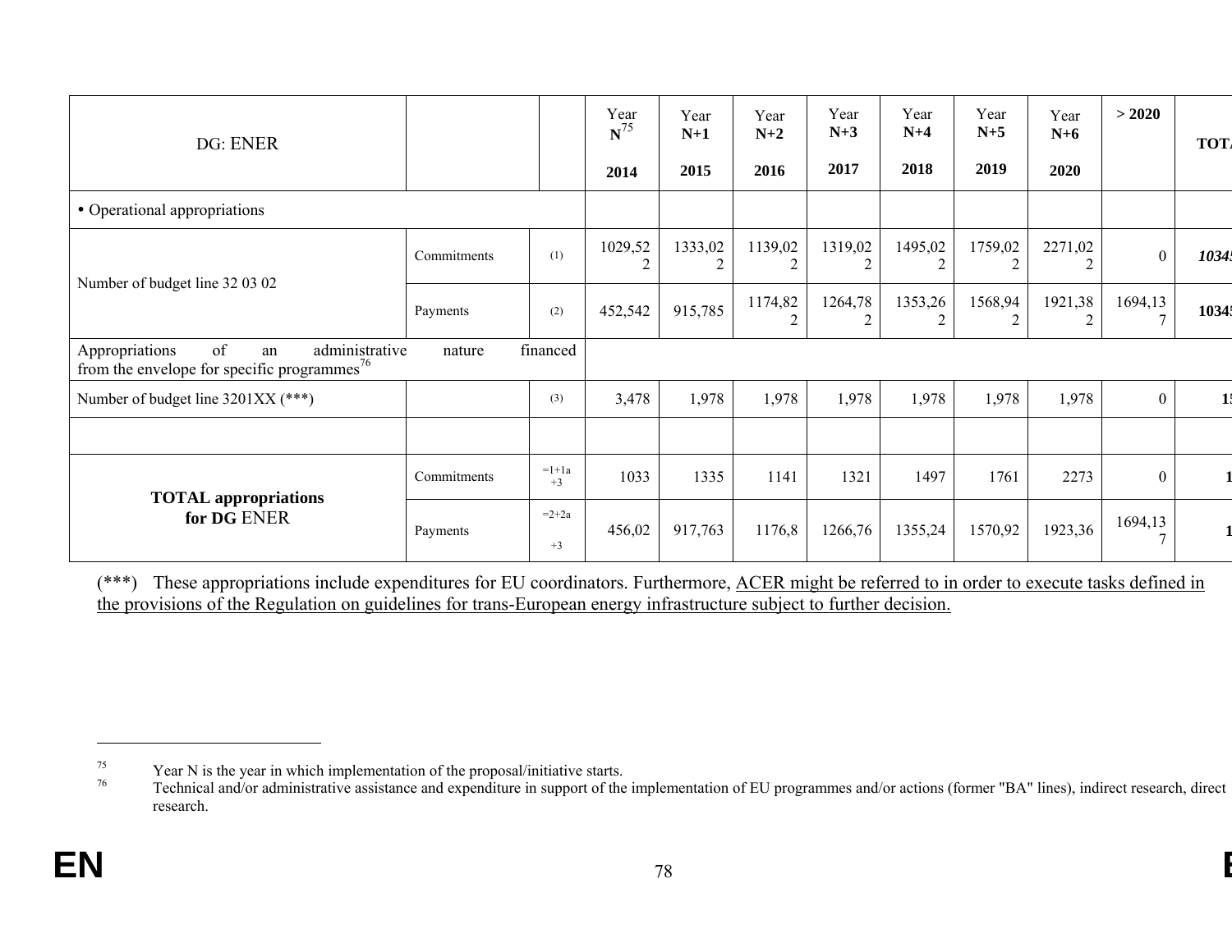| DG: ENER | | | Year N[75] 2014 | Year N+1 2015 | Year N+2 2016 | Year N+3 2017 | Year N+4 2018 | Year N+5 2019 | Year N+6 2020 | > 2020 | TOT |
|---|---|---|---|---|---|---|---|---|---|---|---|
| • Operational appropriations | | | | | | | | | | | |
| Number of budget line 32 03 02 | Commitments | (1) | 1029,522 | 1333,022 | 1139,022 | 1319,022 | 1495,022 | 1759,022 | 2271,022 | 0 | *1034* |
| | Payments | (2) | 452,542 | 915,785 | 1174,822 | 1264,782 | 1353,262 | 1568,942 | 1921,382 | 1694,137 | 1034 |
| Appropriations of an administrative nature financed from the envelope for specific programmes[76] | | | | | | | | | | | |
| Number of budget line 3201XX (***) | | (3) | 3,478 | 1,978 | 1,978 | 1,978 | 1,978 | 1,978 | 1,978 | 0 | 1 |
| | | | | | | | | | | | |
| **TOTAL appropriations for DG** ENER | Commitments | =1+1a +3 | 1033 | 1335 | 1141 | 1321 | 1497 | 1761 | 2273 | 0 | 1 |
| | Payments | =2+2a +3 | 456,02 | 917,763 | 1176,8 | 1266,76 | 1355,24 | 1570,92 | 1923,36 | 1694,137 | 1 |

(***) These appropriations include expenditures for EU coordinators. Furthermore, ACER might be referred to in order to execute tasks defined in the provisions of the Regulation on guidelines for trans-European energy infrastructure subject to further decision.

[75] Year N is the year in which implementation of the proposal/initiative starts.

[76] Technical and/or administrative assistance and expenditure in support of the implementation of EU programmes and/or actions (former "BA" lines), indirect research, direct research.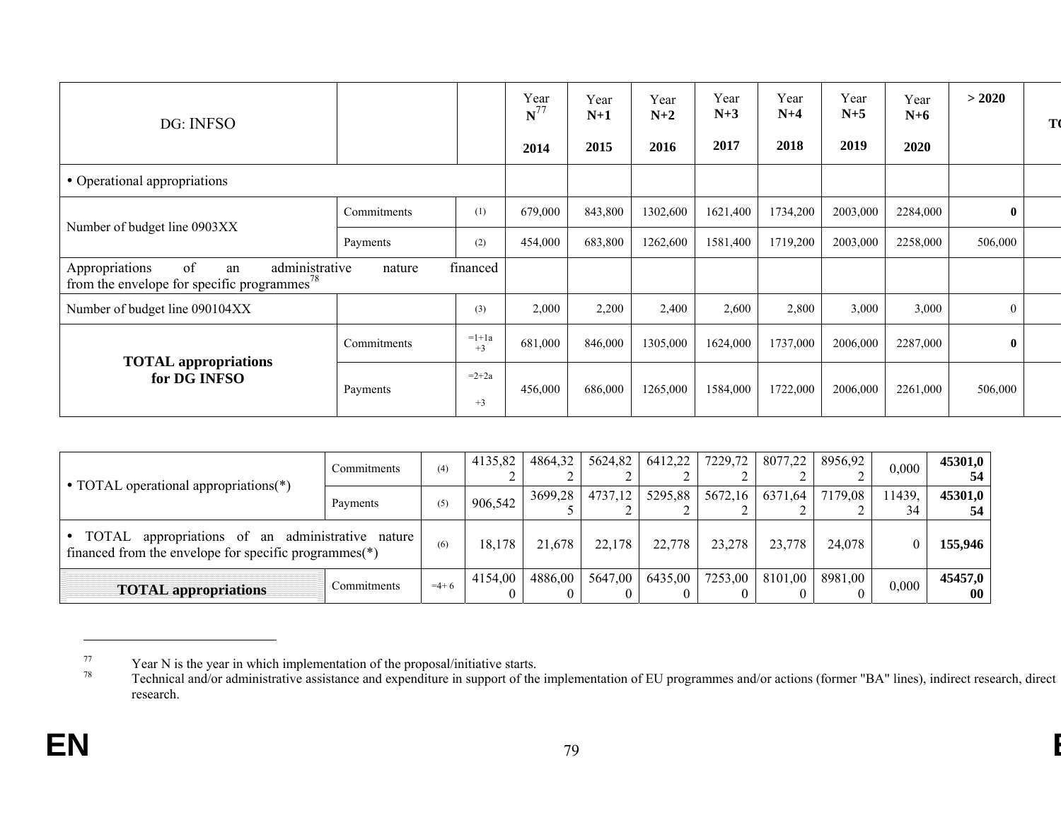| DG: INFSO | | | Year N[77] 2014 | Year N+1 2015 | Year N+2 2016 | Year N+3 2017 | Year N+4 2018 | Year N+5 2019 | Year N+6 2020 | > 2020 | TO |
|---|---|---|---|---|---|---|---|---|---|---|---|
| • Operational appropriations | | | | | | | | | | | |
| Number of budget line 0903XX | Commitments | (1) | 679,000 | 843,800 | 1302,600 | 1621,400 | 1734,200 | 2003,000 | 2284,000 | **0** | |
| | Payments | (2) | 454,000 | 683,800 | 1262,600 | 1581,400 | 1719,200 | 2003,000 | 2258,000 | 506,000 | |
| Appropriations of an administrative nature financed from the envelope for specific programmes[78] | | | | | | | | | | | |
| Number of budget line 090104XX | | (3) | 2,000 | 2,200 | 2,400 | 2,600 | 2,800 | 3,000 | 3,000 | 0 | |
| **TOTAL appropriations for DG INFSO** | Commitments | =1+1a +3 | 681,000 | 846,000 | 1305,000 | 1624,000 | 1737,000 | 2006,000 | 2287,000 | **0** | |
| | Payments | =2+2a +3 | 456,000 | 686,000 | 1265,000 | 1584,000 | 1722,000 | 2006,000 | 2261,000 | 506,000 | |

| | | | | | | | | | | | |
|---|---|---|---|---|---|---|---|---|---|---|---|
| • TOTAL operational appropriations(*) | Commitments | (4) | 4135,822 | 4864,322 | 5624,822 | 6412,222 | 7229,722 | 8077,222 | 8956,922 | 0,000 | **45301,054** |
| | Payments | (5) | 906,542 | 3699,285 | 4737,122 | 5295,882 | 5672,162 | 6371,642 | 7179,082 | 11439,34 | **45301,054** |
| • TOTAL appropriations of an administrative nature financed from the envelope for specific programmes(*) | | (6) | 18,178 | 21,678 | 22,178 | 22,778 | 23,278 | 23,778 | 24,078 | 0 | **155,946** |
| **TOTAL appropriations** | Commitments | =4+ 6 | 4154,000 | 4886,000 | 5647,000 | 6435,000 | 7253,000 | 8101,000 | 8981,000 | 0,000 | **45457,000** |

[77] Year N is the year in which implementation of the proposal/initiative starts.

[78] Technical and/or administrative assistance and expenditure in support of the implementation of EU programmes and/or actions (former "BA" lines), indirect research, direct research.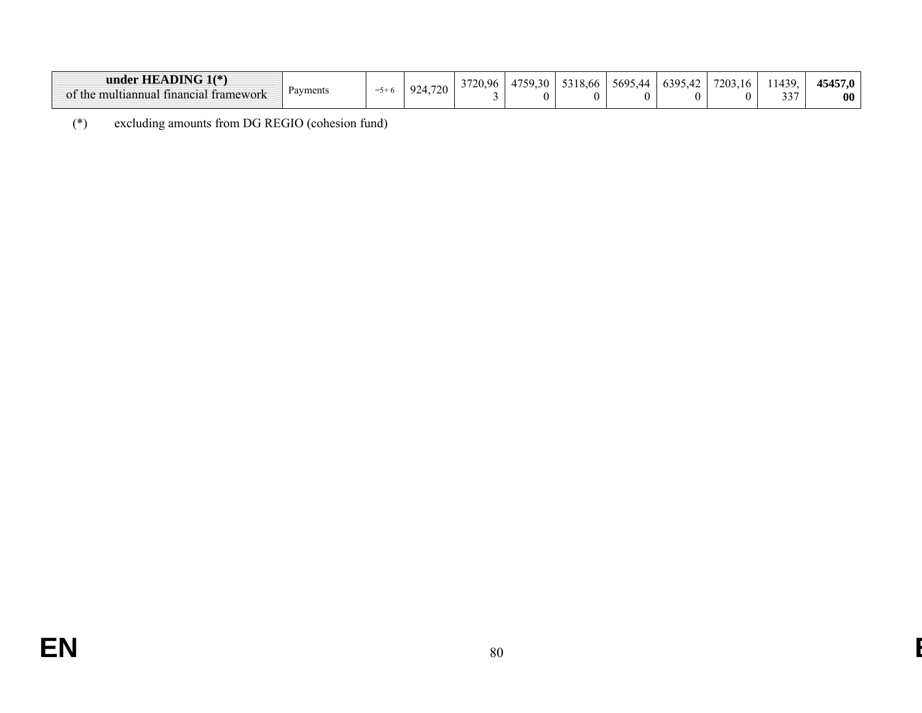| | | | | | | | | | | | |
|---|---|---|---|---|---|---|---|---|---|---|---|
| **under HEADING 1(*)** of the multiannual financial framework | Payments | =5+ 6 | 924,720 | 3720,963 | 4759,300 | 5318,660 | 5695,440 | 6395,420 | 7203,160 | 11439,337 | **45457,000** |

(*) excluding amounts from DG REGIO (cohesion fund)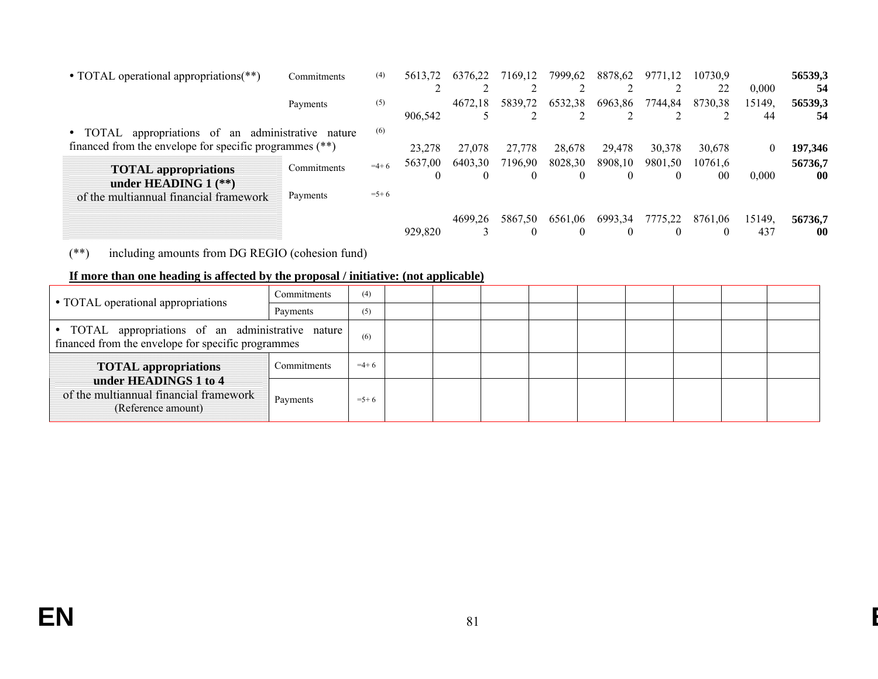| | | | | | | | | | | | | |
|---|---|---|---|---|---|---|---|---|---|---|---|---|
| • TOTAL operational appropriations(**) | Commitments | (4) | 5613,722 | 6376,222 | 7169,122 | 7999,622 | 8878,622 | 9771,122 | 10730,922 | 0,000 | **56539,354** |
| | Payments | (5) | 906,542 | 4672,185 | 5839,722 | 6532,382 | 6963,862 | 7744,842 | 8730,382 | 15149,44 | **56539,354** |
| • TOTAL appropriations of an administrative nature financed from the envelope for specific programmes (**) | | (6) | 23,278 | 27,078 | 27,778 | 28,678 | 29,478 | 30,378 | 30,678 | 0 | **197,346** |
| **TOTAL appropriations under HEADING 1 (**)** of the multiannual financial framework | Commitments | =4+ 6 | 5637,000 | 6403,300 | 7196,900 | 8028,300 | 8908,100 | 9801,500 | 10761,600 | 0,000 | **56736,700** |
| | Payments | =5+ 6 | 929,820 | 4699,263 | 5867,500 | 6561,060 | 6993,340 | 7775,220 | 8761,060 | 15149,437 | **56736,700** |

(**) including amounts from DG REGIO (cohesion fund)

**If more than one heading is affected by the proposal / initiative: (not applicable)**

| | | | | | | | | | | | |
|---|---|---|---|---|---|---|---|---|---|---|---|
| • TOTAL operational appropriations | Commitments | (4) | | | | | | | | | |
| | Payments | (5) | | | | | | | | | |
| • TOTAL appropriations of an administrative nature financed from the envelope for specific programmes | | (6) | | | | | | | | | |
| **TOTAL appropriations under HEADINGS 1 to 4** of the multiannual financial framework (Reference amount) | Commitments | =4+ 6 | | | | | | | | | |
| | Payments | =5+ 6 | | | | | | | | | |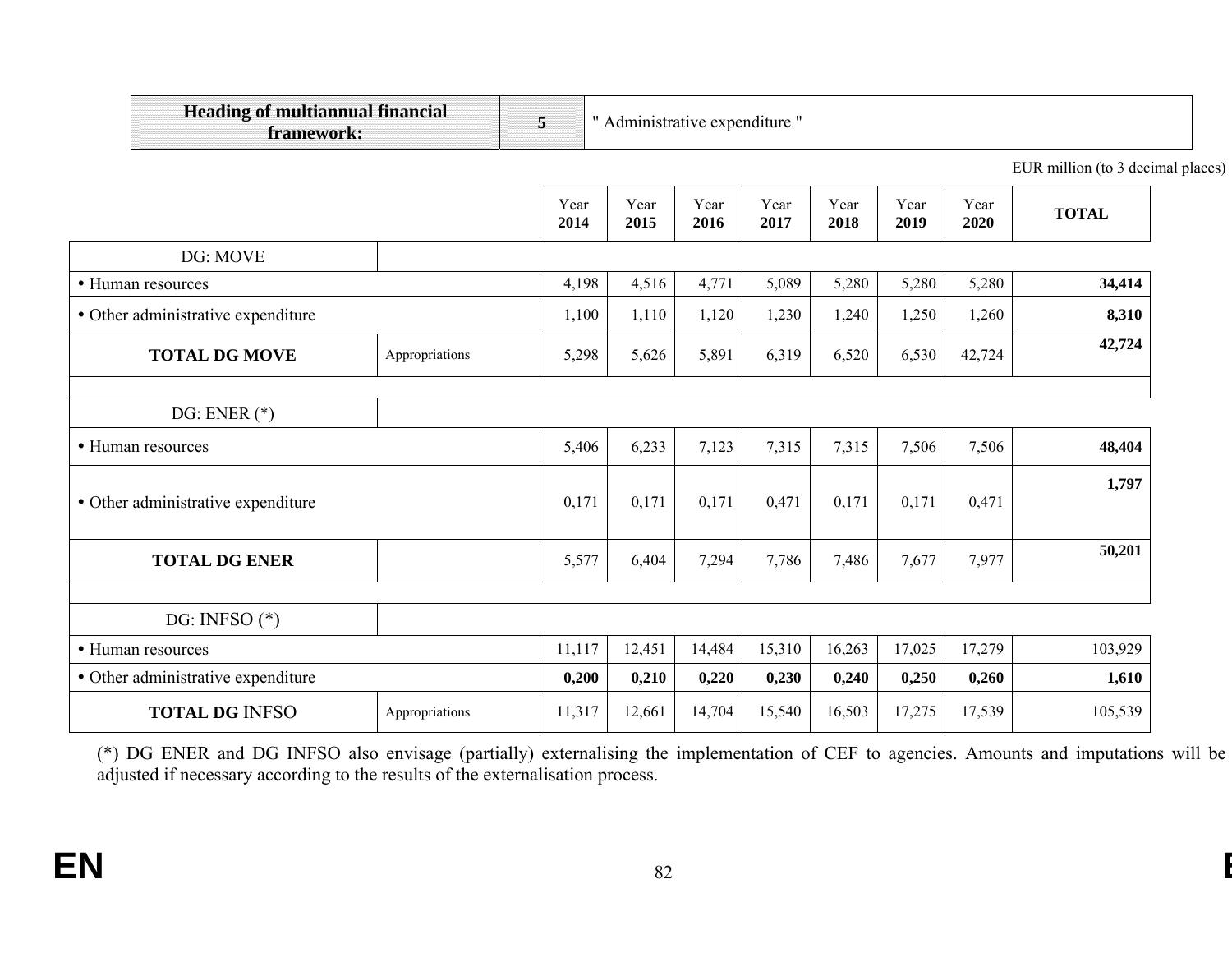| Heading of multiannual financial framework: | 5 | " Administrative expenditure " |
|---|---|---|

EUR million (to 3 decimal places)

| | | Year **2014** | Year **2015** | Year **2016** | Year **2017** | Year **2018** | Year **2019** | Year **2020** | **TOTAL** |
|---|---|---|---|---|---|---|---|---|---|
| DG: MOVE | | | | | | | | | |
| • Human resources | | 4,198 | 4,516 | 4,771 | 5,089 | 5,280 | 5,280 | 5,280 | **34,414** |
| • Other administrative expenditure | | 1,100 | 1,110 | 1,120 | 1,230 | 1,240 | 1,250 | 1,260 | **8,310** |
| **TOTAL DG MOVE** | Appropriations | 5,298 | 5,626 | 5,891 | 6,319 | 6,520 | 6,530 | 42,724 | **42,724** |
| | | | | | | | | | |
| DG: ENER (*) | | | | | | | | | |
| • Human resources | | 5,406 | 6,233 | 7,123 | 7,315 | 7,315 | 7,506 | 7,506 | **48,404** |
| • Other administrative expenditure | | 0,171 | 0,171 | 0,171 | 0,471 | 0,171 | 0,171 | 0,471 | **1,797** |
| **TOTAL DG ENER** | | 5,577 | 6,404 | 7,294 | 7,786 | 7,486 | 7,677 | 7,977 | **50,201** |
| | | | | | | | | | |
| DG: INFSO (*) | | | | | | | | | |
| • Human resources | | 11,117 | 12,451 | 14,484 | 15,310 | 16,263 | 17,025 | 17,279 | 103,929 |
| • Other administrative expenditure | | **0,200** | **0,210** | **0,220** | **0,230** | **0,240** | **0,250** | **0,260** | **1,610** |
| **TOTAL DG** INFSO | Appropriations | 11,317 | 12,661 | 14,704 | 15,540 | 16,503 | 17,275 | 17,539 | 105,539 |

(*) DG ENER and DG INFSO also envisage (partially) externalising the implementation of CEF to agencies. Amounts and imputations will be adjusted if necessary according to the results of the externalisation process.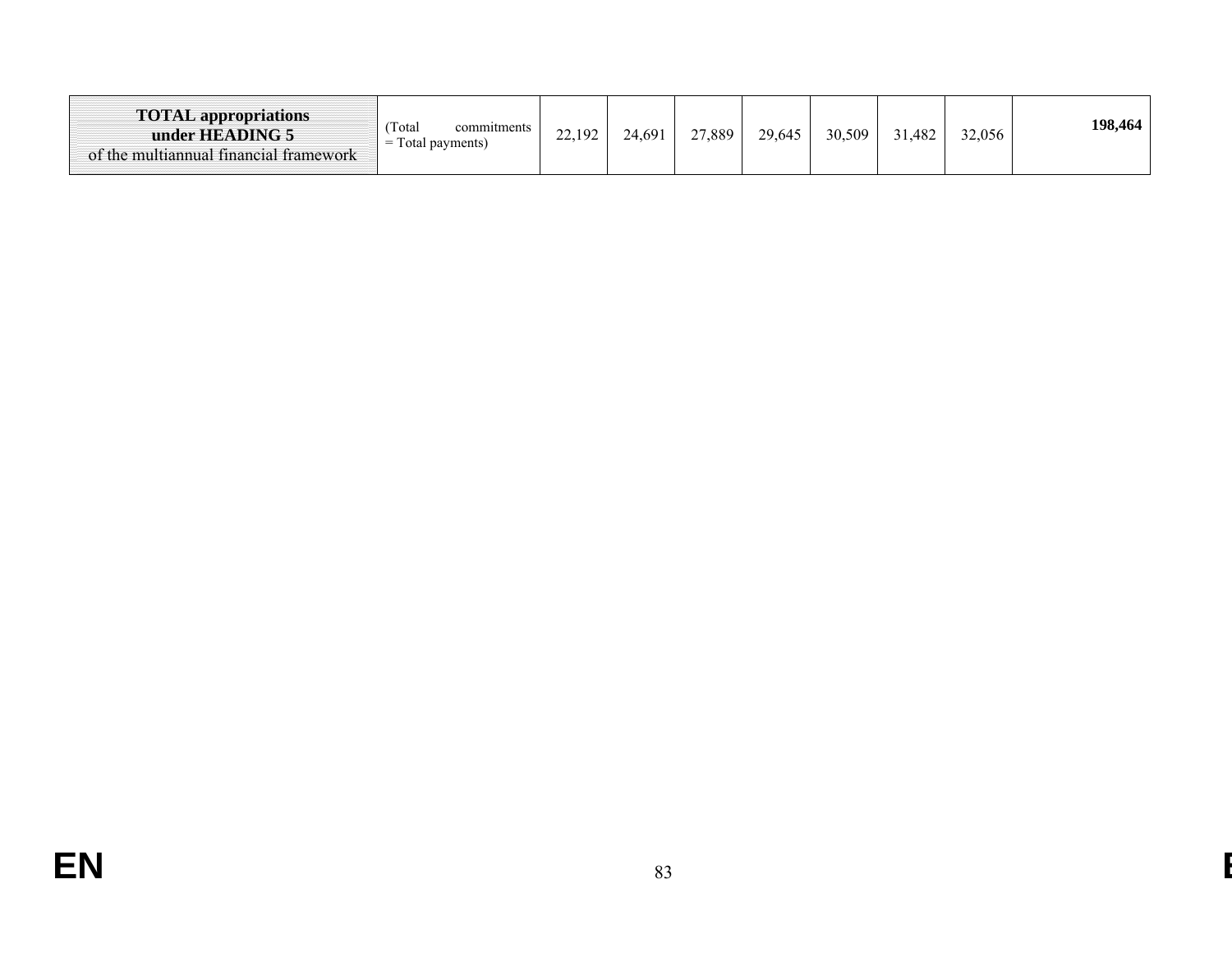| | | | | | | | | | |
|---|---|---|---|---|---|---|---|---|---|
| **TOTAL appropriations under HEADING 5** of the multiannual financial framework | (Total commitments = Total payments) | 22,192 | 24,691 | 27,889 | 29,645 | 30,509 | 31,482 | 32,056 | **198,464** |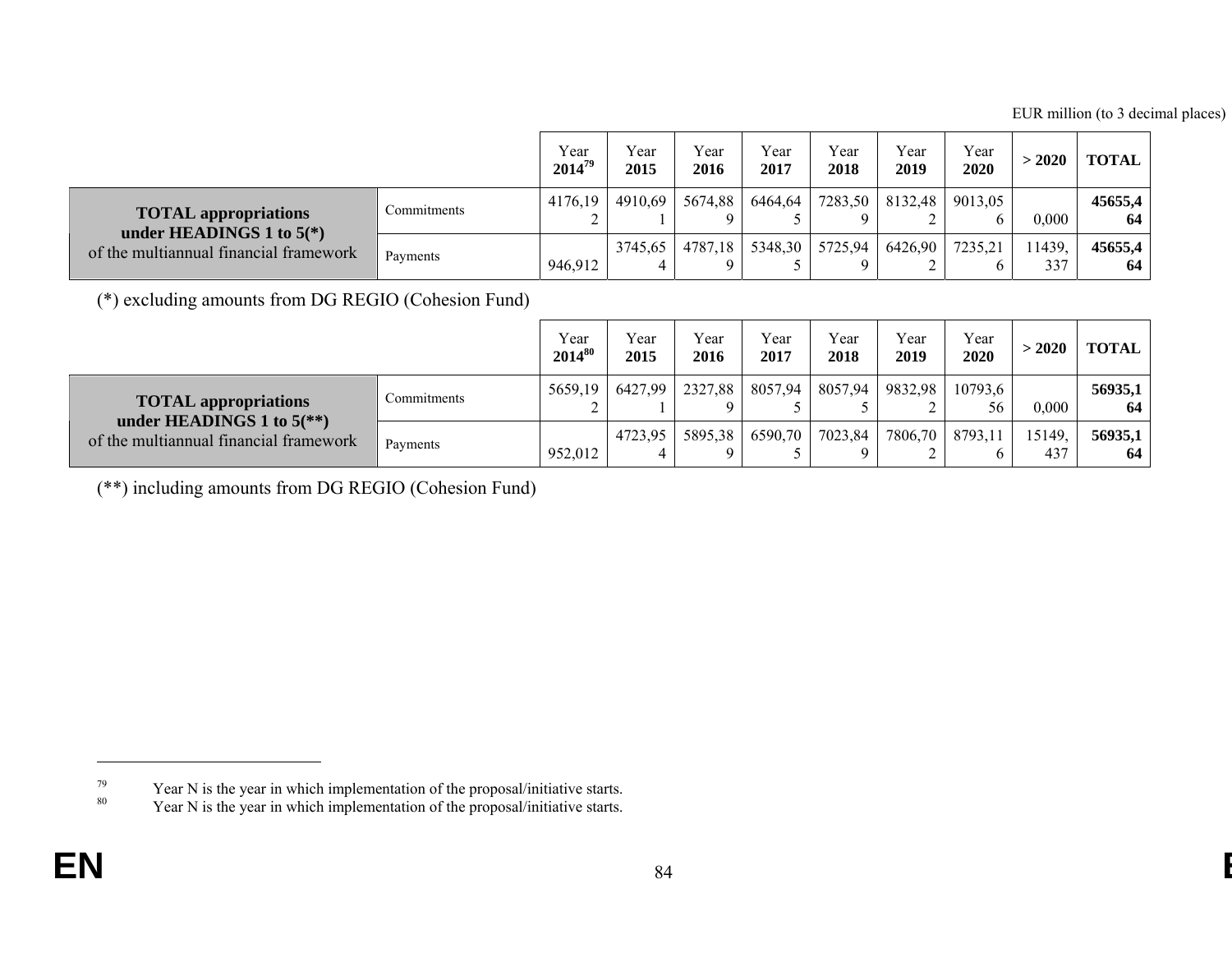EUR million (to 3 decimal places)

| | | Year 2014[79] | Year 2015 | Year 2016 | Year 2017 | Year 2018 | Year 2019 | Year 2020 | > 2020 | TOTAL |
|---|---|---|---|---|---|---|---|---|---|---|
| **TOTAL appropriations under HEADINGS 1 to 5(*)** of the multiannual financial framework | Commitments | 4176,192 | 4910,691 | 5674,889 | 6464,645 | 7283,509 | 8132,482 | 9013,056 | 0,000 | **45655,464** |
| | Payments | 946,912 | 3745,654 | 4787,189 | 5348,305 | 5725,949 | 6426,902 | 7235,216 | 11439,337 | **45655,464** |

(*) excluding amounts from DG REGIO (Cohesion Fund)

| | | Year 2014[80] | Year 2015 | Year 2016 | Year 2017 | Year 2018 | Year 2019 | Year 2020 | > 2020 | TOTAL |
|---|---|---|---|---|---|---|---|---|---|---|
| **TOTAL appropriations under HEADINGS 1 to 5(**)** of the multiannual financial framework | Commitments | 5659,192 | 6427,991 | 2327,889 | 8057,945 | 8057,945 | 9832,982 | 10793,656 | 0,000 | **56935,164** |
| | Payments | 952,012 | 4723,954 | 5895,389 | 6590,705 | 7023,849 | 7806,702 | 8793,116 | 15149,437 | **56935,164** |

(**) including amounts from DG REGIO (Cohesion Fund)

[79] Year N is the year in which implementation of the proposal/initiative starts.

[80] Year N is the year in which implementation of the proposal/initiative starts.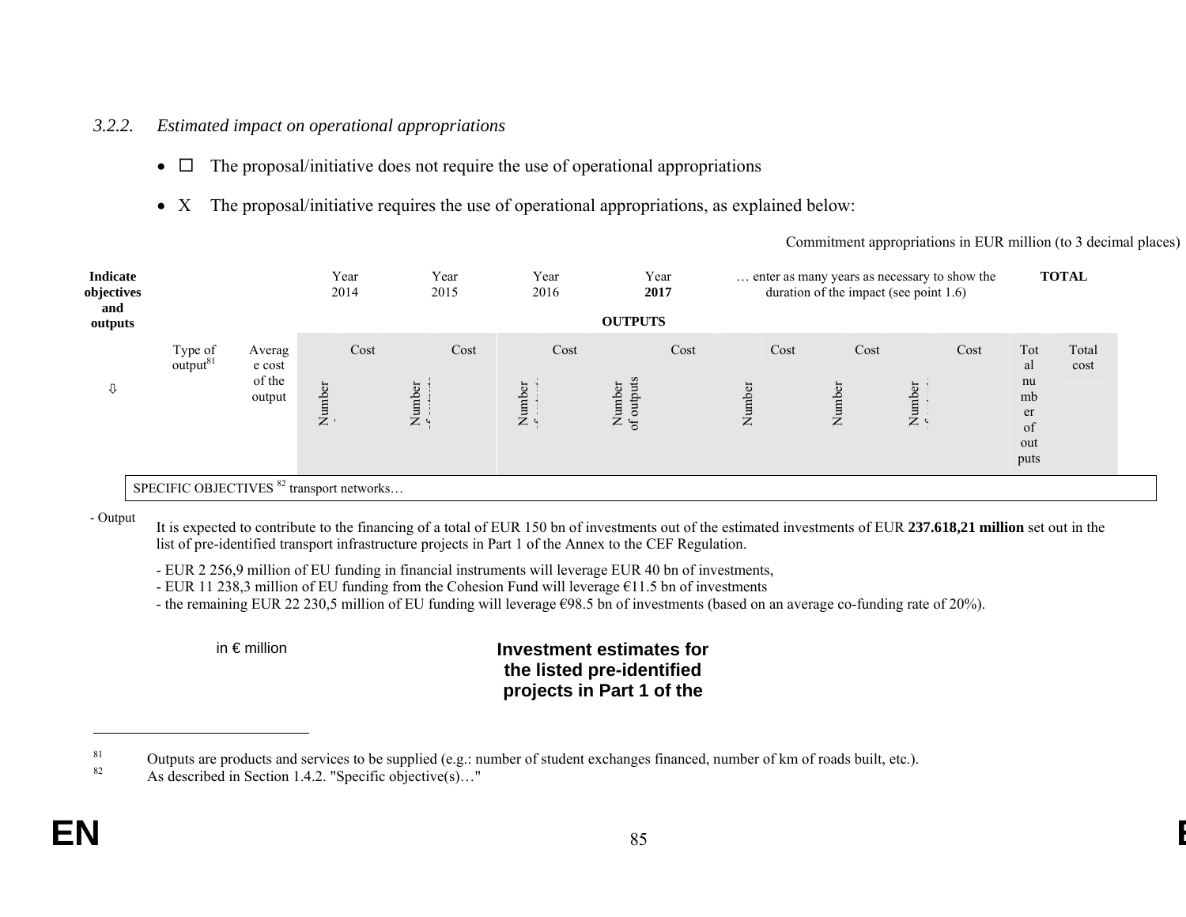### 3.2.2. *Estimated impact on operational appropriations*

- ☐ The proposal/initiative does not require the use of operational appropriations
- X The proposal/initiative requires the use of operational appropriations, as explained below:

Commitment appropriations in EUR million (to 3 decimal places)

| **Indicate objectives and outputs** | | | Year 2014 | | Year 2015 | | Year 2016 | | Year **2017** | | … enter as many years as necessary to show the duration of the impact (see point 1.6) | | | | | | **TOTAL** | |
|---|---|---|---|---|---|---|---|---|---|---|---|---|---|---|---|---|---|---|
| | | | **OUTPUTS** | | | | | | | | | | | | | | | |
| ⇩ | Type of output[81] | Average cost of the output | Number | Cost | Number of outputs | Cost | Number of outputs | Cost | Number of outputs | Cost | Number | Cost | Number | Cost | Number of outputs | Cost | Total number of outputs | Total cost |
| SPECIFIC OBJECTIVES [82] transport networks… | | | | | | | | | | | | | | | | | | |

- Output

It is expected to contribute to the financing of a total of EUR 150 bn of investments out of the estimated investments of EUR **237.618,21 million** set out in the list of pre-identified transport infrastructure projects in Part 1 of the Annex to the CEF Regulation.

- EUR 2 256,9 million of EU funding in financial instruments will leverage EUR 40 bn of investments,
- EUR 11 238,3 million of EU funding from the Cohesion Fund will leverage €11.5 bn of investments
- the remaining EUR 22 230,5 million of EU funding will leverage €98.5 bn of investments (based on an average co-funding rate of 20%).

in € million

**Investment estimates for the listed pre-identified projects in Part 1 of the**

---

[81] Outputs are products and services to be supplied (e.g.: number of student exchanges financed, number of km of roads built, etc.).

[82] As described in Section 1.4.2. "Specific objective(s)…"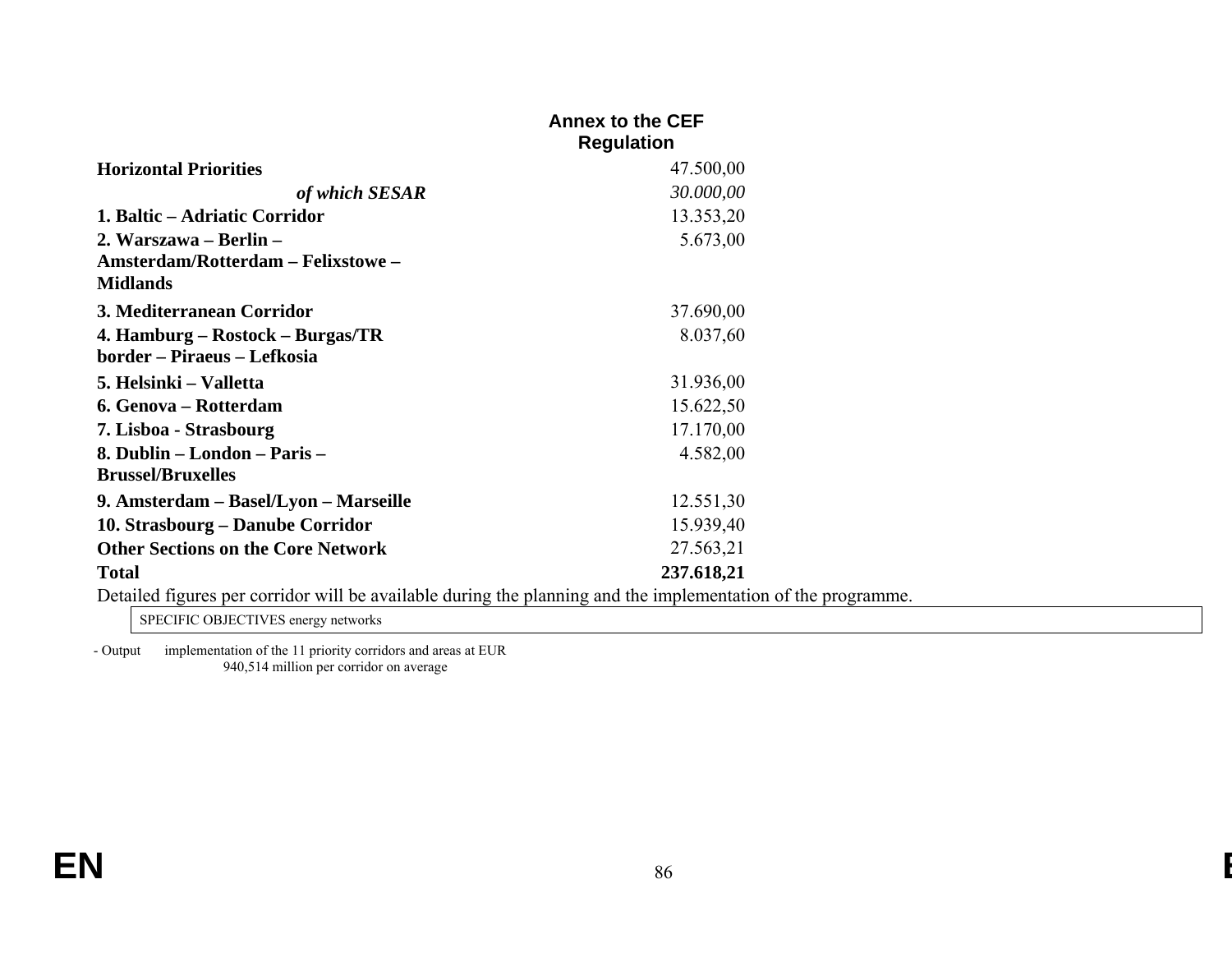| | Annex to the CEF Regulation |
|---|---|
| **Horizontal Priorities** | 47.500,00 |
| ***of which SESAR*** | *30.000,00* |
| **1. Baltic – Adriatic Corridor** | 13.353,20 |
| **2. Warszawa – Berlin – Amsterdam/Rotterdam – Felixstowe – Midlands** | 5.673,00 |
| **3. Mediterranean Corridor** | 37.690,00 |
| **4. Hamburg – Rostock – Burgas/TR border – Piraeus – Lefkosia** | 8.037,60 |
| **5. Helsinki – Valletta** | 31.936,00 |
| **6. Genova – Rotterdam** | 15.622,50 |
| **7. Lisboa - Strasbourg** | 17.170,00 |
| **8. Dublin – London – Paris – Brussel/Bruxelles** | 4.582,00 |
| **9. Amsterdam – Basel/Lyon – Marseille** | 12.551,30 |
| **10. Strasbourg – Danube Corridor** | 15.939,40 |
| **Other Sections on the Core Network** | 27.563,21 |
| **Total** | **237.618,21** |

Detailed figures per corridor will be available during the planning and the implementation of the programme.

SPECIFIC OBJECTIVES energy networks

- Output implementation of the 11 priority corridors and areas at EUR 940,514 million per corridor on average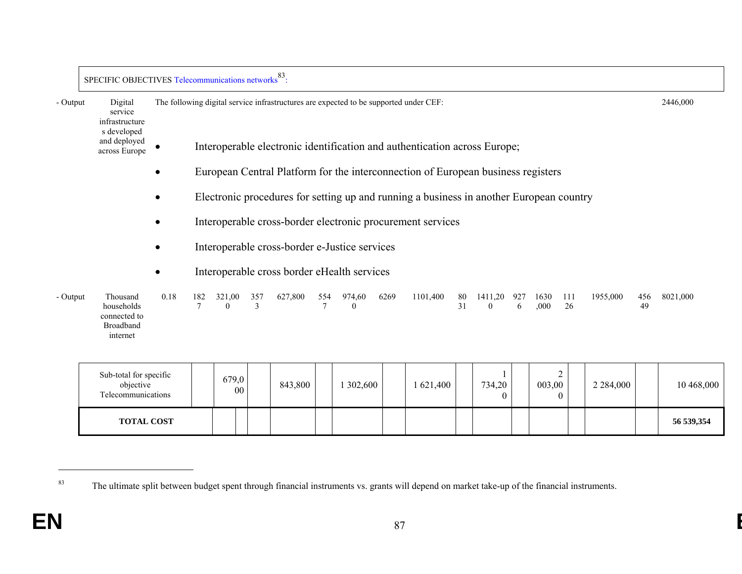SPECIFIC OBJECTIVES Telecommunications networks[83]:

| | | | | | | | | | | | | | | | | | | |
|---|---|---|---|---|---|---|---|---|---|---|---|---|---|---|---|---|---|---|
| - Output | Digital service infrastructures developed and deployed across Europe | The following digital service infrastructures are expected to be supported under CEF:<br>• Interoperable electronic identification and authentication across Europe;<br>• European Central Platform for the interconnection of European business registers<br>• Electronic procedures for setting up and running a business in another European country<br>• Interoperable cross-border electronic procurement services<br>• Interoperable cross-border e-Justice services<br>• Interoperable cross border eHealth services | | | | | | | | | | | | | | | | 2446,000 |
| - Output | Thousand households connected to Broadband internet | 0.18 | 1827 | 321,000 | 3573 | 627,800 | 5547 | 974,600 | 6269 | 1101,400 | 8031 | 1411,200 | 9276 | 1630,000 | 11126 | 1955,000 | 45649 | 8021,000 |
| Sub-total for specific objective Telecommunications | | | | 679,000 | | 843,800 | | 1 302,600 | | 1 621,400 | | 1 734,200 | | 2 003,000 | | 2 284,000 | | 10 468,000 |
| **TOTAL COST** | | | | | | | | | | | | | | | | | | **56 539,354** |

[83] The ultimate split between budget spent through financial instruments vs. grants will depend on market take-up of the financial instruments.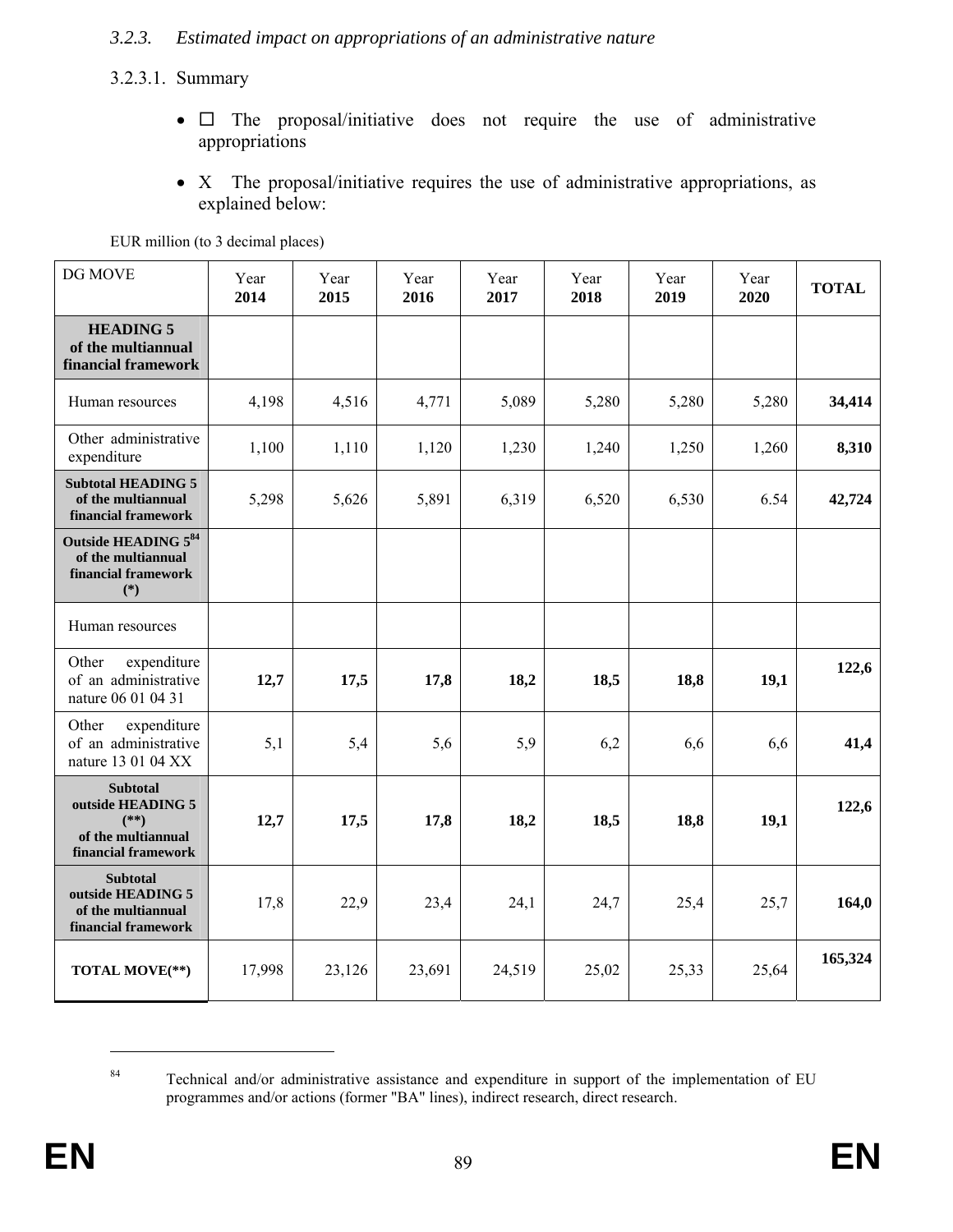*3.2.3. Estimated impact on appropriations of an administrative nature*

3.2.3.1. Summary

- ☐ The proposal/initiative does not require the use of administrative appropriations
- X The proposal/initiative requires the use of administrative appropriations, as explained below:

EUR million (to 3 decimal places)

| DG MOVE | Year **2014** | Year **2015** | Year **2016** | Year **2017** | Year **2018** | Year **2019** | Year **2020** | **TOTAL** |
|---|---|---|---|---|---|---|---|---|
| **HEADING 5 of the multiannual financial framework** | | | | | | | | |
| Human resources | 4,198 | 4,516 | 4,771 | 5,089 | 5,280 | 5,280 | 5,280 | **34,414** |
| Other administrative expenditure | 1,100 | 1,110 | 1,120 | 1,230 | 1,240 | 1,250 | 1,260 | **8,310** |
| **Subtotal HEADING 5 of the multiannual financial framework** | 5,298 | 5,626 | 5,891 | 6,319 | 6,520 | 6,530 | 6.54 | **42,724** |
| **Outside HEADING 5[84] of the multiannual financial framework (\*)** | | | | | | | | |
| Human resources | | | | | | | | |
| Other expenditure of an administrative nature 06 01 04 31 | **12,7** | **17,5** | **17,8** | **18,2** | **18,5** | **18,8** | **19,1** | **122,6** |
| Other expenditure of an administrative nature 13 01 04 XX | 5,1 | 5,4 | 5,6 | 5,9 | 6,2 | 6,6 | 6,6 | **41,4** |
| **Subtotal outside HEADING 5 (\*\*) of the multiannual financial framework** | **12,7** | **17,5** | **17,8** | **18,2** | **18,5** | **18,8** | **19,1** | **122,6** |
| **Subtotal outside HEADING 5 of the multiannual financial framework** | 17,8 | 22,9 | 23,4 | 24,1 | 24,7 | 25,4 | 25,7 | **164,0** |
| **TOTAL MOVE(\*\*)** | 17,998 | 23,126 | 23,691 | 24,519 | 25,02 | 25,33 | 25,64 | **165,324** |

[84] Technical and/or administrative assistance and expenditure in support of the implementation of EU programmes and/or actions (former "BA" lines), indirect research, direct research.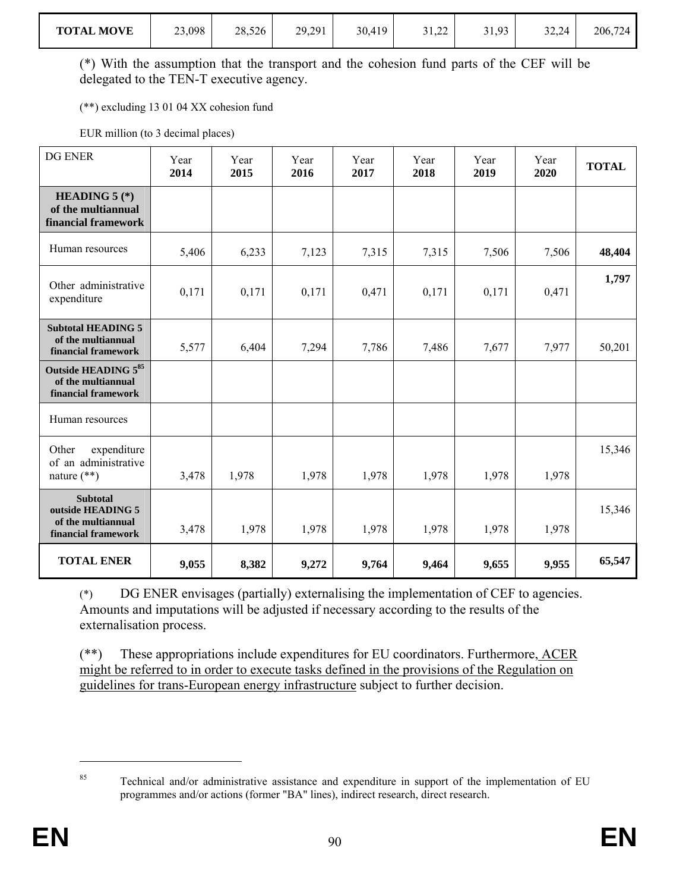| | | | | | | | | |
|---|---|---|---|---|---|---|---|---|
| **TOTAL MOVE** | 23,098 | 28,526 | 29,291 | 30,419 | 31,22 | 31,93 | 32,24 | 206,724 |

(*) With the assumption that the transport and the cohesion fund parts of the CEF will be delegated to the TEN-T executive agency.

(**) excluding 13 01 04 XX cohesion fund

EUR million (to 3 decimal places)

| DG ENER | Year **2014** | Year **2015** | Year **2016** | Year **2017** | Year **2018** | Year **2019** | Year **2020** | **TOTAL** |
|---|---|---|---|---|---|---|---|---|
| **HEADING 5 (*) of the multiannual financial framework** | | | | | | | | |
| Human resources | 5,406 | 6,233 | 7,123 | 7,315 | 7,315 | 7,506 | 7,506 | **48,404** |
| Other administrative expenditure | 0,171 | 0,171 | 0,171 | 0,471 | 0,171 | 0,171 | 0,471 | **1,797** |
| **Subtotal HEADING 5 of the multiannual financial framework** | 5,577 | 6,404 | 7,294 | 7,786 | 7,486 | 7,677 | 7,977 | 50,201 |
| **Outside HEADING 5[85] of the multiannual financial framework** | | | | | | | | |
| Human resources | | | | | | | | |
| Other expenditure of an administrative nature (**) | 3,478 | 1,978 | 1,978 | 1,978 | 1,978 | 1,978 | 1,978 | 15,346 |
| **Subtotal outside HEADING 5 of the multiannual financial framework** | 3,478 | 1,978 | 1,978 | 1,978 | 1,978 | 1,978 | 1,978 | 15,346 |
| **TOTAL ENER** | **9,055** | **8,382** | **9,272** | **9,764** | **9,464** | **9,655** | **9,955** | **65,547** |

(*) DG ENER envisages (partially) externalising the implementation of CEF to agencies. Amounts and imputations will be adjusted if necessary according to the results of the externalisation process.

(**) These appropriations include expenditures for EU coordinators. Furthermore, ACER might be referred to in order to execute tasks defined in the provisions of the Regulation on guidelines for trans-European energy infrastructure subject to further decision.

[85] Technical and/or administrative assistance and expenditure in support of the implementation of EU programmes and/or actions (former "BA" lines), indirect research, direct research.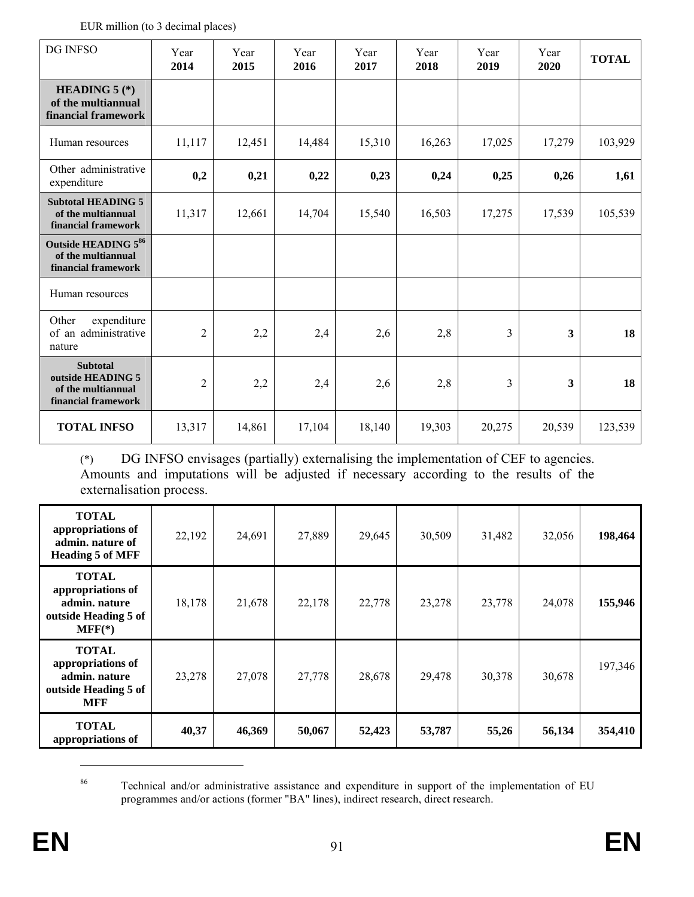EUR million (to 3 decimal places)

| DG INFSO | Year **2014** | Year **2015** | Year **2016** | Year **2017** | Year **2018** | Year **2019** | Year **2020** | **TOTAL** |
|---|---|---|---|---|---|---|---|---|
| **HEADING 5 (*) of the multiannual financial framework** | | | | | | | | |
| Human resources | 11,117 | 12,451 | 14,484 | 15,310 | 16,263 | 17,025 | 17,279 | 103,929 |
| Other administrative expenditure | **0,2** | **0,21** | **0,22** | **0,23** | **0,24** | **0,25** | **0,26** | **1,61** |
| **Subtotal HEADING 5 of the multiannual financial framework** | 11,317 | 12,661 | 14,704 | 15,540 | 16,503 | 17,275 | 17,539 | 105,539 |
| **Outside HEADING 5[86] of the multiannual financial framework** | | | | | | | | |
| Human resources | | | | | | | | |
| Other expenditure of an administrative nature | 2 | 2,2 | 2,4 | 2,6 | 2,8 | 3 | **3** | **18** |
| **Subtotal outside HEADING 5 of the multiannual financial framework** | 2 | 2,2 | 2,4 | 2,6 | 2,8 | 3 | **3** | **18** |
| **TOTAL INFSO** | 13,317 | 14,861 | 17,104 | 18,140 | 19,303 | 20,275 | 20,539 | 123,539 |

(*) DG INFSO envisages (partially) externalising the implementation of CEF to agencies. Amounts and imputations will be adjusted if necessary according to the results of the externalisation process.

| | | | | | | | | |
|---|---|---|---|---|---|---|---|---|
| **TOTAL appropriations of admin. nature of Heading 5 of MFF** | 22,192 | 24,691 | 27,889 | 29,645 | 30,509 | 31,482 | 32,056 | **198,464** |
| **TOTAL appropriations of admin. nature outside Heading 5 of MFF(*)** | 18,178 | 21,678 | 22,178 | 22,778 | 23,278 | 23,778 | 24,078 | **155,946** |
| **TOTAL appropriations of admin. nature outside Heading 5 of MFF** | 23,278 | 27,078 | 27,778 | 28,678 | 29,478 | 30,378 | 30,678 | 197,346 |
| **TOTAL appropriations of** | **40,37** | **46,369** | **50,067** | **52,423** | **53,787** | **55,26** | **56,134** | **354,410** |

[86] Technical and/or administrative assistance and expenditure in support of the implementation of EU programmes and/or actions (former "BA" lines), indirect research, direct research.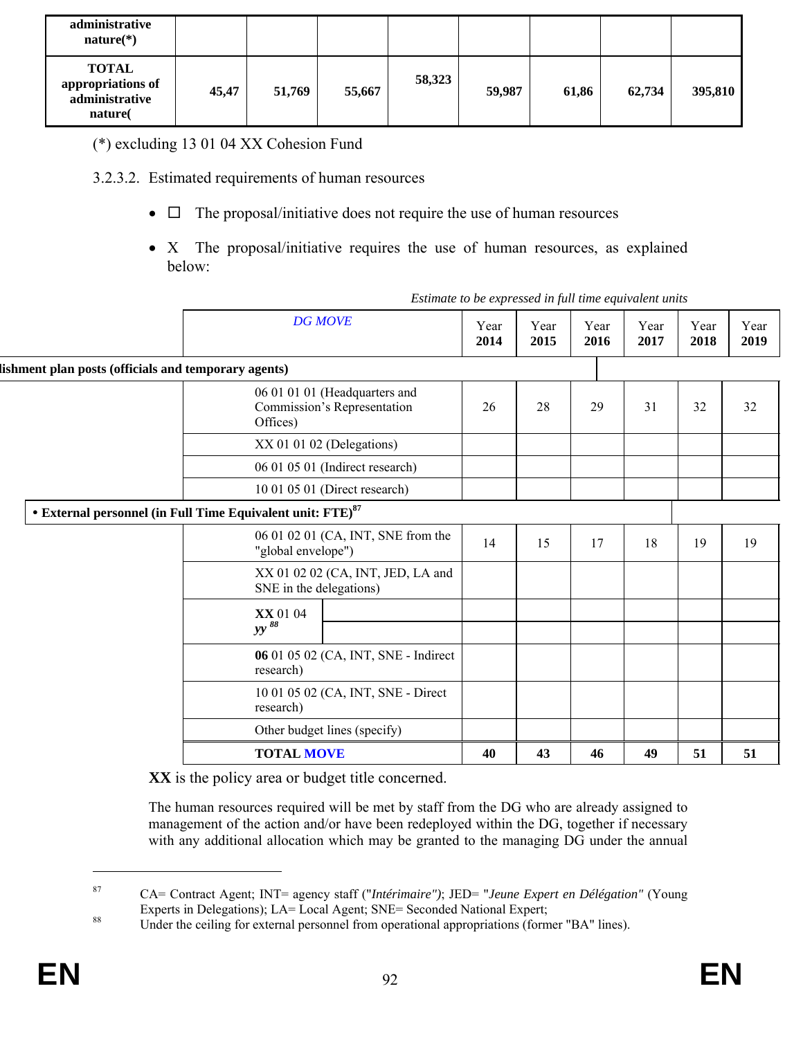| | | | | | | | | |
|---|---|---|---|---|---|---|---|---|
| **administrative nature(*)** | | | | | | | | |
| **TOTAL appropriations of administrative nature(** | **45,47** | **51,769** | **55,667** | **58,323** | **59,987** | **61,86** | **62,734** | **395,810** |

(*) excluding 13 01 04 XX Cohesion Fund

3.2.3.2. Estimated requirements of human resources

- ☐ The proposal/initiative does not require the use of human resources
- X The proposal/initiative requires the use of human resources, as explained below:

*Estimate to be expressed in full time equivalent units*

| | *DG MOVE* | Year 2014 | Year 2015 | Year 2016 | Year 2017 | Year 2018 | Year 2019 |
|---|---|---|---|---|---|---|---|
| **lishment plan posts (officials and temporary agents)** | | | | | | | |
| | 06 01 01 01 (Headquarters and Commission's Representation Offices) | 26 | 28 | 29 | 31 | 32 | 32 |
| | XX 01 01 02 (Delegations) | | | | | | |
| | 06 01 05 01 (Indirect research) | | | | | | |
| | 10 01 05 01 (Direct research) | | | | | | |
| **• External personnel (in Full Time Equivalent unit: FTE)**[87] | | | | | | | |
| | 06 01 02 01 (CA, INT, SNE from the "global envelope") | 14 | 15 | 17 | 18 | 19 | 19 |
| | XX 01 02 02 (CA, INT, JED, LA and SNE in the delegations) | | | | | | |
| | **XX** 01 04 ***yy***[88] | | | | | | |
| | | | | | | | |
| | **06** 01 05 02 (CA, INT, SNE - Indirect research) | | | | | | |
| | 10 01 05 02 (CA, INT, SNE - Direct research) | | | | | | |
| | Other budget lines (specify) | | | | | | |
| | **TOTAL MOVE** | **40** | **43** | **46** | **49** | **51** | **51** |

**XX** is the policy area or budget title concerned.

The human resources required will be met by staff from the DG who are already assigned to management of the action and/or have been redeployed within the DG, together if necessary with any additional allocation which may be granted to the managing DG under the annual

---

[87] CA= Contract Agent; INT= agency staff ("*Intérimaire")*; JED= "*Jeune Expert en Délégation"* (Young Experts in Delegations); LA= Local Agent; SNE= Seconded National Expert;

[88] Under the ceiling for external personnel from operational appropriations (former "BA" lines).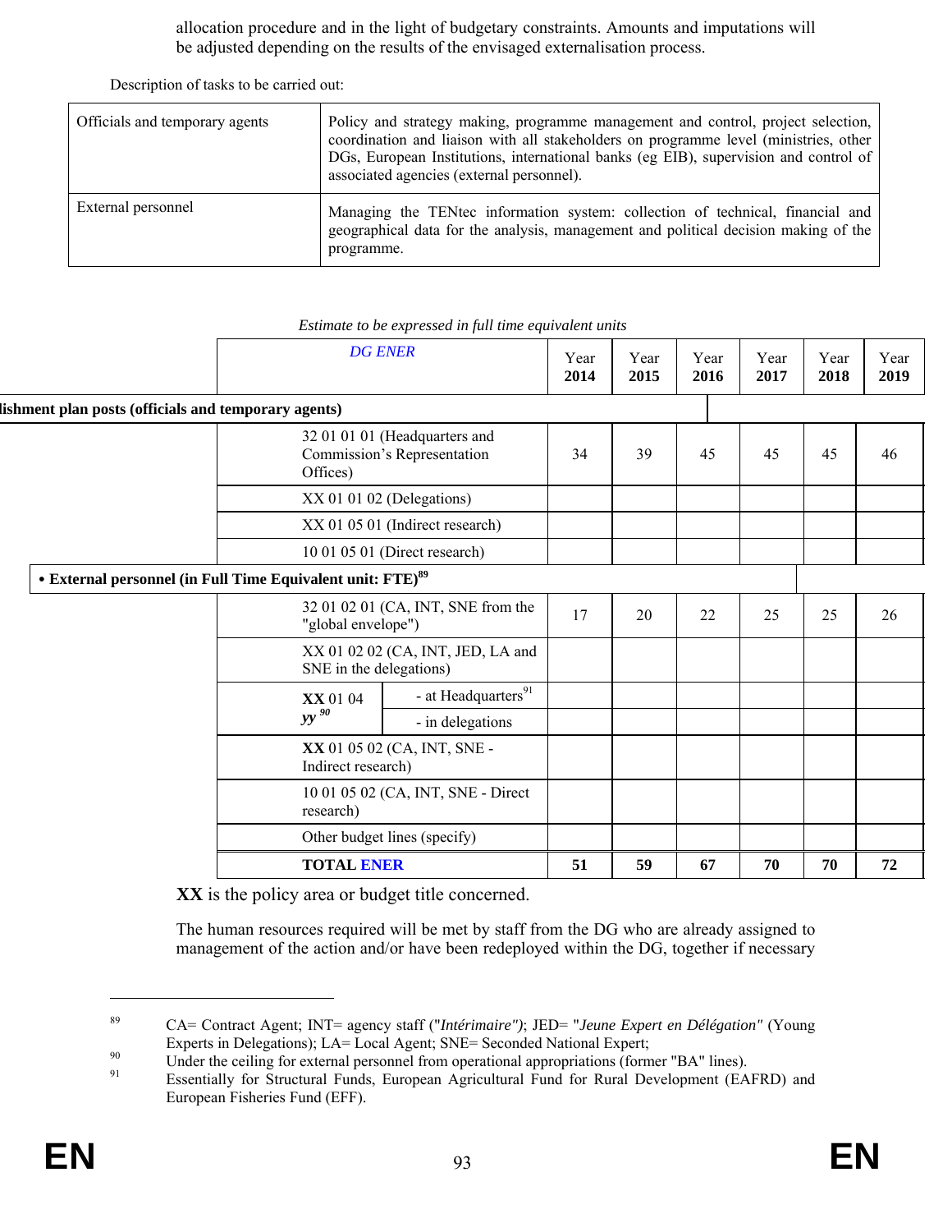allocation procedure and in the light of budgetary constraints. Amounts and imputations will be adjusted depending on the results of the envisaged externalisation process.

Description of tasks to be carried out:

| | |
|---|---|
| Officials and temporary agents | Policy and strategy making, programme management and control, project selection, coordination and liaison with all stakeholders on programme level (ministries, other DGs, European Institutions, international banks (eg EIB), supervision and control of associated agencies (external personnel). |
| External personnel | Managing the TENtec information system: collection of technical, financial and geographical data for the analysis, management and political decision making of the programme. |

*Estimate to be expressed in full time equivalent units*

| | *DG ENER* | | Year **2014** | Year **2015** | Year **2016** | Year **2017** | Year **2018** | Year **2019** |
|---|---|---|---|---|---|---|---|---|
| **lishment plan posts (officials and temporary agents)** | | | | | | | | |
| | 32 01 01 01 (Headquarters and Commission's Representation Offices) | | 34 | 39 | 45 | 45 | 45 | 46 |
| | XX 01 01 02 (Delegations) | | | | | | | |
| | XX 01 05 01 (Indirect research) | | | | | | | |
| | 10 01 05 01 (Direct research) | | | | | | | |
| **• External personnel (in Full Time Equivalent unit: FTE)**[89] | | | | | | | | |
| | 32 01 02 01 (CA, INT, SNE from the "global envelope") | | 17 | 20 | 22 | 25 | 25 | 26 |
| | XX 01 02 02 (CA, INT, JED, LA and SNE in the delegations) | | | | | | | |
| | **XX** 01 04 *yy* [90] | - at Headquarters[91] | | | | | | |
| | | - in delegations | | | | | | |
| | **XX** 01 05 02 (CA, INT, SNE - Indirect research) | | | | | | | |
| | 10 01 05 02 (CA, INT, SNE - Direct research) | | | | | | | |
| | Other budget lines (specify) | | | | | | | |
| | **TOTAL ENER** | | **51** | **59** | **67** | **70** | **70** | **72** |

**XX** is the policy area or budget title concerned.

The human resources required will be met by staff from the DG who are already assigned to management of the action and/or have been redeployed within the DG, together if necessary

---

[89] CA= Contract Agent; INT= agency staff ("*Intérimaire")*; JED= "*Jeune Expert en Délégation"* (Young Experts in Delegations); LA= Local Agent; SNE= Seconded National Expert;

[90] Under the ceiling for external personnel from operational appropriations (former "BA" lines).

[91] Essentially for Structural Funds, European Agricultural Fund for Rural Development (EAFRD) and European Fisheries Fund (EFF).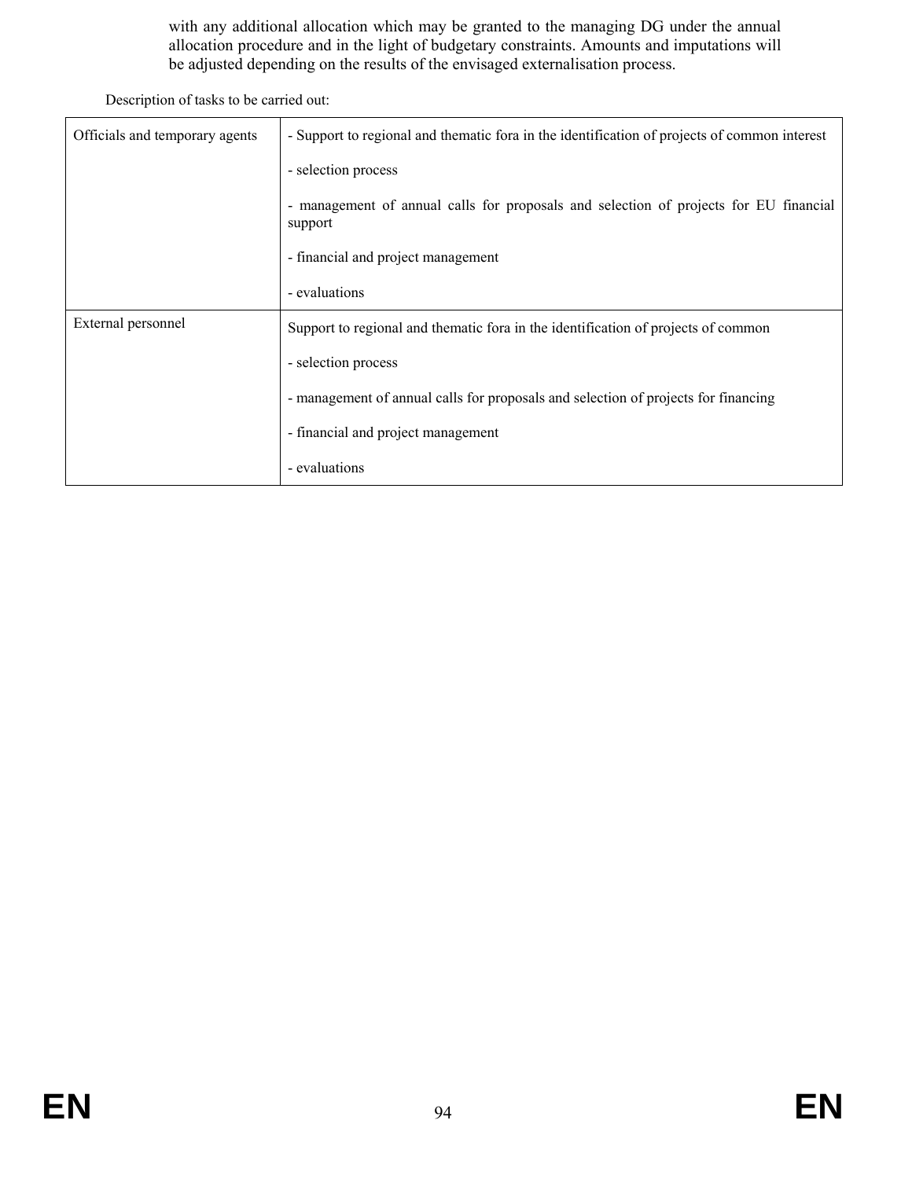with any additional allocation which may be granted to the managing DG under the annual allocation procedure and in the light of budgetary constraints. Amounts and imputations will be adjusted depending on the results of the envisaged externalisation process.

Description of tasks to be carried out:

| | |
|---|---|
| Officials and temporary agents | - Support to regional and thematic fora in the identification of projects of common interest<br><br>- selection process<br><br>- management of annual calls for proposals and selection of projects for EU financial support<br><br>- financial and project management<br><br>- evaluations |
| External personnel | Support to regional and thematic fora in the identification of projects of common<br><br>- selection process<br><br>- management of annual calls for proposals and selection of projects for financing<br><br>- financial and project management<br><br>- evaluations |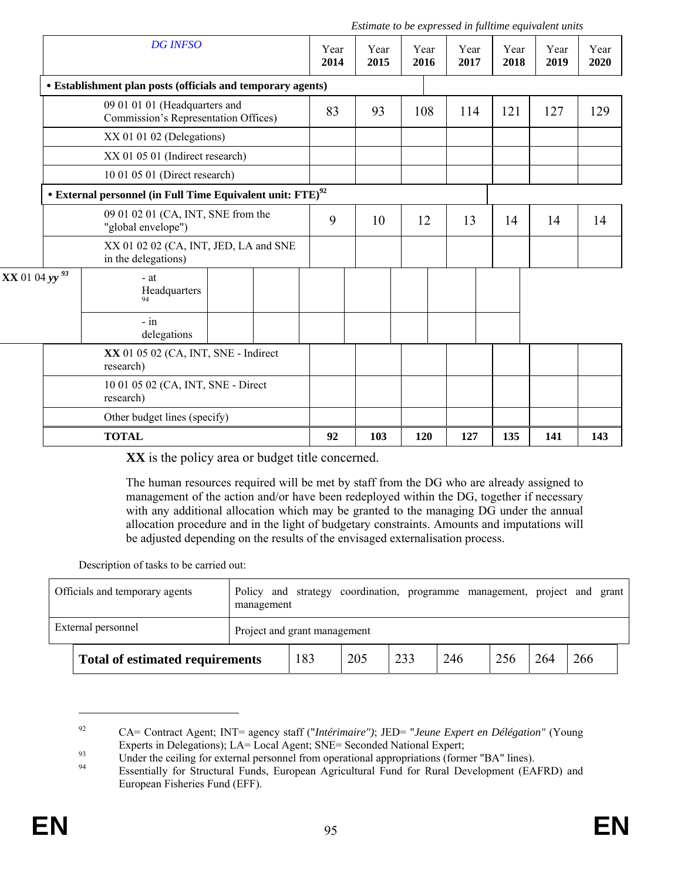*Estimate to be expressed in fulltime equivalent units*

| *DG INFSO* | | Year 2014 | Year 2015 | Year 2016 | Year 2017 | Year 2018 | Year 2019 | Year 2020 |
|---|---|---|---|---|---|---|---|---|
| **• Establishment plan posts (officials and temporary agents)** | | | | | | | | |
| | 09 01 01 01 (Headquarters and Commission's Representation Offices) | 83 | 93 | 108 | 114 | 121 | 127 | 129 |
| | XX 01 01 02 (Delegations) | | | | | | | |
| | XX 01 05 01 (Indirect research) | | | | | | | |
| | 10 01 05 01 (Direct research) | | | | | | | |
| **• External personnel (in Full Time Equivalent unit: FTE)**[92] | | | | | | | | |
| | 09 01 02 01 (CA, INT, SNE from the "global envelope") | 9 | 10 | 12 | 13 | 14 | 14 | 14 |
| | XX 01 02 02 (CA, INT, JED, LA and SNE in the delegations) | | | | | | | |
| **XX** 01 04 ***yy*** [93] | - at Headquarters [94] | | | | | | | |
| | - in delegations | | | | | | | |
| | **XX** 01 05 02 (CA, INT, SNE - Indirect research) | | | | | | | |
| | 10 01 05 02 (CA, INT, SNE - Direct research) | | | | | | | |
| | Other budget lines (specify) | | | | | | | |
| | **TOTAL** | **92** | **103** | **120** | **127** | **135** | **141** | **143** |

**XX** is the policy area or budget title concerned.

The human resources required will be met by staff from the DG who are already assigned to management of the action and/or have been redeployed within the DG, together if necessary with any additional allocation which may be granted to the managing DG under the annual allocation procedure and in the light of budgetary constraints. Amounts and imputations will be adjusted depending on the results of the envisaged externalisation process.

Description of tasks to be carried out:

| | |
|---|---|
| Officials and temporary agents | Policy and strategy coordination, programme management, project and grant management |
| External personnel | Project and grant management |

| **Total of estimated requirements** | 183 | 205 | 233 | 246 | 256 | 264 | 266 |
|---|---|---|---|---|---|---|---|

---

[92] CA= Contract Agent; INT= agency staff ("*Intérimaire")*; JED= "*Jeune Expert en Délégation"* (Young Experts in Delegations); LA= Local Agent; SNE= Seconded National Expert;

[93] Under the ceiling for external personnel from operational appropriations (former "BA" lines).

[94] Essentially for Structural Funds, European Agricultural Fund for Rural Development (EAFRD) and European Fisheries Fund (EFF).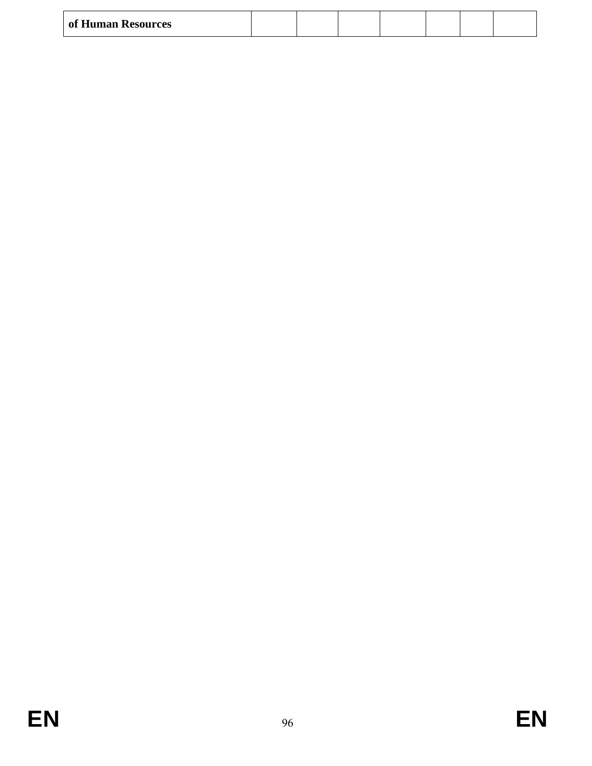| | | | | | | | |
|---|---|---|---|---|---|---|---|
| **of Human Resources** | | | | | | | |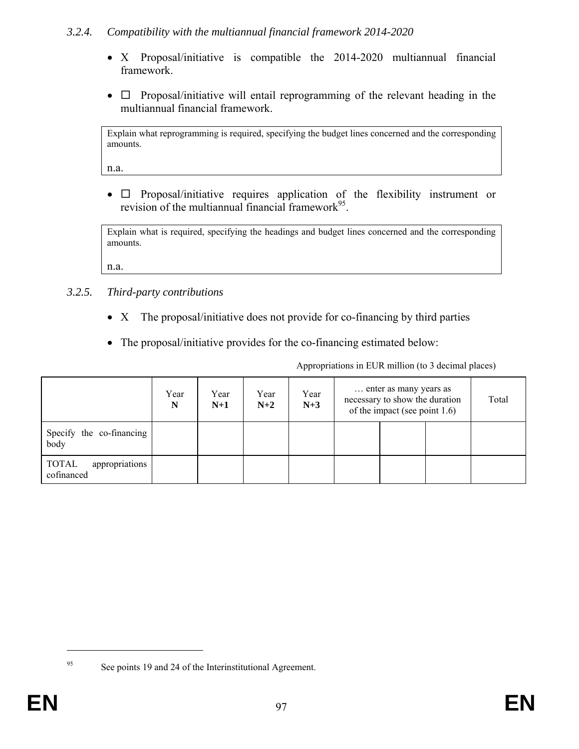### *3.2.4. Compatibility with the multiannual financial framework 2014-2020*

- X Proposal/initiative is compatible the 2014-2020 multiannual financial framework.
- ☐ Proposal/initiative will entail reprogramming of the relevant heading in the multiannual financial framework.

| |
|---|
| Explain what reprogramming is required, specifying the budget lines concerned and the corresponding amounts.<br><br>n.a. |

- ☐ Proposal/initiative requires application of the flexibility instrument or revision of the multiannual financial framework[95].

| |
|---|
| Explain what is required, specifying the headings and budget lines concerned and the corresponding amounts.<br><br>n.a. |

### *3.2.5. Third-party contributions*

- X The proposal/initiative does not provide for co-financing by third parties
- The proposal/initiative provides for the co-financing estimated below:

Appropriations in EUR million (to 3 decimal places)

| | Year **N** | Year **N+1** | Year **N+2** | Year **N+3** | … enter as many years as necessary to show the duration of the impact (see point 1.6) | | | Total |
|---|---|---|---|---|---|---|---|---|
| Specify the co-financing body | | | | | | | | |
| TOTAL appropriations cofinanced | | | | | | | | |

[95] See points 19 and 24 of the Interinstitutional Agreement.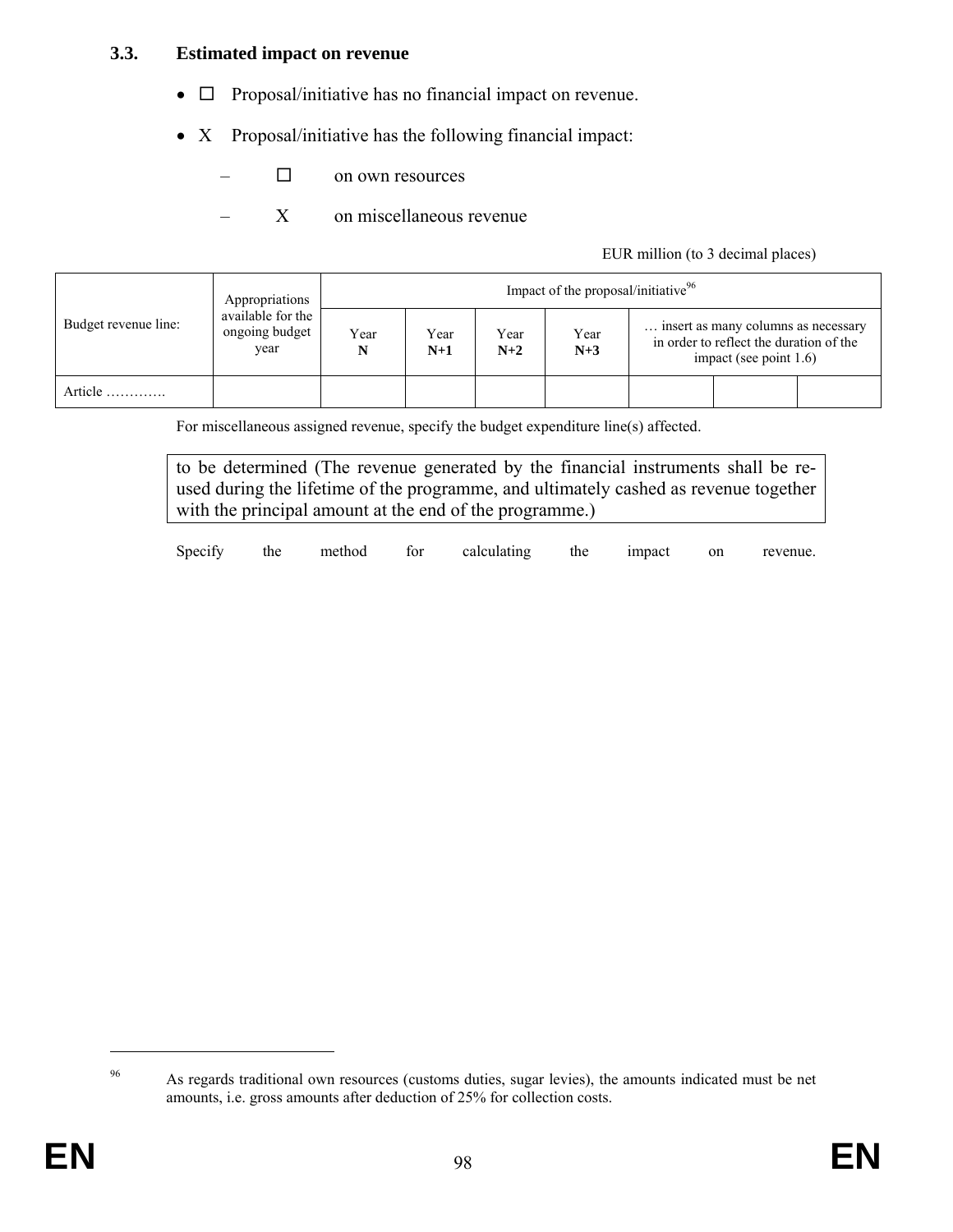### 3.3. Estimated impact on revenue

- ☐ Proposal/initiative has no financial impact on revenue.
- X Proposal/initiative has the following financial impact:
  - ☐ on own resources
  - X on miscellaneous revenue

EUR million (to 3 decimal places)

| Budget revenue line: | Appropriations available for the ongoing budget year | Impact of the proposal/initiative[96] | | | | | | |
|---|---|---|---|---|---|---|---|---|
| | | Year **N** | Year **N+1** | Year **N+2** | Year **N+3** | … insert as many columns as necessary in order to reflect the duration of the impact (see point 1.6) | | |
| Article …………. | | | | | | | | |

For miscellaneous assigned revenue, specify the budget expenditure line(s) affected.

> to be determined (The revenue generated by the financial instruments shall be re-used during the lifetime of the programme, and ultimately cashed as revenue together with the principal amount at the end of the programme.)

Specify the method for calculating the impact on revenue.

---

[96] As regards traditional own resources (customs duties, sugar levies), the amounts indicated must be net amounts, i.e. gross amounts after deduction of 25% for collection costs.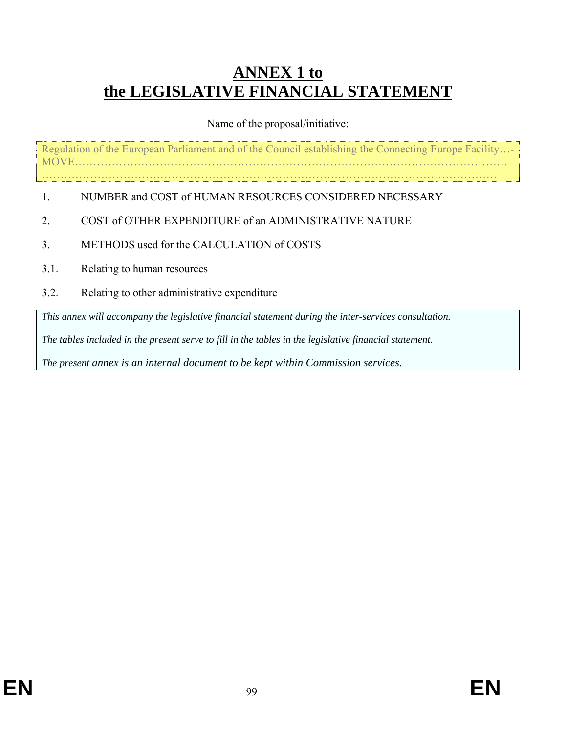# ANNEX 1 to the LEGISLATIVE FINANCIAL STATEMENT

Name of the proposal/initiative:

Regulation of the European Parliament and of the Council establishing the Connecting Europe Facility…-MOVE…………………………………………………………………………………………………
…………………………………………………………………………………………………………

1. NUMBER and COST of HUMAN RESOURCES CONSIDERED NECESSARY

2. COST of OTHER EXPENDITURE of an ADMINISTRATIVE NATURE

3. METHODS used for the CALCULATION of COSTS

3.1. Relating to human resources

3.2. Relating to other administrative expenditure

*This annex will accompany the legislative financial statement during the inter-services consultation.*

*The tables included in the present serve to fill in the tables in the legislative financial statement.*

*The present annex is an internal document to be kept within Commission services.*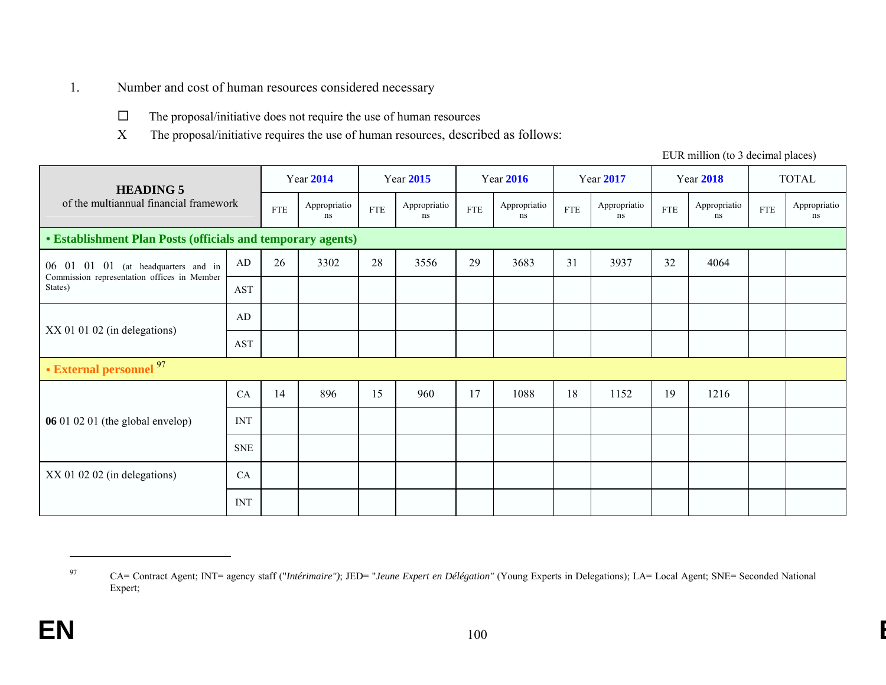1. Number and cost of human resources considered necessary

☐ The proposal/initiative does not require the use of human resources

X The proposal/initiative requires the use of human resources, described as follows:

EUR million (to 3 decimal places)

| **HEADING 5** of the multiannual financial framework | | Year **2014** | | Year **2015** | | Year **2016** | | Year **2017** | | Year **2018** | | TOTAL | |
|---|---|---|---|---|---|---|---|---|---|---|---|---|---|
| | | FTE | Appropriations | FTE | Appropriations | FTE | Appropriations | FTE | Appropriations | FTE | Appropriations | FTE | Appropriations |
| **• Establishment Plan Posts (officials and temporary agents)** | | | | | | | | | | | | | |
| 06 01 01 01 (at headquarters and in Commission representation offices in Member States) | AD | 26 | 3302 | 28 | 3556 | 29 | 3683 | 31 | 3937 | 32 | 4064 | | |
| | AST | | | | | | | | | | | | |
| XX 01 01 02 (in delegations) | AD | | | | | | | | | | | | |
| | AST | | | | | | | | | | | | |
| **• External personnel** [97] | | | | | | | | | | | | | |
| **06** 01 02 01 (the global envelop) | CA | 14 | 896 | 15 | 960 | 17 | 1088 | 18 | 1152 | 19 | 1216 | | |
| | INT | | | | | | | | | | | | |
| | SNE | | | | | | | | | | | | |
| XX 01 02 02 (in delegations) | CA | | | | | | | | | | | | |
| | INT | | | | | | | | | | | | |

[97] CA= Contract Agent; INT= agency staff ("*Intérimaire")*; JED= "*Jeune Expert en Délégation"* (Young Experts in Delegations); LA= Local Agent; SNE= Seconded National Expert;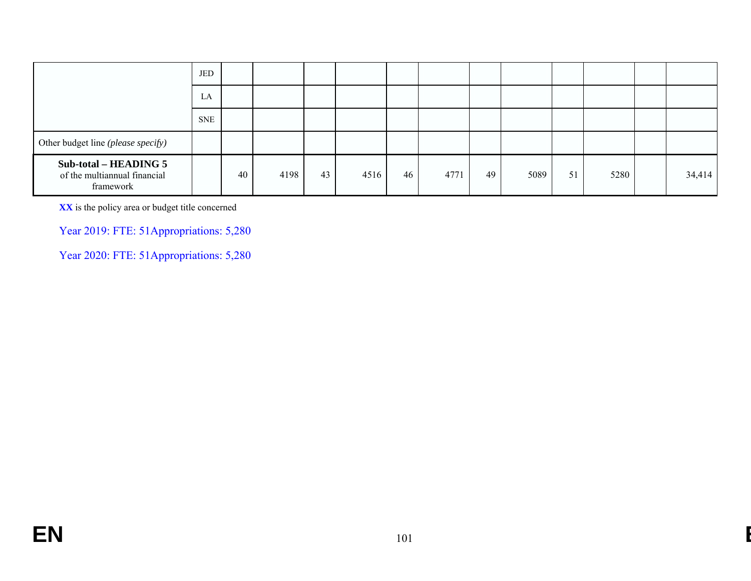| | | | | | | | | | | | | | |
|---|---|---|---|---|---|---|---|---|---|---|---|---|---|
| | JED | | | | | | | | | | | | |
| | LA | | | | | | | | | | | | |
| | SNE | | | | | | | | | | | | |
| Other budget line *(please specify)* | | | | | | | | | | | | | |
| **Sub-total – HEADING 5** of the multiannual financial framework | | 40 | 4198 | 43 | 4516 | 46 | 4771 | 49 | 5089 | 51 | 5280 | | 34,414 |

**XX** is the policy area or budget title concerned

Year 2019: FTE: 51Appropriations: 5,280

Year 2020: FTE: 51Appropriations: 5,280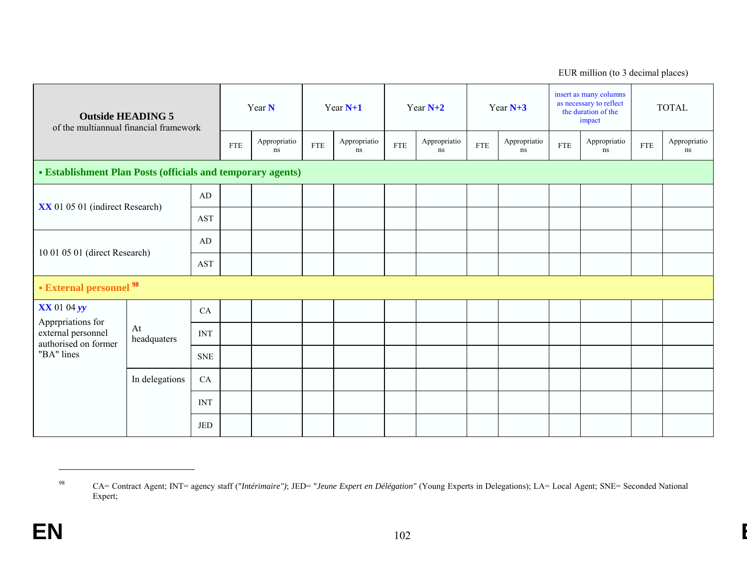EUR million (to 3 decimal places)

| **Outside HEADING 5** of the multiannual financial framework | | | Year **N** | | Year **N+1** | | Year **N+2** | | Year **N+3** | | insert as many columns as necessary to reflect the duration of the impact | | TOTAL | |
|---|---|---|---|---|---|---|---|---|---|---|---|---|---|---|
| | | | FTE | Appropriations | FTE | Appropriations | FTE | Appropriations | FTE | Appropriations | FTE | Appropriations | FTE | Appropriations |
| **• Establishment Plan Posts (officials and temporary agents)** | | | | | | | | | | | | | | |
| **XX** 01 05 01 (indirect Research) | | AD | | | | | | | | | | | | |
| | | AST | | | | | | | | | | | | |
| 10 01 05 01 (direct Research) | | AD | | | | | | | | | | | | |
| | | AST | | | | | | | | | | | | |
| **• External personnel** [98] | | | | | | | | | | | | | | |
| **XX** 01 04 ***yy*** Apprpriations for external personnel authorised on former "BA" lines | At headquaters | CA | | | | | | | | | | | | |
| | | INT | | | | | | | | | | | | |
| | | SNE | | | | | | | | | | | | |
| | In delegations | CA | | | | | | | | | | | | |
| | | INT | | | | | | | | | | | | |
| | | JED | | | | | | | | | | | | |

[98] CA= Contract Agent; INT= agency staff ("*Intérimaire")*; JED= "*Jeune Expert en Délégation"* (Young Experts in Delegations); LA= Local Agent; SNE= Seconded National Expert;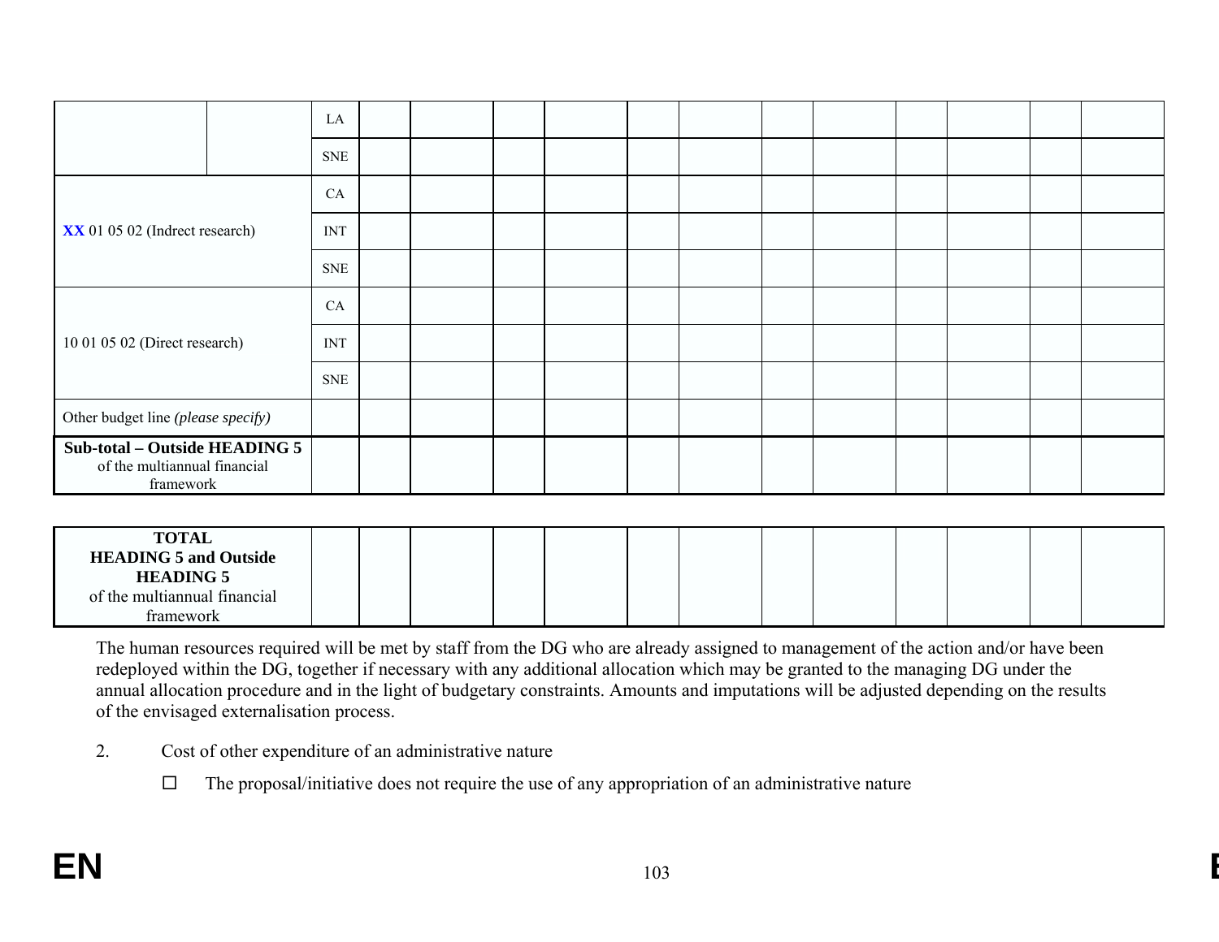| | | | | | | | | | | | | | | |
|---|---|---|---|---|---|---|---|---|---|---|---|---|---|---|
| | | LA | | | | | | | | | | | | |
| | | SNE | | | | | | | | | | | | |
| XX 01 05 02 (Indrect research) | | CA | | | | | | | | | | | | |
| | | INT | | | | | | | | | | | | |
| | | SNE | | | | | | | | | | | | |
| 10 01 05 02 (Direct research) | | CA | | | | | | | | | | | | |
| | | INT | | | | | | | | | | | | |
| | | SNE | | | | | | | | | | | | |
| Other budget line *(please specify)* | | | | | | | | | | | | | | |
| **Sub-total – Outside HEADING 5** of the multiannual financial framework | | | | | | | | | | | | | | |

| | | | | | | | | | | | | | |
|---|---|---|---|---|---|---|---|---|---|---|---|---|---|
| **TOTAL HEADING 5 and Outside HEADING 5** of the multiannual financial framework | | | | | | | | | | | | | |

The human resources required will be met by staff from the DG who are already assigned to management of the action and/or have been redeployed within the DG, together if necessary with any additional allocation which may be granted to the managing DG under the annual allocation procedure and in the light of budgetary constraints. Amounts and imputations will be adjusted depending on the results of the envisaged externalisation process.

2. Cost of other expenditure of an administrative nature

☐ The proposal/initiative does not require the use of any appropriation of an administrative nature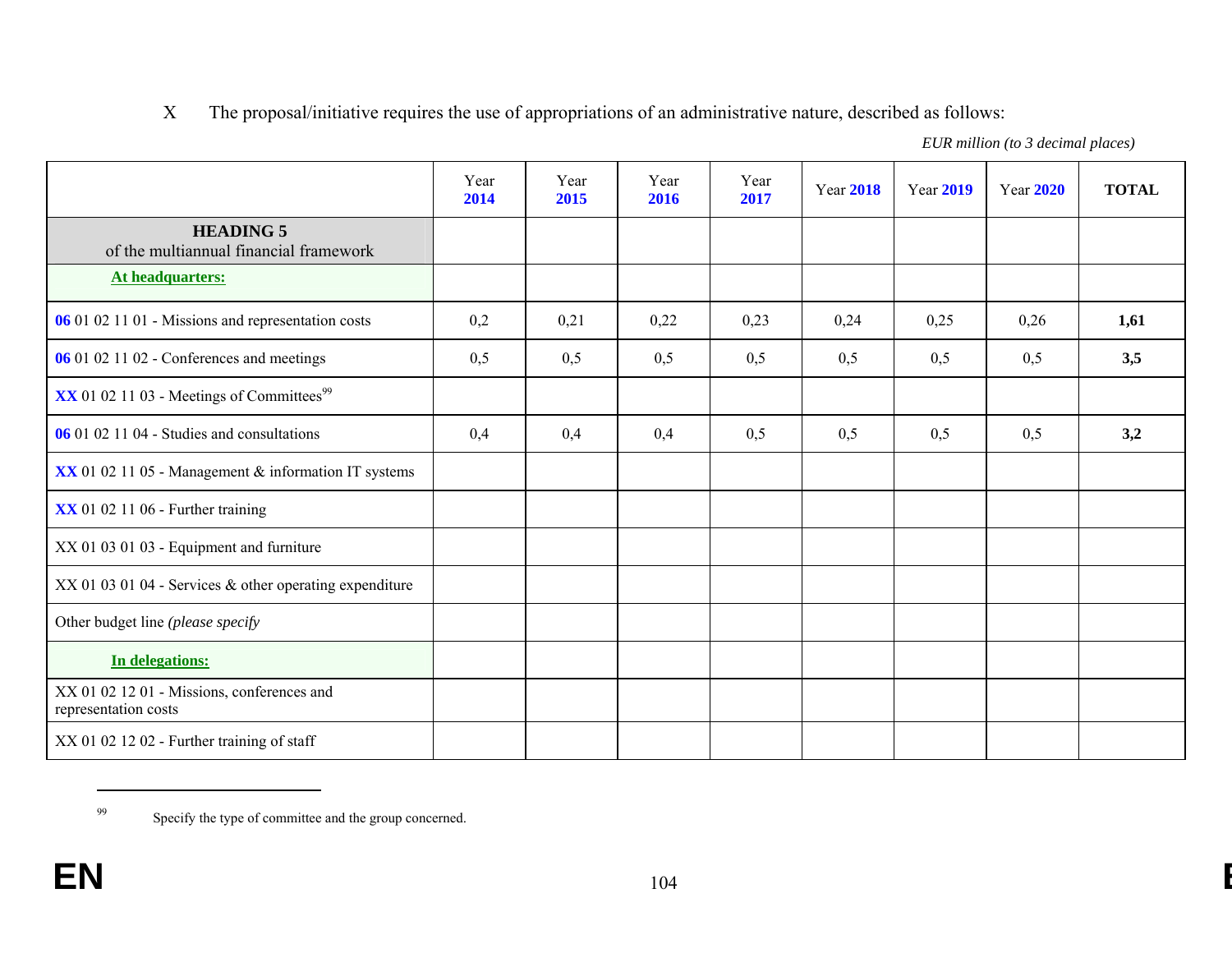X The proposal/initiative requires the use of appropriations of an administrative nature, described as follows:

*EUR million (to 3 decimal places)*

| | Year **2014** | Year **2015** | Year **2016** | Year **2017** | Year **2018** | Year **2019** | Year **2020** | **TOTAL** |
|---|---|---|---|---|---|---|---|---|
| **HEADING 5** of the multiannual financial framework | | | | | | | | |
| **At headquarters:** | | | | | | | | |
| **06** 01 02 11 01 - Missions and representation costs | 0,2 | 0,21 | 0,22 | 0,23 | 0,24 | 0,25 | 0,26 | **1,61** |
| **06** 01 02 11 02 - Conferences and meetings | 0,5 | 0,5 | 0,5 | 0,5 | 0,5 | 0,5 | 0,5 | **3,5** |
| **XX** 01 02 11 03 - Meetings of Committees[99] | | | | | | | | |
| **06** 01 02 11 04 - Studies and consultations | 0,4 | 0,4 | 0,4 | 0,5 | 0,5 | 0,5 | 0,5 | **3,2** |
| **XX** 01 02 11 05 - Management & information IT systems | | | | | | | | |
| **XX** 01 02 11 06 - Further training | | | | | | | | |
| XX 01 03 01 03 - Equipment and furniture | | | | | | | | |
| XX 01 03 01 04 - Services & other operating expenditure | | | | | | | | |
| Other budget line *(please specify* | | | | | | | | |
| **In delegations:** | | | | | | | | |
| XX 01 02 12 01 - Missions, conferences and representation costs | | | | | | | | |
| XX 01 02 12 02 - Further training of staff | | | | | | | | |

[99] Specify the type of committee and the group concerned.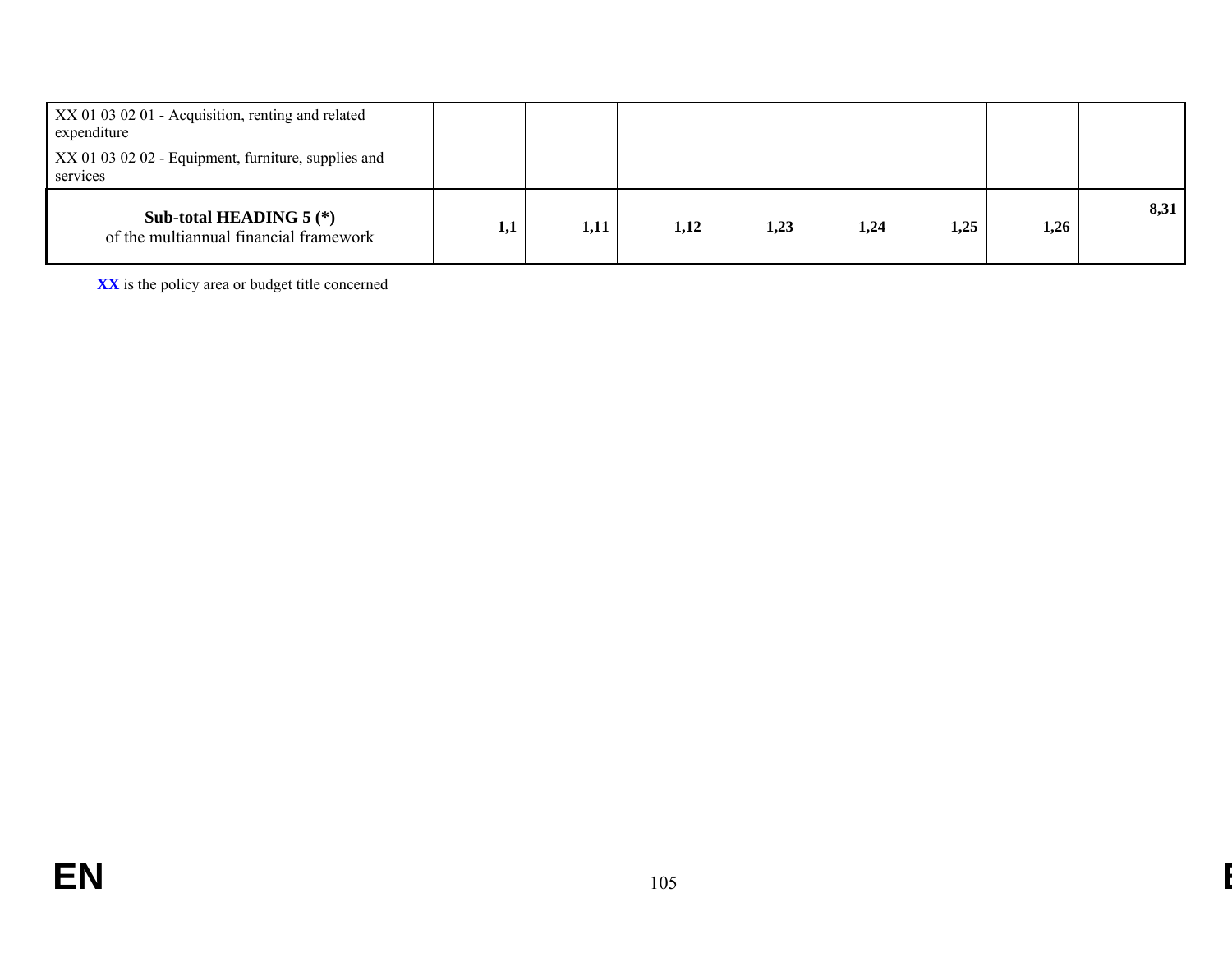| | | | | | | | | |
|---|---|---|---|---|---|---|---|---|
| XX 01 03 02 01 - Acquisition, renting and related expenditure | | | | | | | | |
| XX 01 03 02 02 - Equipment, furniture, supplies and services | | | | | | | | |
| **Sub-total HEADING 5 (*)** of the multiannual financial framework | **1,1** | **1,11** | **1,12** | **1,23** | **1,24** | **1,25** | **1,26** | **8,31** |

**XX** is the policy area or budget title concerned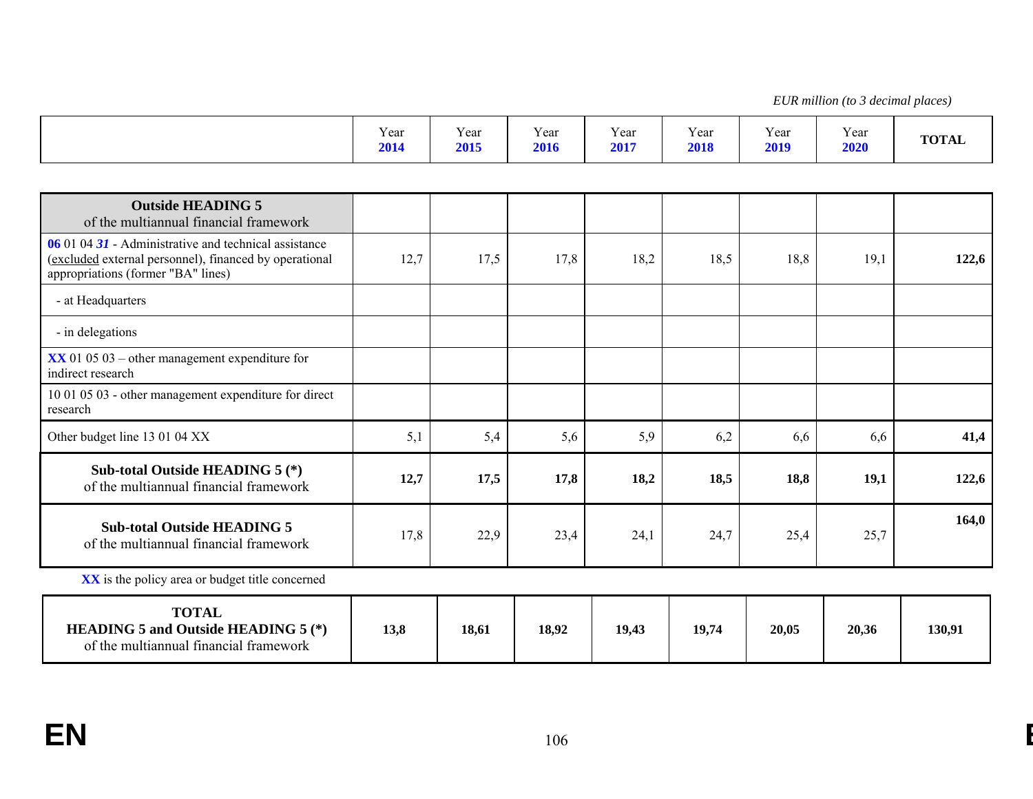*EUR million (to 3 decimal places)*

| | Year 2014 | Year 2015 | Year 2016 | Year 2017 | Year 2018 | Year 2019 | Year 2020 | TOTAL |
|---|---|---|---|---|---|---|---|---|
| **Outside HEADING 5** of the multiannual financial framework | | | | | | | | |
| **06** 01 04 ***31*** - Administrative and technical assistance (excluded external personnel), financed by operational appropriations (former "BA" lines) | 12,7 | 17,5 | 17,8 | 18,2 | 18,5 | 18,8 | 19,1 | **122,6** |
| - at Headquarters | | | | | | | | |
| - in delegations | | | | | | | | |
| **XX** 01 05 03 – other management expenditure for indirect research | | | | | | | | |
| 10 01 05 03 - other management expenditure for direct research | | | | | | | | |
| Other budget line 13 01 04 XX | 5,1 | 5,4 | 5,6 | 5,9 | 6,2 | 6,6 | 6,6 | **41,4** |
| **Sub-total Outside HEADING 5 (*)** of the multiannual financial framework | **12,7** | **17,5** | **17,8** | **18,2** | **18,5** | **18,8** | **19,1** | **122,6** |
| **Sub-total Outside HEADING 5** of the multiannual financial framework | 17,8 | 22,9 | 23,4 | 24,1 | 24,7 | 25,4 | 25,7 | **164,0** |

**XX** is the policy area or budget title concerned

| | | | | | | | | |
|---|---|---|---|---|---|---|---|---|
| **TOTAL HEADING 5 and Outside HEADING 5 (*)** of the multiannual financial framework | **13,8** | **18,61** | **18,92** | **19,43** | **19,74** | **20,05** | **20,36** | **130,91** |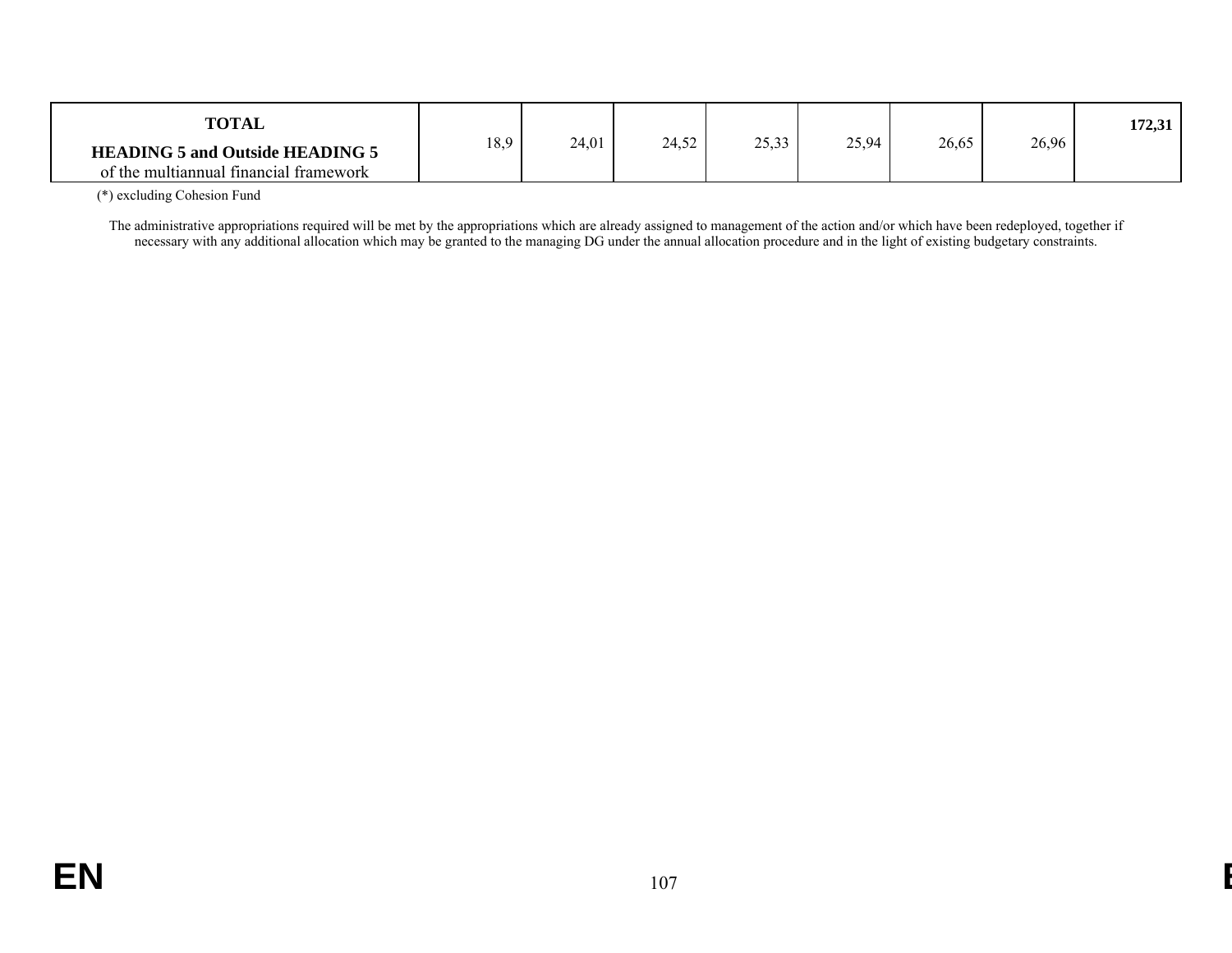| **TOTAL** **HEADING 5 and Outside HEADING 5** of the multiannual financial framework | 18,9 | 24,01 | 24,52 | 25,33 | 25,94 | 26,65 | 26,96 | **172,31** |
|---|---|---|---|---|---|---|---|---|

(*) excluding Cohesion Fund

The administrative appropriations required will be met by the appropriations which are already assigned to management of the action and/or which have been redeployed, together if necessary with any additional allocation which may be granted to the managing DG under the annual allocation procedure and in the light of existing budgetary constraints.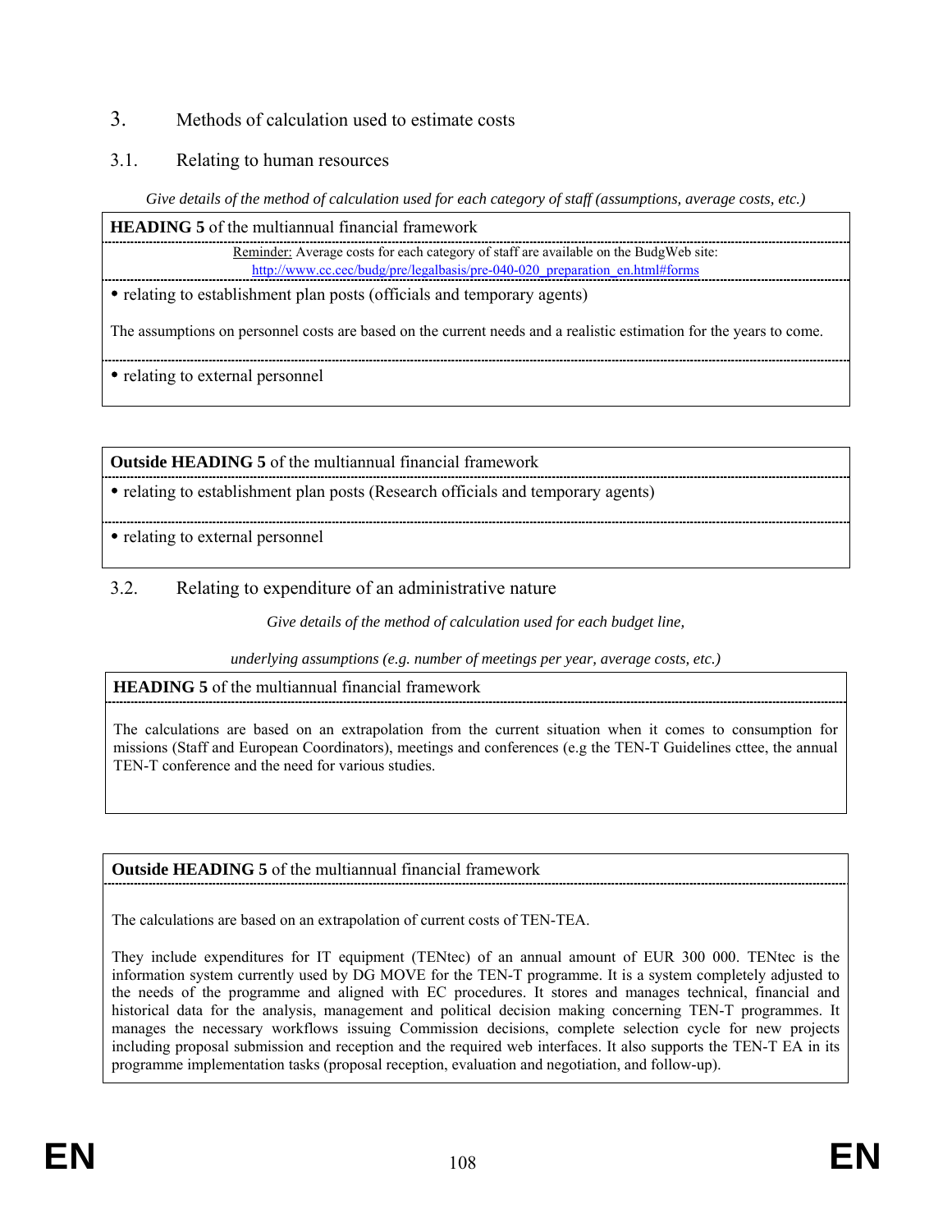## 3. Methods of calculation used to estimate costs

### 3.1. Relating to human resources

*Give details of the method of calculation used for each category of staff (assumptions, average costs, etc.)*

| **HEADING 5** of the multiannual financial framework |
|---|
| Reminder: Average costs for each category of staff are available on the BudgWeb site: http://www.cc.cec/budg/pre/legalbasis/pre-040-020_preparation_en.html#forms |
| • relating to establishment plan posts (officials and temporary agents)<br><br>The assumptions on personnel costs are based on the current needs and a realistic estimation for the years to come. |
| • relating to external personnel |

| **Outside HEADING 5** of the multiannual financial framework |
|---|
| • relating to establishment plan posts (Research officials and temporary agents) |
| • relating to external personnel |

### 3.2. Relating to expenditure of an administrative nature

*Give details of the method of calculation used for each budget line,*

*underlying assumptions (e.g. number of meetings per year, average costs, etc.)*

| **HEADING 5** of the multiannual financial framework |
|---|
| The calculations are based on an extrapolation from the current situation when it comes to consumption for missions (Staff and European Coordinators), meetings and conferences (e.g the TEN-T Guidelines cttee, the annual TEN-T conference and the need for various studies. |

| **Outside HEADING 5** of the multiannual financial framework |
|---|
| The calculations are based on an extrapolation of current costs of TEN-TEA.<br><br>They include expenditures for IT equipment (TENtec) of an annual amount of EUR 300 000. TENtec is the information system currently used by DG MOVE for the TEN-T programme. It is a system completely adjusted to the needs of the programme and aligned with EC procedures. It stores and manages technical, financial and historical data for the analysis, management and political decision making concerning TEN-T programmes. It manages the necessary workflows issuing Commission decisions, complete selection cycle for new projects including proposal submission and reception and the required web interfaces. It also supports the TEN-T EA in its programme implementation tasks (proposal reception, evaluation and negotiation, and follow-up). |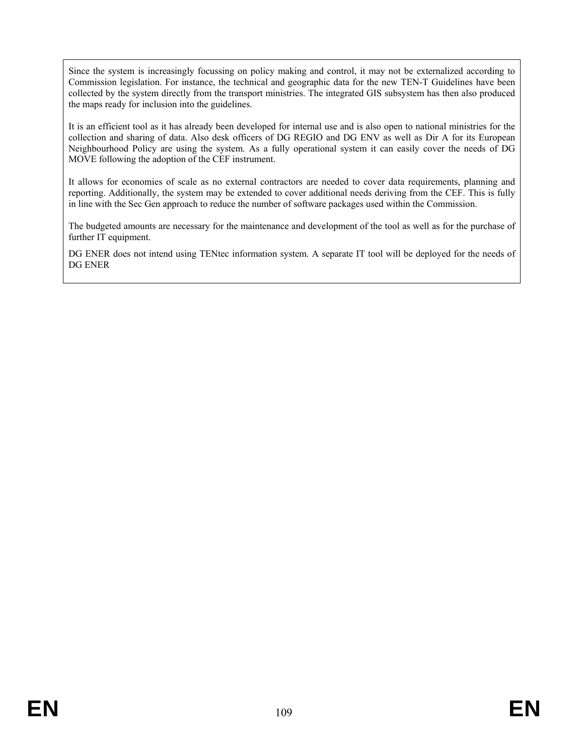Since the system is increasingly focussing on policy making and control, it may not be externalized according to Commission legislation. For instance, the technical and geographic data for the new TEN-T Guidelines have been collected by the system directly from the transport ministries. The integrated GIS subsystem has then also produced the maps ready for inclusion into the guidelines.

It is an efficient tool as it has already been developed for internal use and is also open to national ministries for the collection and sharing of data. Also desk officers of DG REGIO and DG ENV as well as Dir A for its European Neighbourhood Policy are using the system. As a fully operational system it can easily cover the needs of DG MOVE following the adoption of the CEF instrument.

It allows for economies of scale as no external contractors are needed to cover data requirements, planning and reporting. Additionally, the system may be extended to cover additional needs deriving from the CEF. This is fully in line with the Sec Gen approach to reduce the number of software packages used within the Commission.

The budgeted amounts are necessary for the maintenance and development of the tool as well as for the purchase of further IT equipment.

DG ENER does not intend using TENtec information system. A separate IT tool will be deployed for the needs of DG ENER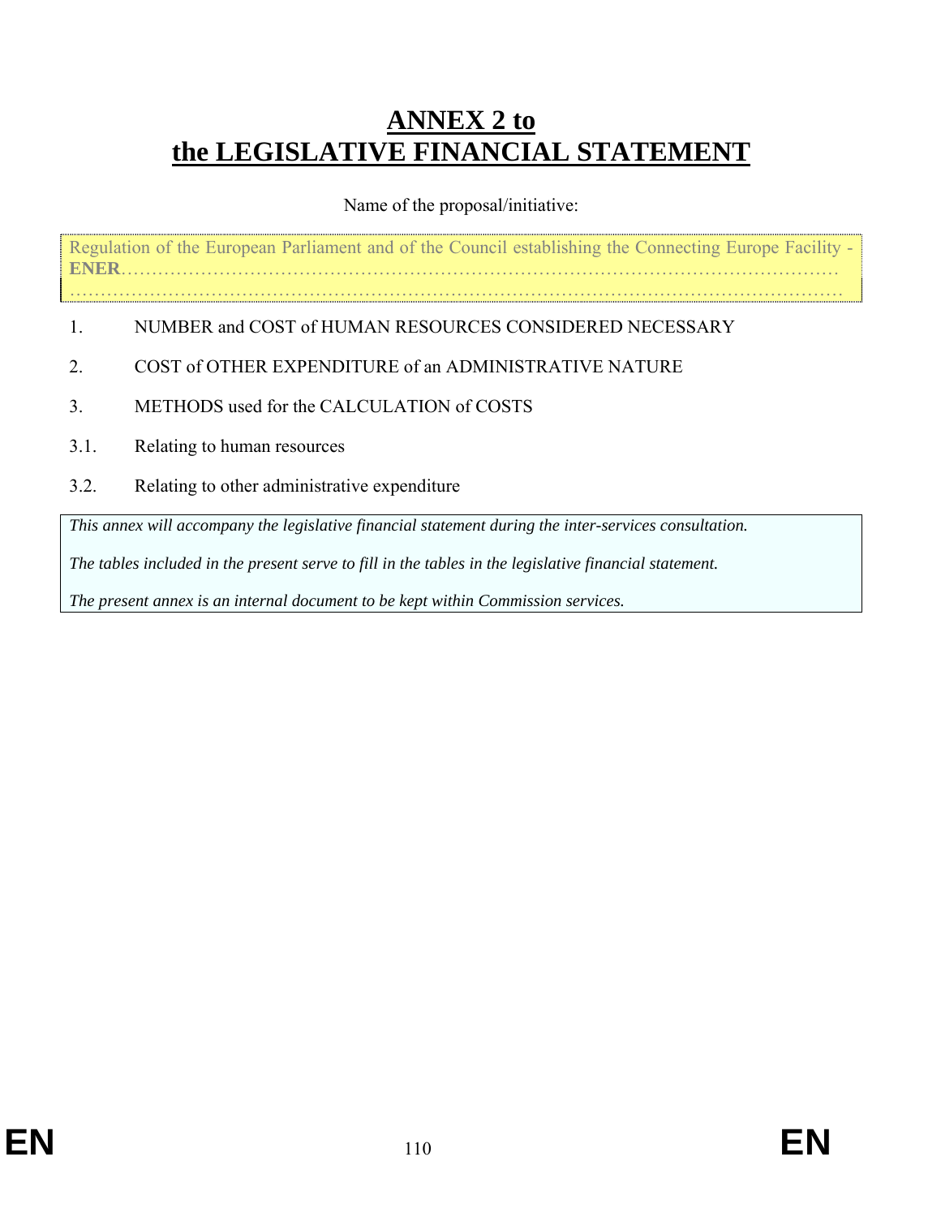# ANNEX 2 to the LEGISLATIVE FINANCIAL STATEMENT

Name of the proposal/initiative:

Regulation of the European Parliament and of the Council establishing the Connecting Europe Facility - **ENER**…………………………………………………………………………………………… ……………………………………………………………………………………………………………

1. NUMBER and COST of HUMAN RESOURCES CONSIDERED NECESSARY

2. COST of OTHER EXPENDITURE of an ADMINISTRATIVE NATURE

3. METHODS used for the CALCULATION of COSTS

3.1. Relating to human resources

3.2. Relating to other administrative expenditure

*This annex will accompany the legislative financial statement during the inter-services consultation.*

*The tables included in the present serve to fill in the tables in the legislative financial statement.*

*The present annex is an internal document to be kept within Commission services.*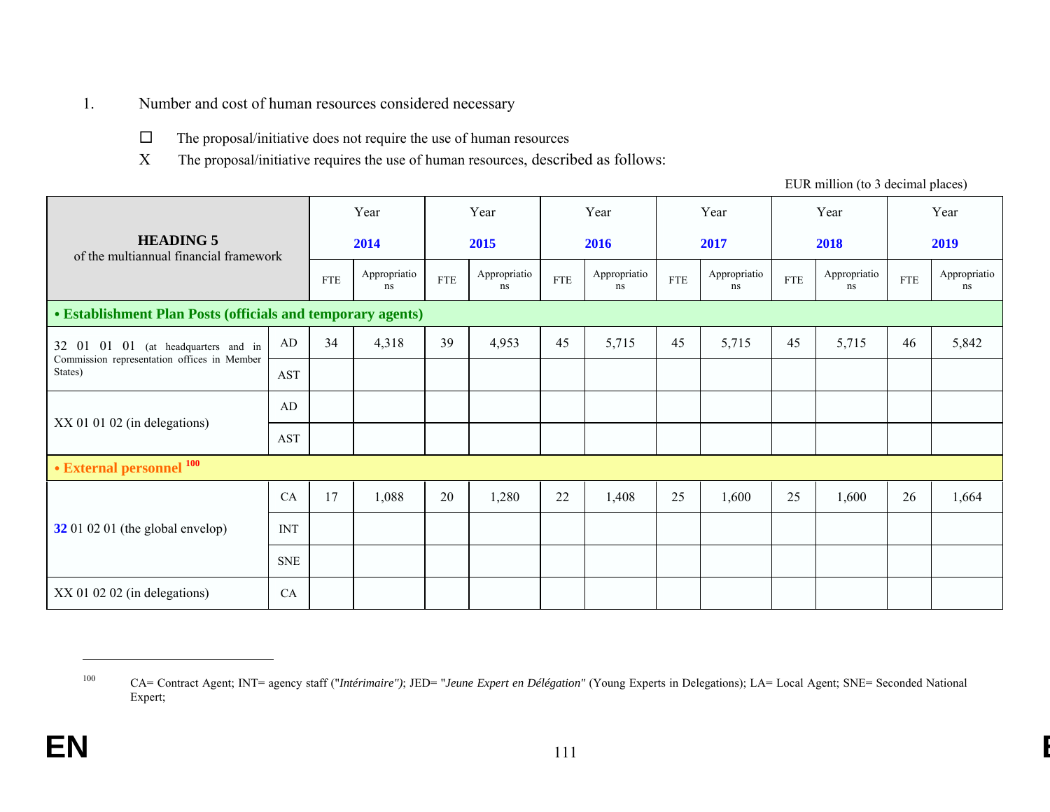1. Number and cost of human resources considered necessary

☐ The proposal/initiative does not require the use of human resources

X The proposal/initiative requires the use of human resources, described as follows:

EUR million (to 3 decimal places)

| **HEADING 5** of the multiannual financial framework | | Year **2014** | | Year **2015** | | Year **2016** | | Year **2017** | | Year **2018** | | Year **2019** | |
|---|---|---|---|---|---|---|---|---|---|---|---|---|---|
| | | FTE | Appropriations | FTE | Appropriations | FTE | Appropriations | FTE | Appropriations | FTE | Appropriations | FTE | Appropriations |
| **• Establishment Plan Posts (officials and temporary agents)** | | | | | | | | | | | | | |
| 32 01 01 01 (at headquarters and in Commission representation offices in Member States) | AD | 34 | 4,318 | 39 | 4,953 | 45 | 5,715 | 45 | 5,715 | 45 | 5,715 | 46 | 5,842 |
| | AST | | | | | | | | | | | | |
| XX 01 01 02 (in delegations) | AD | | | | | | | | | | | | |
| | AST | | | | | | | | | | | | |
| **• External personnel** [100] | | | | | | | | | | | | | |
| 32 01 02 01 (the global envelop) | CA | 17 | 1,088 | 20 | 1,280 | 22 | 1,408 | 25 | 1,600 | 25 | 1,600 | 26 | 1,664 |
| | INT | | | | | | | | | | | | |
| | SNE | | | | | | | | | | | | |
| XX 01 02 02 (in delegations) | CA | | | | | | | | | | | | |

[100] CA= Contract Agent; INT= agency staff ("*Intérimaire"*); JED= "*Jeune Expert en Délégation"* (Young Experts in Delegations); LA= Local Agent; SNE= Seconded National Expert;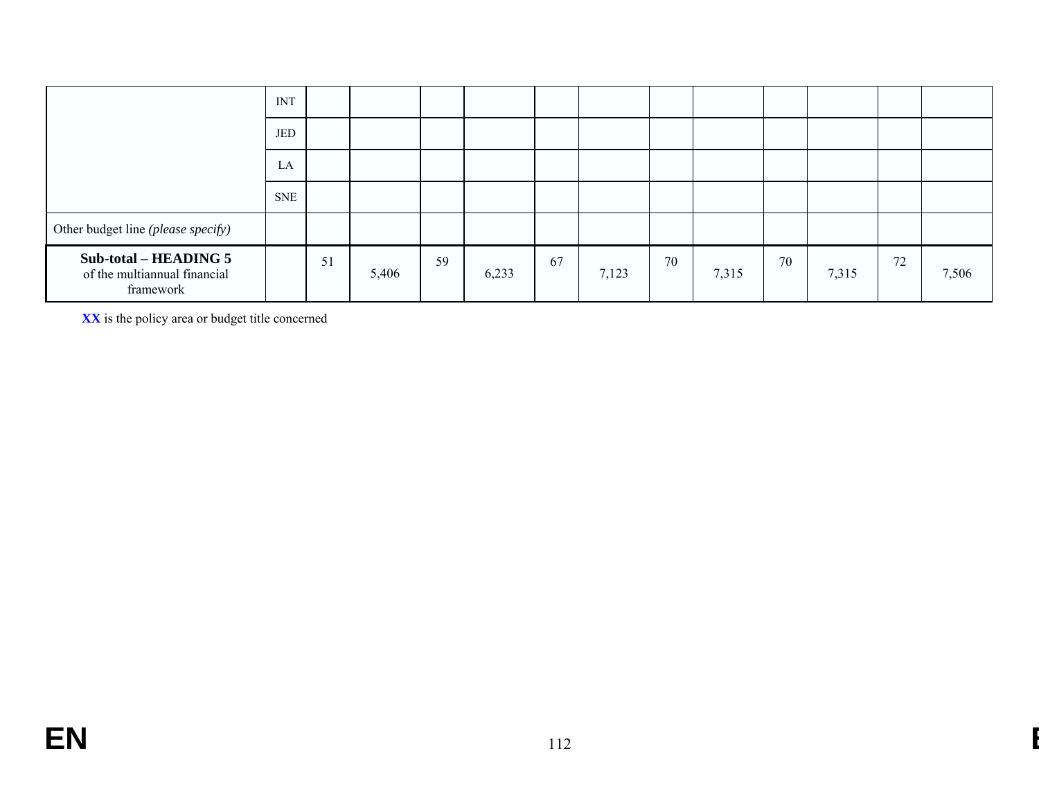| | | | | | | | | | | | | | |
|---|---|---|---|---|---|---|---|---|---|---|---|---|---|
| | INT | | | | | | | | | | | | |
| | JED | | | | | | | | | | | | |
| | LA | | | | | | | | | | | | |
| | SNE | | | | | | | | | | | | |
| Other budget line *(please specify)* | | | | | | | | | | | | | |
| **Sub-total – HEADING 5** of the multiannual financial framework | | 51 | 5,406 | 59 | 6,233 | 67 | 7,123 | 70 | 7,315 | 70 | 7,315 | 72 | 7,506 |

**XX** is the policy area or budget title concerned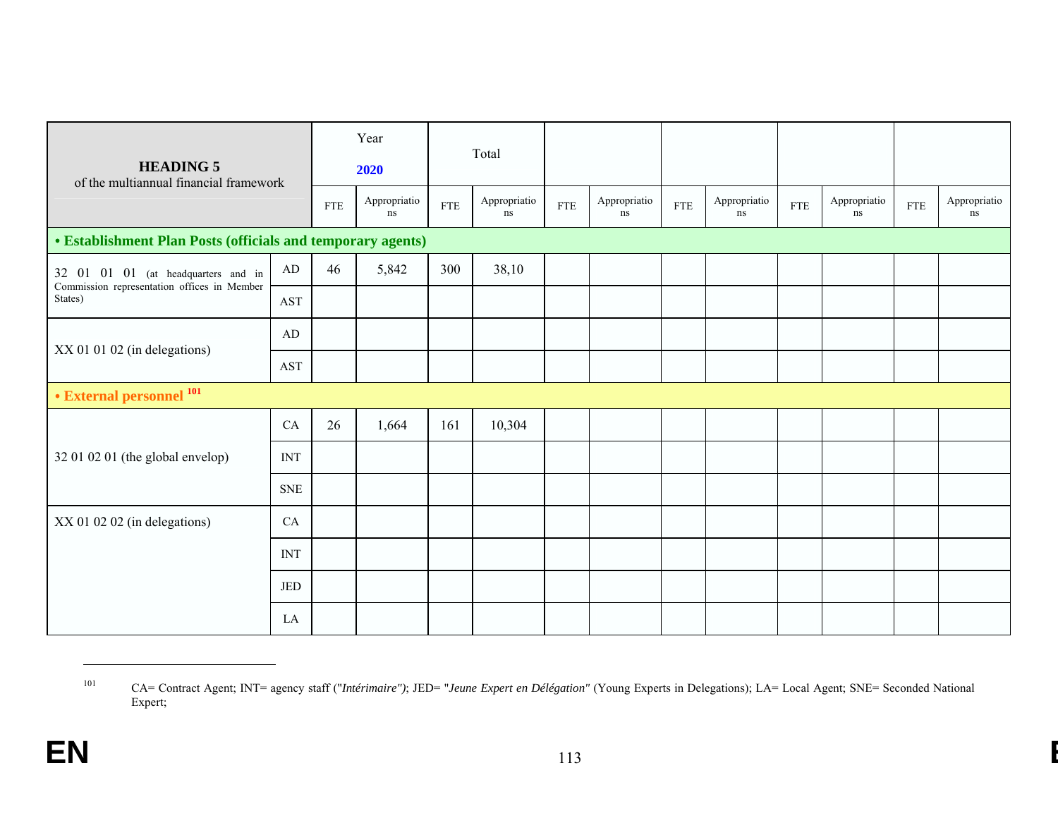| HEADING 5 of the multiannual financial framework | | Year 2020 | | Total | | | | | | | | | |
|---|---|---|---|---|---|---|---|---|---|---|---|---|---|
| | | FTE | Appropriations | FTE | Appropriations | FTE | Appropriations | FTE | Appropriations | FTE | Appropriations | FTE | Appropriations |
| **• Establishment Plan Posts (officials and temporary agents)** | | | | | | | | | | | | | |
| 32 01 01 01 (at headquarters and in Commission representation offices in Member States) | AD | 46 | 5,842 | 300 | 38,10 | | | | | | | | |
| | AST | | | | | | | | | | | | |
| XX 01 01 02 (in delegations) | AD | | | | | | | | | | | | |
| | AST | | | | | | | | | | | | |
| **• External personnel [101]** | | | | | | | | | | | | | |
| 32 01 02 01 (the global envelop) | CA | 26 | 1,664 | 161 | 10,304 | | | | | | | | |
| | INT | | | | | | | | | | | | |
| | SNE | | | | | | | | | | | | |
| XX 01 02 02 (in delegations) | CA | | | | | | | | | | | | |
| | INT | | | | | | | | | | | | |
| | JED | | | | | | | | | | | | |
| | LA | | | | | | | | | | | | |

[101] CA= Contract Agent; INT= agency staff ("*Intérimaire")*; JED= "*Jeune Expert en Délégation"* (Young Experts in Delegations); LA= Local Agent; SNE= Seconded National Expert;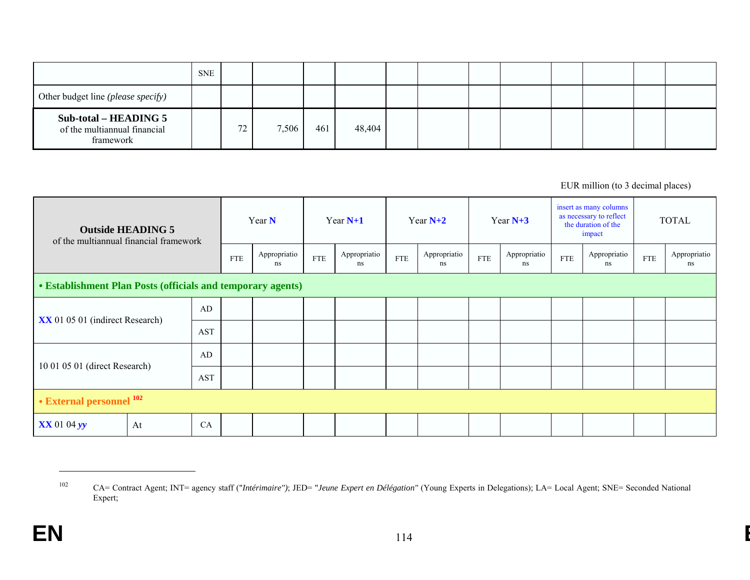| | | | | | | | | | | | | | | |
|---|---|---|---|---|---|---|---|---|---|---|---|---|---|---|
| | SNE | | | | | | | | | | | | | |
| Other budget line *(please specify)* | | | | | | | | | | | | | | |
| **Sub-total – HEADING 5** of the multiannual financial framework | | 72 | 7,506 | 461 | 48,404 | | | | | | | | | |

EUR million (to 3 decimal places)

| **Outside HEADING 5** of the multiannual financial framework | | | Year **N** | | Year **N+1** | | Year **N+2** | | Year **N+3** | | insert as many columns as necessary to reflect the duration of the impact | | TOTAL | |
|---|---|---|---|---|---|---|---|---|---|---|---|---|---|---|
| | | | FTE | Appropriations | FTE | Appropriations | FTE | Appropriations | FTE | Appropriations | FTE | Appropriations | FTE | Appropriations |
| **• Establishment Plan Posts (officials and temporary agents)** | | | | | | | | | | | | | | |
| **XX** 01 05 01 (indirect Research) | | AD | | | | | | | | | | | | |
| | | AST | | | | | | | | | | | | |
| 10 01 05 01 (direct Research) | | AD | | | | | | | | | | | | |
| | | AST | | | | | | | | | | | | |
| **• External personnel** [102] | | | | | | | | | | | | | | |
| **XX** 01 04 ***yy*** | At | CA | | | | | | | | | | | | |

[102] CA= Contract Agent; INT= agency staff ("*Intérimaire")*; JED= "*Jeune Expert en Délégation"* (Young Experts in Delegations); LA= Local Agent; SNE= Seconded National Expert;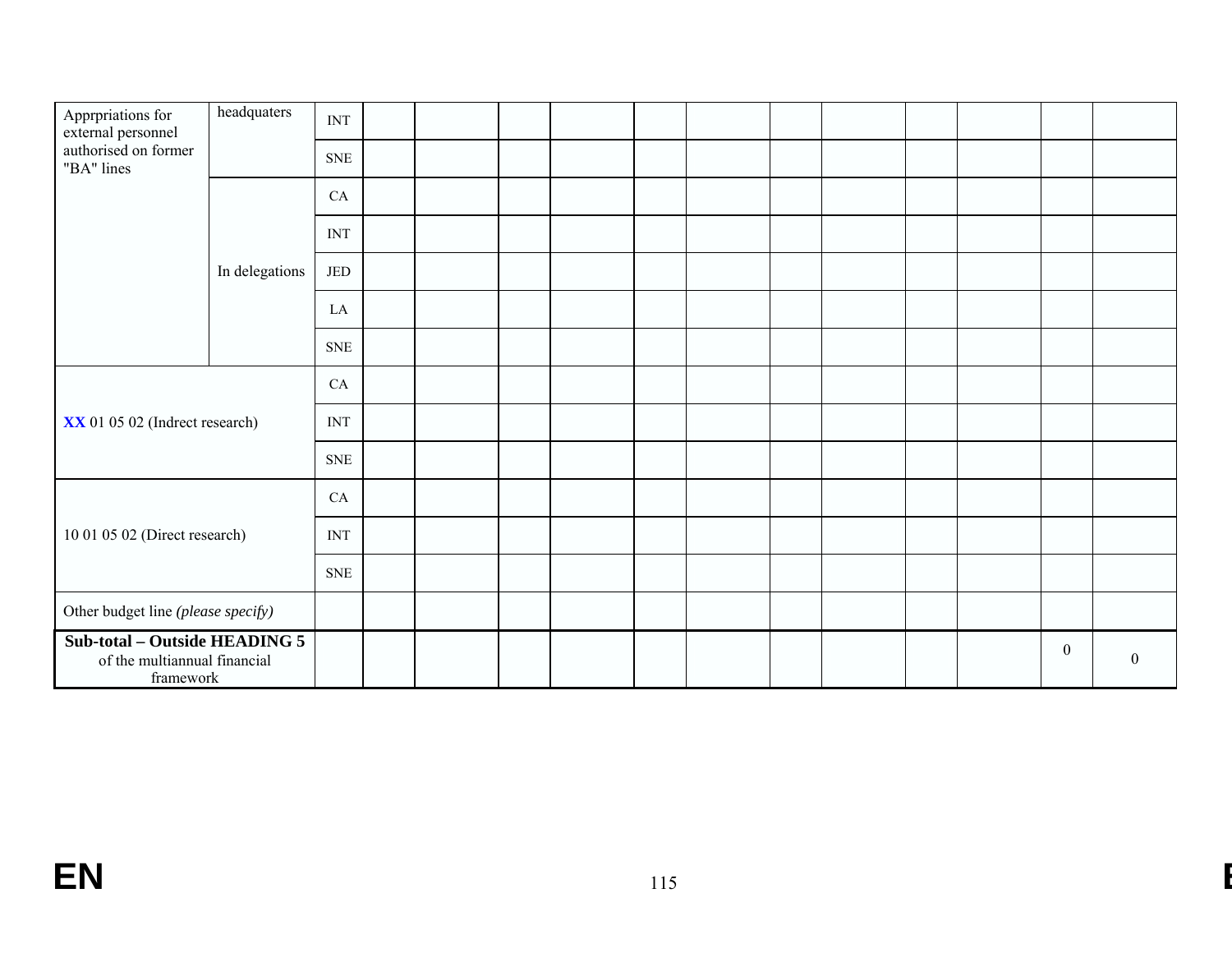| | | | | | | | | | | | | | | |
|---|---|---|---|---|---|---|---|---|---|---|---|---|---|---|
| Apprpriations for external personnel authorised on former "BA" lines | headquaters | INT | | | | | | | | | | | | |
| | | SNE | | | | | | | | | | | | |
| | In delegations | CA | | | | | | | | | | | | |
| | | INT | | | | | | | | | | | | |
| | | JED | | | | | | | | | | | | |
| | | LA | | | | | | | | | | | | |
| | | SNE | | | | | | | | | | | | |
| XX 01 05 02 (Indrect research) | | CA | | | | | | | | | | | | |
| | | INT | | | | | | | | | | | | |
| | | SNE | | | | | | | | | | | | |
| 10 01 05 02 (Direct research) | | CA | | | | | | | | | | | | |
| | | INT | | | | | | | | | | | | |
| | | SNE | | | | | | | | | | | | |
| Other budget line *(please specify)* | | | | | | | | | | | | | | |
| **Sub-total – Outside HEADING 5** of the multiannual financial framework | | | | | | | | | | | | | 0 | 0 |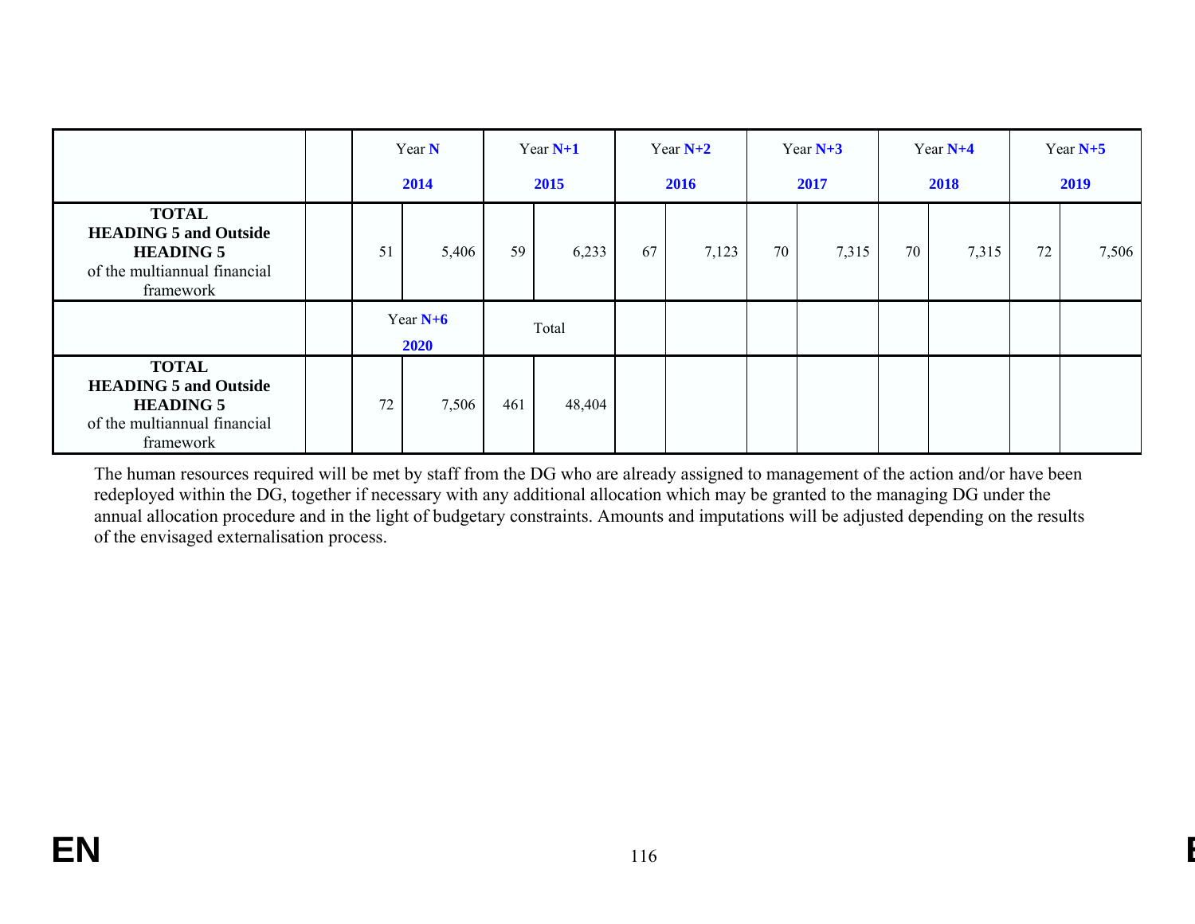| | | Year N 2014 | | Year N+1 2015 | | Year N+2 2016 | | Year N+3 2017 | | Year N+4 2018 | | Year N+5 2019 | |
|---|---|---|---|---|---|---|---|---|---|---|---|---|---|
| **TOTAL HEADING 5 and Outside HEADING 5** of the multiannual financial framework | | 51 | 5,406 | 59 | 6,233 | 67 | 7,123 | 70 | 7,315 | 70 | 7,315 | 72 | 7,506 |
| | | Year N+6 2020 | | Total | | | | | | | | | |
| **TOTAL HEADING 5 and Outside HEADING 5** of the multiannual financial framework | | 72 | 7,506 | 461 | 48,404 | | | | | | | | |

The human resources required will be met by staff from the DG who are already assigned to management of the action and/or have been redeployed within the DG, together if necessary with any additional allocation which may be granted to the managing DG under the annual allocation procedure and in the light of budgetary constraints. Amounts and imputations will be adjusted depending on the results of the envisaged externalisation process.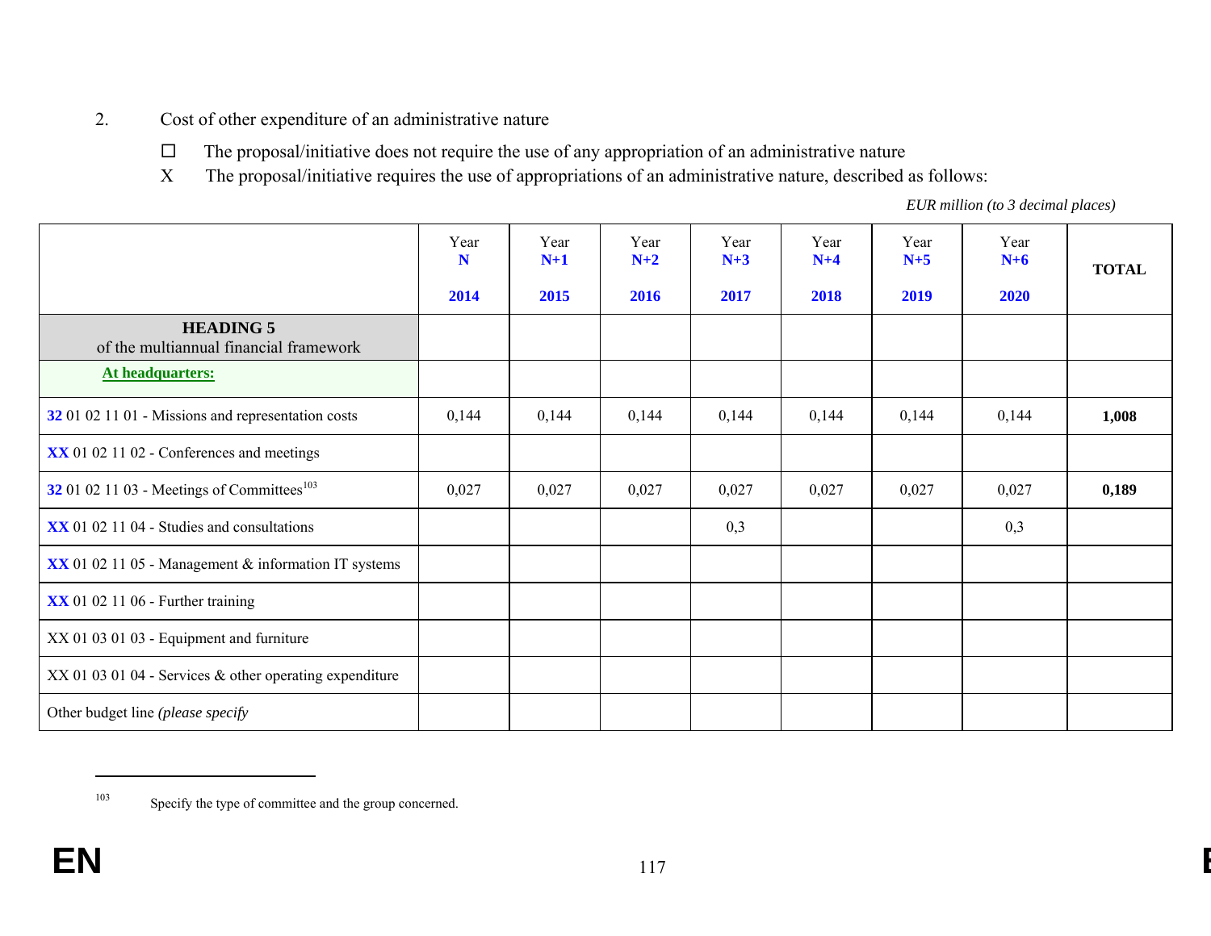2. Cost of other expenditure of an administrative nature

☐ The proposal/initiative does not require the use of any appropriation of an administrative nature

X The proposal/initiative requires the use of appropriations of an administrative nature, described as follows:

*EUR million (to 3 decimal places)*

| | Year **N** **2014** | Year **N+1** **2015** | Year **N+2** **2016** | Year **N+3** **2017** | Year **N+4** **2018** | Year **N+5** **2019** | Year **N+6** **2020** | **TOTAL** |
|---|---|---|---|---|---|---|---|---|
| **HEADING 5** of the multiannual financial framework | | | | | | | | |
| **At headquarters:** | | | | | | | | |
| **32** 01 02 11 01 - Missions and representation costs | 0,144 | 0,144 | 0,144 | 0,144 | 0,144 | 0,144 | 0,144 | **1,008** |
| **XX** 01 02 11 02 - Conferences and meetings | | | | | | | | |
| **32** 01 02 11 03 - Meetings of Committees[103] | 0,027 | 0,027 | 0,027 | 0,027 | 0,027 | 0,027 | 0,027 | **0,189** |
| **XX** 01 02 11 04 - Studies and consultations | | | | 0,3 | | | 0,3 | |
| **XX** 01 02 11 05 - Management & information IT systems | | | | | | | | |
| **XX** 01 02 11 06 - Further training | | | | | | | | |
| XX 01 03 01 03 - Equipment and furniture | | | | | | | | |
| XX 01 03 01 04 - Services & other operating expenditure | | | | | | | | |
| Other budget line *(please specify* | | | | | | | | |

[103] Specify the type of committee and the group concerned.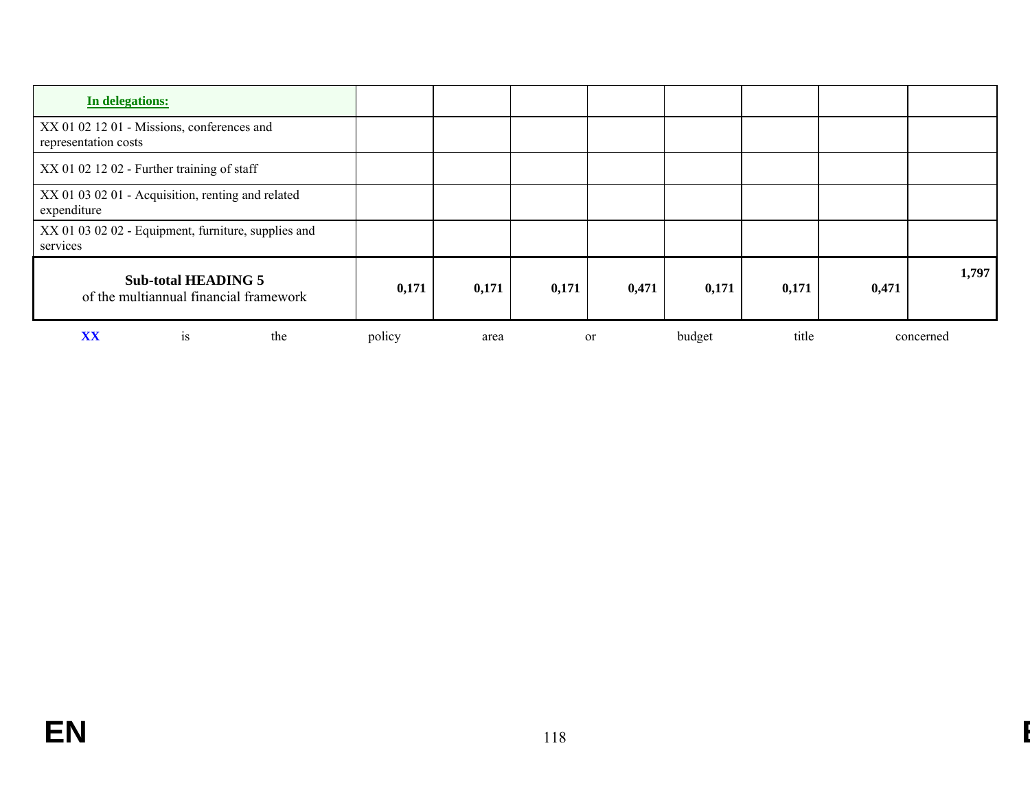| | | | | | | | | |
|---|---|---|---|---|---|---|---|---|
| **In delegations:** | | | | | | | | |
| XX 01 02 12 01 - Missions, conferences and representation costs | | | | | | | | |
| XX 01 02 12 02 - Further training of staff | | | | | | | | |
| XX 01 03 02 01 - Acquisition, renting and related expenditure | | | | | | | | |
| XX 01 03 02 02 - Equipment, furniture, supplies and services | | | | | | | | |
| **Sub-total HEADING 5** of the multiannual financial framework | **0,171** | **0,171** | **0,171** | **0,471** | **0,171** | **0,171** | **0,471** | **1,797** |

**XX** is the policy area or budget title concerned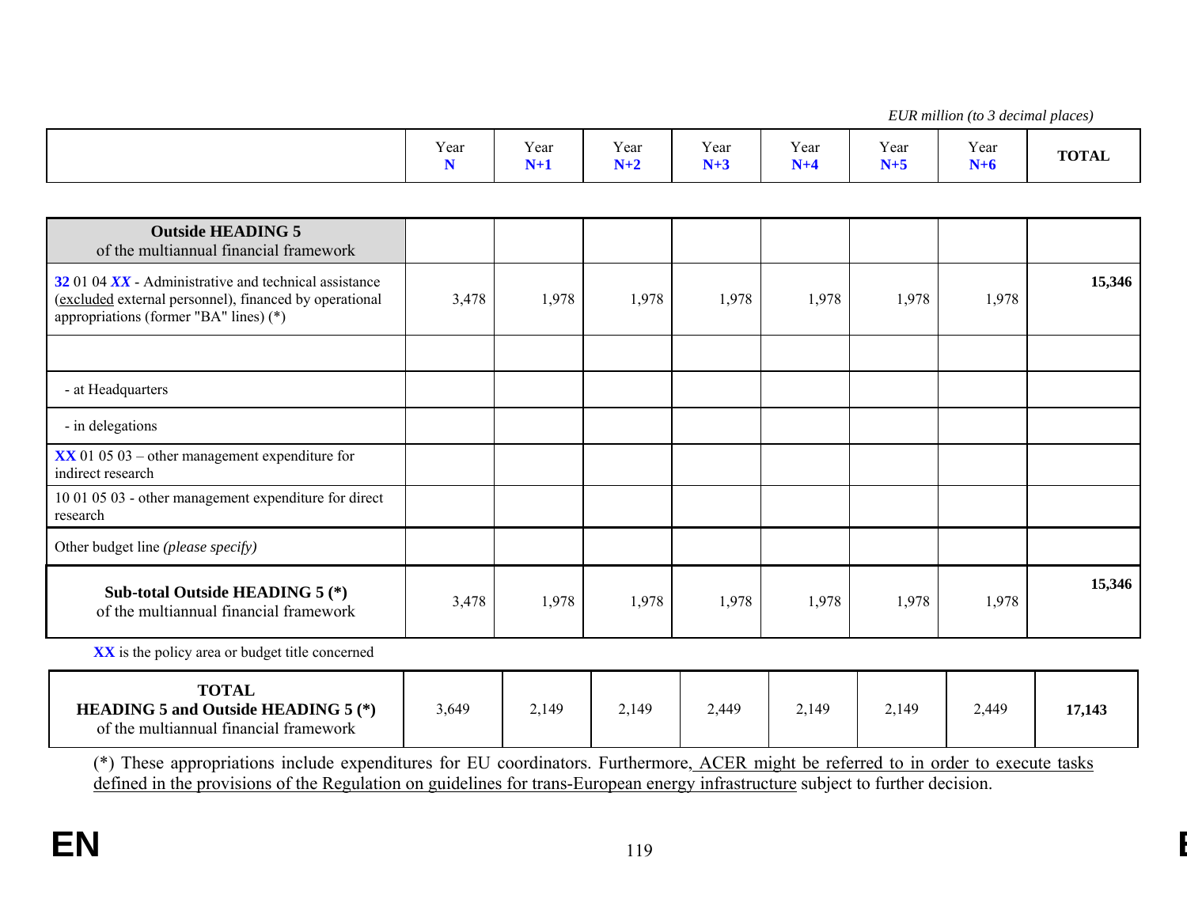*EUR million (to 3 decimal places)*

| | Year **N** | Year **N+1** | Year **N+2** | Year **N+3** | Year **N+4** | Year **N+5** | Year **N+6** | **TOTAL** |
|---|---|---|---|---|---|---|---|---|
| **Outside HEADING 5** of the multiannual financial framework | | | | | | | | |
| **32** 01 04 ***XX*** - Administrative and technical assistance (excluded external personnel), financed by operational appropriations (former "BA" lines) (*) | 3,478 | 1,978 | 1,978 | 1,978 | 1,978 | 1,978 | 1,978 | **15,346** |
| | | | | | | | | |
| - at Headquarters | | | | | | | | |
| - in delegations | | | | | | | | |
| **XX** 01 05 03 – other management expenditure for indirect research | | | | | | | | |
| 10 01 05 03 - other management expenditure for direct research | | | | | | | | |
| Other budget line *(please specify)* | | | | | | | | |
| **Sub-total Outside HEADING 5 (*)** of the multiannual financial framework | 3,478 | 1,978 | 1,978 | 1,978 | 1,978 | 1,978 | 1,978 | **15,346** |

**XX** is the policy area or budget title concerned

| | | | | | | | | |
|---|---|---|---|---|---|---|---|---|
| **TOTAL HEADING 5 and Outside HEADING 5 (*)** of the multiannual financial framework | 3,649 | 2,149 | 2,149 | 2,449 | 2,149 | 2,149 | 2,449 | **17,143** |

(*) These appropriations include expenditures for EU coordinators. Furthermore, ACER might be referred to in order to execute tasks defined in the provisions of the Regulation on guidelines for trans-European energy infrastructure subject to further decision.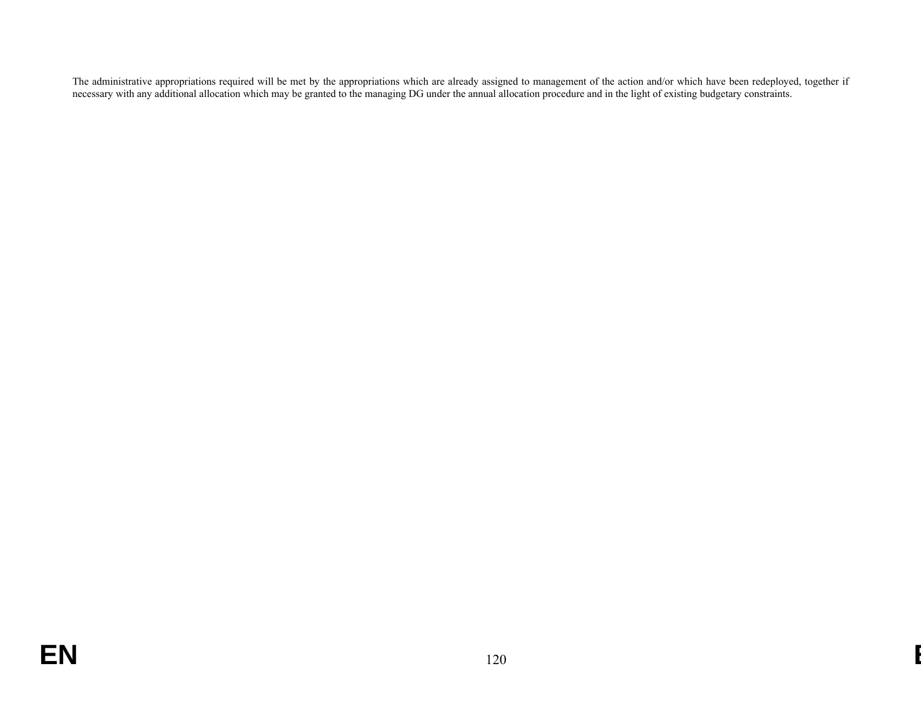The administrative appropriations required will be met by the appropriations which are already assigned to management of the action and/or which have been redeployed, together if necessary with any additional allocation which may be granted to the managing DG under the annual allocation procedure and in the light of existing budgetary constraints.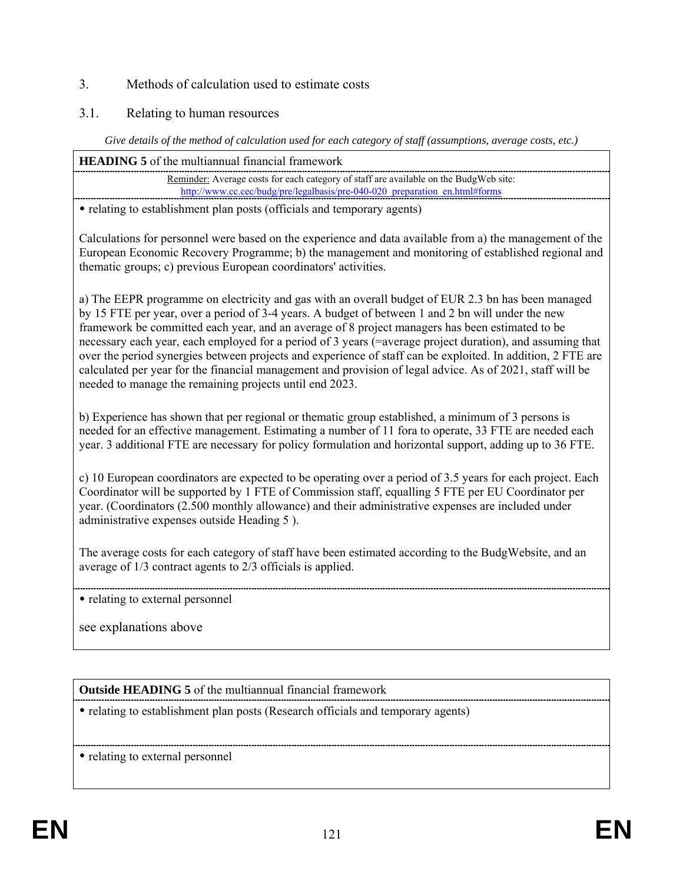3. Methods of calculation used to estimate costs

3.1. Relating to human resources

*Give details of the method of calculation used for each category of staff (assumptions, average costs, etc.)*

**HEADING 5** of the multiannual financial framework

Reminder: Average costs for each category of staff are available on the BudgWeb site: http://www.cc.cec/budg/pre/legalbasis/pre-040-020_preparation_en.html#forms

- relating to establishment plan posts (officials and temporary agents)

Calculations for personnel were based on the experience and data available from a) the management of the European Economic Recovery Programme; b) the management and monitoring of established regional and thematic groups; c) previous European coordinators' activities.

a) The EEPR programme on electricity and gas with an overall budget of EUR 2.3 bn has been managed by 15 FTE per year, over a period of 3-4 years. A budget of between 1 and 2 bn will under the new framework be committed each year, and an average of 8 project managers has been estimated to be necessary each year, each employed for a period of 3 years (=average project duration), and assuming that over the period synergies between projects and experience of staff can be exploited. In addition, 2 FTE are calculated per year for the financial management and provision of legal advice. As of 2021, staff will be needed to manage the remaining projects until end 2023.

b) Experience has shown that per regional or thematic group established, a minimum of 3 persons is needed for an effective management. Estimating a number of 11 fora to operate, 33 FTE are needed each year. 3 additional FTE are necessary for policy formulation and horizontal support, adding up to 36 FTE.

c) 10 European coordinators are expected to be operating over a period of 3.5 years for each project. Each Coordinator will be supported by 1 FTE of Commission staff, equalling 5 FTE per EU Coordinator per year. (Coordinators (2.500 monthly allowance) and their administrative expenses are included under administrative expenses outside Heading 5 ).

The average costs for each category of staff have been estimated according to the BudgWebsite, and an average of 1/3 contract agents to 2/3 officials is applied.

- relating to external personnel

see explanations above

**Outside HEADING 5** of the multiannual financial framework

- relating to establishment plan posts (Research officials and temporary agents)

- relating to external personnel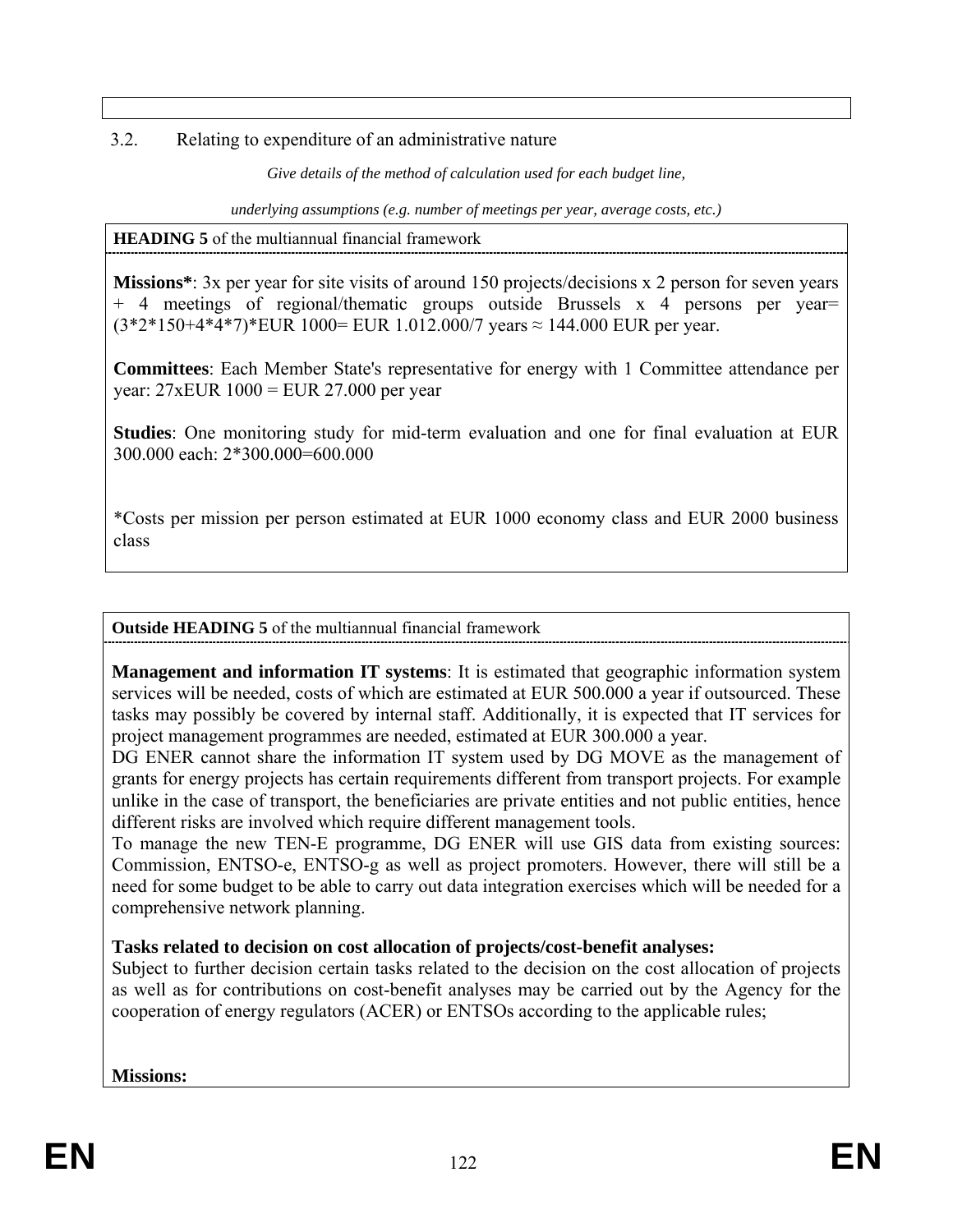## 3.2. Relating to expenditure of an administrative nature

*Give details of the method of calculation used for each budget line,*

*underlying assumptions (e.g. number of meetings per year, average costs, etc.)*

**HEADING 5** of the multiannual financial framework

**Missions***: 3x per year for site visits of around 150 projects/decisions x 2 person for seven years + 4 meetings of regional/thematic groups outside Brussels x 4 persons per year= (3*2*150+4*4*7)*EUR 1000= EUR 1.012.000/7 years ≈ 144.000 EUR per year.

**Committees**: Each Member State's representative for energy with 1 Committee attendance per year: 27xEUR 1000 = EUR 27.000 per year

**Studies**: One monitoring study for mid-term evaluation and one for final evaluation at EUR 300.000 each: 2*300.000=600.000

*Costs per mission per person estimated at EUR 1000 economy class and EUR 2000 business class

**Outside HEADING 5** of the multiannual financial framework

**Management and information IT systems**: It is estimated that geographic information system services will be needed, costs of which are estimated at EUR 500.000 a year if outsourced. These tasks may possibly be covered by internal staff. Additionally, it is expected that IT services for project management programmes are needed, estimated at EUR 300.000 a year.

DG ENER cannot share the information IT system used by DG MOVE as the management of grants for energy projects has certain requirements different from transport projects. For example unlike in the case of transport, the beneficiaries are private entities and not public entities, hence different risks are involved which require different management tools.

To manage the new TEN-E programme, DG ENER will use GIS data from existing sources: Commission, ENTSO-e, ENTSO-g as well as project promoters. However, there will still be a need for some budget to be able to carry out data integration exercises which will be needed for a comprehensive network planning.

**Tasks related to decision on cost allocation of projects/cost-benefit analyses:**

Subject to further decision certain tasks related to the decision on the cost allocation of projects as well as for contributions on cost-benefit analyses may be carried out by the Agency for the cooperation of energy regulators (ACER) or ENTSOs according to the applicable rules;

**Missions:**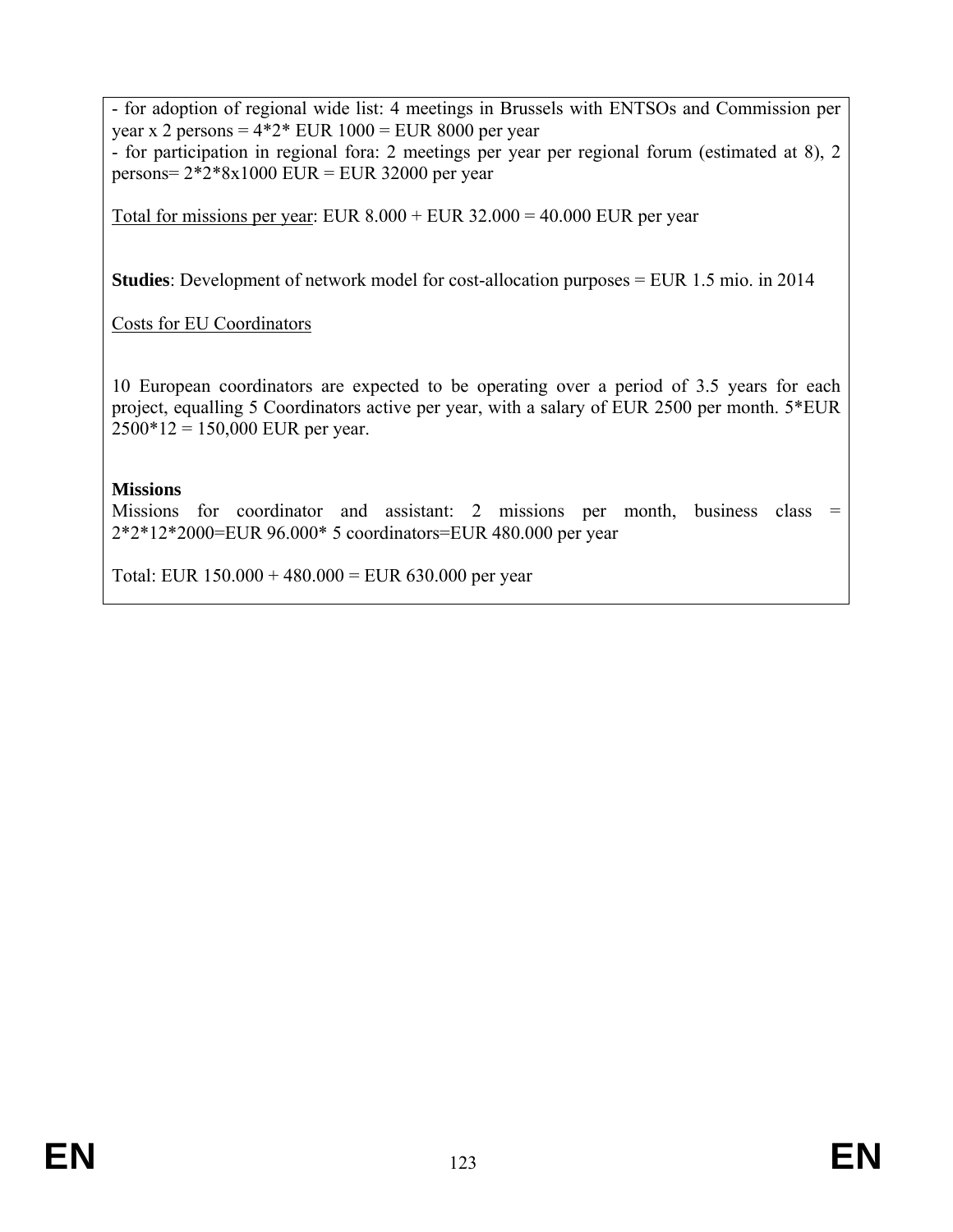- for adoption of regional wide list: 4 meetings in Brussels with ENTSOs and Commission per year x 2 persons = 4*2* EUR 1000 = EUR 8000 per year
- for participation in regional fora: 2 meetings per year per regional forum (estimated at 8), 2 persons= 2*2*8x1000 EUR = EUR 32000 per year

Total for missions per year: EUR 8.000 + EUR 32.000 = 40.000 EUR per year

**Studies**: Development of network model for cost-allocation purposes = EUR 1.5 mio. in 2014

Costs for EU Coordinators

10 European coordinators are expected to be operating over a period of 3.5 years for each project, equalling 5 Coordinators active per year, with a salary of EUR 2500 per month. 5*EUR 2500*12 = 150,000 EUR per year.

**Missions**

Missions for coordinator and assistant: 2 missions per month, business class = 2*2*12*2000=EUR 96.000* 5 coordinators=EUR 480.000 per year

Total: EUR 150.000 + 480.000 = EUR 630.000 per year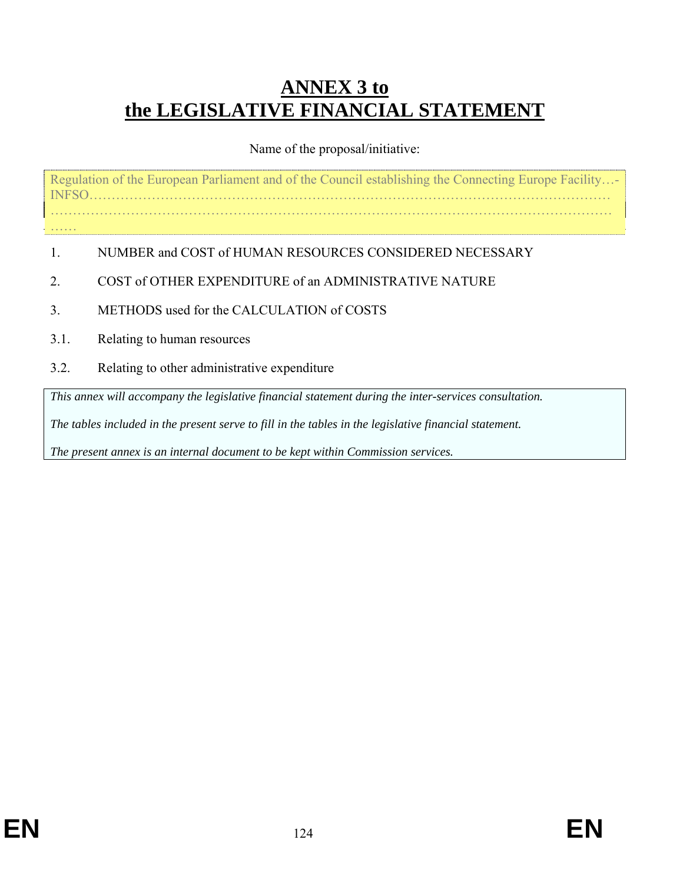# ANNEX 3 to
# the LEGISLATIVE FINANCIAL STATEMENT

Name of the proposal/initiative:

Regulation of the European Parliament and of the Council establishing the Connecting Europe Facility…-INFSO……………………………………………………………………………………………………………………………………………………………………………………………………………………………

1. NUMBER and COST of HUMAN RESOURCES CONSIDERED NECESSARY

2. COST of OTHER EXPENDITURE of an ADMINISTRATIVE NATURE

3. METHODS used for the CALCULATION of COSTS

3.1. Relating to human resources

3.2. Relating to other administrative expenditure

*This annex will accompany the legislative financial statement during the inter-services consultation.*

*The tables included in the present serve to fill in the tables in the legislative financial statement.*

*The present annex is an internal document to be kept within Commission services.*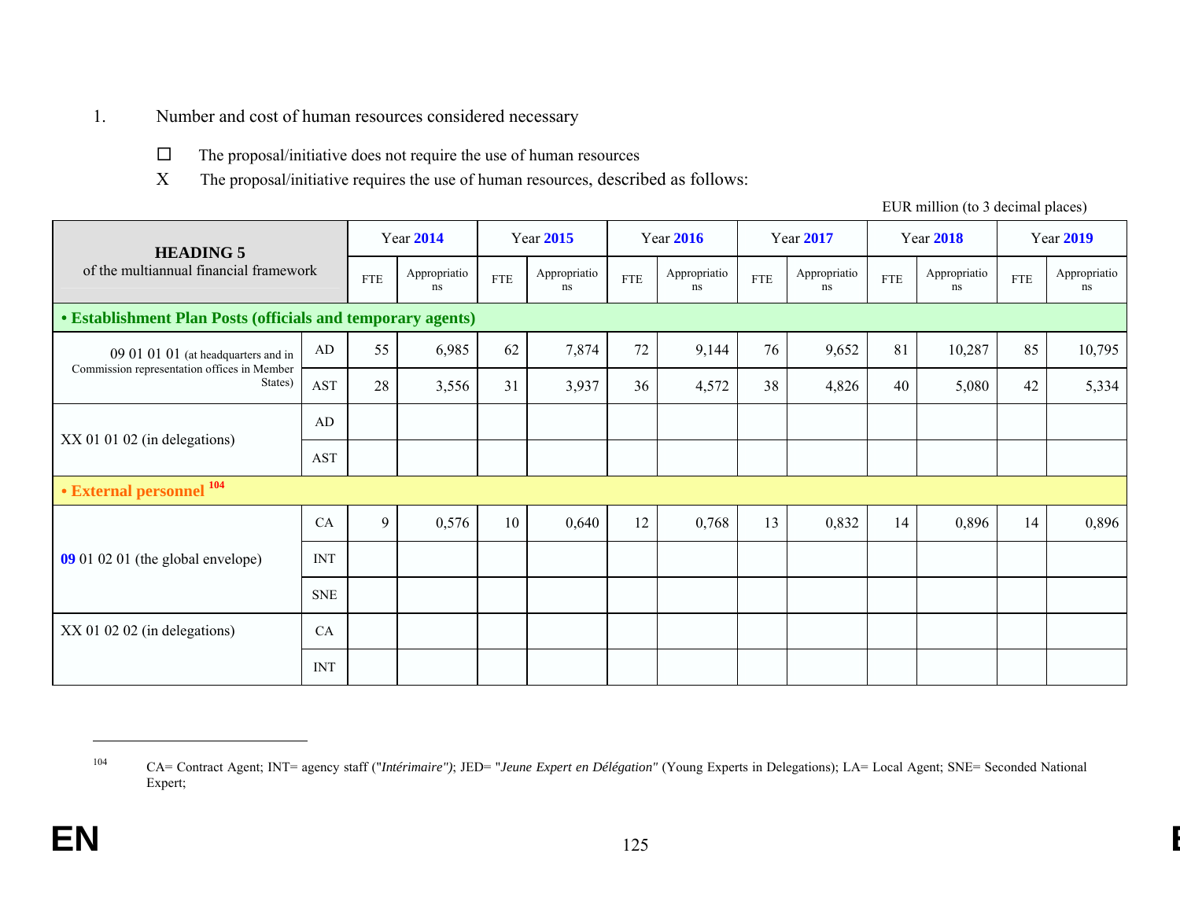1. Number and cost of human resources considered necessary

☐ The proposal/initiative does not require the use of human resources

X The proposal/initiative requires the use of human resources, described as follows:

EUR million (to 3 decimal places)

| **HEADING 5** of the multiannual financial framework | | Year **2014** | | Year **2015** | | Year **2016** | | Year **2017** | | Year **2018** | | Year **2019** | |
|---|---|---|---|---|---|---|---|---|---|---|---|---|---|
| | | FTE | Appropriations | FTE | Appropriations | FTE | Appropriations | FTE | Appropriations | FTE | Appropriations | FTE | Appropriations |
| **• Establishment Plan Posts (officials and temporary agents)** | | | | | | | | | | | | | |
| 09 01 01 01 (at headquarters and in Commission representation offices in Member States) | AD | 55 | 6,985 | 62 | 7,874 | 72 | 9,144 | 76 | 9,652 | 81 | 10,287 | 85 | 10,795 |
| | AST | 28 | 3,556 | 31 | 3,937 | 36 | 4,572 | 38 | 4,826 | 40 | 5,080 | 42 | 5,334 |
| XX 01 01 02 (in delegations) | AD | | | | | | | | | | | | |
| | AST | | | | | | | | | | | | |
| **• External personnel** [104] | | | | | | | | | | | | | |
| **09** 01 02 01 (the global envelope) | CA | 9 | 0,576 | 10 | 0,640 | 12 | 0,768 | 13 | 0,832 | 14 | 0,896 | 14 | 0,896 |
| | INT | | | | | | | | | | | | |
| | SNE | | | | | | | | | | | | |
| XX 01 02 02 (in delegations) | CA | | | | | | | | | | | | |
| | INT | | | | | | | | | | | | |

[104] CA= Contract Agent; INT= agency staff ("*Intérimaire*"); JED= "*Jeune Expert en Délégation*" (Young Experts in Delegations); LA= Local Agent; SNE= Seconded National Expert;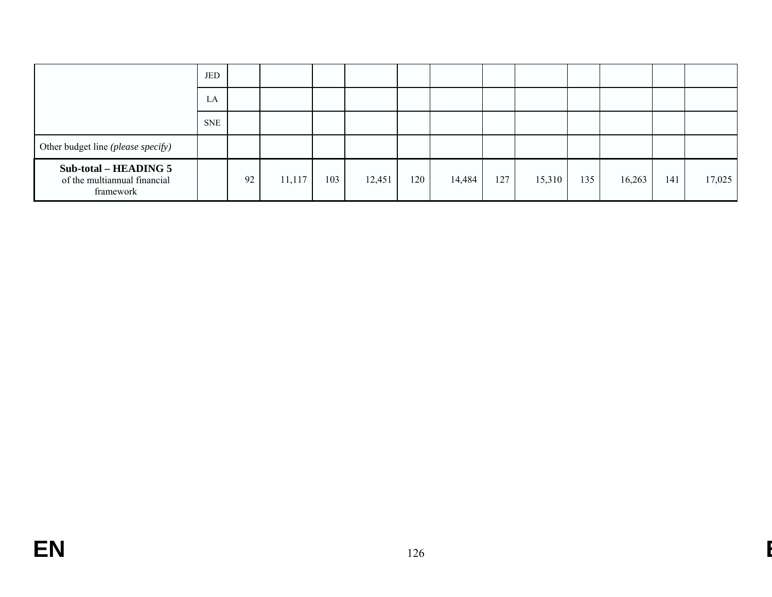| | | | | | | | | | | | | | |
|---|---|---|---|---|---|---|---|---|---|---|---|---|---|
| | JED | | | | | | | | | | | | |
| | LA | | | | | | | | | | | | |
| | SNE | | | | | | | | | | | | |
| Other budget line *(please specify)* | | | | | | | | | | | | | |
| **Sub-total – HEADING 5** of the multiannual financial framework | | 92 | 11,117 | 103 | 12,451 | 120 | 14,484 | 127 | 15,310 | 135 | 16,263 | 141 | 17,025 |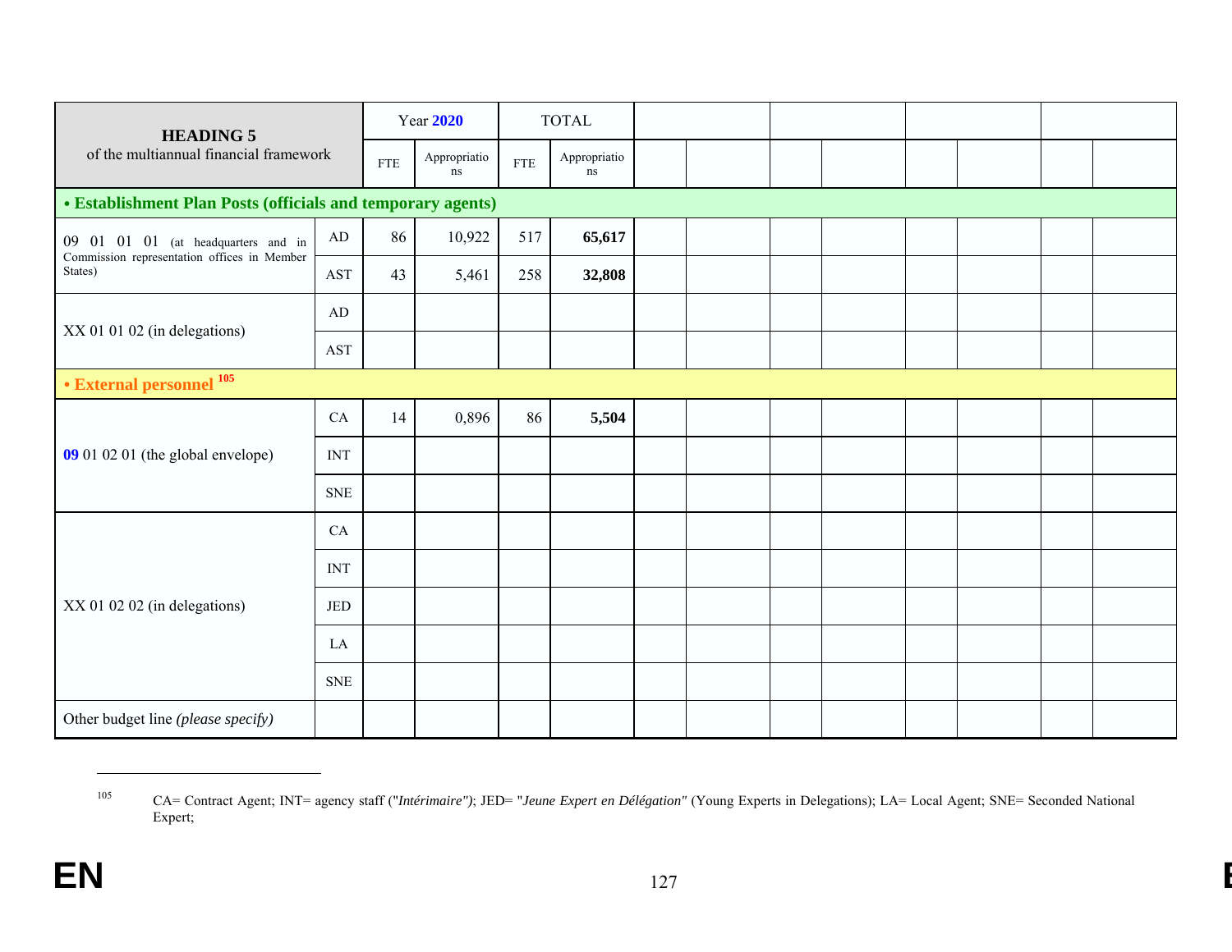| HEADING 5 of the multiannual financial framework | | Year 2020 | | TOTAL | | | | | | | | | |
|---|---|---|---|---|---|---|---|---|---|---|---|---|---|
| | | FTE | Appropriations | FTE | Appropriations | | | | | | | | |
| **• Establishment Plan Posts (officials and temporary agents)** | | | | | | | | | | | | | |
| 09 01 01 01 (at headquarters and in Commission representation offices in Member States) | AD | 86 | 10,922 | 517 | **65,617** | | | | | | | | |
| | AST | 43 | 5,461 | 258 | **32,808** | | | | | | | | |
| XX 01 01 02 (in delegations) | AD | | | | | | | | | | | | |
| | AST | | | | | | | | | | | | |
| **• External personnel** [105] | | | | | | | | | | | | | |
| 09 01 02 01 (the global envelope) | CA | 14 | 0,896 | 86 | **5,504** | | | | | | | | |
| | INT | | | | | | | | | | | | |
| | SNE | | | | | | | | | | | | |
| XX 01 02 02 (in delegations) | CA | | | | | | | | | | | | |
| | INT | | | | | | | | | | | | |
| | JED | | | | | | | | | | | | |
| | LA | | | | | | | | | | | | |
| | SNE | | | | | | | | | | | | |
| Other budget line *(please specify)* | | | | | | | | | | | | | |

[105] CA= Contract Agent; INT= agency staff ("*Intérimaire*"); JED= "*Jeune Expert en Délégation*" (Young Experts in Delegations); LA= Local Agent; SNE= Seconded National Expert;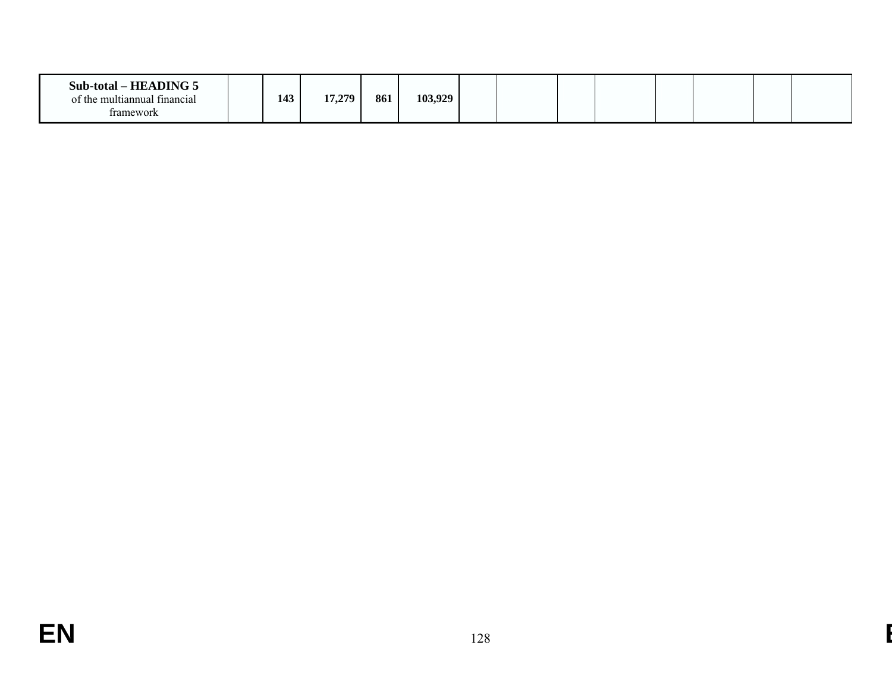| | | | | | | | | | | | | | | | |
|---|---|---|---|---|---|---|---|---|---|---|---|---|---|---|---|
| **Sub-total – HEADING 5** of the multiannual financial framework | | **143** | **17,279** | **861** | **103,929** | | | | | | | | |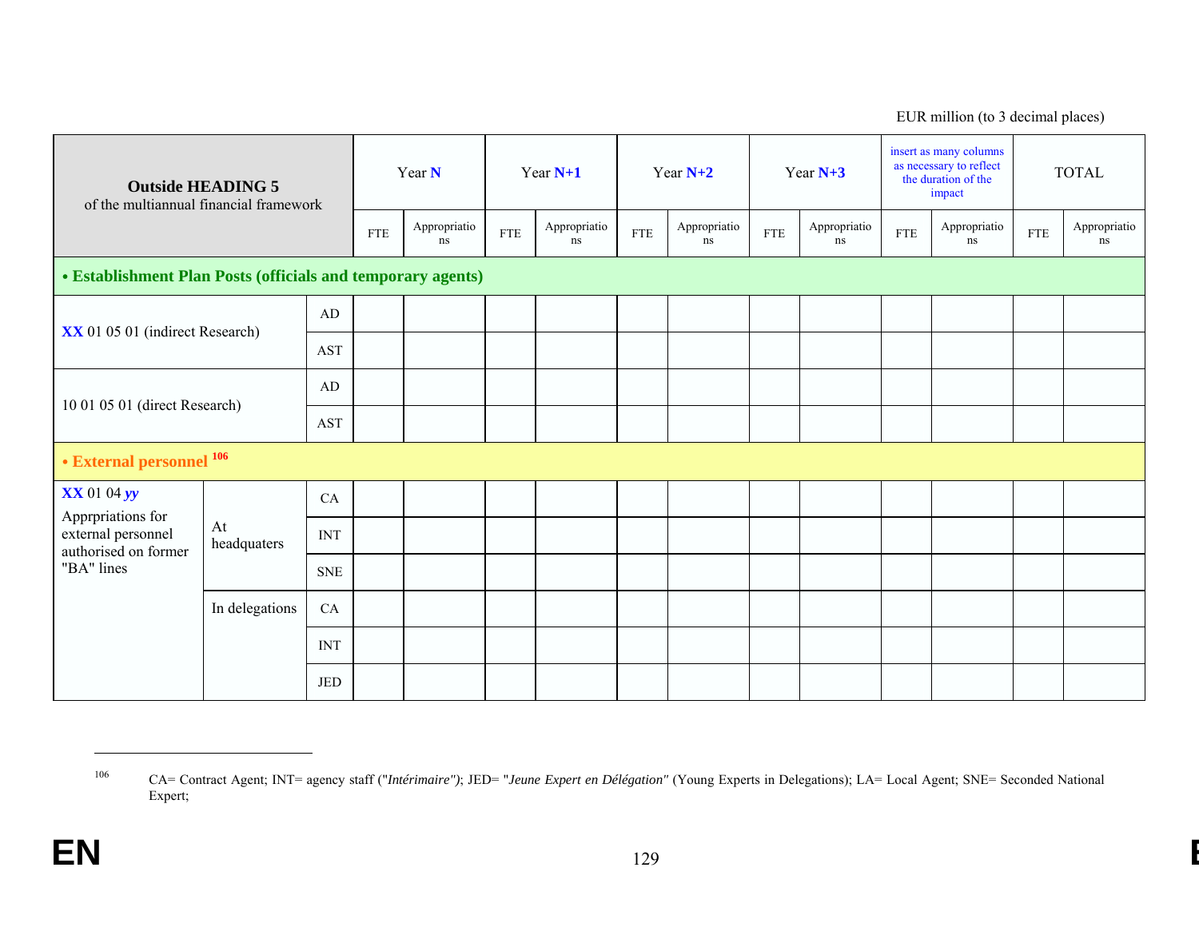EUR million (to 3 decimal places)

| **Outside HEADING 5** of the multiannual financial framework | | | Year **N** | | Year **N+1** | | Year **N+2** | | Year **N+3** | | insert as many columns as necessary to reflect the duration of the impact | | TOTAL | |
|---|---|---|---|---|---|---|---|---|---|---|---|---|---|---|
| | | | FTE | Appropriations | FTE | Appropriations | FTE | Appropriations | FTE | Appropriations | FTE | Appropriations | FTE | Appropriations |
| **• Establishment Plan Posts (officials and temporary agents)** | | | | | | | | | | | | | | |
| **XX** 01 05 01 (indirect Research) | | AD | | | | | | | | | | | | |
| | | AST | | | | | | | | | | | | |
| 10 01 05 01 (direct Research) | | AD | | | | | | | | | | | | |
| | | AST | | | | | | | | | | | | |
| **• External personnel** [106] | | | | | | | | | | | | | | |
| **XX** 01 04 ***yy*** Apprpriations for external personnel authorised on former "BA" lines | At headquaters | CA | | | | | | | | | | | | |
| | | INT | | | | | | | | | | | | |
| | | SNE | | | | | | | | | | | | |
| | In delegations | CA | | | | | | | | | | | | |
| | | INT | | | | | | | | | | | | |
| | | JED | | | | | | | | | | | | |

106 CA= Contract Agent; INT= agency staff ("*Intérimaire")*; JED= "*Jeune Expert en Délégation"* (Young Experts in Delegations); LA= Local Agent; SNE= Seconded National Expert;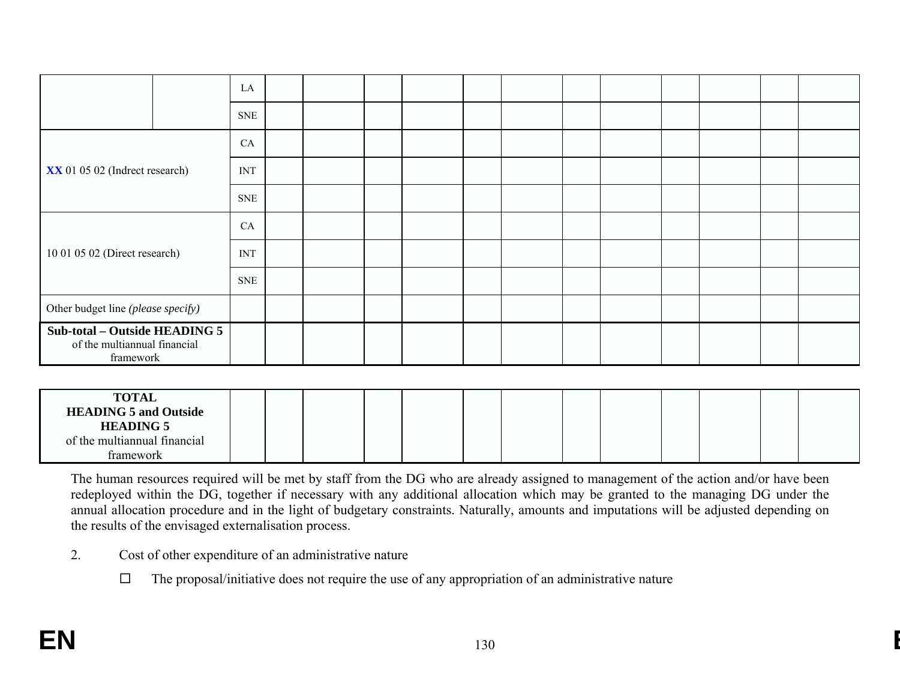| | | | | | | | | | | | | | | | |
|---|---|---|---|---|---|---|---|---|---|---|---|---|---|---|---|
| | | LA | | | | | | | | | | | | | |
| | | SNE | | | | | | | | | | | | | |
| XX 01 05 02 (Indrect research) | | CA | | | | | | | | | | | | | |
| | | INT | | | | | | | | | | | | | |
| | | SNE | | | | | | | | | | | | | |
| 10 01 05 02 (Direct research) | | CA | | | | | | | | | | | | | |
| | | INT | | | | | | | | | | | | | |
| | | SNE | | | | | | | | | | | | | |
| Other budget line *(please specify)* | | | | | | | | | | | | | | | |
| **Sub-total – Outside HEADING 5** of the multiannual financial framework | | | | | | | | | | | | | | | |

| | | | | | | | | | | | | | | |
|---|---|---|---|---|---|---|---|---|---|---|---|---|---|---|
| **TOTAL HEADING 5 and Outside HEADING 5** of the multiannual financial framework | | | | | | | | | | | | | | |

The human resources required will be met by staff from the DG who are already assigned to management of the action and/or have been redeployed within the DG, together if necessary with any additional allocation which may be granted to the managing DG under the annual allocation procedure and in the light of budgetary constraints. Naturally, amounts and imputations will be adjusted depending on the results of the envisaged externalisation process.

2. Cost of other expenditure of an administrative nature

☐ The proposal/initiative does not require the use of any appropriation of an administrative nature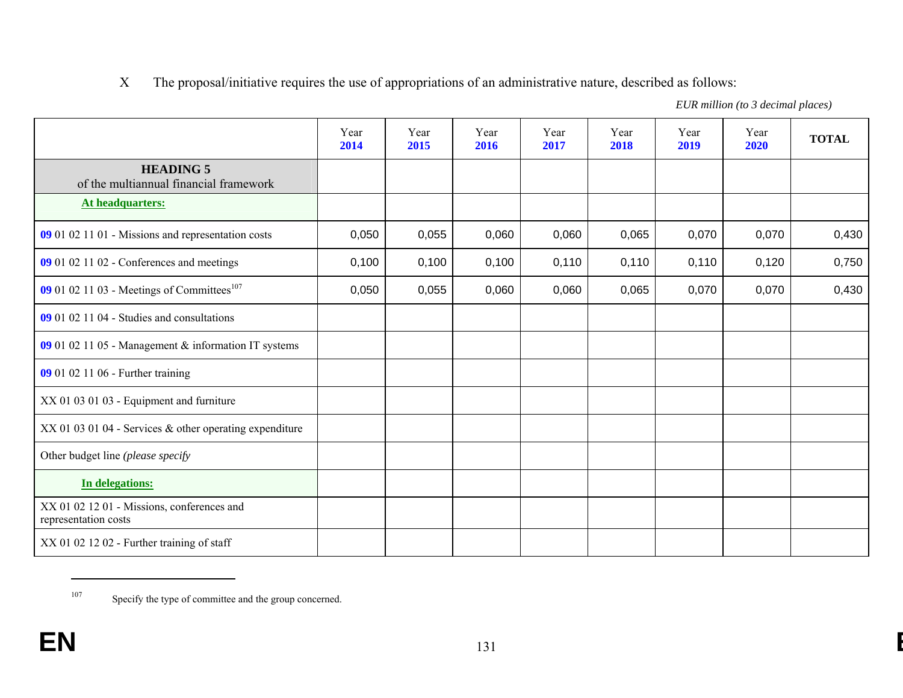X The proposal/initiative requires the use of appropriations of an administrative nature, described as follows:

*EUR million (to 3 decimal places)*

| | Year **2014** | Year **2015** | Year **2016** | Year **2017** | Year **2018** | Year **2019** | Year **2020** | **TOTAL** |
|---|---|---|---|---|---|---|---|---|
| **HEADING 5** of the multiannual financial framework | | | | | | | | |
| **At headquarters:** | | | | | | | | |
| **09** 01 02 11 01 - Missions and representation costs | 0,050 | 0,055 | 0,060 | 0,060 | 0,065 | 0,070 | 0,070 | 0,430 |
| **09** 01 02 11 02 - Conferences and meetings | 0,100 | 0,100 | 0,100 | 0,110 | 0,110 | 0,110 | 0,120 | 0,750 |
| **09** 01 02 11 03 - Meetings of Committees[107] | 0,050 | 0,055 | 0,060 | 0,060 | 0,065 | 0,070 | 0,070 | 0,430 |
| **09** 01 02 11 04 - Studies and consultations | | | | | | | | |
| **09** 01 02 11 05 - Management & information IT systems | | | | | | | | |
| **09** 01 02 11 06 - Further training | | | | | | | | |
| XX 01 03 01 03 - Equipment and furniture | | | | | | | | |
| XX 01 03 01 04 - Services & other operating expenditure | | | | | | | | |
| Other budget line *(please specify* | | | | | | | | |
| **In delegations:** | | | | | | | | |
| XX 01 02 12 01 - Missions, conferences and representation costs | | | | | | | | |
| XX 01 02 12 02 - Further training of staff | | | | | | | | |

[107] Specify the type of committee and the group concerned.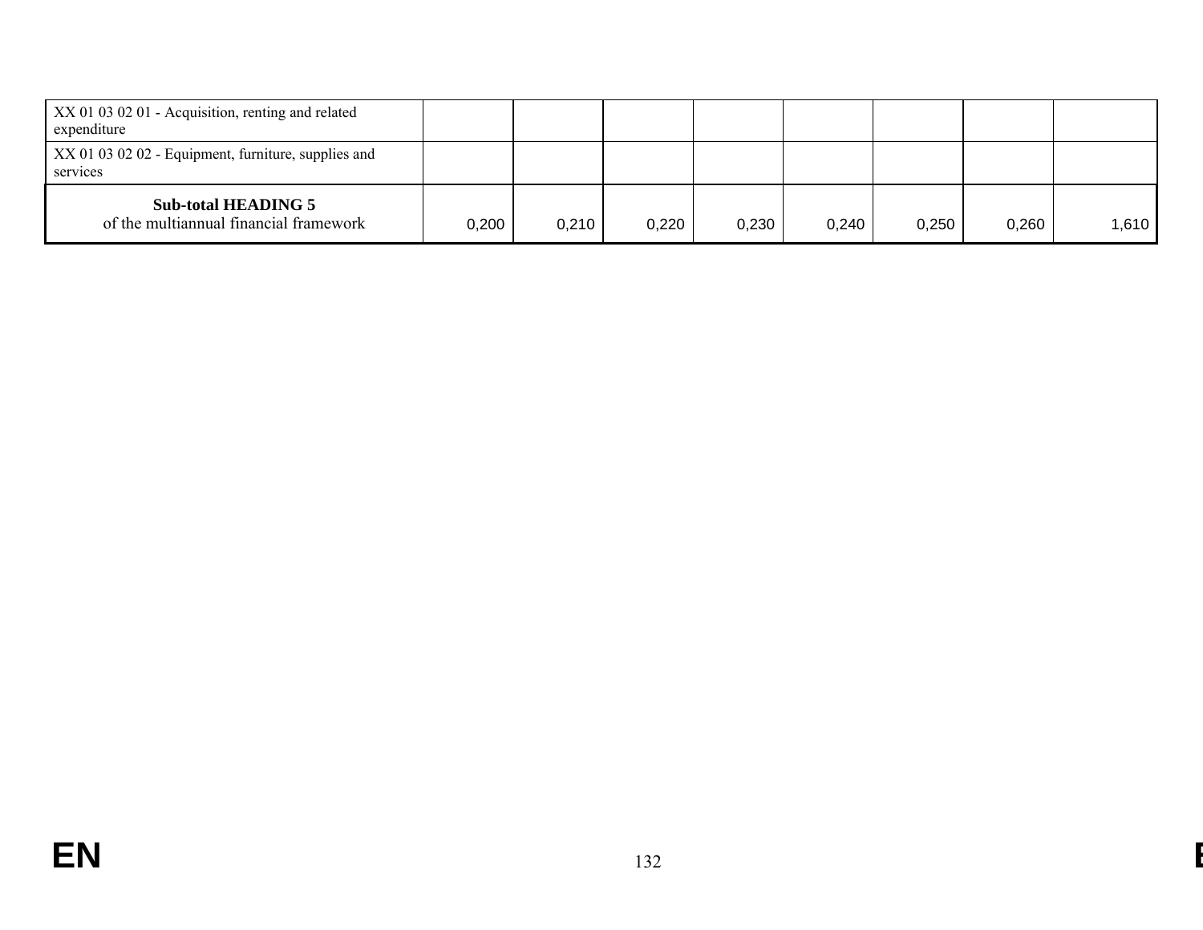| | | | | | | | | |
|---|---|---|---|---|---|---|---|---|
| XX 01 03 02 01 - Acquisition, renting and related expenditure | | | | | | | | |
| XX 01 03 02 02 - Equipment, furniture, supplies and services | | | | | | | | |
| **Sub-total HEADING 5** of the multiannual financial framework | 0,200 | 0,210 | 0,220 | 0,230 | 0,240 | 0,250 | 0,260 | 1,610 |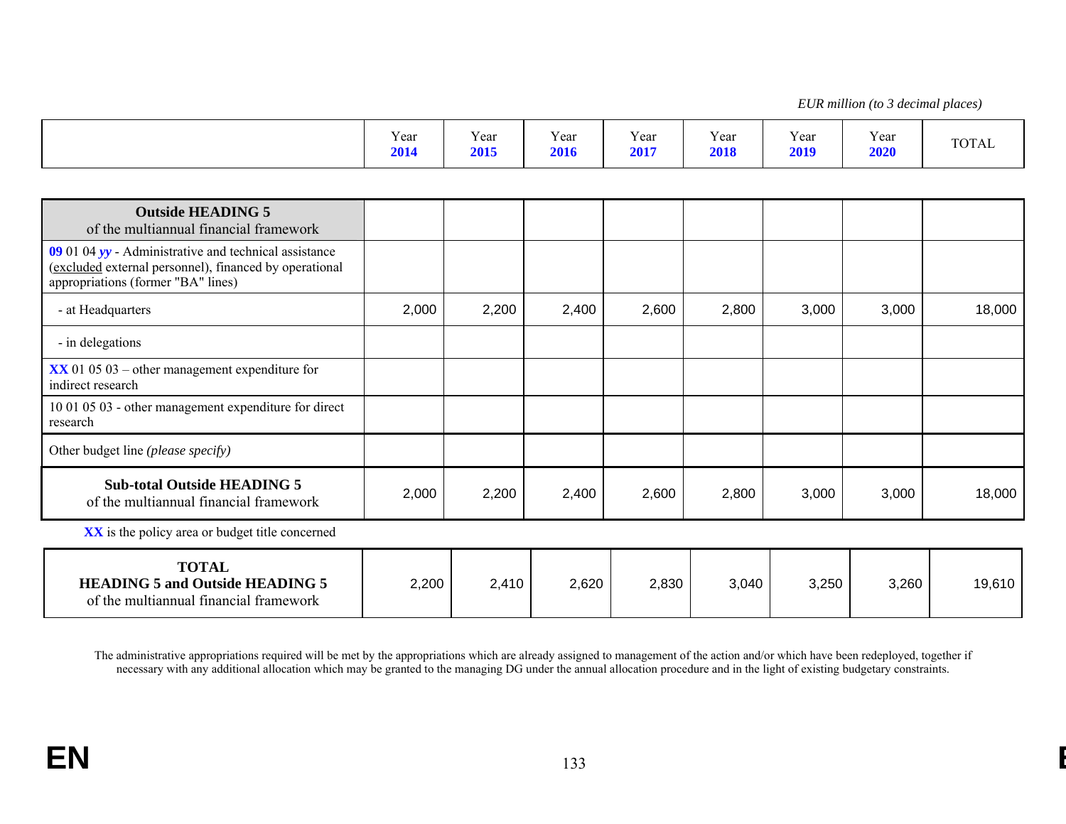*EUR million (to 3 decimal places)*

| | Year **2014** | Year **2015** | Year **2016** | Year **2017** | Year **2018** | Year **2019** | Year **2020** | TOTAL |
|---|---|---|---|---|---|---|---|---|
| **Outside HEADING 5** of the multiannual financial framework | | | | | | | | |
| **09** 01 04 ***yy*** - Administrative and technical assistance (excluded external personnel), financed by operational appropriations (former "BA" lines) | | | | | | | | |
| - at Headquarters | 2,000 | 2,200 | 2,400 | 2,600 | 2,800 | 3,000 | 3,000 | 18,000 |
| - in delegations | | | | | | | | |
| **XX** 01 05 03 – other management expenditure for indirect research | | | | | | | | |
| 10 01 05 03 - other management expenditure for direct research | | | | | | | | |
| Other budget line *(please specify)* | | | | | | | | |
| **Sub-total Outside HEADING 5** of the multiannual financial framework | 2,000 | 2,200 | 2,400 | 2,600 | 2,800 | 3,000 | 3,000 | 18,000 |

**XX** is the policy area or budget title concerned

| | | | | | | | | |
|---|---|---|---|---|---|---|---|---|
| **TOTAL HEADING 5 and Outside HEADING 5** of the multiannual financial framework | 2,200 | 2,410 | 2,620 | 2,830 | 3,040 | 3,250 | 3,260 | 19,610 |

The administrative appropriations required will be met by the appropriations which are already assigned to management of the action and/or which have been redeployed, together if necessary with any additional allocation which may be granted to the managing DG under the annual allocation procedure and in the light of existing budgetary constraints.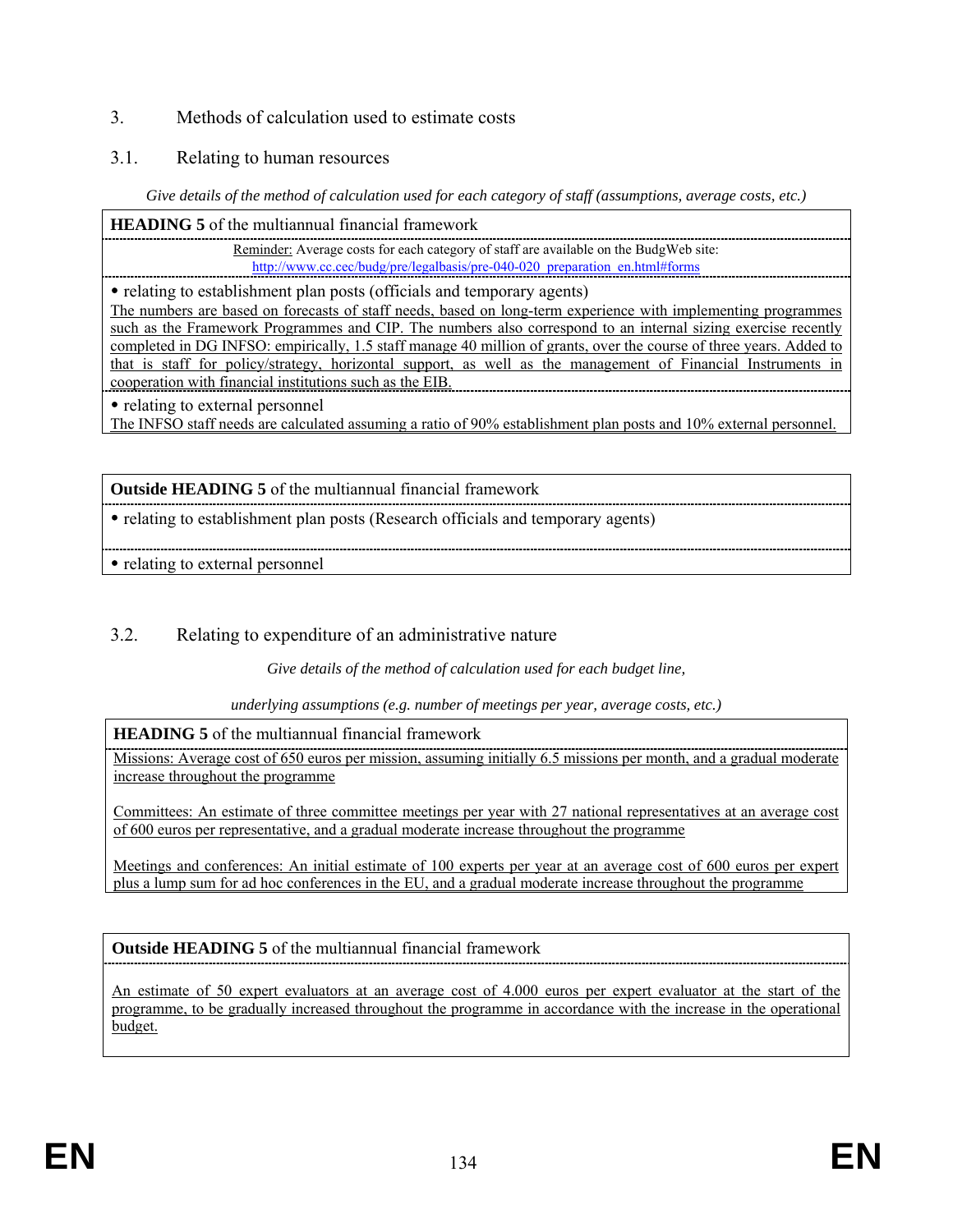3. Methods of calculation used to estimate costs

3.1. Relating to human resources

*Give details of the method of calculation used for each category of staff (assumptions, average costs, etc.)*

**HEADING 5** of the multiannual financial framework

Reminder: Average costs for each category of staff are available on the BudgWeb site: http://www.cc.cec/budg/pre/legalbasis/pre-040-020_preparation_en.html#forms

• relating to establishment plan posts (officials and temporary agents)

The numbers are based on forecasts of staff needs, based on long-term experience with implementing programmes such as the Framework Programmes and CIP. The numbers also correspond to an internal sizing exercise recently completed in DG INFSO: empirically, 1.5 staff manage 40 million of grants, over the course of three years. Added to that is staff for policy/strategy, horizontal support, as well as the management of Financial Instruments in cooperation with financial institutions such as the EIB.

• relating to external personnel

The INFSO staff needs are calculated assuming a ratio of 90% establishment plan posts and 10% external personnel.

**Outside HEADING 5** of the multiannual financial framework

• relating to establishment plan posts (Research officials and temporary agents)

• relating to external personnel

3.2. Relating to expenditure of an administrative nature

*Give details of the method of calculation used for each budget line,*

*underlying assumptions (e.g. number of meetings per year, average costs, etc.)*

**HEADING 5** of the multiannual financial framework

Missions: Average cost of 650 euros per mission, assuming initially 6.5 missions per month, and a gradual moderate increase throughout the programme

Committees: An estimate of three committee meetings per year with 27 national representatives at an average cost of 600 euros per representative, and a gradual moderate increase throughout the programme

Meetings and conferences: An initial estimate of 100 experts per year at an average cost of 600 euros per expert plus a lump sum for ad hoc conferences in the EU, and a gradual moderate increase throughout the programme

**Outside HEADING 5** of the multiannual financial framework

An estimate of 50 expert evaluators at an average cost of 4.000 euros per expert evaluator at the start of the programme, to be gradually increased throughout the programme in accordance with the increase in the operational budget.